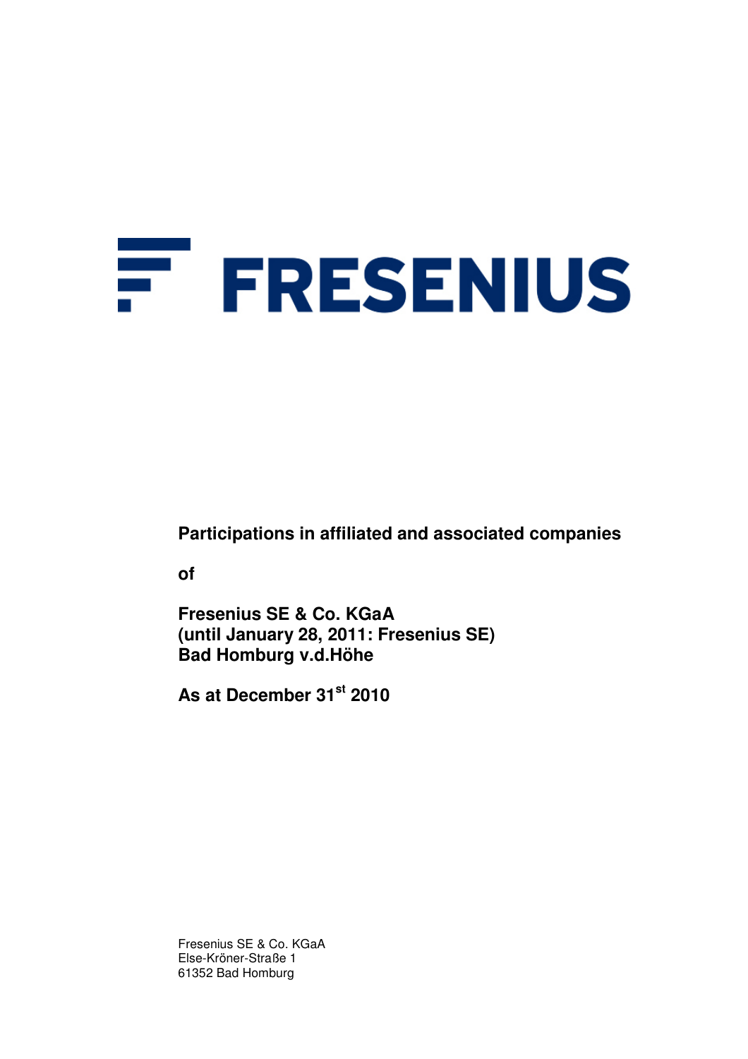# FRESENIUS

**Participations in affiliated and associated companies**

**of**

**Fresenius SE & Co. KGaA**
**(until January 28, 2011: Fresenius SE)**
**Bad Homburg v.d.Höhe**

**As at December 31st 2010**

Fresenius SE & Co. KGaA
Else-Kröner-Straße 1
61352 Bad Homburg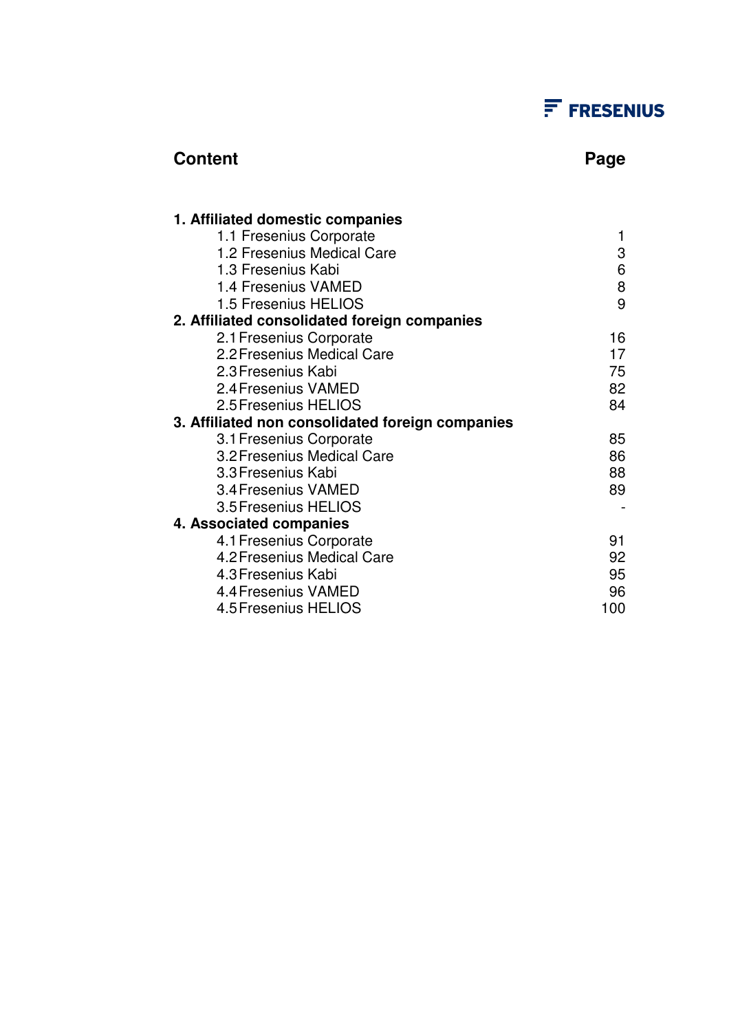FRESENIUS

| **Content** | **Page** |
| --- | --- |
| **1. Affiliated domestic companies** | |
| 1.1 Fresenius Corporate | 1 |
| 1.2 Fresenius Medical Care | 3 |
| 1.3 Fresenius Kabi | 6 |
| 1.4 Fresenius VAMED | 8 |
| 1.5 Fresenius HELIOS | 9 |
| **2. Affiliated consolidated foreign companies** | |
| 2.1 Fresenius Corporate | 16 |
| 2.2 Fresenius Medical Care | 17 |
| 2.3 Fresenius Kabi | 75 |
| 2.4 Fresenius VAMED | 82 |
| 2.5 Fresenius HELIOS | 84 |
| **3. Affiliated non consolidated foreign companies** | |
| 3.1 Fresenius Corporate | 85 |
| 3.2 Fresenius Medical Care | 86 |
| 3.3 Fresenius Kabi | 88 |
| 3.4 Fresenius VAMED | 89 |
| 3.5 Fresenius HELIOS | - |
| **4. Associated companies** | |
| 4.1 Fresenius Corporate | 91 |
| 4.2 Fresenius Medical Care | 92 |
| 4.3 Fresenius Kabi | 95 |
| 4.4 Fresenius VAMED | 96 |
| 4.5 Fresenius HELIOS | 100 |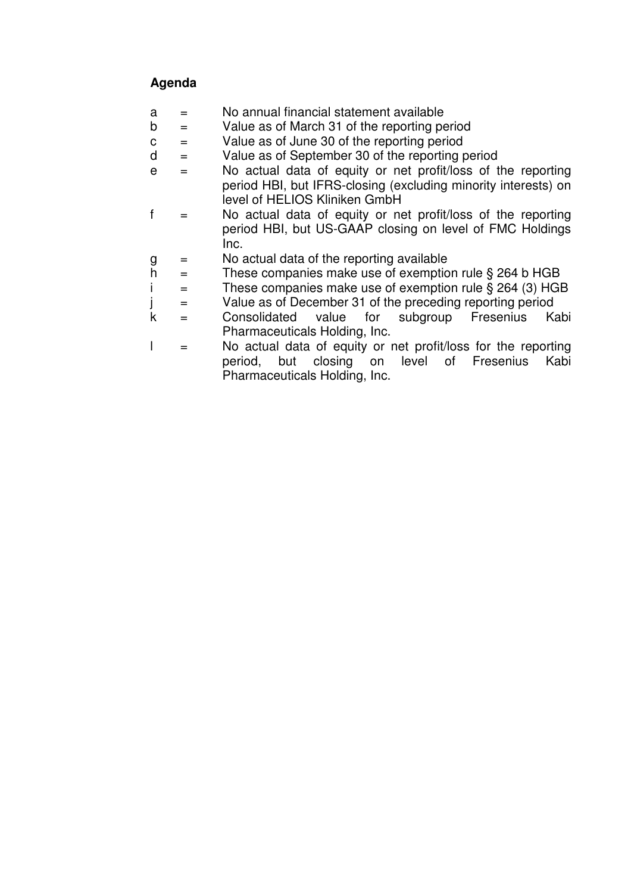**Agenda**

| | | |
|---|---|---|
| a | = | No annual financial statement available |
| b | = | Value as of March 31 of the reporting period |
| c | = | Value as of June 30 of the reporting period |
| d | = | Value as of September 30 of the reporting period |
| e | = | No actual data of equity or net profit/loss of the reporting period HBI, but IFRS-closing (excluding minority interests) on level of HELIOS Kliniken GmbH |
| f | = | No actual data of equity or net profit/loss of the reporting period HBI, but US-GAAP closing on level of FMC Holdings Inc. |
| g | = | No actual data of the reporting available |
| h | = | These companies make use of exemption rule § 264 b HGB |
| i | = | These companies make use of exemption rule § 264 (3) HGB |
| j | = | Value as of December 31 of the preceding reporting period |
| k | = | Consolidated value for subgroup Fresenius Kabi Pharmaceuticals Holding, Inc. |
| l | = | No actual data of equity or net profit/loss for the reporting period, but closing on level of Fresenius Kabi Pharmaceuticals Holding, Inc. |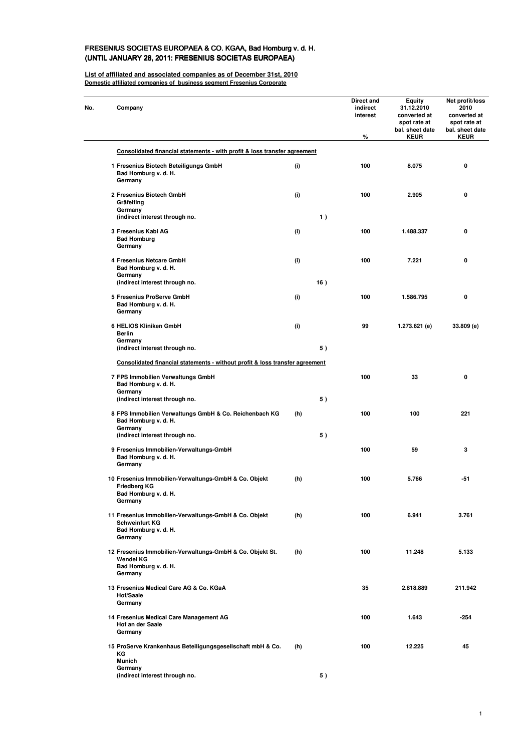# FRESENIUS SOCIETAS EUROPAEA & CO. KGAA, Bad Homburg v. d. H.
# (UNTIL JANUARY 28, 2011: FRESENIUS SOCIETAS EUROPAEA)

**List of affiliated and associated companies as of December 31st, 2010**
**Domestic affiliated companies of business segment Fresenius Corporate**

| No. | Company | | | Direct and indirect interest % | Equity 31.12.2010 converted at spot rate at bal. sheet date KEUR | Net profit/loss 2010 converted at spot rate at bal. sheet date KEUR |
|---|---|---|---|---|---|---|
| | **Consolidated financial statements - with profit & loss transfer agreement** | | | | | |
| 1 | Fresenius Biotech Beteiligungs GmbH<br>Bad Homburg v. d. H.<br>Germany | (i) | | 100 | 8.075 | 0 |
| 2 | Fresenius Biotech GmbH<br>Gräfelfing<br>Germany<br>(indirect interest through no. | (i) | 1 ) | 100 | 2.905 | 0 |
| 3 | Fresenius Kabi AG<br>Bad Homburg<br>Germany | (i) | | 100 | 1.488.337 | 0 |
| 4 | Fresenius Netcare GmbH<br>Bad Homburg v. d. H.<br>Germany<br>(indirect interest through no. | (i) | 16 ) | 100 | 7.221 | 0 |
| 5 | Fresenius ProServe GmbH<br>Bad Homburg v. d. H.<br>Germany | (i) | | 100 | 1.586.795 | 0 |
| 6 | HELIOS Kliniken GmbH<br>Berlin<br>Germany<br>(indirect interest through no. | (i) | 5 ) | 99 | 1.273.621 (e) | 33.809 (e) |
| | **Consolidated financial statements - without profit & loss transfer agreement** | | | | | |
| 7 | FPS Immobilien Verwaltungs GmbH<br>Bad Homburg v. d. H.<br>Germany<br>(indirect interest through no. | | 5 ) | 100 | 33 | 0 |
| 8 | FPS Immobilien Verwaltungs GmbH & Co. Reichenbach KG<br>Bad Homburg v. d. H.<br>Germany<br>(indirect interest through no. | (h) | 5 ) | 100 | 100 | 221 |
| 9 | Fresenius Immobilien-Verwaltungs-GmbH<br>Bad Homburg v. d. H.<br>Germany | | | 100 | 59 | 3 |
| 10 | Fresenius Immobilien-Verwaltungs-GmbH & Co. Objekt Friedberg KG<br>Bad Homburg v. d. H.<br>Germany | (h) | | 100 | 5.766 | -51 |
| 11 | Fresenius Immobilien-Verwaltungs-GmbH & Co. Objekt Schweinfurt KG<br>Bad Homburg v. d. H.<br>Germany | (h) | | 100 | 6.941 | 3.761 |
| 12 | Fresenius Immobilien-Verwaltungs-GmbH & Co. Objekt St. Wendel KG<br>Bad Homburg v. d. H.<br>Germany | (h) | | 100 | 11.248 | 5.133 |
| 13 | Fresenius Medical Care AG & Co. KGaA<br>Hof/Saale<br>Germany | | | 35 | 2.818.889 | 211.942 |
| 14 | Fresenius Medical Care Management AG<br>Hof an der Saale<br>Germany | | | 100 | 1.643 | -254 |
| 15 | ProServe Krankenhaus Beteiligungsgesellschaft mbH & Co. KG<br>Munich<br>Germany<br>(indirect interest through no. | (h) | 5 ) | 100 | 12.225 | 45 |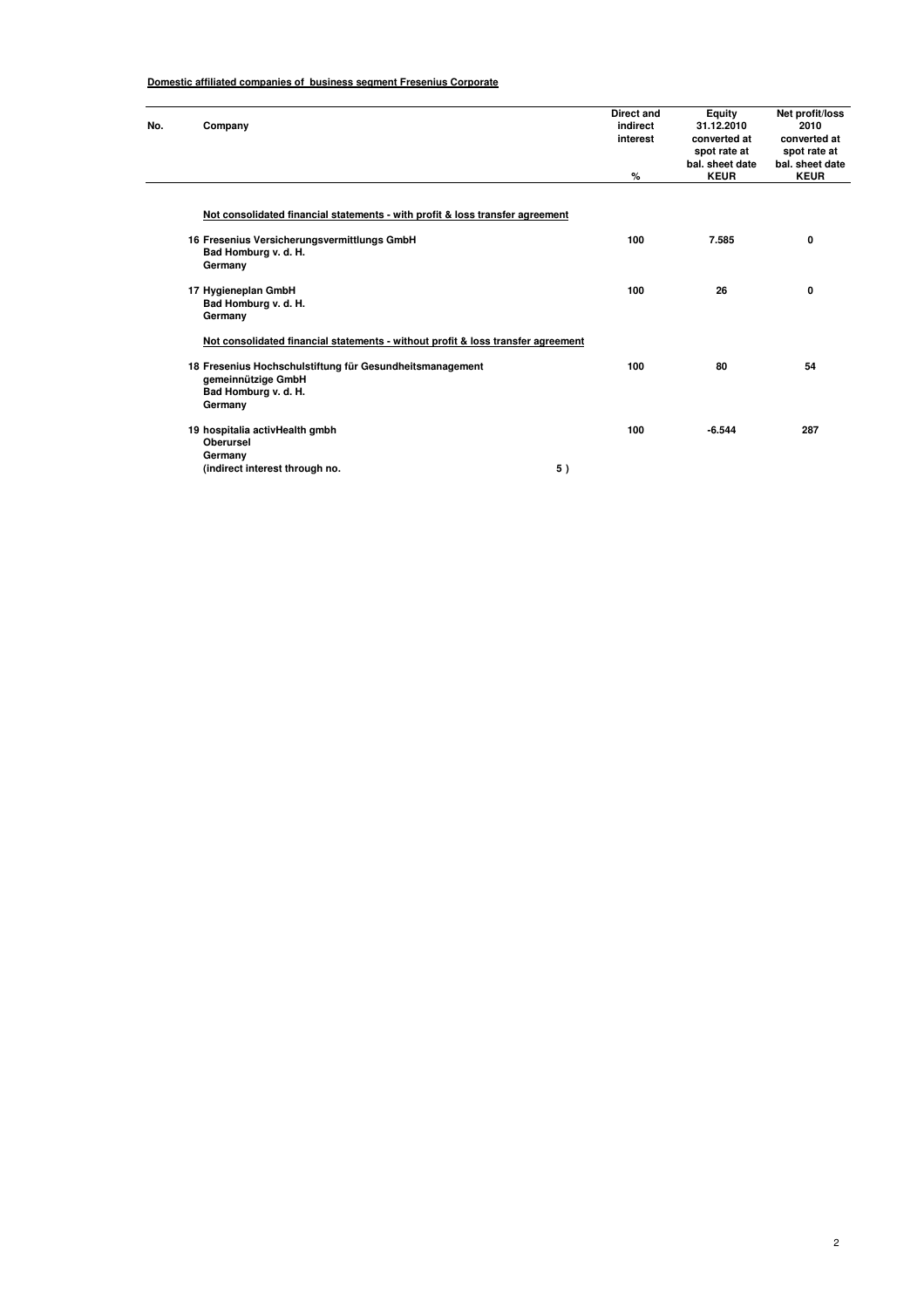**Domestic affiliated companies of business segment Fresenius Corporate**

| No. | Company | Direct and indirect interest<br>% | Equity 31.12.2010 converted at spot rate at bal. sheet date<br>KEUR | Net profit/loss 2010 converted at spot rate at bal. sheet date<br>KEUR |
|---|---|---|---|---|
| | **Not consolidated financial statements - with profit & loss transfer agreement** | | | |
| 16 | **Fresenius Versicherungsvermittlungs GmbH**<br>**Bad Homburg v. d. H.**<br>**Germany** | **100** | **7.585** | **0** |
| 17 | **Hygieneplan GmbH**<br>**Bad Homburg v. d. H.**<br>**Germany** | **100** | **26** | **0** |
| | **Not consolidated financial statements - without profit & loss transfer agreement** | | | |
| 18 | **Fresenius Hochschulstiftung für Gesundheitsmanagement gemeinnützige GmbH**<br>**Bad Homburg v. d. H.**<br>**Germany** | **100** | **80** | **54** |
| 19 | **hospitalia activHealth gmbh**<br>**Oberursel**<br>**Germany**<br>**(indirect interest through no. 5 )** | **100** | **-6.544** | **287** |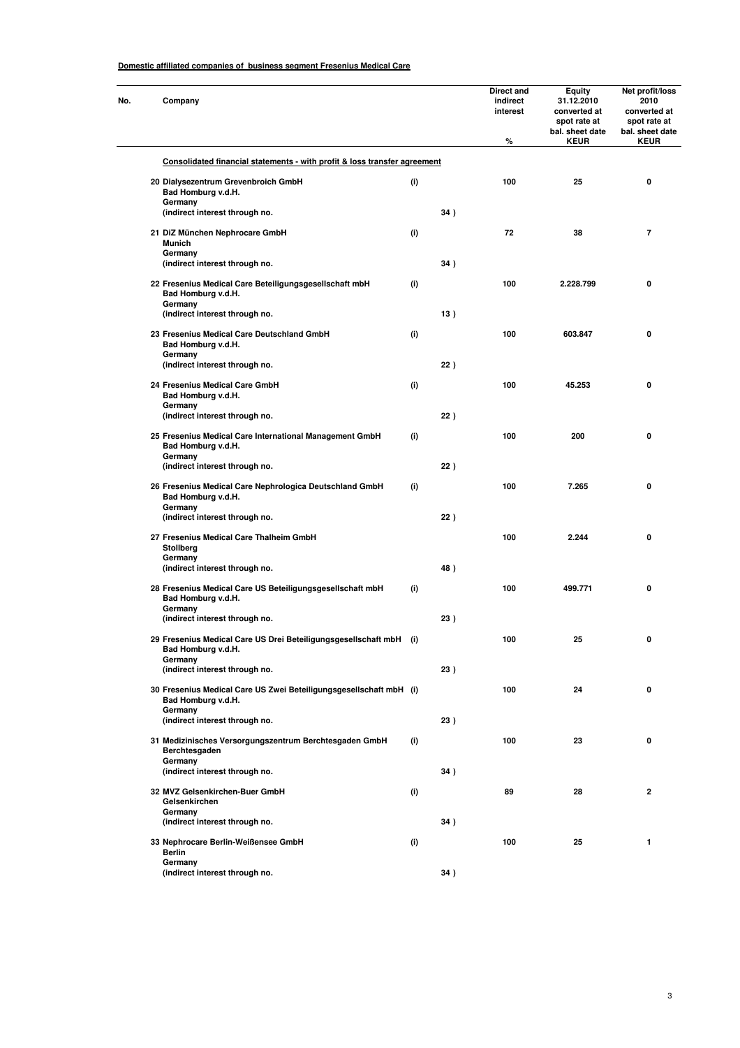**Domestic affiliated companies of business segment Fresenius Medical Care**

| No. | Company | | | Direct and indirect interest % | Equity 31.12.2010 converted at spot rate at bal. sheet date KEUR | Net profit/loss 2010 converted at spot rate at bal. sheet date KEUR |
|---|---|---|---|---|---|---|
| | **Consolidated financial statements - with profit & loss transfer agreement** | | | | | |
| 20 | **Dialysezentrum Grevenbroich GmbH**<br>Bad Homburg v.d.H.<br>Germany<br>(indirect interest through no. | (i) | 34 ) | 100 | 25 | 0 |
| 21 | **DiZ München Nephrocare GmbH**<br>Munich<br>Germany<br>(indirect interest through no. | (i) | 34 ) | 72 | 38 | 7 |
| 22 | **Fresenius Medical Care Beteiligungsgesellschaft mbH**<br>Bad Homburg v.d.H.<br>Germany<br>(indirect interest through no. | (i) | 13 ) | 100 | 2.228.799 | 0 |
| 23 | **Fresenius Medical Care Deutschland GmbH**<br>Bad Homburg v.d.H.<br>Germany<br>(indirect interest through no. | (i) | 22 ) | 100 | 603.847 | 0 |
| 24 | **Fresenius Medical Care GmbH**<br>Bad Homburg v.d.H.<br>Germany<br>(indirect interest through no. | (i) | 22 ) | 100 | 45.253 | 0 |
| 25 | **Fresenius Medical Care International Management GmbH**<br>Bad Homburg v.d.H.<br>Germany<br>(indirect interest through no. | (i) | 22 ) | 100 | 200 | 0 |
| 26 | **Fresenius Medical Care Nephrologica Deutschland GmbH**<br>Bad Homburg v.d.H.<br>Germany<br>(indirect interest through no. | (i) | 22 ) | 100 | 7.265 | 0 |
| 27 | **Fresenius Medical Care Thalheim GmbH**<br>Stollberg<br>Germany<br>(indirect interest through no. | | 48 ) | 100 | 2.244 | 0 |
| 28 | **Fresenius Medical Care US Beteiligungsgesellschaft mbH**<br>Bad Homburg v.d.H.<br>Germany<br>(indirect interest through no. | (i) | 23 ) | 100 | 499.771 | 0 |
| 29 | **Fresenius Medical Care US Drei Beteiligungsgesellschaft mbH**<br>Bad Homburg v.d.H.<br>Germany<br>(indirect interest through no. | (i) | 23 ) | 100 | 25 | 0 |
| 30 | **Fresenius Medical Care US Zwei Beteiligungsgesellschaft mbH**<br>Bad Homburg v.d.H.<br>Germany<br>(indirect interest through no. | (i) | 23 ) | 100 | 24 | 0 |
| 31 | **Medizinisches Versorgungszentrum Berchtesgaden GmbH**<br>Berchtesgaden<br>Germany<br>(indirect interest through no. | (i) | 34 ) | 100 | 23 | 0 |
| 32 | **MVZ Gelsenkirchen-Buer GmbH**<br>Gelsenkirchen<br>Germany<br>(indirect interest through no. | (i) | 34 ) | 89 | 28 | 2 |
| 33 | **Nephrocare Berlin-Weißensee GmbH**<br>Berlin<br>Germany<br>(indirect interest through no. | (i) | 34 ) | 100 | 25 | 1 |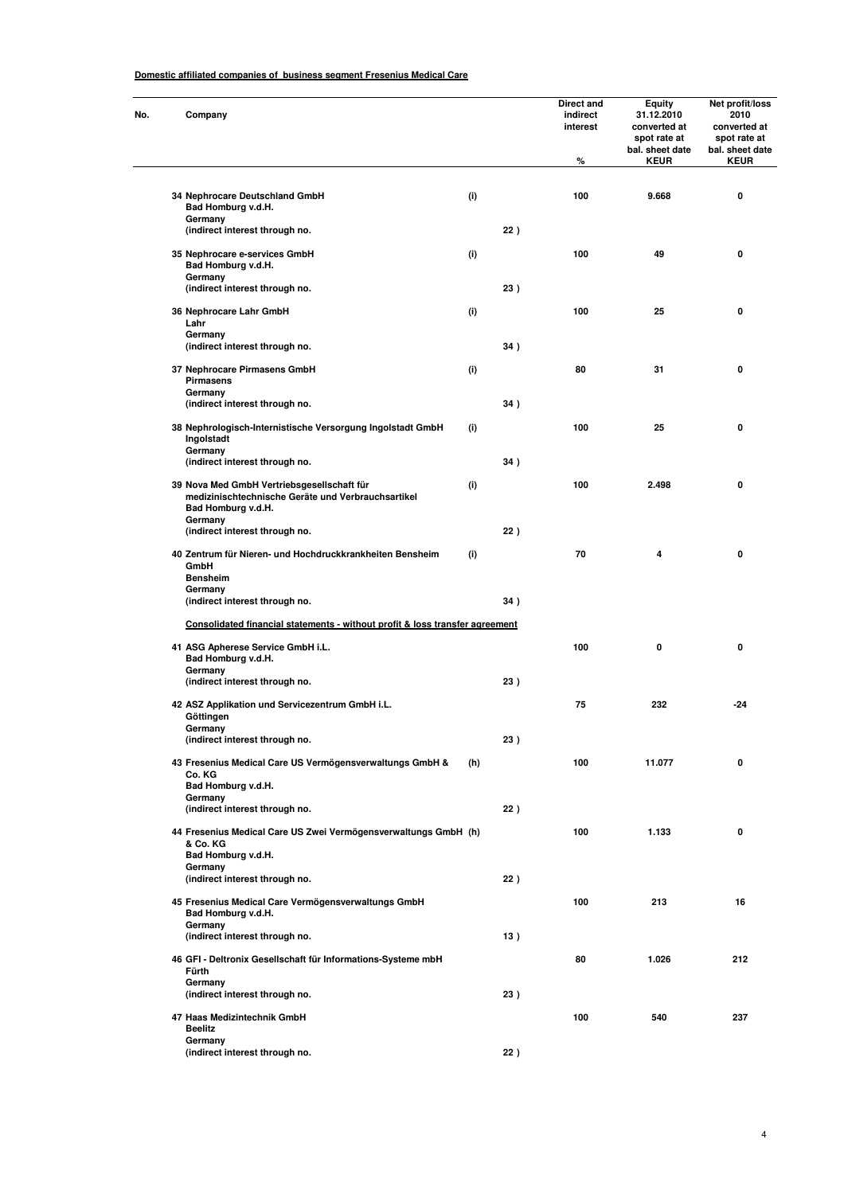**Domestic affiliated companies of business segment Fresenius Medical Care**

| No. | Company | | | Direct and indirect interest % | Equity 31.12.2010 converted at spot rate at bal. sheet date KEUR | Net profit/loss 2010 converted at spot rate at bal. sheet date KEUR |
|---|---|---|---|---|---|---|
| 34 | Nephrocare Deutschland GmbH<br>Bad Homburg v.d.H.<br>Germany<br>(indirect interest through no. | (i) | 22 ) | 100 | 9.668 | 0 |
| 35 | Nephrocare e-services GmbH<br>Bad Homburg v.d.H.<br>Germany<br>(indirect interest through no. | (i) | 23 ) | 100 | 49 | 0 |
| 36 | Nephrocare Lahr GmbH<br>Lahr<br>Germany<br>(indirect interest through no. | (i) | 34 ) | 100 | 25 | 0 |
| 37 | Nephrocare Pirmasens GmbH<br>Pirmasens<br>Germany<br>(indirect interest through no. | (i) | 34 ) | 80 | 31 | 0 |
| 38 | Nephrologisch-Internistische Versorgung Ingolstadt GmbH<br>Ingolstadt<br>Germany<br>(indirect interest through no. | (i) | 34 ) | 100 | 25 | 0 |
| 39 | Nova Med GmbH Vertriebsgesellschaft für medizinischtechnische Geräte und Verbrauchsartikel<br>Bad Homburg v.d.H.<br>Germany<br>(indirect interest through no. | (i) | 22 ) | 100 | 2.498 | 0 |
| 40 | Zentrum für Nieren- und Hochdruckkrankheiten Bensheim GmbH<br>Bensheim<br>Germany<br>(indirect interest through no. | (i) | 34 ) | 70 | 4 | 0 |
| | **Consolidated financial statements - without profit & loss transfer agreement** | | | | | |
| 41 | ASG Apherese Service GmbH i.L.<br>Bad Homburg v.d.H.<br>Germany<br>(indirect interest through no. | | 23 ) | 100 | 0 | 0 |
| 42 | ASZ Applikation und Servicezentrum GmbH i.L.<br>Göttingen<br>Germany<br>(indirect interest through no. | | 23 ) | 75 | 232 | -24 |
| 43 | Fresenius Medical Care US Vermögensverwaltungs GmbH & Co. KG<br>Bad Homburg v.d.H.<br>Germany<br>(indirect interest through no. | (h) | 22 ) | 100 | 11.077 | 0 |
| 44 | Fresenius Medical Care US Zwei Vermögensverwaltungs GmbH & Co. KG<br>Bad Homburg v.d.H.<br>Germany<br>(indirect interest through no. | (h) | 22 ) | 100 | 1.133 | 0 |
| 45 | Fresenius Medical Care Vermögensverwaltungs GmbH<br>Bad Homburg v.d.H.<br>Germany<br>(indirect interest through no. | | 13 ) | 100 | 213 | 16 |
| 46 | GFI - Deltronix Gesellschaft für Informations-Systeme mbH<br>Fürth<br>Germany<br>(indirect interest through no. | | 23 ) | 80 | 1.026 | 212 |
| 47 | Haas Medizintechnik GmbH<br>Beelitz<br>Germany<br>(indirect interest through no. | | 22 ) | 100 | 540 | 237 |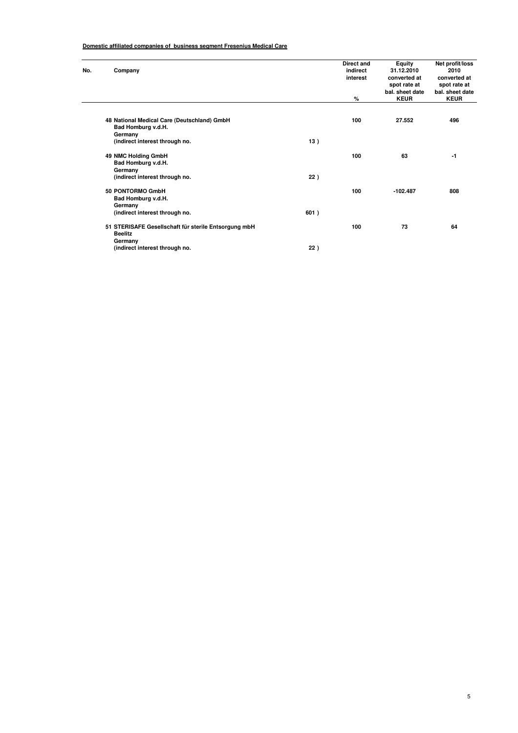**Domestic affiliated companies of business segment Fresenius Medical Care**

| No. | Company | | Direct and indirect interest<br>% | Equity 31.12.2010 converted at spot rate at bal. sheet date<br>KEUR | Net profit/loss 2010 converted at spot rate at bal. sheet date<br>KEUR |
|---|---|---|---|---|---|
| 48 | National Medical Care (Deutschland) GmbH<br>Bad Homburg v.d.H.<br>Germany<br>(indirect interest through no. | 13 ) | 100 | 27.552 | 496 |
| 49 | NMC Holding GmbH<br>Bad Homburg v.d.H.<br>Germany<br>(indirect interest through no. | 22 ) | 100 | 63 | -1 |
| 50 | PONTORMO GmbH<br>Bad Homburg v.d.H.<br>Germany<br>(indirect interest through no. | 601 ) | 100 | -102.487 | 808 |
| 51 | STERISAFE Gesellschaft für sterile Entsorgung mbH<br>Beelitz<br>Germany<br>(indirect interest through no. | 22 ) | 100 | 73 | 64 |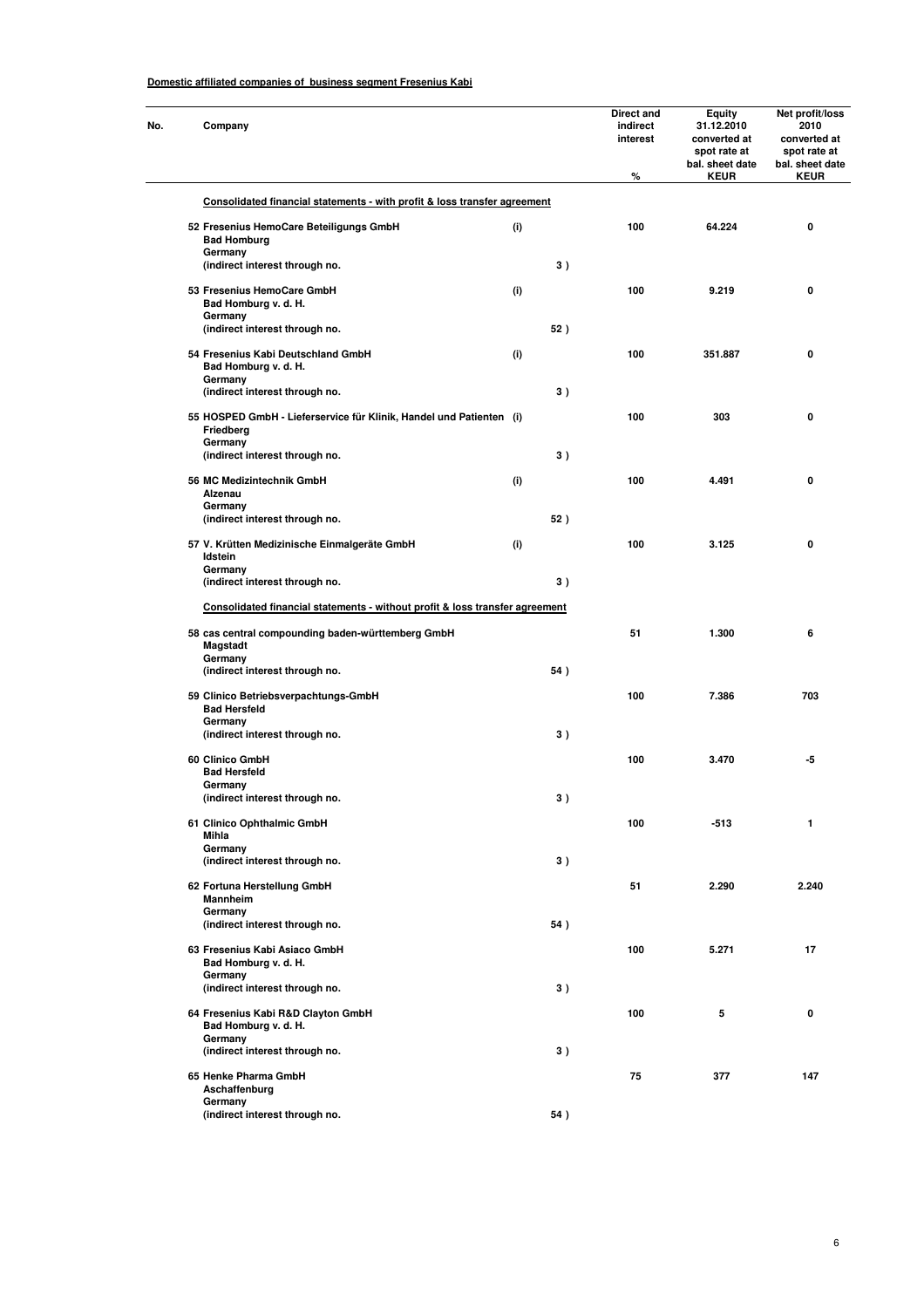**Domestic affiliated companies of business segment Fresenius Kabi**

| No. | Company | | | Direct and indirect interest % | Equity 31.12.2010 converted at spot rate at bal. sheet date KEUR | Net profit/loss 2010 converted at spot rate at bal. sheet date KEUR |
|---|---|---|---|---|---|---|
| | **Consolidated financial statements - with profit & loss transfer agreement** | | | | | |
| 52 | Fresenius HemoCare Beteiligungs GmbH<br>Bad Homburg<br>Germany<br>(indirect interest through no. | (i) | 3 ) | 100 | 64.224 | 0 |
| 53 | Fresenius HemoCare GmbH<br>Bad Homburg v. d. H.<br>Germany<br>(indirect interest through no. | (i) | 52 ) | 100 | 9.219 | 0 |
| 54 | Fresenius Kabi Deutschland GmbH<br>Bad Homburg v. d. H.<br>Germany<br>(indirect interest through no. | (i) | 3 ) | 100 | 351.887 | 0 |
| 55 | HOSPED GmbH - Lieferservice für Klinik, Handel und Patienten<br>Friedberg<br>Germany<br>(indirect interest through no. | (i) | 3 ) | 100 | 303 | 0 |
| 56 | MC Medizintechnik GmbH<br>Alzenau<br>Germany<br>(indirect interest through no. | (i) | 52 ) | 100 | 4.491 | 0 |
| 57 | V. Krütten Medizinische Einmalgeräte GmbH<br>Idstein<br>Germany<br>(indirect interest through no. | (i) | 3 ) | 100 | 3.125 | 0 |
| | **Consolidated financial statements - without profit & loss transfer agreement** | | | | | |
| 58 | cas central compounding baden-württemberg GmbH<br>Magstadt<br>Germany<br>(indirect interest through no. | | 54 ) | 51 | 1.300 | 6 |
| 59 | Clinico Betriebsverpachtungs-GmbH<br>Bad Hersfeld<br>Germany<br>(indirect interest through no. | | 3 ) | 100 | 7.386 | 703 |
| 60 | Clinico GmbH<br>Bad Hersfeld<br>Germany<br>(indirect interest through no. | | 3 ) | 100 | 3.470 | -5 |
| 61 | Clinico Ophthalmic GmbH<br>Mihla<br>Germany<br>(indirect interest through no. | | 3 ) | 100 | -513 | 1 |
| 62 | Fortuna Herstellung GmbH<br>Mannheim<br>Germany<br>(indirect interest through no. | | 54 ) | 51 | 2.290 | 2.240 |
| 63 | Fresenius Kabi Asiaco GmbH<br>Bad Homburg v. d. H.<br>Germany<br>(indirect interest through no. | | 3 ) | 100 | 5.271 | 17 |
| 64 | Fresenius Kabi R&D Clayton GmbH<br>Bad Homburg v. d. H.<br>Germany<br>(indirect interest through no. | | 3 ) | 100 | 5 | 0 |
| 65 | Henke Pharma GmbH<br>Aschaffenburg<br>Germany<br>(indirect interest through no. | | 54 ) | 75 | 377 | 147 |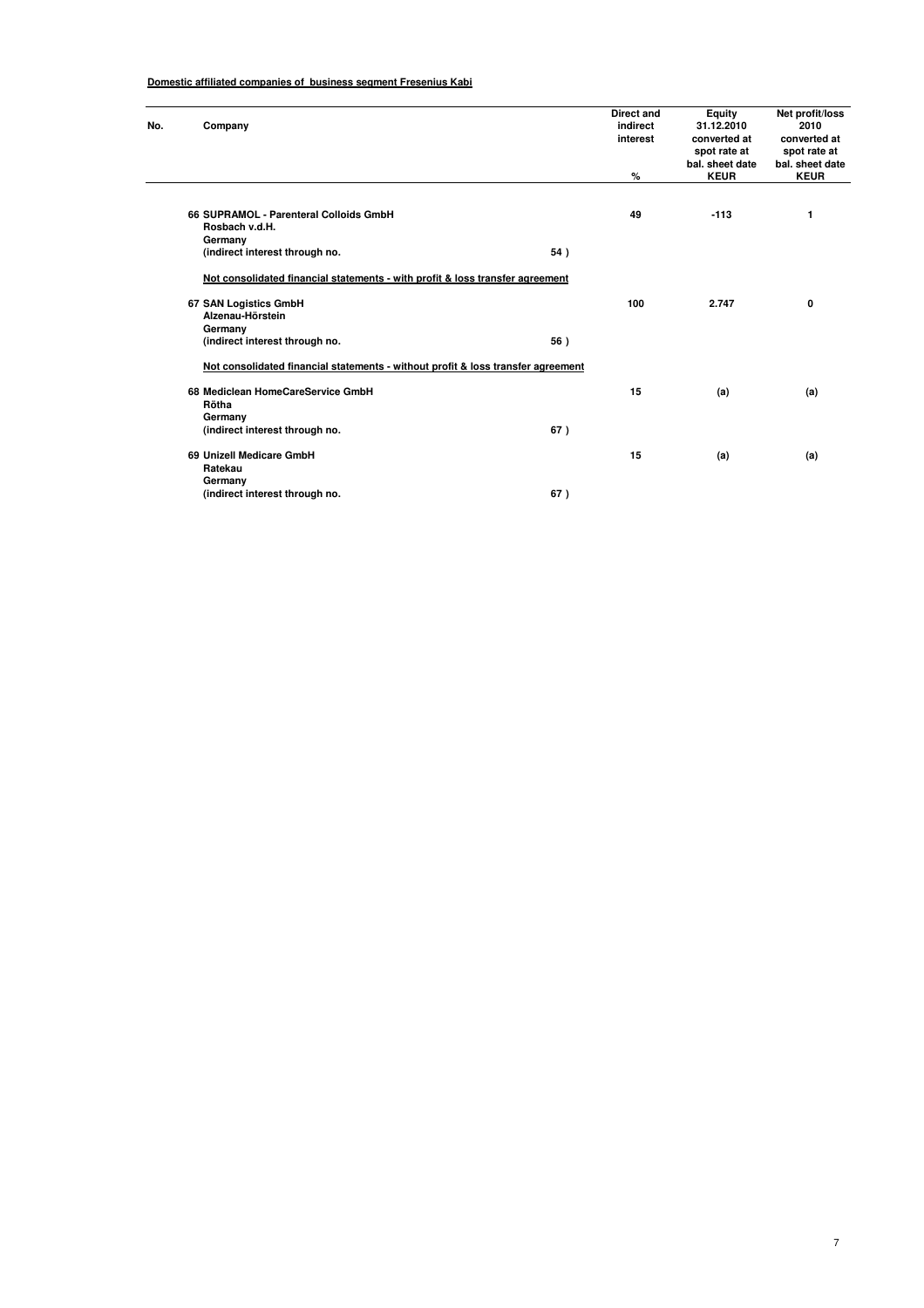**Domestic affiliated companies of business segment Fresenius Kabi**

| No. | Company | | Direct and indirect interest | Equity 31.12.2010 converted at spot rate at bal. sheet date | Net profit/loss 2010 converted at spot rate at bal. sheet date |
|---|---|---|---|---|---|
| | | | % | KEUR | KEUR |
| 66 | SUPRAMOL - Parenteral Colloids GmbH<br>Rosbach v.d.H.<br>Germany<br>(indirect interest through no. | 54 ) | 49 | -113 | 1 |
| | **Not consolidated financial statements - with profit & loss transfer agreement** | | | | |
| 67 | SAN Logistics GmbH<br>Alzenau-Hörstein<br>Germany<br>(indirect interest through no. | 56 ) | 100 | 2.747 | 0 |
| | **Not consolidated financial statements - without profit & loss transfer agreement** | | | | |
| 68 | Mediclean HomeCareService GmbH<br>Rötha<br>Germany<br>(indirect interest through no. | 67 ) | 15 | (a) | (a) |
| 69 | Unizell Medicare GmbH<br>Ratekau<br>Germany<br>(indirect interest through no. | 67 ) | 15 | (a) | (a) |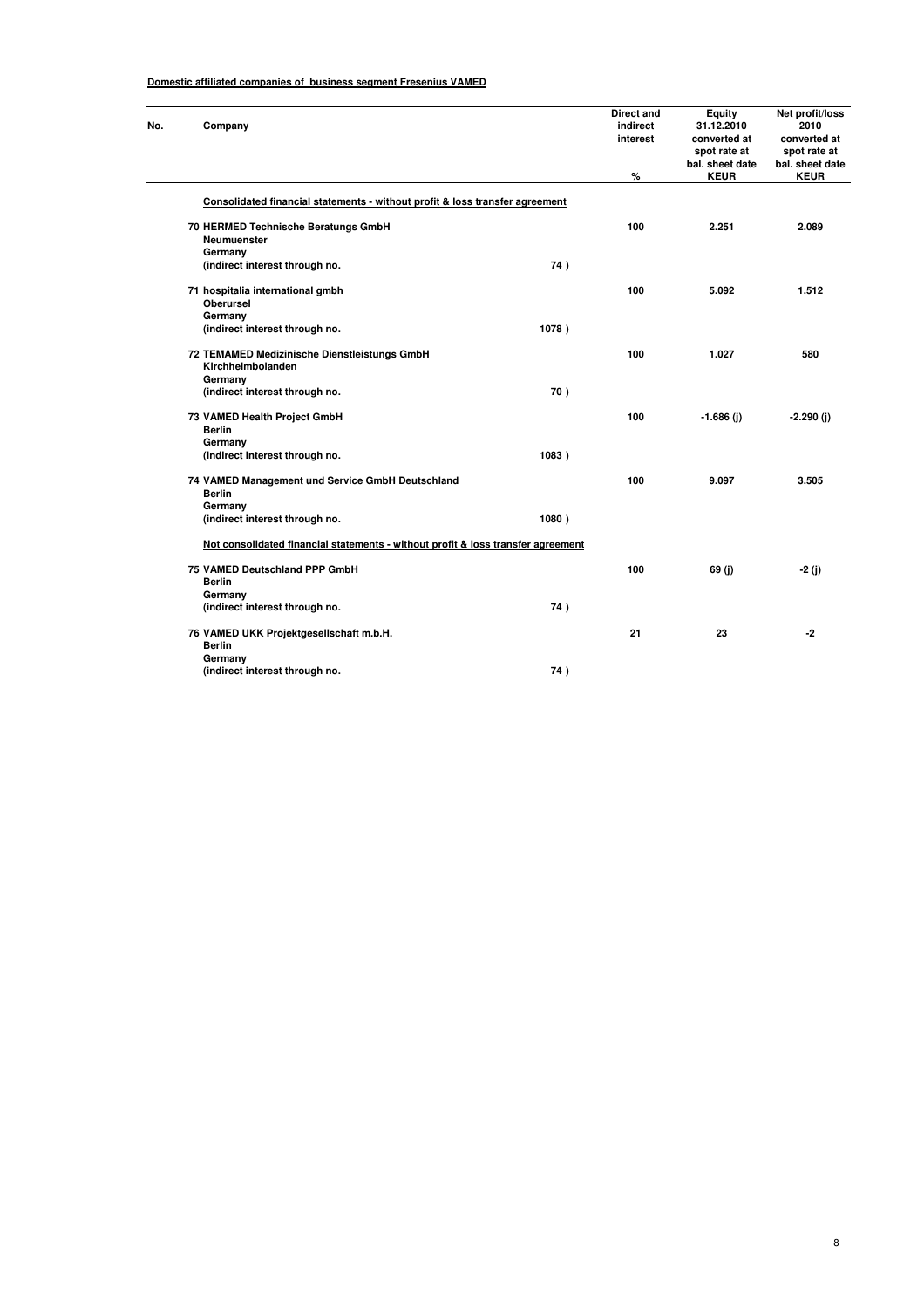**Domestic affiliated companies of business segment Fresenius VAMED**

| No. | Company | | Direct and indirect interest % | Equity 31.12.2010 converted at spot rate at bal. sheet date KEUR | Net profit/loss 2010 converted at spot rate at bal. sheet date KEUR |
|---|---|---|---|---|---|
| | **Consolidated financial statements - without profit & loss transfer agreement** | | | | |
| 70 | HERMED Technische Beratungs GmbH<br>Neumuenster<br>Germany<br>(indirect interest through no. | 74 ) | 100 | 2.251 | 2.089 |
| 71 | hospitalia international gmbh<br>Oberursel<br>Germany<br>(indirect interest through no. | 1078 ) | 100 | 5.092 | 1.512 |
| 72 | TEMAMED Medizinische Dienstleistungs GmbH<br>Kirchheimbolanden<br>Germany<br>(indirect interest through no. | 70 ) | 100 | 1.027 | 580 |
| 73 | VAMED Health Project GmbH<br>Berlin<br>Germany<br>(indirect interest through no. | 1083 ) | 100 | -1.686 (j) | -2.290 (j) |
| 74 | VAMED Management und Service GmbH Deutschland<br>Berlin<br>Germany<br>(indirect interest through no. | 1080 ) | 100 | 9.097 | 3.505 |
| | **Not consolidated financial statements - without profit & loss transfer agreement** | | | | |
| 75 | VAMED Deutschland PPP GmbH<br>Berlin<br>Germany<br>(indirect interest through no. | 74 ) | 100 | 69 (j) | -2 (j) |
| 76 | VAMED UKK Projektgesellschaft m.b.H.<br>Berlin<br>Germany<br>(indirect interest through no. | 74 ) | 21 | 23 | -2 |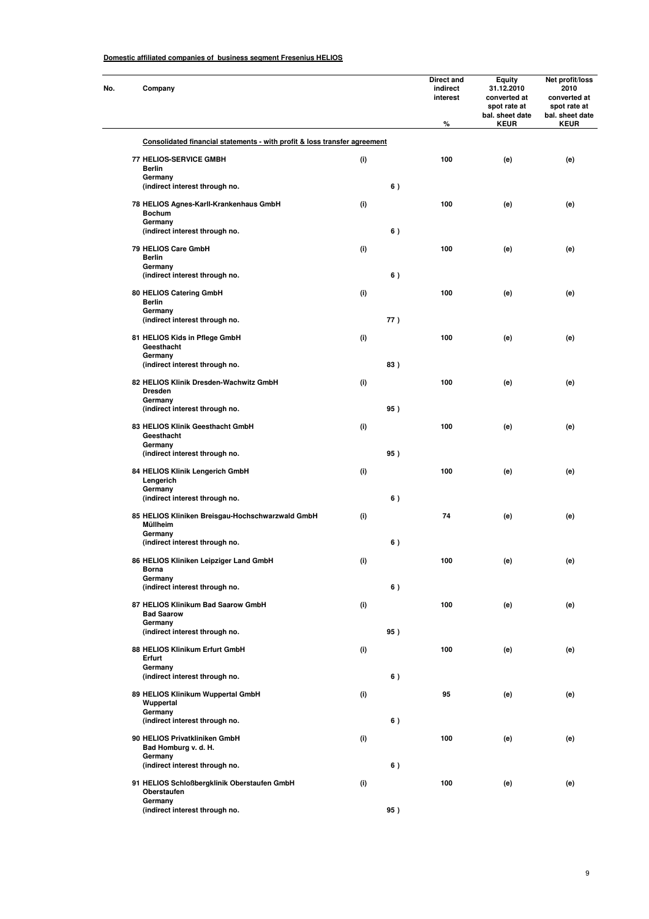**Domestic affiliated companies of business segment Fresenius HELIOS**

| No. | Company | | | Direct and indirect interest<br>% | Equity 31.12.2010 converted at spot rate at bal. sheet date<br>KEUR | Net profit/loss 2010 converted at spot rate at bal. sheet date<br>KEUR |
|---|---|---|---|---|---|---|
| | **Consolidated financial statements - with profit & loss transfer agreement** | | | | | |
| 77 | HELIOS-SERVICE GMBH<br>Berlin<br>Germany<br>(indirect interest through no. | (i) | 6 ) | 100 | (e) | (e) |
| 78 | HELIOS Agnes-Karll-Krankenhaus GmbH<br>Bochum<br>Germany<br>(indirect interest through no. | (i) | 6 ) | 100 | (e) | (e) |
| 79 | HELIOS Care GmbH<br>Berlin<br>Germany<br>(indirect interest through no. | (i) | 6 ) | 100 | (e) | (e) |
| 80 | HELIOS Catering GmbH<br>Berlin<br>Germany<br>(indirect interest through no. | (i) | 77 ) | 100 | (e) | (e) |
| 81 | HELIOS Kids in Pflege GmbH<br>Geesthacht<br>Germany<br>(indirect interest through no. | (i) | 83 ) | 100 | (e) | (e) |
| 82 | HELIOS Klinik Dresden-Wachwitz GmbH<br>Dresden<br>Germany<br>(indirect interest through no. | (i) | 95 ) | 100 | (e) | (e) |
| 83 | HELIOS Klinik Geesthacht GmbH<br>Geesthacht<br>Germany<br>(indirect interest through no. | (i) | 95 ) | 100 | (e) | (e) |
| 84 | HELIOS Klinik Lengerich GmbH<br>Lengerich<br>Germany<br>(indirect interest through no. | (i) | 6 ) | 100 | (e) | (e) |
| 85 | HELIOS Kliniken Breisgau-Hochschwarzwald GmbH<br>Müllheim<br>Germany<br>(indirect interest through no. | (i) | 6 ) | 74 | (e) | (e) |
| 86 | HELIOS Kliniken Leipziger Land GmbH<br>Borna<br>Germany<br>(indirect interest through no. | (i) | 6 ) | 100 | (e) | (e) |
| 87 | HELIOS Klinikum Bad Saarow GmbH<br>Bad Saarow<br>Germany<br>(indirect interest through no. | (i) | 95 ) | 100 | (e) | (e) |
| 88 | HELIOS Klinikum Erfurt GmbH<br>Erfurt<br>Germany<br>(indirect interest through no. | (i) | 6 ) | 100 | (e) | (e) |
| 89 | HELIOS Klinikum Wuppertal GmbH<br>Wuppertal<br>Germany<br>(indirect interest through no. | (i) | 6 ) | 95 | (e) | (e) |
| 90 | HELIOS Privatkliniken GmbH<br>Bad Homburg v. d. H.<br>Germany<br>(indirect interest through no. | (i) | 6 ) | 100 | (e) | (e) |
| 91 | HELIOS Schloßbergklinik Oberstaufen GmbH<br>Oberstaufen<br>Germany<br>(indirect interest through no. | (i) | 95 ) | 100 | (e) | (e) |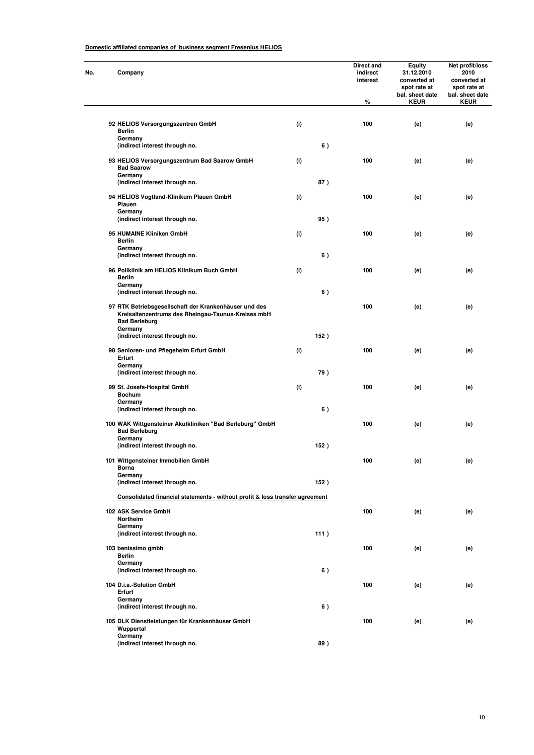**Domestic affiliated companies of business segment Fresenius HELIOS**

| No. | Company | | | Direct and indirect interest % | Equity 31.12.2010 converted at spot rate at bal. sheet date KEUR | Net profit/loss 2010 converted at spot rate at bal. sheet date KEUR |
|---|---|---|---|---|---|---|
| 92 | HELIOS Versorgungszentren GmbH<br>Berlin<br>Germany<br>(indirect interest through no. | (i) | 6 ) | 100 | (e) | (e) |
| 93 | HELIOS Versorgungszentrum Bad Saarow GmbH<br>Bad Saarow<br>Germany<br>(indirect interest through no. | (i) | 87 ) | 100 | (e) | (e) |
| 94 | HELIOS Vogtland-Klinikum Plauen GmbH<br>Plauen<br>Germany<br>(indirect interest through no. | (i) | 95 ) | 100 | (e) | (e) |
| 95 | HUMAINE Kliniken GmbH<br>Berlin<br>Germany<br>(indirect interest through no. | (i) | 6 ) | 100 | (e) | (e) |
| 96 | Poliklinik am HELIOS Klinikum Buch GmbH<br>Berlin<br>Germany<br>(indirect interest through no. | (i) | 6 ) | 100 | (e) | (e) |
| 97 | RTK Betriebsgesellschaft der Krankenhäuser und des Kreisaltenzentrums des Rheingau-Taunus-Kreises mbH<br>Bad Berleburg<br>Germany<br>(indirect interest through no. | | 152 ) | 100 | (e) | (e) |
| 98 | Senioren- und Pflegeheim Erfurt GmbH<br>Erfurt<br>Germany<br>(indirect interest through no. | (i) | 79 ) | 100 | (e) | (e) |
| 99 | St. Josefs-Hospital GmbH<br>Bochum<br>Germany<br>(indirect interest through no. | (i) | 6 ) | 100 | (e) | (e) |
| 100 | WAK Wittgensteiner Akutkliniken "Bad Berleburg" GmbH<br>Bad Berleburg<br>Germany<br>(indirect interest through no. | | 152 ) | 100 | (e) | (e) |
| 101 | Wittgensteiner Immobilien GmbH<br>Borna<br>Germany<br>(indirect interest through no. | | 152 ) | 100 | (e) | (e) |
| | **Consolidated financial statements - without profit & loss transfer agreement** | | | | | |
| 102 | ASK Service GmbH<br>Northeim<br>Germany<br>(indirect interest through no. | | 111 ) | 100 | (e) | (e) |
| 103 | benissimo gmbh<br>Berlin<br>Germany<br>(indirect interest through no. | | 6 ) | 100 | (e) | (e) |
| 104 | D.i.a.-Solution GmbH<br>Erfurt<br>Germany<br>(indirect interest through no. | | 6 ) | 100 | (e) | (e) |
| 105 | DLK Dienstleistungen für Krankenhäuser GmbH<br>Wuppertal<br>Germany<br>(indirect interest through no. | | 89 ) | 100 | (e) | (e) |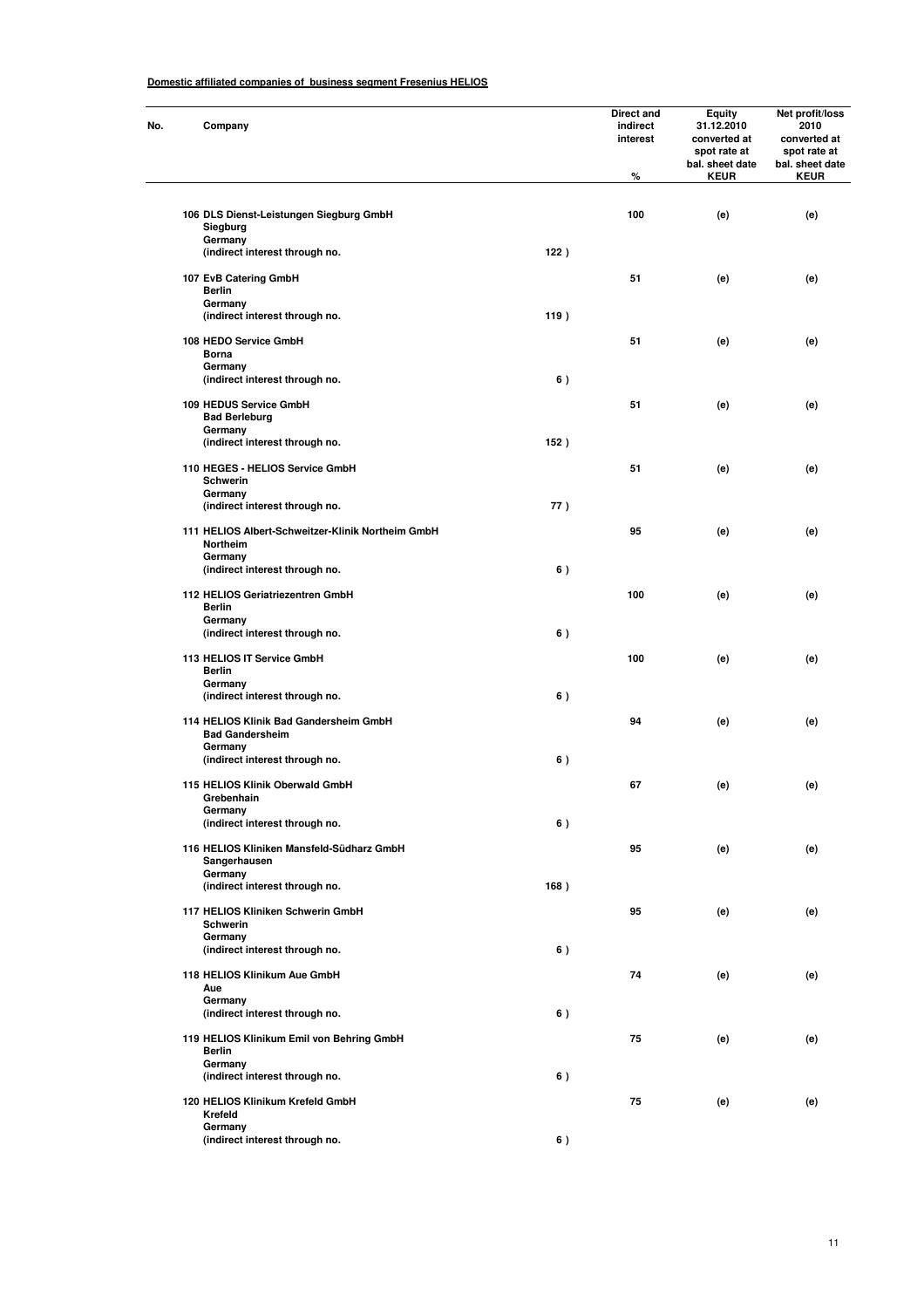**Domestic affiliated companies of business segment Fresenius HELIOS**

| No. | Company | | Direct and indirect interest % | Equity 31.12.2010 converted at spot rate at bal. sheet date KEUR | Net profit/loss 2010 converted at spot rate at bal. sheet date KEUR |
|---|---|---|---|---|---|
| 106 | DLS Dienst-Leistungen Siegburg GmbH<br>Siegburg<br>Germany<br>(indirect interest through no. | 122 ) | 100 | (e) | (e) |
| 107 | EvB Catering GmbH<br>Berlin<br>Germany<br>(indirect interest through no. | 119 ) | 51 | (e) | (e) |
| 108 | HEDO Service GmbH<br>Borna<br>Germany<br>(indirect interest through no. | 6 ) | 51 | (e) | (e) |
| 109 | HEDUS Service GmbH<br>Bad Berleburg<br>Germany<br>(indirect interest through no. | 152 ) | 51 | (e) | (e) |
| 110 | HEGES - HELIOS Service GmbH<br>Schwerin<br>Germany<br>(indirect interest through no. | 77 ) | 51 | (e) | (e) |
| 111 | HELIOS Albert-Schweitzer-Klinik Northeim GmbH<br>Northeim<br>Germany<br>(indirect interest through no. | 6 ) | 95 | (e) | (e) |
| 112 | HELIOS Geriatriezentren GmbH<br>Berlin<br>Germany<br>(indirect interest through no. | 6 ) | 100 | (e) | (e) |
| 113 | HELIOS IT Service GmbH<br>Berlin<br>Germany<br>(indirect interest through no. | 6 ) | 100 | (e) | (e) |
| 114 | HELIOS Klinik Bad Gandersheim GmbH<br>Bad Gandersheim<br>Germany<br>(indirect interest through no. | 6 ) | 94 | (e) | (e) |
| 115 | HELIOS Klinik Oberwald GmbH<br>Grebenhain<br>Germany<br>(indirect interest through no. | 6 ) | 67 | (e) | (e) |
| 116 | HELIOS Kliniken Mansfeld-Südharz GmbH<br>Sangerhausen<br>Germany<br>(indirect interest through no. | 168 ) | 95 | (e) | (e) |
| 117 | HELIOS Kliniken Schwerin GmbH<br>Schwerin<br>Germany<br>(indirect interest through no. | 6 ) | 95 | (e) | (e) |
| 118 | HELIOS Klinikum Aue GmbH<br>Aue<br>Germany<br>(indirect interest through no. | 6 ) | 74 | (e) | (e) |
| 119 | HELIOS Klinikum Emil von Behring GmbH<br>Berlin<br>Germany<br>(indirect interest through no. | 6 ) | 75 | (e) | (e) |
| 120 | HELIOS Klinikum Krefeld GmbH<br>Krefeld<br>Germany<br>(indirect interest through no. | 6 ) | 75 | (e) | (e) |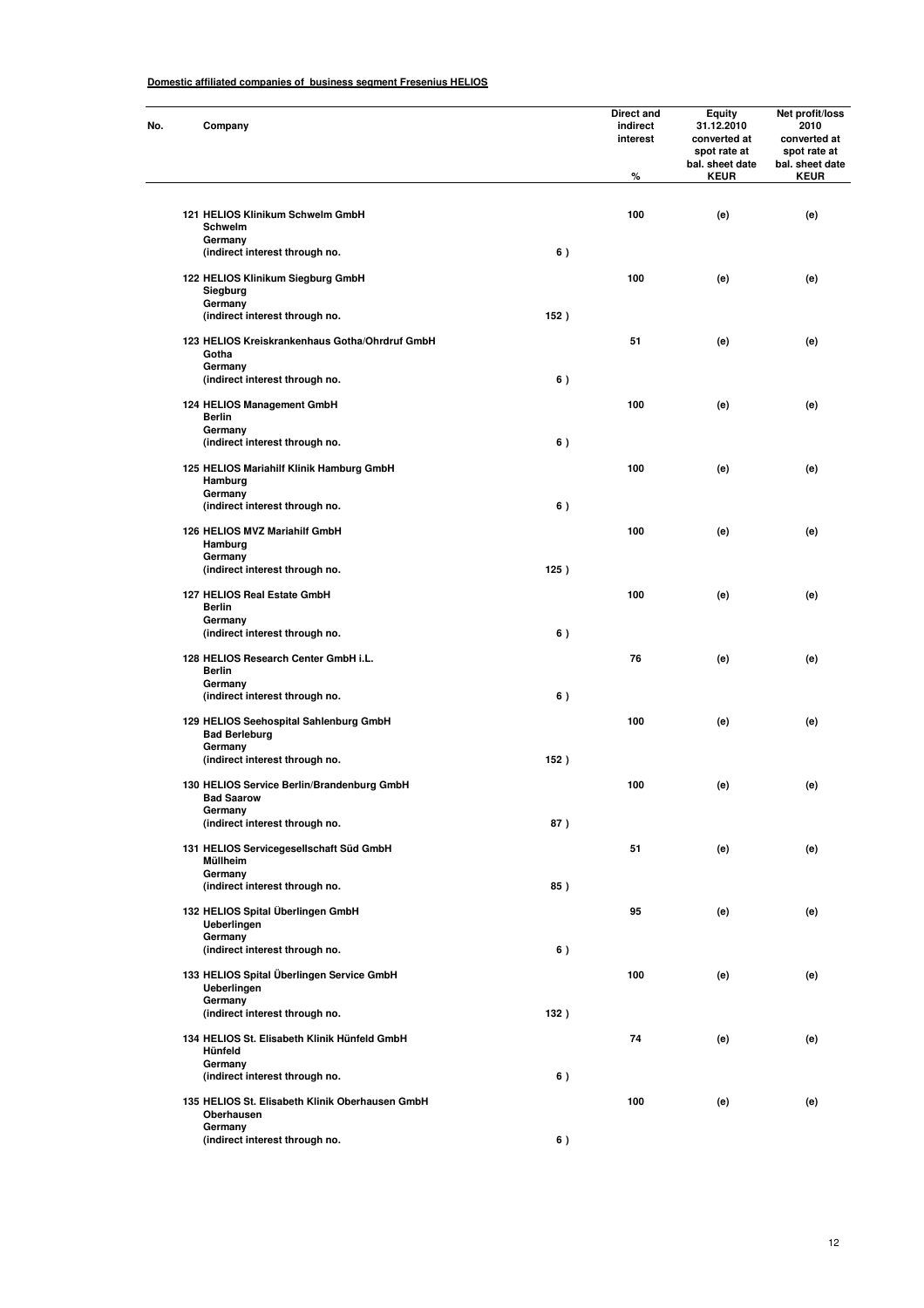**Domestic affiliated companies of business segment Fresenius HELIOS**

| No. | Company | | Direct and indirect interest % | Equity 31.12.2010 converted at spot rate at bal. sheet date KEUR | Net profit/loss 2010 converted at spot rate at bal. sheet date KEUR |
|---|---|---|---|---|---|
| 121 | HELIOS Klinikum Schwelm GmbH<br>Schwelm<br>Germany<br>(indirect interest through no. | 6 ) | 100 | (e) | (e) |
| 122 | HELIOS Klinikum Siegburg GmbH<br>Siegburg<br>Germany<br>(indirect interest through no. | 152 ) | 100 | (e) | (e) |
| 123 | HELIOS Kreiskrankenhaus Gotha/Ohrdruf GmbH<br>Gotha<br>Germany<br>(indirect interest through no. | 6 ) | 51 | (e) | (e) |
| 124 | HELIOS Management GmbH<br>Berlin<br>Germany<br>(indirect interest through no. | 6 ) | 100 | (e) | (e) |
| 125 | HELIOS Mariahilf Klinik Hamburg GmbH<br>Hamburg<br>Germany<br>(indirect interest through no. | 6 ) | 100 | (e) | (e) |
| 126 | HELIOS MVZ Mariahilf GmbH<br>Hamburg<br>Germany<br>(indirect interest through no. | 125 ) | 100 | (e) | (e) |
| 127 | HELIOS Real Estate GmbH<br>Berlin<br>Germany<br>(indirect interest through no. | 6 ) | 100 | (e) | (e) |
| 128 | HELIOS Research Center GmbH i.L.<br>Berlin<br>Germany<br>(indirect interest through no. | 6 ) | 76 | (e) | (e) |
| 129 | HELIOS Seehospital Sahlenburg GmbH<br>Bad Berleburg<br>Germany<br>(indirect interest through no. | 152 ) | 100 | (e) | (e) |
| 130 | HELIOS Service Berlin/Brandenburg GmbH<br>Bad Saarow<br>Germany<br>(indirect interest through no. | 87 ) | 100 | (e) | (e) |
| 131 | HELIOS Servicegesellschaft Süd GmbH<br>Müllheim<br>Germany<br>(indirect interest through no. | 85 ) | 51 | (e) | (e) |
| 132 | HELIOS Spital Überlingen GmbH<br>Ueberlingen<br>Germany<br>(indirect interest through no. | 6 ) | 95 | (e) | (e) |
| 133 | HELIOS Spital Überlingen Service GmbH<br>Ueberlingen<br>Germany<br>(indirect interest through no. | 132 ) | 100 | (e) | (e) |
| 134 | HELIOS St. Elisabeth Klinik Hünfeld GmbH<br>Hünfeld<br>Germany<br>(indirect interest through no. | 6 ) | 74 | (e) | (e) |
| 135 | HELIOS St. Elisabeth Klinik Oberhausen GmbH<br>Oberhausen<br>Germany<br>(indirect interest through no. | 6 ) | 100 | (e) | (e) |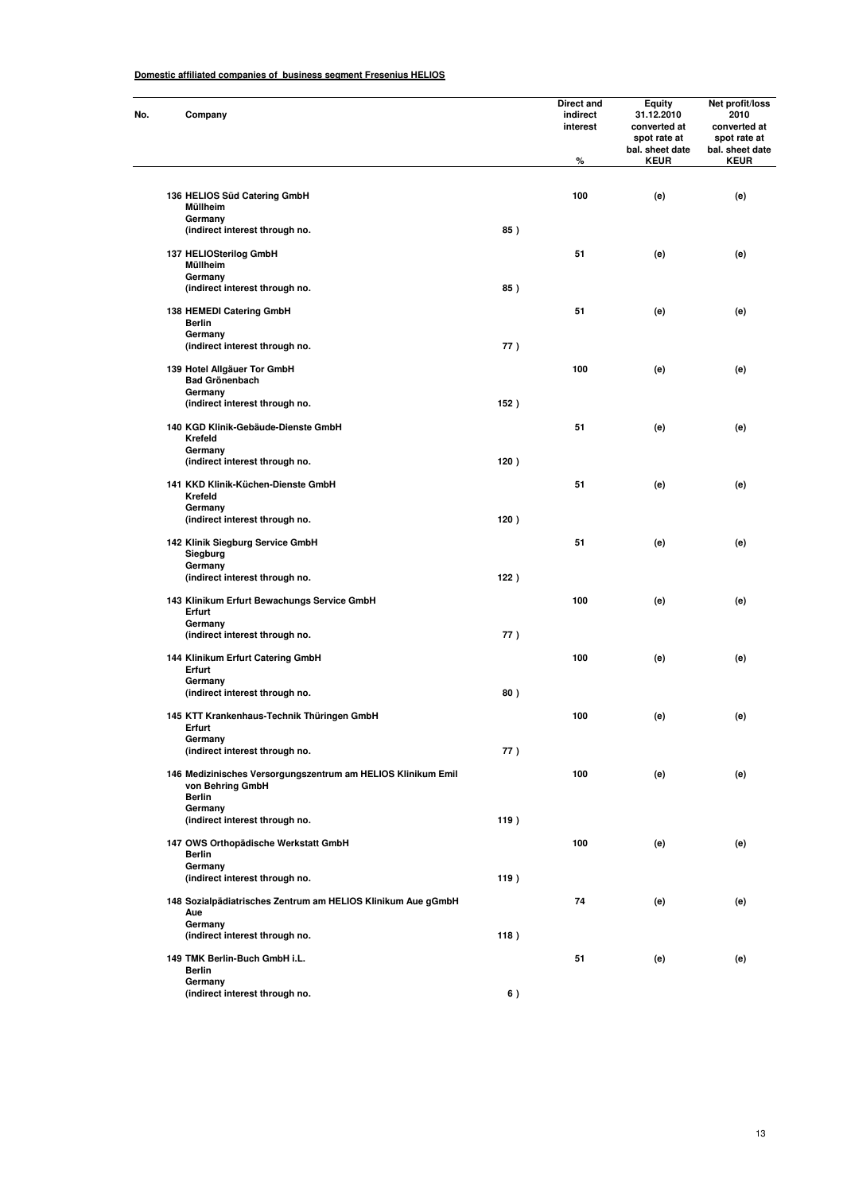**Domestic affiliated companies of business segment Fresenius HELIOS**

| No. | Company | | Direct and indirect interest<br>% | Equity 31.12.2010 converted at spot rate at bal. sheet date<br>KEUR | Net profit/loss 2010 converted at spot rate at bal. sheet date<br>KEUR |
|---|---|---|---|---|---|
| 136 | HELIOS Süd Catering GmbH<br>Müllheim<br>Germany<br>(indirect interest through no. | 85 ) | 100 | (e) | (e) |
| 137 | HELIOSterilog GmbH<br>Müllheim<br>Germany<br>(indirect interest through no. | 85 ) | 51 | (e) | (e) |
| 138 | HEMEDI Catering GmbH<br>Berlin<br>Germany<br>(indirect interest through no. | 77 ) | 51 | (e) | (e) |
| 139 | Hotel Allgäuer Tor GmbH<br>Bad Grönenbach<br>Germany<br>(indirect interest through no. | 152 ) | 100 | (e) | (e) |
| 140 | KGD Klinik-Gebäude-Dienste GmbH<br>Krefeld<br>Germany<br>(indirect interest through no. | 120 ) | 51 | (e) | (e) |
| 141 | KKD Klinik-Küchen-Dienste GmbH<br>Krefeld<br>Germany<br>(indirect interest through no. | 120 ) | 51 | (e) | (e) |
| 142 | Klinik Siegburg Service GmbH<br>Siegburg<br>Germany<br>(indirect interest through no. | 122 ) | 51 | (e) | (e) |
| 143 | Klinikum Erfurt Bewachungs Service GmbH<br>Erfurt<br>Germany<br>(indirect interest through no. | 77 ) | 100 | (e) | (e) |
| 144 | Klinikum Erfurt Catering GmbH<br>Erfurt<br>Germany<br>(indirect interest through no. | 80 ) | 100 | (e) | (e) |
| 145 | KTT Krankenhaus-Technik Thüringen GmbH<br>Erfurt<br>Germany<br>(indirect interest through no. | 77 ) | 100 | (e) | (e) |
| 146 | Medizinisches Versorgungszentrum am HELIOS Klinikum Emil von Behring GmbH<br>Berlin<br>Germany<br>(indirect interest through no. | 119 ) | 100 | (e) | (e) |
| 147 | OWS Orthopädische Werkstatt GmbH<br>Berlin<br>Germany<br>(indirect interest through no. | 119 ) | 100 | (e) | (e) |
| 148 | Sozialpädiatrisches Zentrum am HELIOS Klinikum Aue gGmbH<br>Aue<br>Germany<br>(indirect interest through no. | 118 ) | 74 | (e) | (e) |
| 149 | TMK Berlin-Buch GmbH i.L.<br>Berlin<br>Germany<br>(indirect interest through no. | 6 ) | 51 | (e) | (e) |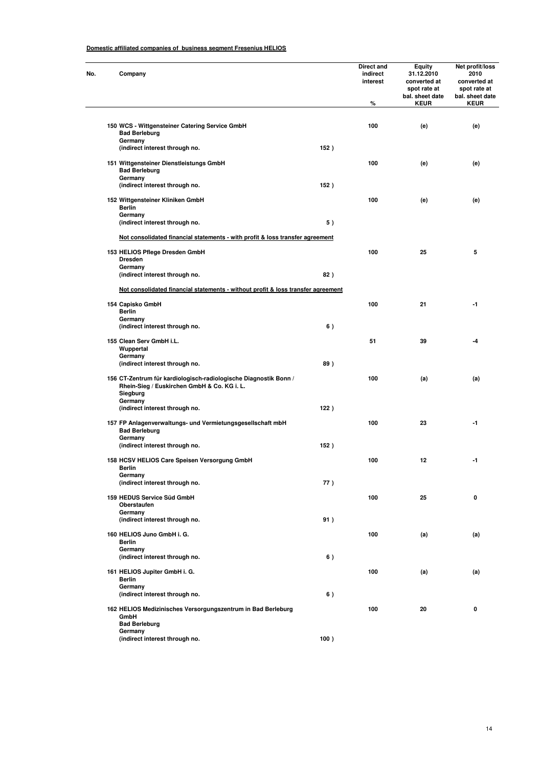**Domestic affiliated companies of business segment Fresenius HELIOS**

| No. | Company | | Direct and indirect interest % | Equity 31.12.2010 converted at spot rate at bal. sheet date KEUR | Net profit/loss 2010 converted at spot rate at bal. sheet date KEUR |
|---|---|---|---|---|---|
| 150 | WCS - Wittgensteiner Catering Service GmbH<br>Bad Berleburg<br>Germany<br>(indirect interest through no. | 152 ) | 100 | (e) | (e) |
| 151 | Wittgensteiner Dienstleistungs GmbH<br>Bad Berleburg<br>Germany<br>(indirect interest through no. | 152 ) | 100 | (e) | (e) |
| 152 | Wittgensteiner Kliniken GmbH<br>Berlin<br>Germany<br>(indirect interest through no. | 5 ) | 100 | (e) | (e) |
| | **Not consolidated financial statements - with profit & loss transfer agreement** | | | | |
| 153 | HELIOS Pflege Dresden GmbH<br>Dresden<br>Germany<br>(indirect interest through no. | 82 ) | 100 | 25 | 5 |
| | **Not consolidated financial statements - without profit & loss transfer agreement** | | | | |
| 154 | Capisko GmbH<br>Berlin<br>Germany<br>(indirect interest through no. | 6 ) | 100 | 21 | -1 |
| 155 | Clean Serv GmbH i.L.<br>Wuppertal<br>Germany<br>(indirect interest through no. | 89 ) | 51 | 39 | -4 |
| 156 | CT-Zentrum für kardiologisch-radiologische Diagnostik Bonn / Rhein-Sieg / Euskirchen GmbH & Co. KG i. L.<br>Siegburg<br>Germany<br>(indirect interest through no. | 122 ) | 100 | (a) | (a) |
| 157 | FP Anlagenverwaltungs- und Vermietungsgesellschaft mbH<br>Bad Berleburg<br>Germany<br>(indirect interest through no. | 152 ) | 100 | 23 | -1 |
| 158 | HCSV HELIOS Care Speisen Versorgung GmbH<br>Berlin<br>Germany<br>(indirect interest through no. | 77 ) | 100 | 12 | -1 |
| 159 | HEDUS Service Süd GmbH<br>Oberstaufen<br>Germany<br>(indirect interest through no. | 91 ) | 100 | 25 | 0 |
| 160 | HELIOS Juno GmbH i. G.<br>Berlin<br>Germany<br>(indirect interest through no. | 6 ) | 100 | (a) | (a) |
| 161 | HELIOS Jupiter GmbH i. G.<br>Berlin<br>Germany<br>(indirect interest through no. | 6 ) | 100 | (a) | (a) |
| 162 | HELIOS Medizinisches Versorgungszentrum in Bad Berleburg GmbH<br>Bad Berleburg<br>Germany<br>(indirect interest through no. | 100 ) | 100 | 20 | 0 |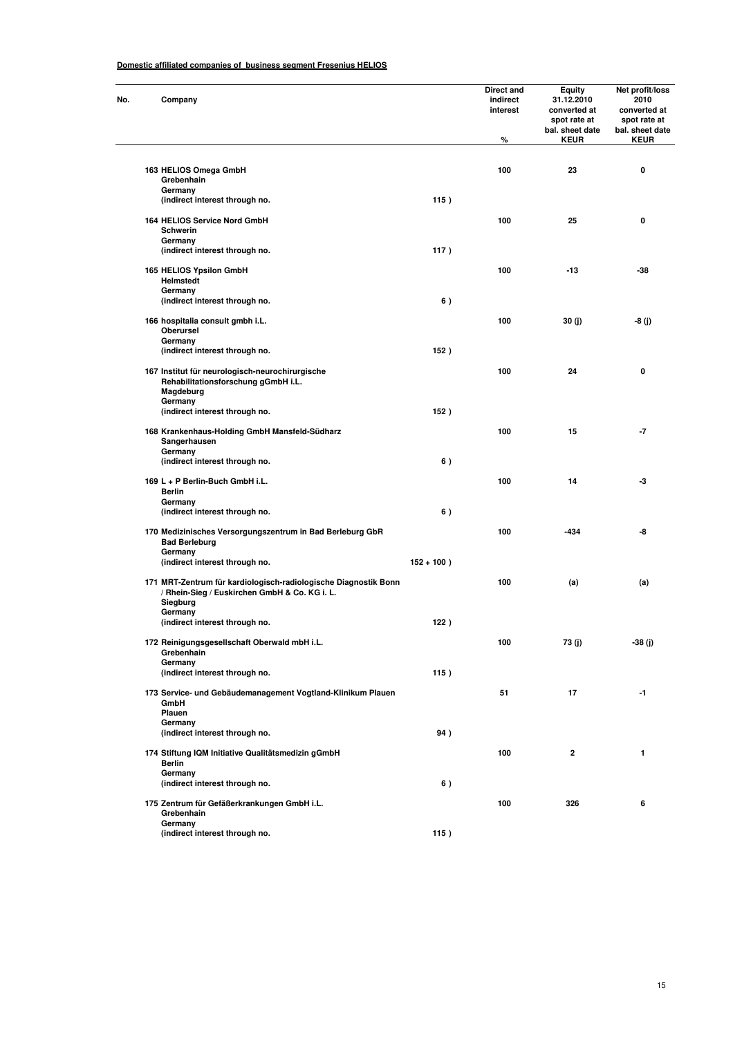**Domestic affiliated companies of business segment Fresenius HELIOS**

| No. | Company | | Direct and indirect interest % | Equity 31.12.2010 converted at spot rate at bal. sheet date KEUR | Net profit/loss 2010 converted at spot rate at bal. sheet date KEUR |
|---|---|---|---|---|---|
| 163 | HELIOS Omega GmbH<br>Grebenhain<br>Germany<br>(indirect interest through no. | 115 ) | 100 | 23 | 0 |
| 164 | HELIOS Service Nord GmbH<br>Schwerin<br>Germany<br>(indirect interest through no. | 117 ) | 100 | 25 | 0 |
| 165 | HELIOS Ypsilon GmbH<br>Helmstedt<br>Germany<br>(indirect interest through no. | 6 ) | 100 | -13 | -38 |
| 166 | hospitalia consult gmbh i.L.<br>Oberursel<br>Germany<br>(indirect interest through no. | 152 ) | 100 | 30 (j) | -8 (j) |
| 167 | Institut für neurologisch-neurochirurgische Rehabilitationsforschung gGmbH i.L.<br>Magdeburg<br>Germany<br>(indirect interest through no. | 152 ) | 100 | 24 | 0 |
| 168 | Krankenhaus-Holding GmbH Mansfeld-Südharz<br>Sangerhausen<br>Germany<br>(indirect interest through no. | 6 ) | 100 | 15 | -7 |
| 169 | L + P Berlin-Buch GmbH i.L.<br>Berlin<br>Germany<br>(indirect interest through no. | 6 ) | 100 | 14 | -3 |
| 170 | Medizinisches Versorgungszentrum in Bad Berleburg GbR<br>Bad Berleburg<br>Germany<br>(indirect interest through no. | 152 + 100 ) | 100 | -434 | -8 |
| 171 | MRT-Zentrum für kardiologisch-radiologische Diagnostik Bonn / Rhein-Sieg / Euskirchen GmbH & Co. KG i. L.<br>Siegburg<br>Germany<br>(indirect interest through no. | 122 ) | 100 | (a) | (a) |
| 172 | Reinigungsgesellschaft Oberwald mbH i.L.<br>Grebenhain<br>Germany<br>(indirect interest through no. | 115 ) | 100 | 73 (j) | -38 (j) |
| 173 | Service- und Gebäudemanagement Vogtland-Klinikum Plauen GmbH<br>Plauen<br>Germany<br>(indirect interest through no. | 94 ) | 51 | 17 | -1 |
| 174 | Stiftung IQM Initiative Qualitätsmedizin gGmbH<br>Berlin<br>Germany<br>(indirect interest through no. | 6 ) | 100 | 2 | 1 |
| 175 | Zentrum für Gefäßerkrankungen GmbH i.L.<br>Grebenhain<br>Germany<br>(indirect interest through no. | 115 ) | 100 | 326 | 6 |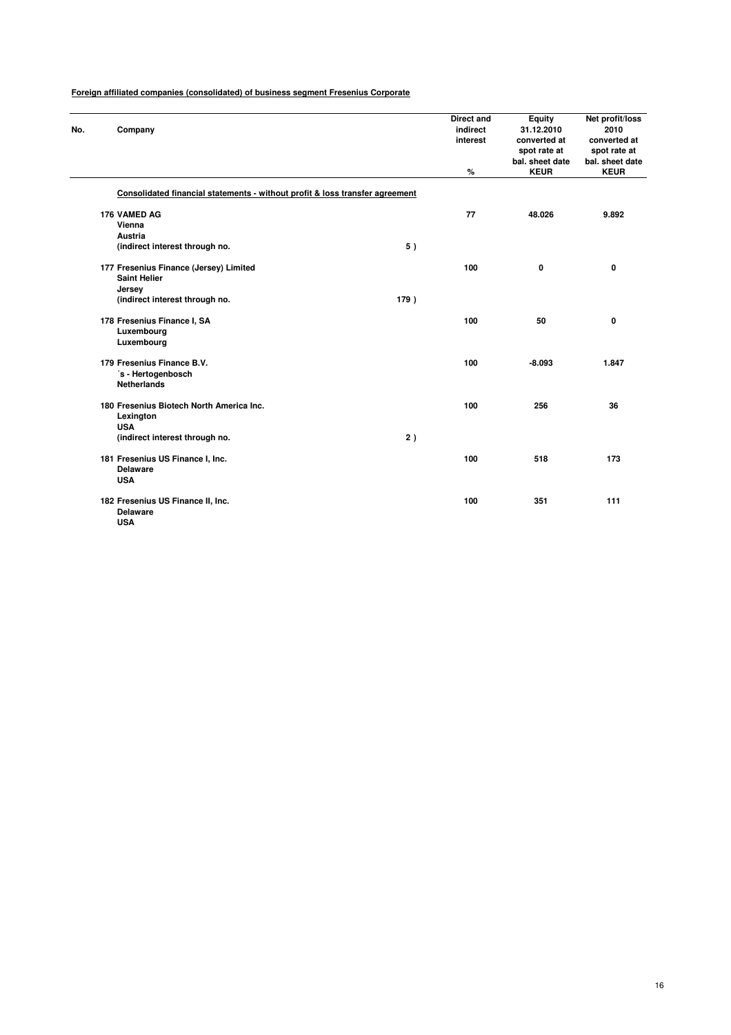**Foreign affiliated companies (consolidated) of business segment Fresenius Corporate**

| No. | Company | | Direct and indirect interest % | Equity 31.12.2010 converted at spot rate at bal. sheet date KEUR | Net profit/loss 2010 converted at spot rate at bal. sheet date KEUR |
|---|---|---|---|---|---|
| | **Consolidated financial statements - without profit & loss transfer agreement** | | | | |
| 176 | VAMED AG<br>Vienna<br>Austria<br>(indirect interest through no. | 5 ) | 77 | 48.026 | 9.892 |
| 177 | Fresenius Finance (Jersey) Limited<br>Saint Helier<br>Jersey<br>(indirect interest through no. | 179 ) | 100 | 0 | 0 |
| 178 | Fresenius Finance I, SA<br>Luxembourg<br>Luxembourg | | 100 | 50 | 0 |
| 179 | Fresenius Finance B.V.<br>´s - Hertogenbosch<br>Netherlands | | 100 | -8.093 | 1.847 |
| 180 | Fresenius Biotech North America Inc.<br>Lexington<br>USA<br>(indirect interest through no. | 2 ) | 100 | 256 | 36 |
| 181 | Fresenius US Finance I, Inc.<br>Delaware<br>USA | | 100 | 518 | 173 |
| 182 | Fresenius US Finance II, Inc.<br>Delaware<br>USA | | 100 | 351 | 111 |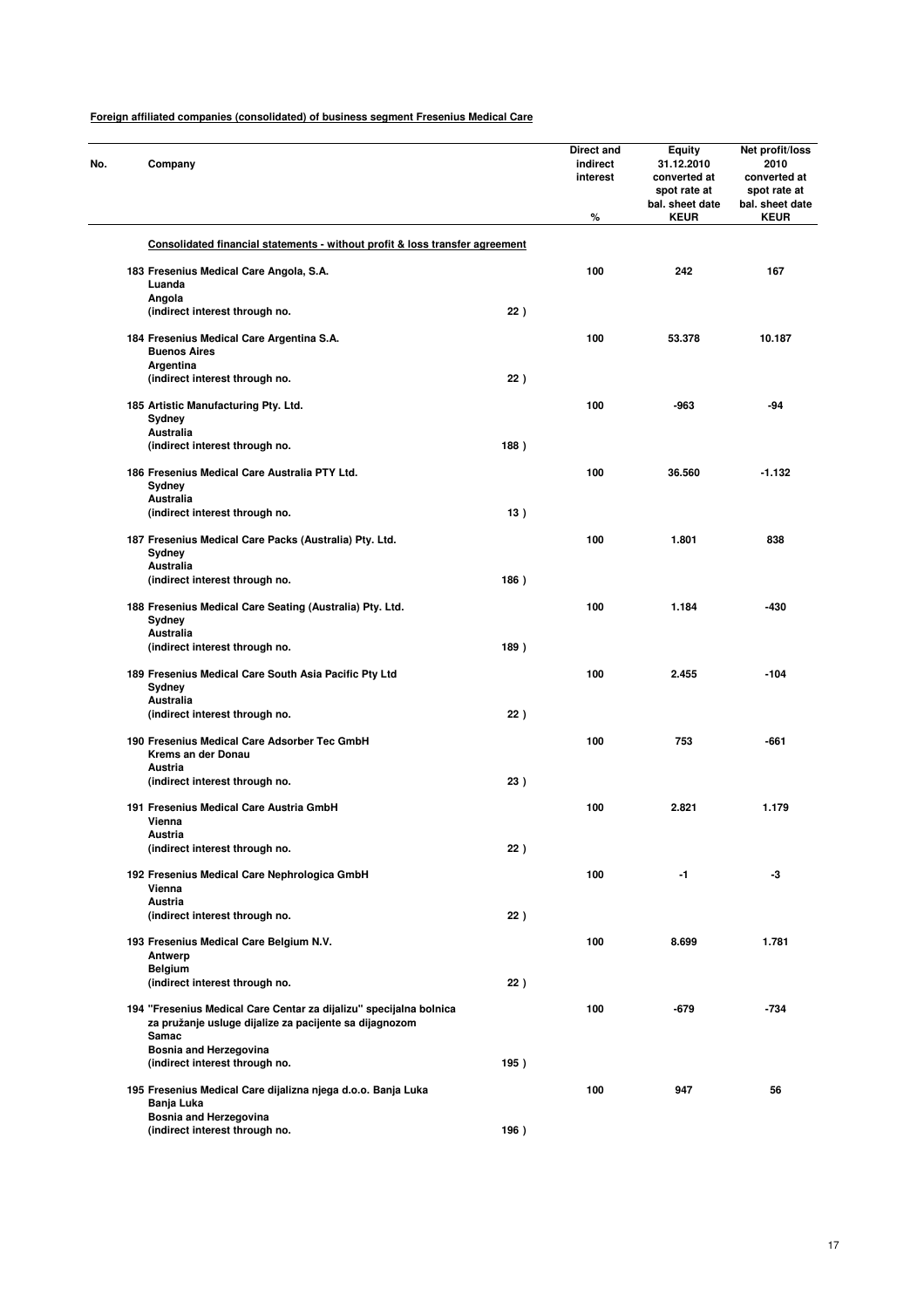**Foreign affiliated companies (consolidated) of business segment Fresenius Medical Care**

| No. | Company | | Direct and indirect interest % | Equity 31.12.2010 converted at spot rate at bal. sheet date KEUR | Net profit/loss 2010 converted at spot rate at bal. sheet date KEUR |
|---|---|---|---|---|---|
| | **Consolidated financial statements - without profit & loss transfer agreement** | | | | |
| 183 | Fresenius Medical Care Angola, S.A.<br>Luanda<br>Angola<br>(indirect interest through no. | 22 ) | 100 | 242 | 167 |
| 184 | Fresenius Medical Care Argentina S.A.<br>Buenos Aires<br>Argentina<br>(indirect interest through no. | 22 ) | 100 | 53.378 | 10.187 |
| 185 | Artistic Manufacturing Pty. Ltd.<br>Sydney<br>Australia<br>(indirect interest through no. | 188 ) | 100 | -963 | -94 |
| 186 | Fresenius Medical Care Australia PTY Ltd.<br>Sydney<br>Australia<br>(indirect interest through no. | 13 ) | 100 | 36.560 | -1.132 |
| 187 | Fresenius Medical Care Packs (Australia) Pty. Ltd.<br>Sydney<br>Australia<br>(indirect interest through no. | 186 ) | 100 | 1.801 | 838 |
| 188 | Fresenius Medical Care Seating (Australia) Pty. Ltd.<br>Sydney<br>Australia<br>(indirect interest through no. | 189 ) | 100 | 1.184 | -430 |
| 189 | Fresenius Medical Care South Asia Pacific Pty Ltd<br>Sydney<br>Australia<br>(indirect interest through no. | 22 ) | 100 | 2.455 | -104 |
| 190 | Fresenius Medical Care Adsorber Tec GmbH<br>Krems an der Donau<br>Austria<br>(indirect interest through no. | 23 ) | 100 | 753 | -661 |
| 191 | Fresenius Medical Care Austria GmbH<br>Vienna<br>Austria<br>(indirect interest through no. | 22 ) | 100 | 2.821 | 1.179 |
| 192 | Fresenius Medical Care Nephrologica GmbH<br>Vienna<br>Austria<br>(indirect interest through no. | 22 ) | 100 | -1 | -3 |
| 193 | Fresenius Medical Care Belgium N.V.<br>Antwerp<br>Belgium<br>(indirect interest through no. | 22 ) | 100 | 8.699 | 1.781 |
| 194 | "Fresenius Medical Care Centar za dijalizu" specijalna bolnica za pružanje usluge dijalize za pacijente sa dijagnozom<br>Samac<br>Bosnia and Herzegovina<br>(indirect interest through no. | 195 ) | 100 | -679 | -734 |
| 195 | Fresenius Medical Care dijalizna njega d.o.o. Banja Luka<br>Banja Luka<br>Bosnia and Herzegovina<br>(indirect interest through no. | 196 ) | 100 | 947 | 56 |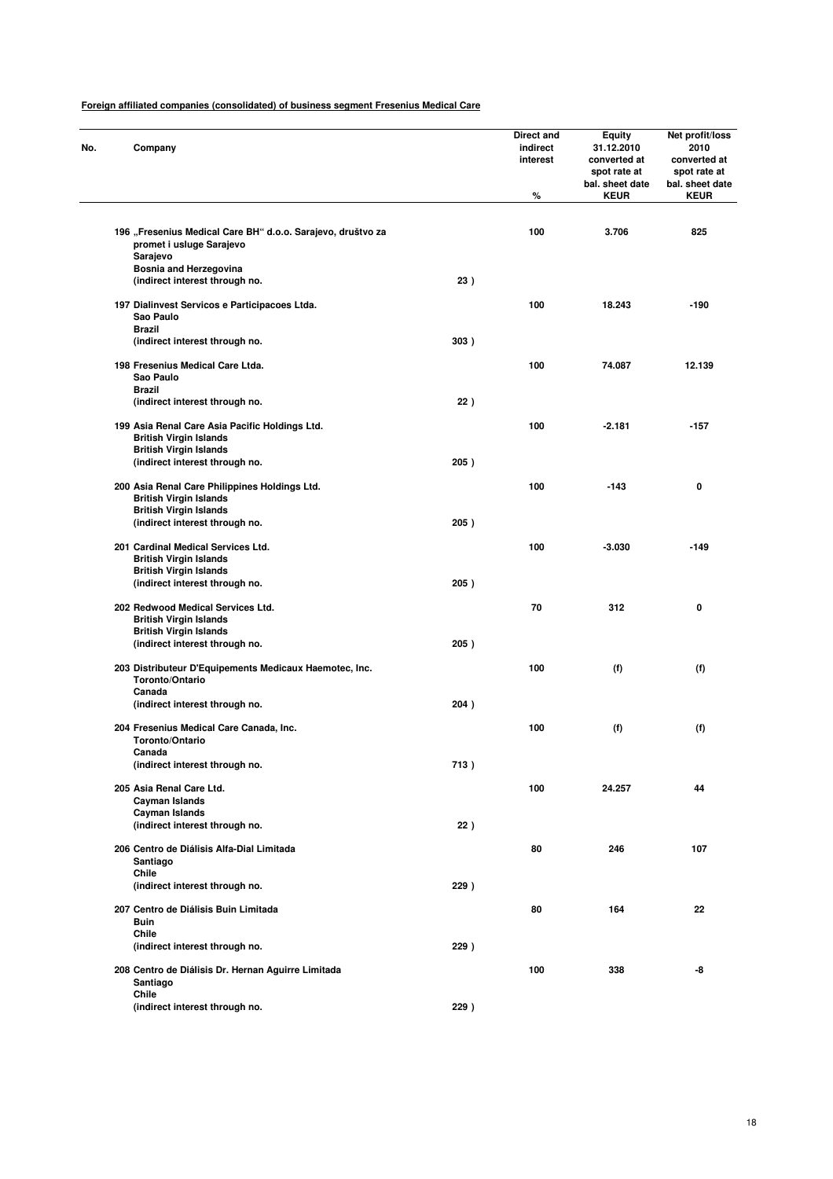**Foreign affiliated companies (consolidated) of business segment Fresenius Medical Care**

| No. | Company | | Direct and indirect interest % | Equity 31.12.2010 converted at spot rate at bal. sheet date KEUR | Net profit/loss 2010 converted at spot rate at bal. sheet date KEUR |
|---|---|---|---|---|---|
| 196 | „Fresenius Medical Care BH“ d.o.o. Sarajevo, društvo za promet i usluge Sarajevo<br>Sarajevo<br>Bosnia and Herzegovina<br>(indirect interest through no. | 23 ) | 100 | 3.706 | 825 |
| 197 | Dialinvest Servicos e Participacoes Ltda.<br>Sao Paulo<br>Brazil<br>(indirect interest through no. | 303 ) | 100 | 18.243 | -190 |
| 198 | Fresenius Medical Care Ltda.<br>Sao Paulo<br>Brazil<br>(indirect interest through no. | 22 ) | 100 | 74.087 | 12.139 |
| 199 | Asia Renal Care Asia Pacific Holdings Ltd.<br>British Virgin Islands<br>British Virgin Islands<br>(indirect interest through no. | 205 ) | 100 | -2.181 | -157 |
| 200 | Asia Renal Care Philippines Holdings Ltd.<br>British Virgin Islands<br>British Virgin Islands<br>(indirect interest through no. | 205 ) | 100 | -143 | 0 |
| 201 | Cardinal Medical Services Ltd.<br>British Virgin Islands<br>British Virgin Islands<br>(indirect interest through no. | 205 ) | 100 | -3.030 | -149 |
| 202 | Redwood Medical Services Ltd.<br>British Virgin Islands<br>British Virgin Islands<br>(indirect interest through no. | 205 ) | 70 | 312 | 0 |
| 203 | Distributeur D'Equipements Medicaux Haemotec, Inc.<br>Toronto/Ontario<br>Canada<br>(indirect interest through no. | 204 ) | 100 | (f) | (f) |
| 204 | Fresenius Medical Care Canada, Inc.<br>Toronto/Ontario<br>Canada<br>(indirect interest through no. | 713 ) | 100 | (f) | (f) |
| 205 | Asia Renal Care Ltd.<br>Cayman Islands<br>Cayman Islands<br>(indirect interest through no. | 22 ) | 100 | 24.257 | 44 |
| 206 | Centro de Diálisis Alfa-Dial Limitada<br>Santiago<br>Chile<br>(indirect interest through no. | 229 ) | 80 | 246 | 107 |
| 207 | Centro de Diálisis Buin Limitada<br>Buin<br>Chile<br>(indirect interest through no. | 229 ) | 80 | 164 | 22 |
| 208 | Centro de Diálisis Dr. Hernan Aguirre Limitada<br>Santiago<br>Chile<br>(indirect interest through no. | 229 ) | 100 | 338 | -8 |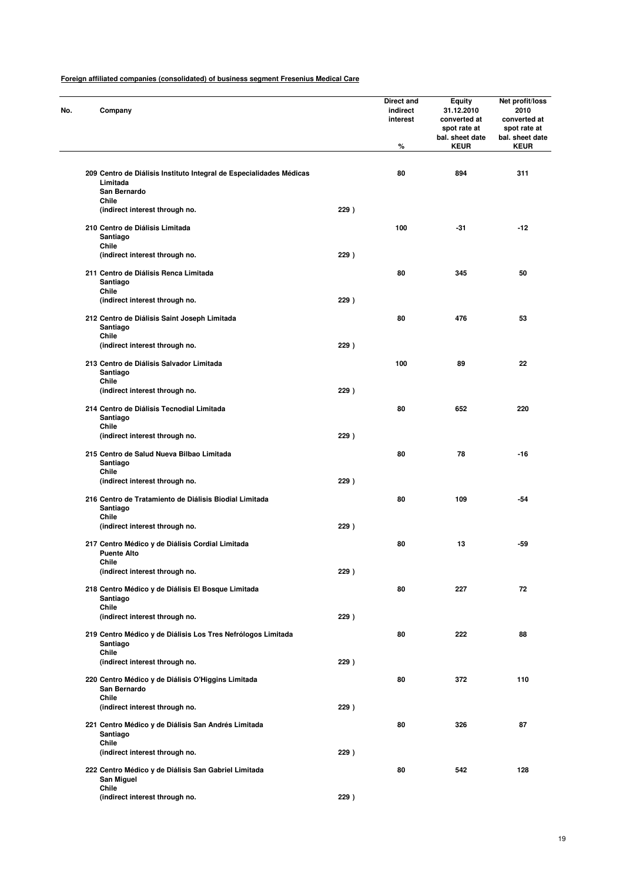**Foreign affiliated companies (consolidated) of business segment Fresenius Medical Care**

| No. | Company | | Direct and indirect interest % | Equity 31.12.2010 converted at spot rate at bal. sheet date KEUR | Net profit/loss 2010 converted at spot rate at bal. sheet date KEUR |
|---|---|---|---|---|---|
| 209 | Centro de Diálisis Instituto Integral de Especialidades Médicas Limitada<br>San Bernardo<br>Chile<br>(indirect interest through no. | 229 ) | 80 | 894 | 311 |
| 210 | Centro de Diálisis Limitada<br>Santiago<br>Chile<br>(indirect interest through no. | 229 ) | 100 | -31 | -12 |
| 211 | Centro de Diálisis Renca Limitada<br>Santiago<br>Chile<br>(indirect interest through no. | 229 ) | 80 | 345 | 50 |
| 212 | Centro de Diálisis Saint Joseph Limitada<br>Santiago<br>Chile<br>(indirect interest through no. | 229 ) | 80 | 476 | 53 |
| 213 | Centro de Diálisis Salvador Limitada<br>Santiago<br>Chile<br>(indirect interest through no. | 229 ) | 100 | 89 | 22 |
| 214 | Centro de Diálisis Tecnodial Limitada<br>Santiago<br>Chile<br>(indirect interest through no. | 229 ) | 80 | 652 | 220 |
| 215 | Centro de Salud Nueva Bilbao Limitada<br>Santiago<br>Chile<br>(indirect interest through no. | 229 ) | 80 | 78 | -16 |
| 216 | Centro de Tratamiento de Diálisis Biodial Limitada<br>Santiago<br>Chile<br>(indirect interest through no. | 229 ) | 80 | 109 | -54 |
| 217 | Centro Médico y de Diálisis Cordial Limitada<br>Puente Alto<br>Chile<br>(indirect interest through no. | 229 ) | 80 | 13 | -59 |
| 218 | Centro Médico y de Diálisis El Bosque Limitada<br>Santiago<br>Chile<br>(indirect interest through no. | 229 ) | 80 | 227 | 72 |
| 219 | Centro Médico y de Diálisis Los Tres Nefrólogos Limitada<br>Santiago<br>Chile<br>(indirect interest through no. | 229 ) | 80 | 222 | 88 |
| 220 | Centro Médico y de Diálisis O'Higgins Limitada<br>San Bernardo<br>Chile<br>(indirect interest through no. | 229 ) | 80 | 372 | 110 |
| 221 | Centro Médico y de Diálisis San Andrés Limitada<br>Santiago<br>Chile<br>(indirect interest through no. | 229 ) | 80 | 326 | 87 |
| 222 | Centro Médico y de Diálisis San Gabriel Limitada<br>San Miguel<br>Chile<br>(indirect interest through no. | 229 ) | 80 | 542 | 128 |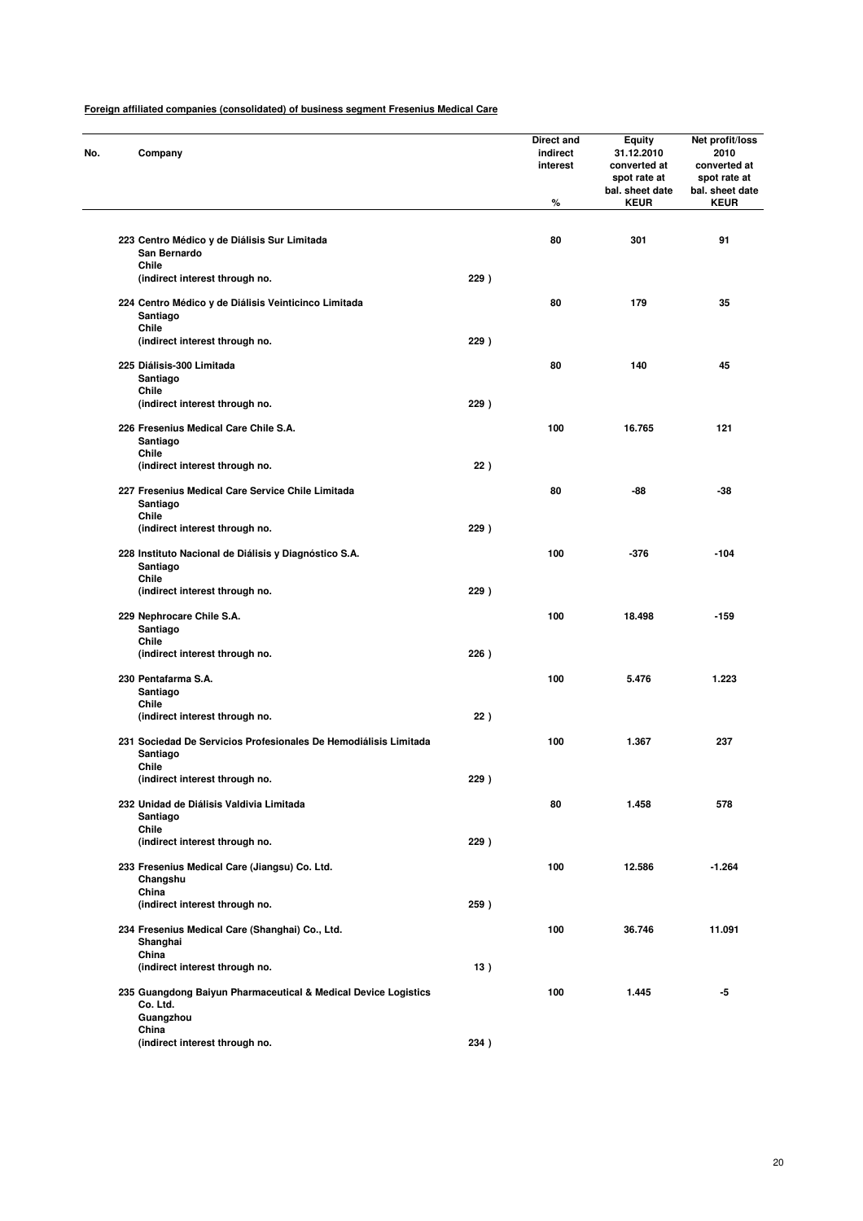**Foreign affiliated companies (consolidated) of business segment Fresenius Medical Care**

| No. | Company | | Direct and indirect interest<br>% | Equity 31.12.2010 converted at spot rate at bal. sheet date<br>KEUR | Net profit/loss 2010 converted at spot rate at bal. sheet date<br>KEUR |
|---|---|---|---|---|---|
| 223 | Centro Médico y de Diálisis Sur Limitada<br>San Bernardo<br>Chile<br>(indirect interest through no. | 229 ) | 80 | 301 | 91 |
| 224 | Centro Médico y de Diálisis Veinticinco Limitada<br>Santiago<br>Chile<br>(indirect interest through no. | 229 ) | 80 | 179 | 35 |
| 225 | Diálisis-300 Limitada<br>Santiago<br>Chile<br>(indirect interest through no. | 229 ) | 80 | 140 | 45 |
| 226 | Fresenius Medical Care Chile S.A.<br>Santiago<br>Chile<br>(indirect interest through no. | 22 ) | 100 | 16.765 | 121 |
| 227 | Fresenius Medical Care Service Chile Limitada<br>Santiago<br>Chile<br>(indirect interest through no. | 229 ) | 80 | -88 | -38 |
| 228 | Instituto Nacional de Diálisis y Diagnóstico S.A.<br>Santiago<br>Chile<br>(indirect interest through no. | 229 ) | 100 | -376 | -104 |
| 229 | Nephrocare Chile S.A.<br>Santiago<br>Chile<br>(indirect interest through no. | 226 ) | 100 | 18.498 | -159 |
| 230 | Pentafarma S.A.<br>Santiago<br>Chile<br>(indirect interest through no. | 22 ) | 100 | 5.476 | 1.223 |
| 231 | Sociedad De Servicios Profesionales De Hemodiálisis Limitada<br>Santiago<br>Chile<br>(indirect interest through no. | 229 ) | 100 | 1.367 | 237 |
| 232 | Unidad de Diálisis Valdivia Limitada<br>Santiago<br>Chile<br>(indirect interest through no. | 229 ) | 80 | 1.458 | 578 |
| 233 | Fresenius Medical Care (Jiangsu) Co. Ltd.<br>Changshu<br>China<br>(indirect interest through no. | 259 ) | 100 | 12.586 | -1.264 |
| 234 | Fresenius Medical Care (Shanghai) Co., Ltd.<br>Shanghai<br>China<br>(indirect interest through no. | 13 ) | 100 | 36.746 | 11.091 |
| 235 | Guangdong Baiyun Pharmaceutical & Medical Device Logistics Co. Ltd.<br>Guangzhou<br>China<br>(indirect interest through no. | 234 ) | 100 | 1.445 | -5 |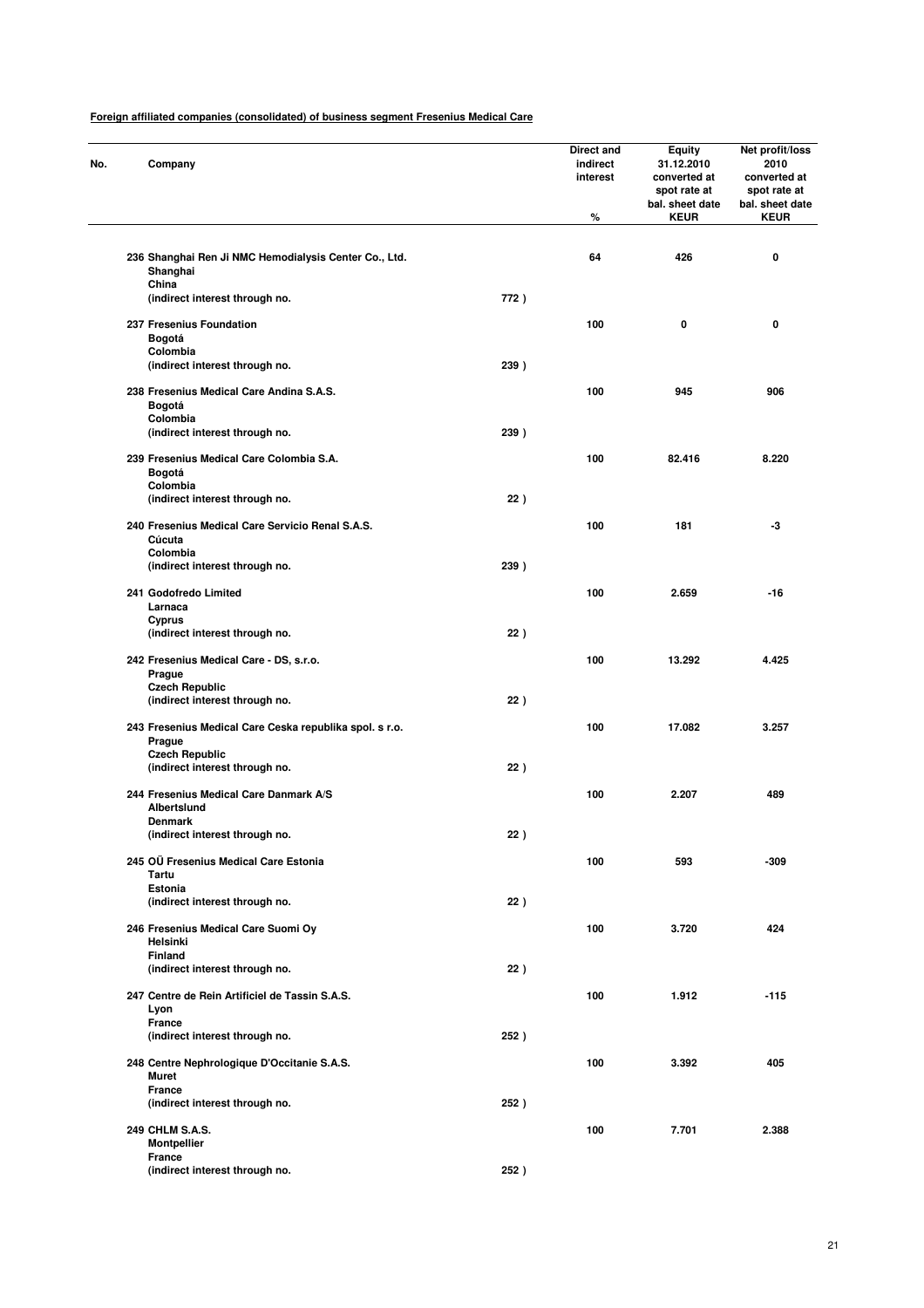**Foreign affiliated companies (consolidated) of business segment Fresenius Medical Care**

| No. | Company | | Direct and indirect interest % | Equity 31.12.2010 converted at spot rate at bal. sheet date KEUR | Net profit/loss 2010 converted at spot rate at bal. sheet date KEUR |
|---|---|---|---|---|---|
| 236 | Shanghai Ren Ji NMC Hemodialysis Center Co., Ltd.<br>Shanghai<br>China<br>(indirect interest through no. | 772 ) | 64 | 426 | 0 |
| 237 | Fresenius Foundation<br>Bogotá<br>Colombia<br>(indirect interest through no. | 239 ) | 100 | 0 | 0 |
| 238 | Fresenius Medical Care Andina S.A.S.<br>Bogotá<br>Colombia<br>(indirect interest through no. | 239 ) | 100 | 945 | 906 |
| 239 | Fresenius Medical Care Colombia S.A.<br>Bogotá<br>Colombia<br>(indirect interest through no. | 22 ) | 100 | 82.416 | 8.220 |
| 240 | Fresenius Medical Care Servicio Renal S.A.S.<br>Cúcuta<br>Colombia<br>(indirect interest through no. | 239 ) | 100 | 181 | -3 |
| 241 | Godofredo Limited<br>Larnaca<br>Cyprus<br>(indirect interest through no. | 22 ) | 100 | 2.659 | -16 |
| 242 | Fresenius Medical Care - DS, s.r.o.<br>Prague<br>Czech Republic<br>(indirect interest through no. | 22 ) | 100 | 13.292 | 4.425 |
| 243 | Fresenius Medical Care Ceska republika spol. s r.o.<br>Prague<br>Czech Republic<br>(indirect interest through no. | 22 ) | 100 | 17.082 | 3.257 |
| 244 | Fresenius Medical Care Danmark A/S<br>Albertslund<br>Denmark<br>(indirect interest through no. | 22 ) | 100 | 2.207 | 489 |
| 245 | OÜ Fresenius Medical Care Estonia<br>Tartu<br>Estonia<br>(indirect interest through no. | 22 ) | 100 | 593 | -309 |
| 246 | Fresenius Medical Care Suomi Oy<br>Helsinki<br>Finland<br>(indirect interest through no. | 22 ) | 100 | 3.720 | 424 |
| 247 | Centre de Rein Artificiel de Tassin S.A.S.<br>Lyon<br>France<br>(indirect interest through no. | 252 ) | 100 | 1.912 | -115 |
| 248 | Centre Nephrologique D'Occitanie S.A.S.<br>Muret<br>France<br>(indirect interest through no. | 252 ) | 100 | 3.392 | 405 |
| 249 | CHLM S.A.S.<br>Montpellier<br>France<br>(indirect interest through no. | 252 ) | 100 | 7.701 | 2.388 |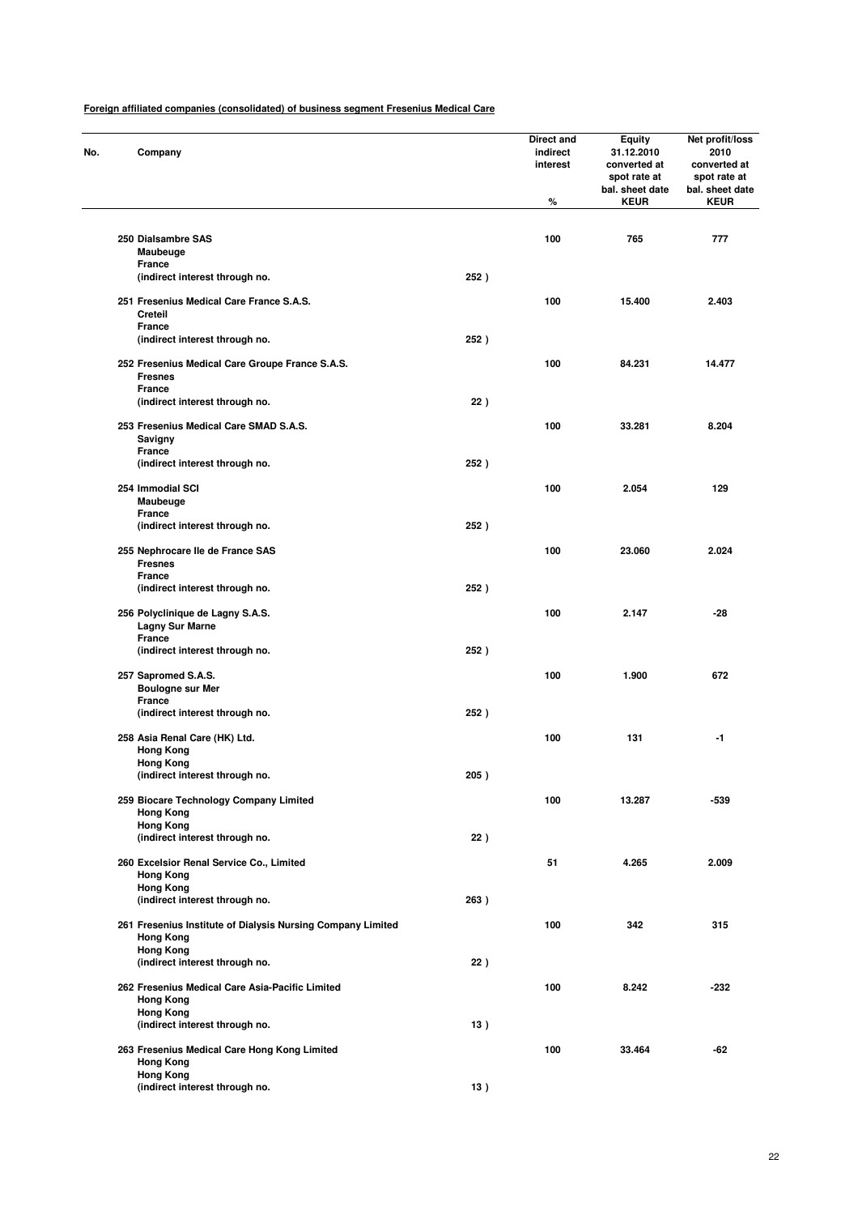**Foreign affiliated companies (consolidated) of business segment Fresenius Medical Care**

| No. | Company | | Direct and indirect interest % | Equity 31.12.2010 converted at spot rate at bal. sheet date KEUR | Net profit/loss 2010 converted at spot rate at bal. sheet date KEUR |
|---|---|---|---|---|---|
| 250 | Dialsambre SAS<br>Maubeuge<br>France<br>(indirect interest through no. | 252 ) | 100 | 765 | 777 |
| 251 | Fresenius Medical Care France S.A.S.<br>Creteil<br>France<br>(indirect interest through no. | 252 ) | 100 | 15.400 | 2.403 |
| 252 | Fresenius Medical Care Groupe France S.A.S.<br>Fresnes<br>France<br>(indirect interest through no. | 22 ) | 100 | 84.231 | 14.477 |
| 253 | Fresenius Medical Care SMAD S.A.S.<br>Savigny<br>France<br>(indirect interest through no. | 252 ) | 100 | 33.281 | 8.204 |
| 254 | Immodial SCI<br>Maubeuge<br>France<br>(indirect interest through no. | 252 ) | 100 | 2.054 | 129 |
| 255 | Nephrocare Ile de France SAS<br>Fresnes<br>France<br>(indirect interest through no. | 252 ) | 100 | 23.060 | 2.024 |
| 256 | Polyclinique de Lagny S.A.S.<br>Lagny Sur Marne<br>France<br>(indirect interest through no. | 252 ) | 100 | 2.147 | -28 |
| 257 | Sapromed S.A.S.<br>Boulogne sur Mer<br>France<br>(indirect interest through no. | 252 ) | 100 | 1.900 | 672 |
| 258 | Asia Renal Care (HK) Ltd.<br>Hong Kong<br>Hong Kong<br>(indirect interest through no. | 205 ) | 100 | 131 | -1 |
| 259 | Biocare Technology Company Limited<br>Hong Kong<br>Hong Kong<br>(indirect interest through no. | 22 ) | 100 | 13.287 | -539 |
| 260 | Excelsior Renal Service Co., Limited<br>Hong Kong<br>Hong Kong<br>(indirect interest through no. | 263 ) | 51 | 4.265 | 2.009 |
| 261 | Fresenius Institute of Dialysis Nursing Company Limited<br>Hong Kong<br>Hong Kong<br>(indirect interest through no. | 22 ) | 100 | 342 | 315 |
| 262 | Fresenius Medical Care Asia-Pacific Limited<br>Hong Kong<br>Hong Kong<br>(indirect interest through no. | 13 ) | 100 | 8.242 | -232 |
| 263 | Fresenius Medical Care Hong Kong Limited<br>Hong Kong<br>Hong Kong<br>(indirect interest through no. | 13 ) | 100 | 33.464 | -62 |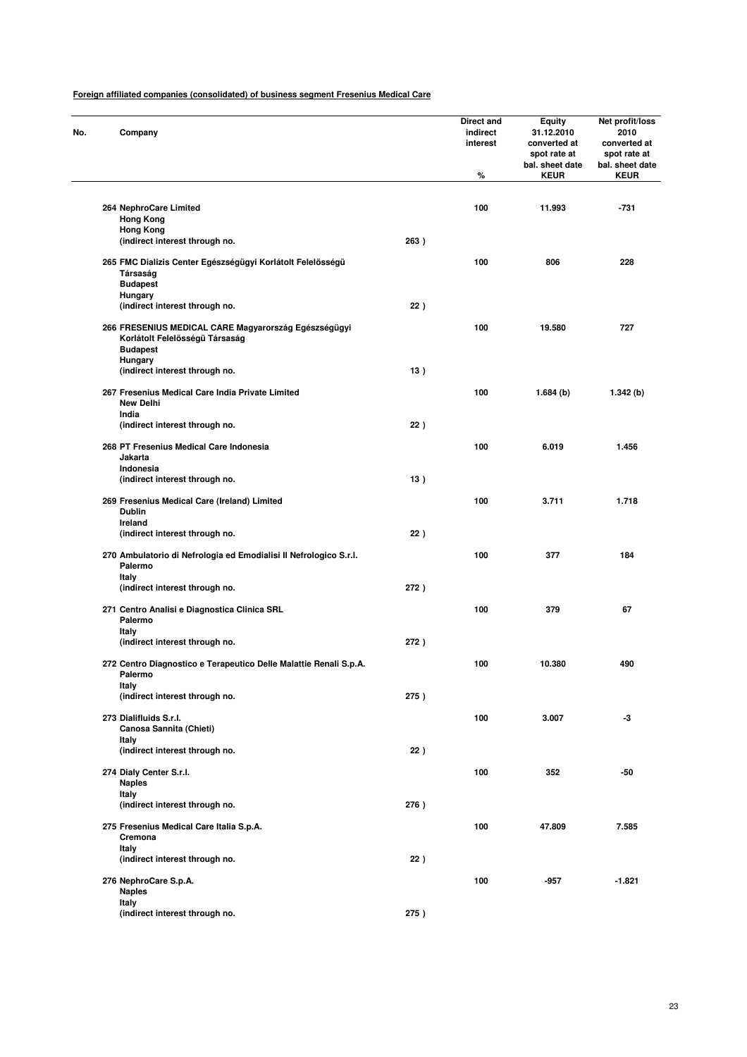**Foreign affiliated companies (consolidated) of business segment Fresenius Medical Care**

| No. | Company | | Direct and indirect interest % | Equity 31.12.2010 converted at spot rate at bal. sheet date KEUR | Net profit/loss 2010 converted at spot rate at bal. sheet date KEUR |
|---|---|---|---|---|---|
| 264 | NephroCare Limited<br>Hong Kong<br>Hong Kong<br>(indirect interest through no. | 263 ) | 100 | 11.993 | -731 |
| 265 | FMC Dializis Center Egészségügyi Korlátolt Felelösségü Társaság<br>Budapest<br>Hungary<br>(indirect interest through no. | 22 ) | 100 | 806 | 228 |
| 266 | FRESENIUS MEDICAL CARE Magyarország Egészségügyi Korlátolt Felelösségü Társaság<br>Budapest<br>Hungary<br>(indirect interest through no. | 13 ) | 100 | 19.580 | 727 |
| 267 | Fresenius Medical Care India Private Limited<br>New Delhi<br>India<br>(indirect interest through no. | 22 ) | 100 | 1.684 (b) | 1.342 (b) |
| 268 | PT Fresenius Medical Care Indonesia<br>Jakarta<br>Indonesia<br>(indirect interest through no. | 13 ) | 100 | 6.019 | 1.456 |
| 269 | Fresenius Medical Care (Ireland) Limited<br>Dublin<br>Ireland<br>(indirect interest through no. | 22 ) | 100 | 3.711 | 1.718 |
| 270 | Ambulatorio di Nefrologia ed Emodialisi Il Nefrologico S.r.l.<br>Palermo<br>Italy<br>(indirect interest through no. | 272 ) | 100 | 377 | 184 |
| 271 | Centro Analisi e Diagnostica Clinica SRL<br>Palermo<br>Italy<br>(indirect interest through no. | 272 ) | 100 | 379 | 67 |
| 272 | Centro Diagnostico e Terapeutico Delle Malattie Renali S.p.A.<br>Palermo<br>Italy<br>(indirect interest through no. | 275 ) | 100 | 10.380 | 490 |
| 273 | Dialifluids S.r.l.<br>Canosa Sannita (Chieti)<br>Italy<br>(indirect interest through no. | 22 ) | 100 | 3.007 | -3 |
| 274 | Dialy Center S.r.l.<br>Naples<br>Italy<br>(indirect interest through no. | 276 ) | 100 | 352 | -50 |
| 275 | Fresenius Medical Care Italia S.p.A.<br>Cremona<br>Italy<br>(indirect interest through no. | 22 ) | 100 | 47.809 | 7.585 |
| 276 | NephroCare S.p.A.<br>Naples<br>Italy<br>(indirect interest through no. | 275 ) | 100 | -957 | -1.821 |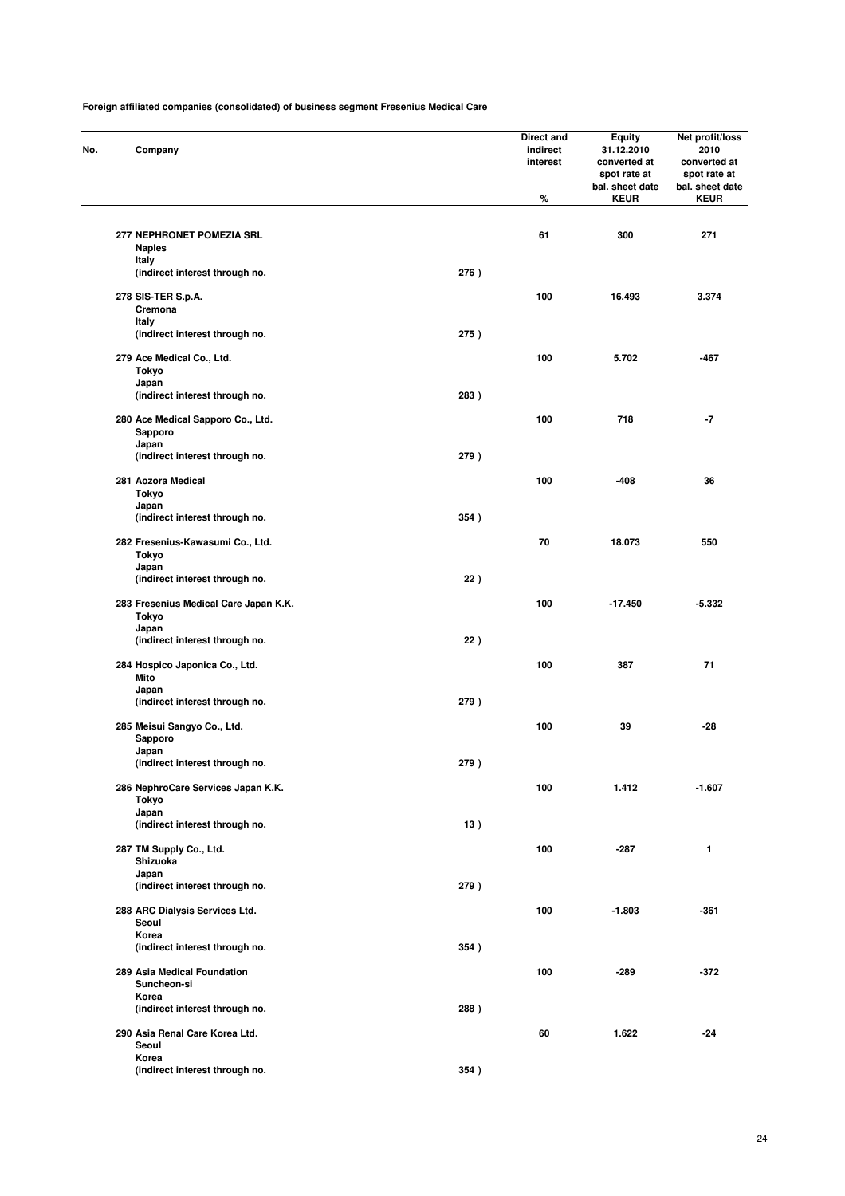**Foreign affiliated companies (consolidated) of business segment Fresenius Medical Care**

| No. | Company | | Direct and indirect interest % | Equity 31.12.2010 converted at spot rate at bal. sheet date KEUR | Net profit/loss 2010 converted at spot rate at bal. sheet date KEUR |
|---|---|---|---|---|---|
| 277 | NEPHRONET POMEZIA SRL<br>Naples<br>Italy<br>(indirect interest through no. | 276 ) | 61 | 300 | 271 |
| 278 | SIS-TER S.p.A.<br>Cremona<br>Italy<br>(indirect interest through no. | 275 ) | 100 | 16.493 | 3.374 |
| 279 | Ace Medical Co., Ltd.<br>Tokyo<br>Japan<br>(indirect interest through no. | 283 ) | 100 | 5.702 | -467 |
| 280 | Ace Medical Sapporo Co., Ltd.<br>Sapporo<br>Japan<br>(indirect interest through no. | 279 ) | 100 | 718 | -7 |
| 281 | Aozora Medical<br>Tokyo<br>Japan<br>(indirect interest through no. | 354 ) | 100 | -408 | 36 |
| 282 | Fresenius-Kawasumi Co., Ltd.<br>Tokyo<br>Japan<br>(indirect interest through no. | 22 ) | 70 | 18.073 | 550 |
| 283 | Fresenius Medical Care Japan K.K.<br>Tokyo<br>Japan<br>(indirect interest through no. | 22 ) | 100 | -17.450 | -5.332 |
| 284 | Hospico Japonica Co., Ltd.<br>Mito<br>Japan<br>(indirect interest through no. | 279 ) | 100 | 387 | 71 |
| 285 | Meisui Sangyo Co., Ltd.<br>Sapporo<br>Japan<br>(indirect interest through no. | 279 ) | 100 | 39 | -28 |
| 286 | NephroCare Services Japan K.K.<br>Tokyo<br>Japan<br>(indirect interest through no. | 13 ) | 100 | 1.412 | -1.607 |
| 287 | TM Supply Co., Ltd.<br>Shizuoka<br>Japan<br>(indirect interest through no. | 279 ) | 100 | -287 | 1 |
| 288 | ARC Dialysis Services Ltd.<br>Seoul<br>Korea<br>(indirect interest through no. | 354 ) | 100 | -1.803 | -361 |
| 289 | Asia Medical Foundation<br>Suncheon-si<br>Korea<br>(indirect interest through no. | 288 ) | 100 | -289 | -372 |
| 290 | Asia Renal Care Korea Ltd.<br>Seoul<br>Korea<br>(indirect interest through no. | 354 ) | 60 | 1.622 | -24 |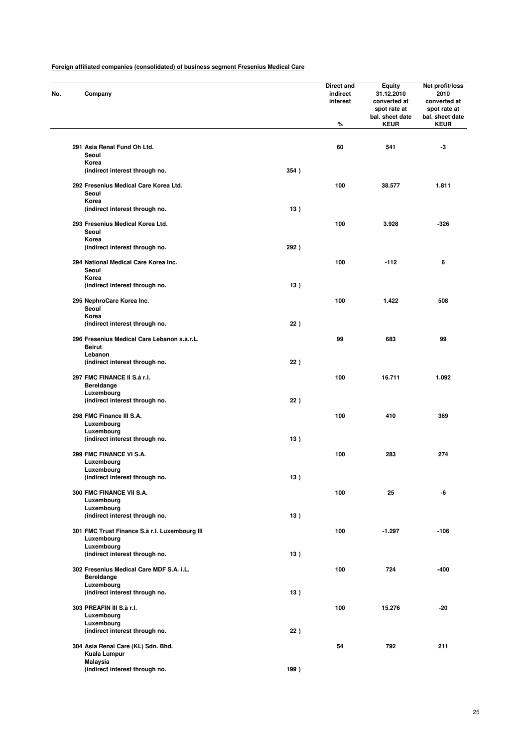**Foreign affiliated companies (consolidated) of business segment Fresenius Medical Care**

| No. | Company | | Direct and indirect interest % | Equity 31.12.2010 converted at spot rate at bal. sheet date KEUR | Net profit/loss 2010 converted at spot rate at bal. sheet date KEUR |
|---|---|---|---|---|---|
| 291 | Asia Renal Fund Oh Ltd. Seoul Korea (indirect interest through no. | 354 ) | 60 | 541 | -3 |
| 292 | Fresenius Medical Care Korea Ltd. Seoul Korea (indirect interest through no. | 13 ) | 100 | 38.577 | 1.811 |
| 293 | Fresenius Medical Korea Ltd. Seoul Korea (indirect interest through no. | 292 ) | 100 | 3.928 | -326 |
| 294 | National Medical Care Korea Inc. Seoul Korea (indirect interest through no. | 13 ) | 100 | -112 | 6 |
| 295 | NephroCare Korea Inc. Seoul Korea (indirect interest through no. | 22 ) | 100 | 1.422 | 508 |
| 296 | Fresenius Medical Care Lebanon s.a.r.L. Beirut Lebanon (indirect interest through no. | 22 ) | 99 | 683 | 99 |
| 297 | FMC FINANCE II S.à r.l. Bereldange Luxembourg (indirect interest through no. | 22 ) | 100 | 16.711 | 1.092 |
| 298 | FMC Finance III S.A. Luxembourg Luxembourg (indirect interest through no. | 13 ) | 100 | 410 | 369 |
| 299 | FMC FINANCE VI S.A. Luxembourg Luxembourg (indirect interest through no. | 13 ) | 100 | 283 | 274 |
| 300 | FMC FINANCE VII S.A. Luxembourg Luxembourg (indirect interest through no. | 13 ) | 100 | 25 | -6 |
| 301 | FMC Trust Finance S.à r.l. Luxembourg III Luxembourg Luxembourg (indirect interest through no. | 13 ) | 100 | -1.297 | -106 |
| 302 | Fresenius Medical Care MDF S.A. i.L. Bereldange Luxembourg (indirect interest through no. | 13 ) | 100 | 724 | -400 |
| 303 | PREAFIN III S.à r.l. Luxembourg Luxembourg (indirect interest through no. | 22 ) | 100 | 15.276 | -20 |
| 304 | Asia Renal Care (KL) Sdn. Bhd. Kuala Lumpur Malaysia (indirect interest through no. | 199 ) | 54 | 792 | 211 |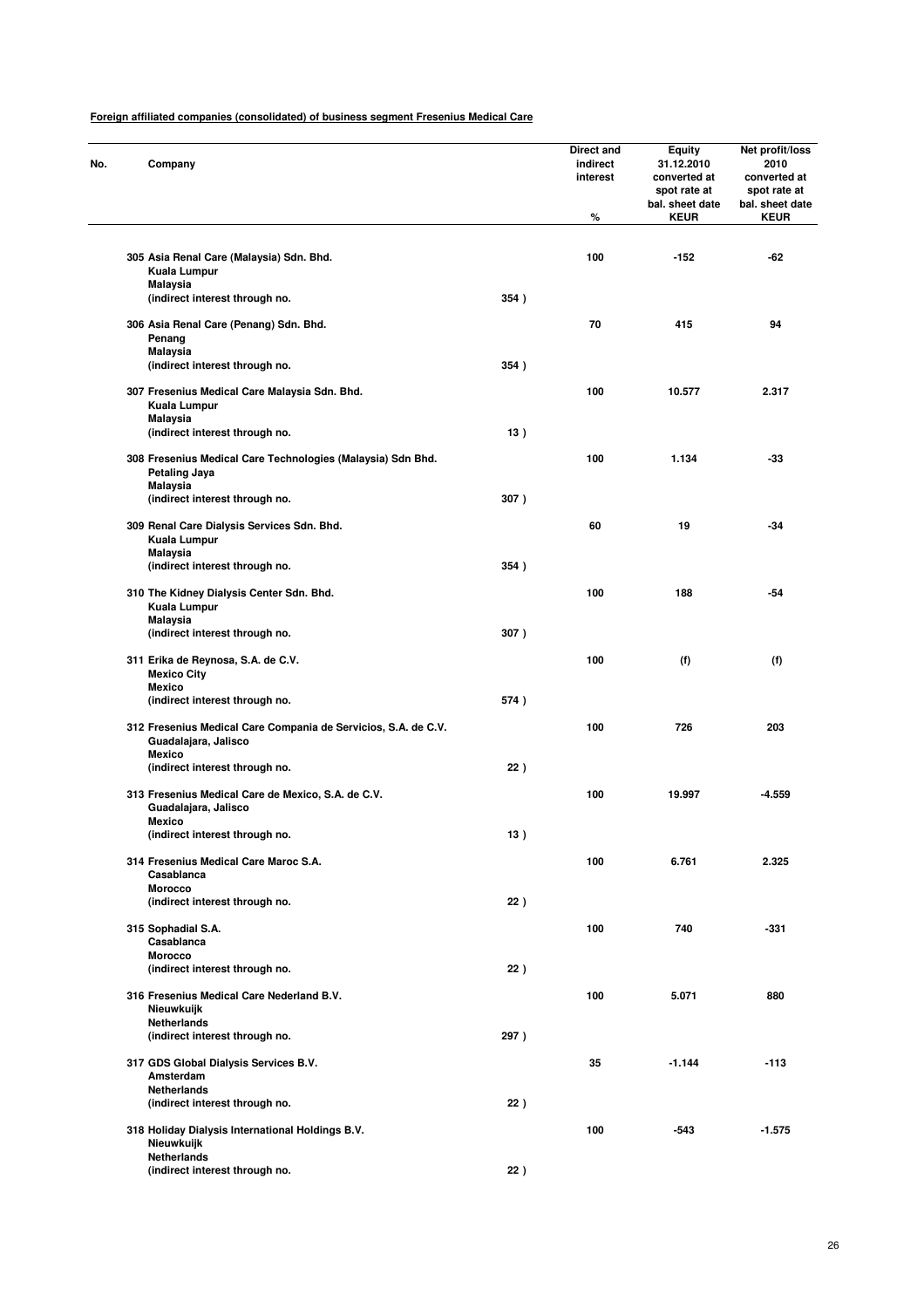**Foreign affiliated companies (consolidated) of business segment Fresenius Medical Care**

| No. | Company | | Direct and indirect interest<br>% | Equity 31.12.2010 converted at spot rate at bal. sheet date<br>KEUR | Net profit/loss 2010 converted at spot rate at bal. sheet date<br>KEUR |
|---|---|---|---|---|---|
| 305 | Asia Renal Care (Malaysia) Sdn. Bhd.<br>Kuala Lumpur<br>Malaysia<br>(indirect interest through no. | 354 ) | 100 | -152 | -62 |
| 306 | Asia Renal Care (Penang) Sdn. Bhd.<br>Penang<br>Malaysia<br>(indirect interest through no. | 354 ) | 70 | 415 | 94 |
| 307 | Fresenius Medical Care Malaysia Sdn. Bhd.<br>Kuala Lumpur<br>Malaysia<br>(indirect interest through no. | 13 ) | 100 | 10.577 | 2.317 |
| 308 | Fresenius Medical Care Technologies (Malaysia) Sdn Bhd.<br>Petaling Jaya<br>Malaysia<br>(indirect interest through no. | 307 ) | 100 | 1.134 | -33 |
| 309 | Renal Care Dialysis Services Sdn. Bhd.<br>Kuala Lumpur<br>Malaysia<br>(indirect interest through no. | 354 ) | 60 | 19 | -34 |
| 310 | The Kidney Dialysis Center Sdn. Bhd.<br>Kuala Lumpur<br>Malaysia<br>(indirect interest through no. | 307 ) | 100 | 188 | -54 |
| 311 | Erika de Reynosa, S.A. de C.V.<br>Mexico City<br>Mexico<br>(indirect interest through no. | 574 ) | 100 | (f) | (f) |
| 312 | Fresenius Medical Care Compania de Servicios, S.A. de C.V.<br>Guadalajara, Jalisco<br>Mexico<br>(indirect interest through no. | 22 ) | 100 | 726 | 203 |
| 313 | Fresenius Medical Care de Mexico, S.A. de C.V.<br>Guadalajara, Jalisco<br>Mexico<br>(indirect interest through no. | 13 ) | 100 | 19.997 | -4.559 |
| 314 | Fresenius Medical Care Maroc S.A.<br>Casablanca<br>Morocco<br>(indirect interest through no. | 22 ) | 100 | 6.761 | 2.325 |
| 315 | Sophadial S.A.<br>Casablanca<br>Morocco<br>(indirect interest through no. | 22 ) | 100 | 740 | -331 |
| 316 | Fresenius Medical Care Nederland B.V.<br>Nieuwkuijk<br>Netherlands<br>(indirect interest through no. | 297 ) | 100 | 5.071 | 880 |
| 317 | GDS Global Dialysis Services B.V.<br>Amsterdam<br>Netherlands<br>(indirect interest through no. | 22 ) | 35 | -1.144 | -113 |
| 318 | Holiday Dialysis International Holdings B.V.<br>Nieuwkuijk<br>Netherlands<br>(indirect interest through no. | 22 ) | 100 | -543 | -1.575 |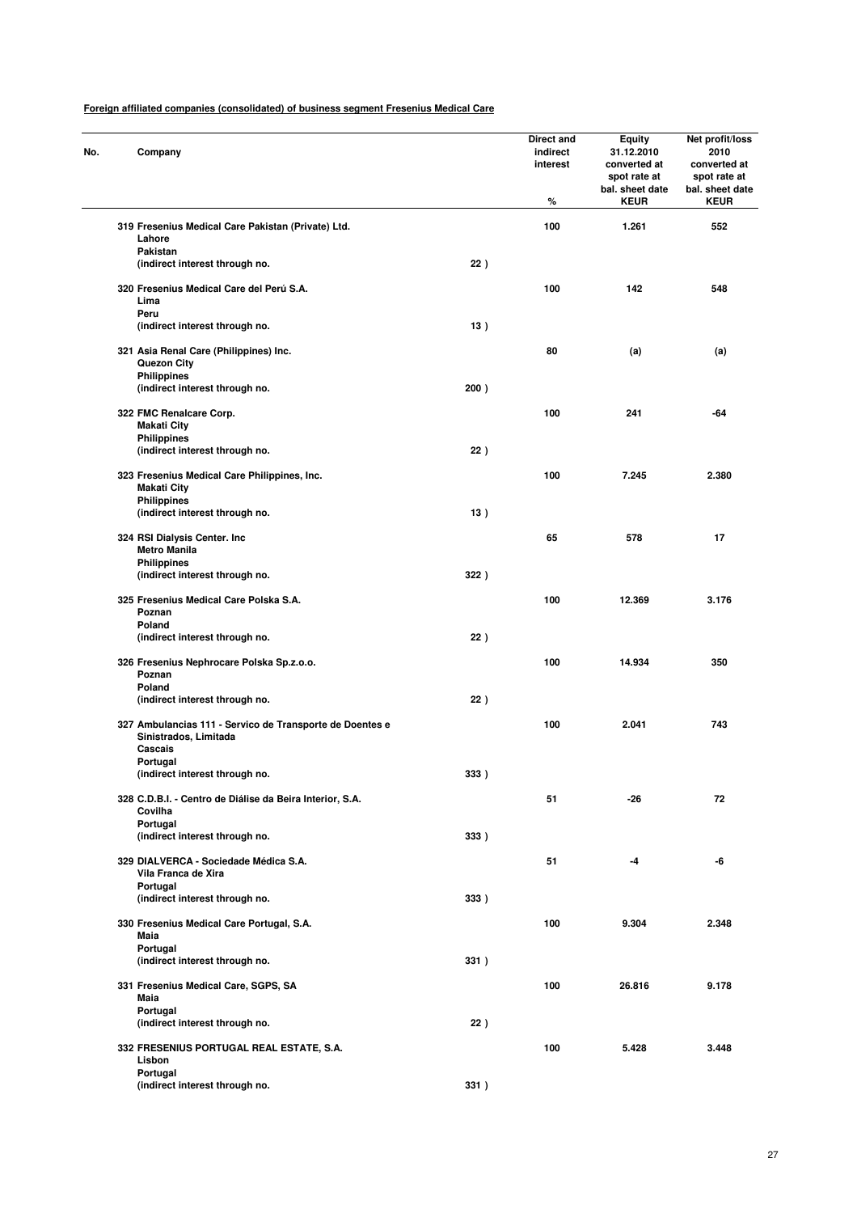**Foreign affiliated companies (consolidated) of business segment Fresenius Medical Care**

| No. | Company | | Direct and indirect interest<br>% | Equity 31.12.2010 converted at spot rate at bal. sheet date<br>KEUR | Net profit/loss 2010 converted at spot rate at bal. sheet date<br>KEUR |
|---|---|---|---|---|---|
| 319 | Fresenius Medical Care Pakistan (Private) Ltd.<br>Lahore<br>Pakistan<br>(indirect interest through no. | 22 ) | 100 | 1.261 | 552 |
| 320 | Fresenius Medical Care del Perú S.A.<br>Lima<br>Peru<br>(indirect interest through no. | 13 ) | 100 | 142 | 548 |
| 321 | Asia Renal Care (Philippines) Inc.<br>Quezon City<br>Philippines<br>(indirect interest through no. | 200 ) | 80 | (a) | (a) |
| 322 | FMC Renalcare Corp.<br>Makati City<br>Philippines<br>(indirect interest through no. | 22 ) | 100 | 241 | -64 |
| 323 | Fresenius Medical Care Philippines, Inc.<br>Makati City<br>Philippines<br>(indirect interest through no. | 13 ) | 100 | 7.245 | 2.380 |
| 324 | RSI Dialysis Center. Inc<br>Metro Manila<br>Philippines<br>(indirect interest through no. | 322 ) | 65 | 578 | 17 |
| 325 | Fresenius Medical Care Polska S.A.<br>Poznan<br>Poland<br>(indirect interest through no. | 22 ) | 100 | 12.369 | 3.176 |
| 326 | Fresenius Nephrocare Polska Sp.z.o.o.<br>Poznan<br>Poland<br>(indirect interest through no. | 22 ) | 100 | 14.934 | 350 |
| 327 | Ambulancias 111 - Servico de Transporte de Doentes e Sinistrados, Limitada<br>Cascais<br>Portugal<br>(indirect interest through no. | 333 ) | 100 | 2.041 | 743 |
| 328 | C.D.B.I. - Centro de Diálise da Beira Interior, S.A.<br>Covilha<br>Portugal<br>(indirect interest through no. | 333 ) | 51 | -26 | 72 |
| 329 | DIALVERCA - Sociedade Médica S.A.<br>Vila Franca de Xira<br>Portugal<br>(indirect interest through no. | 333 ) | 51 | -4 | -6 |
| 330 | Fresenius Medical Care Portugal, S.A.<br>Maia<br>Portugal<br>(indirect interest through no. | 331 ) | 100 | 9.304 | 2.348 |
| 331 | Fresenius Medical Care, SGPS, SA<br>Maia<br>Portugal<br>(indirect interest through no. | 22 ) | 100 | 26.816 | 9.178 |
| 332 | FRESENIUS PORTUGAL REAL ESTATE, S.A.<br>Lisbon<br>Portugal<br>(indirect interest through no. | 331 ) | 100 | 5.428 | 3.448 |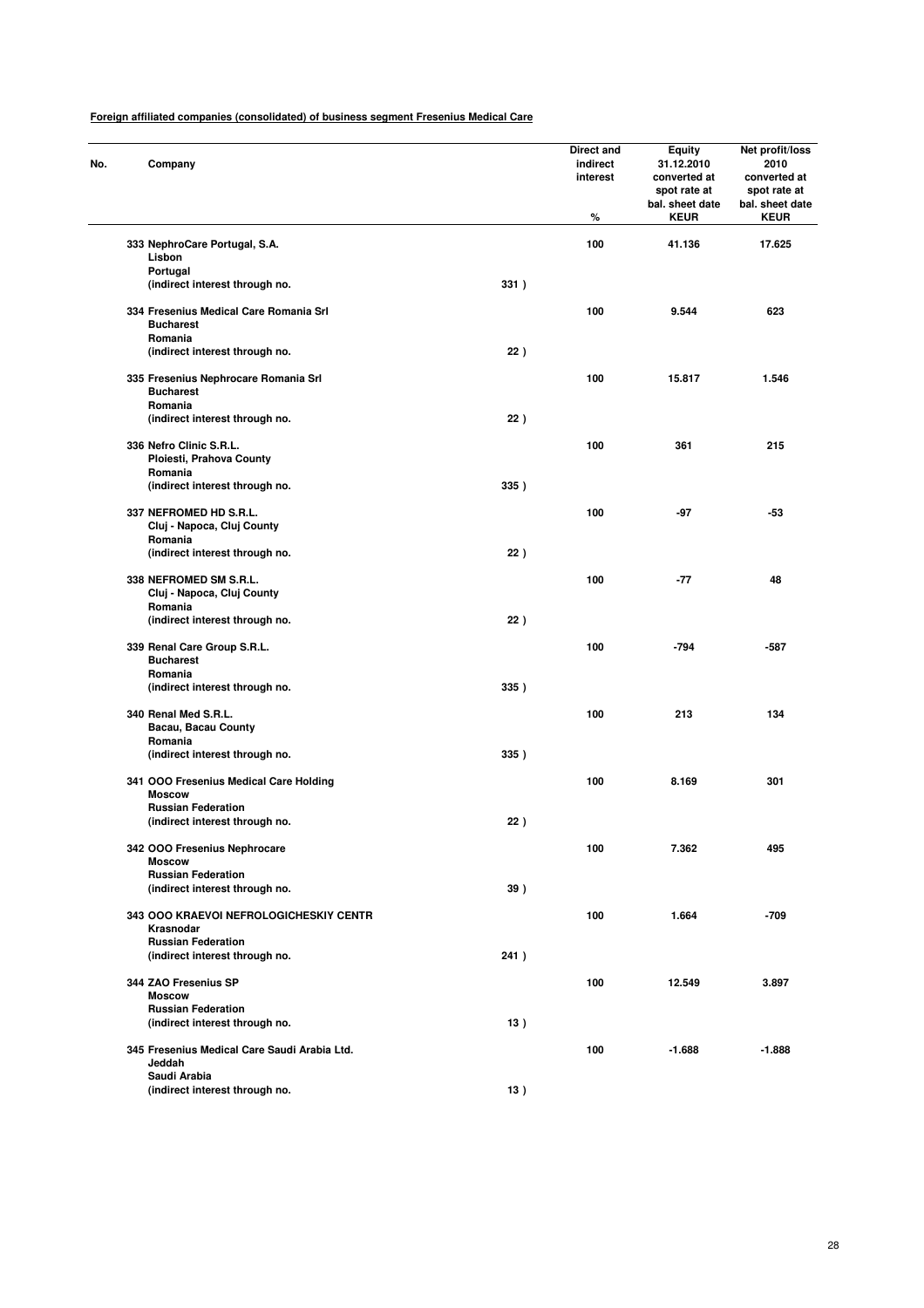**Foreign affiliated companies (consolidated) of business segment Fresenius Medical Care**

| No. | Company | | Direct and indirect interest % | Equity 31.12.2010 converted at spot rate at bal. sheet date KEUR | Net profit/loss 2010 converted at spot rate at bal. sheet date KEUR |
|---|---|---|---|---|---|
| 333 | NephroCare Portugal, S.A.<br>Lisbon<br>Portugal<br>(indirect interest through no. | 331 ) | 100 | 41.136 | 17.625 |
| 334 | Fresenius Medical Care Romania Srl<br>Bucharest<br>Romania<br>(indirect interest through no. | 22 ) | 100 | 9.544 | 623 |
| 335 | Fresenius Nephrocare Romania Srl<br>Bucharest<br>Romania<br>(indirect interest through no. | 22 ) | 100 | 15.817 | 1.546 |
| 336 | Nefro Clinic S.R.L.<br>Ploiesti, Prahova County<br>Romania<br>(indirect interest through no. | 335 ) | 100 | 361 | 215 |
| 337 | NEFROMED HD S.R.L.<br>Cluj - Napoca, Cluj County<br>Romania<br>(indirect interest through no. | 22 ) | 100 | -97 | -53 |
| 338 | NEFROMED SM S.R.L.<br>Cluj - Napoca, Cluj County<br>Romania<br>(indirect interest through no. | 22 ) | 100 | -77 | 48 |
| 339 | Renal Care Group S.R.L.<br>Bucharest<br>Romania<br>(indirect interest through no. | 335 ) | 100 | -794 | -587 |
| 340 | Renal Med S.R.L.<br>Bacau, Bacau County<br>Romania<br>(indirect interest through no. | 335 ) | 100 | 213 | 134 |
| 341 | OOO Fresenius Medical Care Holding<br>Moscow<br>Russian Federation<br>(indirect interest through no. | 22 ) | 100 | 8.169 | 301 |
| 342 | OOO Fresenius Nephrocare<br>Moscow<br>Russian Federation<br>(indirect interest through no. | 39 ) | 100 | 7.362 | 495 |
| 343 | OOO KRAEVOI NEFROLOGICHESKIY CENTR<br>Krasnodar<br>Russian Federation<br>(indirect interest through no. | 241 ) | 100 | 1.664 | -709 |
| 344 | ZAO Fresenius SP<br>Moscow<br>Russian Federation<br>(indirect interest through no. | 13 ) | 100 | 12.549 | 3.897 |
| 345 | Fresenius Medical Care Saudi Arabia Ltd.<br>Jeddah<br>Saudi Arabia<br>(indirect interest through no. | 13 ) | 100 | -1.688 | -1.888 |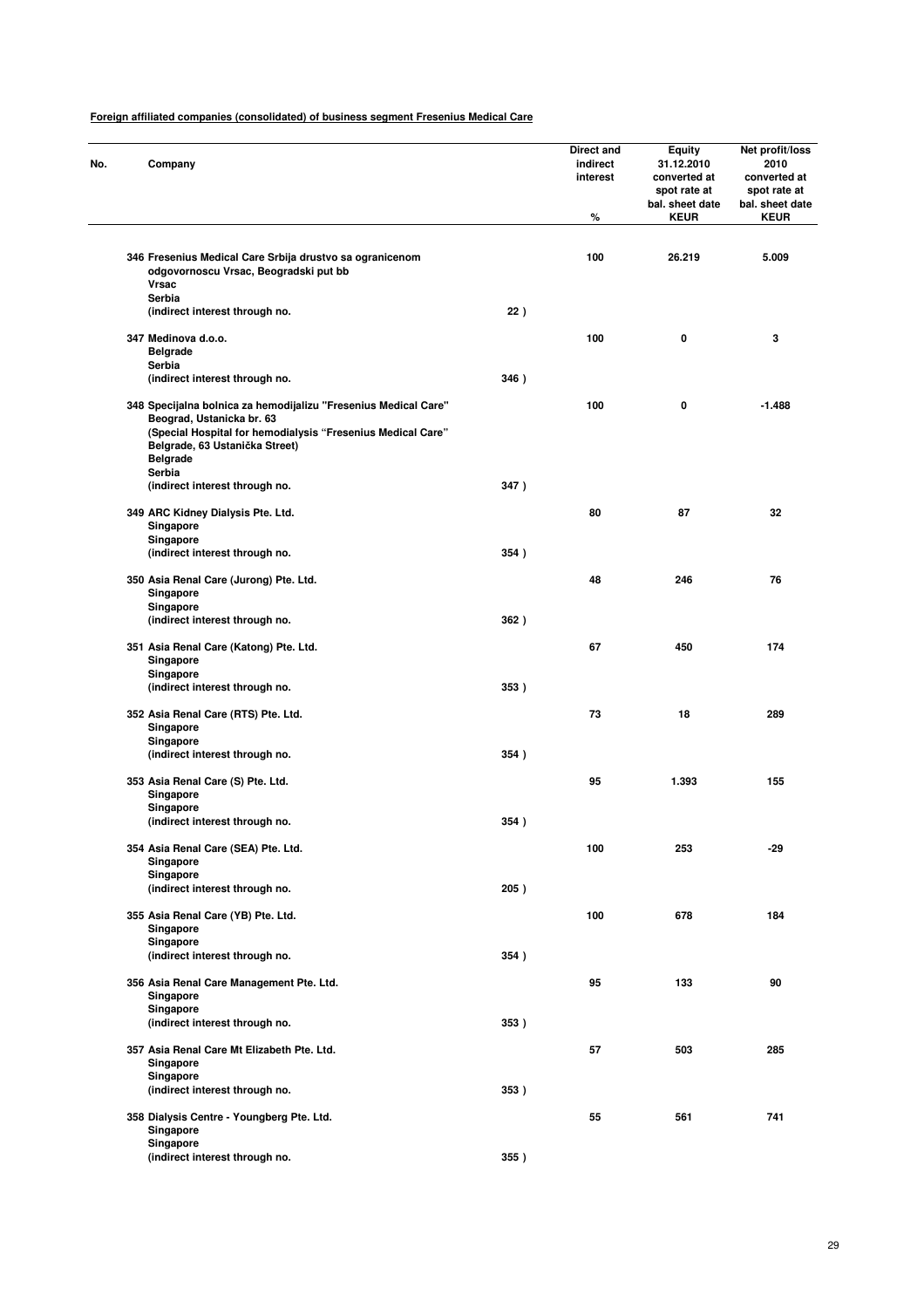**Foreign affiliated companies (consolidated) of business segment Fresenius Medical Care**

| No. | Company | | Direct and indirect interest % | Equity 31.12.2010 converted at spot rate at bal. sheet date KEUR | Net profit/loss 2010 converted at spot rate at bal. sheet date KEUR |
|---|---|---|---|---|---|
| 346 | Fresenius Medical Care Srbija drustvo sa ogranicenom odgovornoscu Vrsac, Beogradski put bb<br>Vrsac<br>Serbia<br>(indirect interest through no. | 22 ) | 100 | 26.219 | 5.009 |
| 347 | Medinova d.o.o.<br>Belgrade<br>Serbia<br>(indirect interest through no. | 346 ) | 100 | 0 | 3 |
| 348 | Specijalna bolnica za hemodijalizu "Fresenius Medical Care" Beograd, Ustanicka br. 63<br>(Special Hospital for hemodialysis "Fresenius Medical Care" Belgrade, 63 Ustanička Street)<br>Belgrade<br>Serbia<br>(indirect interest through no. | 347 ) | 100 | 0 | -1.488 |
| 349 | ARC Kidney Dialysis Pte. Ltd.<br>Singapore<br>Singapore<br>(indirect interest through no. | 354 ) | 80 | 87 | 32 |
| 350 | Asia Renal Care (Jurong) Pte. Ltd.<br>Singapore<br>Singapore<br>(indirect interest through no. | 362 ) | 48 | 246 | 76 |
| 351 | Asia Renal Care (Katong) Pte. Ltd.<br>Singapore<br>Singapore<br>(indirect interest through no. | 353 ) | 67 | 450 | 174 |
| 352 | Asia Renal Care (RTS) Pte. Ltd.<br>Singapore<br>Singapore<br>(indirect interest through no. | 354 ) | 73 | 18 | 289 |
| 353 | Asia Renal Care (S) Pte. Ltd.<br>Singapore<br>Singapore<br>(indirect interest through no. | 354 ) | 95 | 1.393 | 155 |
| 354 | Asia Renal Care (SEA) Pte. Ltd.<br>Singapore<br>Singapore<br>(indirect interest through no. | 205 ) | 100 | 253 | -29 |
| 355 | Asia Renal Care (YB) Pte. Ltd.<br>Singapore<br>Singapore<br>(indirect interest through no. | 354 ) | 100 | 678 | 184 |
| 356 | Asia Renal Care Management Pte. Ltd.<br>Singapore<br>Singapore<br>(indirect interest through no. | 353 ) | 95 | 133 | 90 |
| 357 | Asia Renal Care Mt Elizabeth Pte. Ltd.<br>Singapore<br>Singapore<br>(indirect interest through no. | 353 ) | 57 | 503 | 285 |
| 358 | Dialysis Centre - Youngberg Pte. Ltd.<br>Singapore<br>Singapore<br>(indirect interest through no. | 355 ) | 55 | 561 | 741 |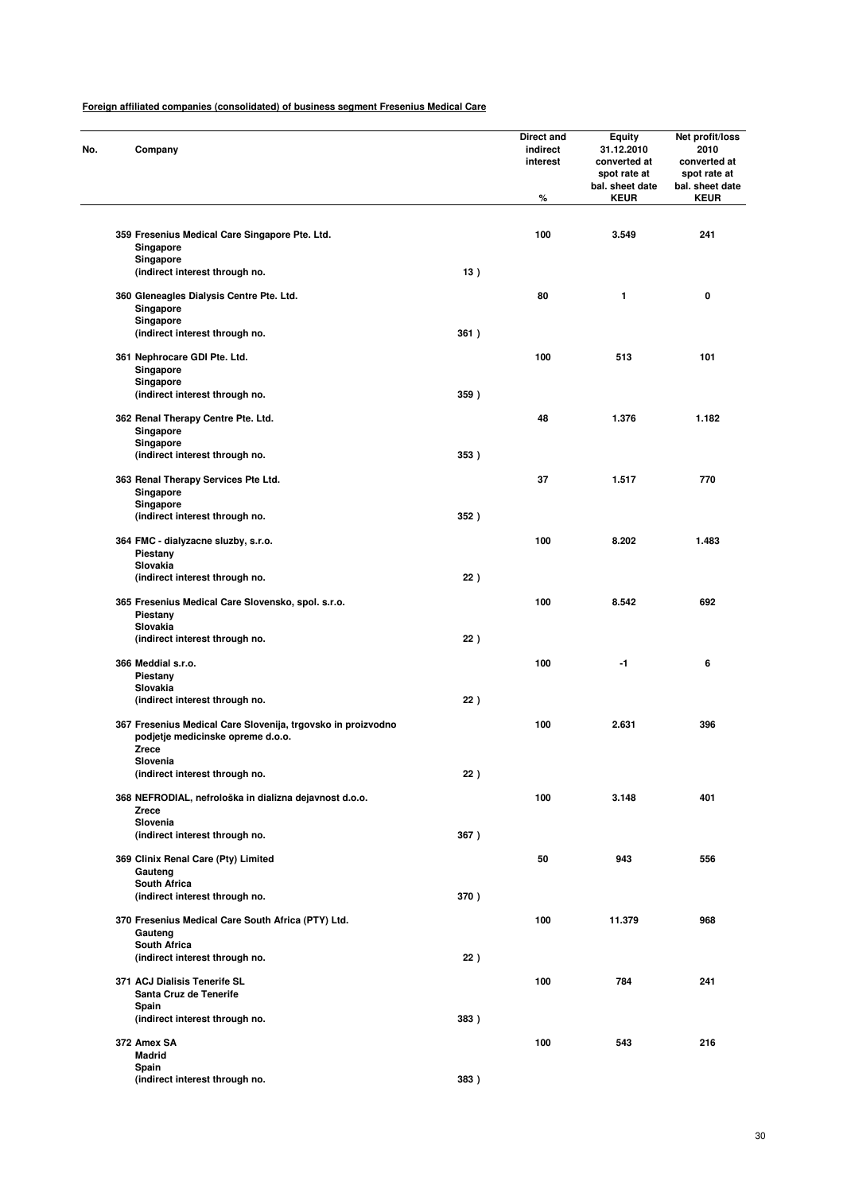**Foreign affiliated companies (consolidated) of business segment Fresenius Medical Care**

| No. | Company | | Direct and indirect interest % | Equity 31.12.2010 converted at spot rate at bal. sheet date KEUR | Net profit/loss 2010 converted at spot rate at bal. sheet date KEUR |
|---|---|---|---|---|---|
| 359 | Fresenius Medical Care Singapore Pte. Ltd.<br>Singapore<br>Singapore<br>(indirect interest through no. | 13 ) | 100 | 3.549 | 241 |
| 360 | Gleneagles Dialysis Centre Pte. Ltd.<br>Singapore<br>Singapore<br>(indirect interest through no. | 361 ) | 80 | 1 | 0 |
| 361 | Nephrocare GDI Pte. Ltd.<br>Singapore<br>Singapore<br>(indirect interest through no. | 359 ) | 100 | 513 | 101 |
| 362 | Renal Therapy Centre Pte. Ltd.<br>Singapore<br>Singapore<br>(indirect interest through no. | 353 ) | 48 | 1.376 | 1.182 |
| 363 | Renal Therapy Services Pte Ltd.<br>Singapore<br>Singapore<br>(indirect interest through no. | 352 ) | 37 | 1.517 | 770 |
| 364 | FMC - dialyzacne sluzby, s.r.o.<br>Piestany<br>Slovakia<br>(indirect interest through no. | 22 ) | 100 | 8.202 | 1.483 |
| 365 | Fresenius Medical Care Slovensko, spol. s.r.o.<br>Piestany<br>Slovakia<br>(indirect interest through no. | 22 ) | 100 | 8.542 | 692 |
| 366 | Meddial s.r.o.<br>Piestany<br>Slovakia<br>(indirect interest through no. | 22 ) | 100 | -1 | 6 |
| 367 | Fresenius Medical Care Slovenija, trgovsko in proizvodno podjetje medicinske opreme d.o.o.<br>Zrece<br>Slovenia<br>(indirect interest through no. | 22 ) | 100 | 2.631 | 396 |
| 368 | NEFRODIAL, nefrološka in dializna dejavnost d.o.o.<br>Zrece<br>Slovenia<br>(indirect interest through no. | 367 ) | 100 | 3.148 | 401 |
| 369 | Clinix Renal Care (Pty) Limited<br>Gauteng<br>South Africa<br>(indirect interest through no. | 370 ) | 50 | 943 | 556 |
| 370 | Fresenius Medical Care South Africa (PTY) Ltd.<br>Gauteng<br>South Africa<br>(indirect interest through no. | 22 ) | 100 | 11.379 | 968 |
| 371 | ACJ Dialisis Tenerife SL<br>Santa Cruz de Tenerife<br>Spain<br>(indirect interest through no. | 383 ) | 100 | 784 | 241 |
| 372 | Amex SA<br>Madrid<br>Spain<br>(indirect interest through no. | 383 ) | 100 | 543 | 216 |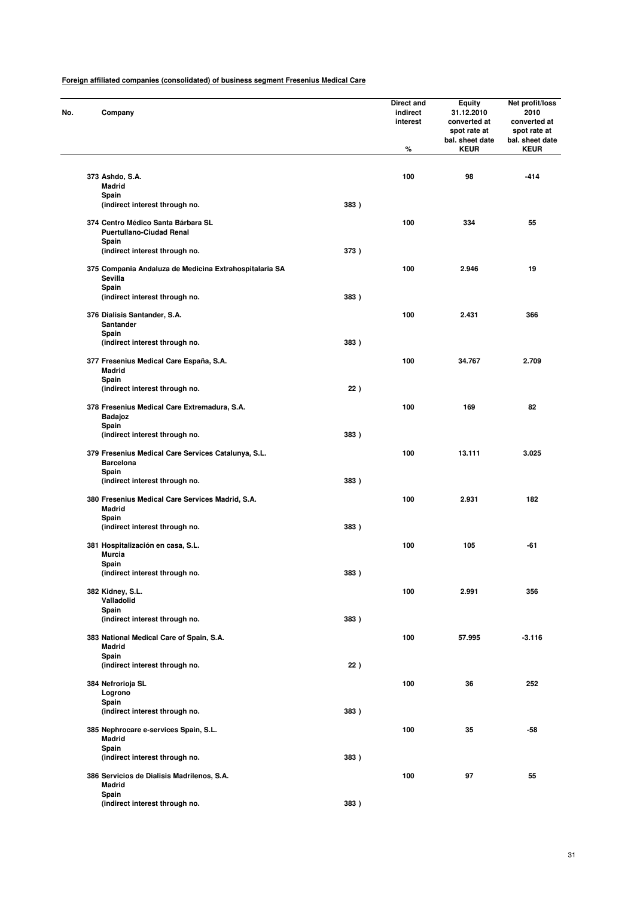**Foreign affiliated companies (consolidated) of business segment Fresenius Medical Care**

| No. | Company | | Direct and indirect interest % | Equity 31.12.2010 converted at spot rate at bal. sheet date KEUR | Net profit/loss 2010 converted at spot rate at bal. sheet date KEUR |
|---|---|---|---|---|---|
| 373 | Ashdo, S.A.<br>Madrid<br>Spain<br>(indirect interest through no. | 383 ) | 100 | 98 | -414 |
| 374 | Centro Médico Santa Bárbara SL<br>Puertullano-Ciudad Renal<br>Spain<br>(indirect interest through no. | 373 ) | 100 | 334 | 55 |
| 375 | Compania Andaluza de Medicina Extrahospitalaria SA<br>Sevilla<br>Spain<br>(indirect interest through no. | 383 ) | 100 | 2.946 | 19 |
| 376 | Dialisis Santander, S.A.<br>Santander<br>Spain<br>(indirect interest through no. | 383 ) | 100 | 2.431 | 366 |
| 377 | Fresenius Medical Care España, S.A.<br>Madrid<br>Spain<br>(indirect interest through no. | 22 ) | 100 | 34.767 | 2.709 |
| 378 | Fresenius Medical Care Extremadura, S.A.<br>Badajoz<br>Spain<br>(indirect interest through no. | 383 ) | 100 | 169 | 82 |
| 379 | Fresenius Medical Care Services Catalunya, S.L.<br>Barcelona<br>Spain<br>(indirect interest through no. | 383 ) | 100 | 13.111 | 3.025 |
| 380 | Fresenius Medical Care Services Madrid, S.A.<br>Madrid<br>Spain<br>(indirect interest through no. | 383 ) | 100 | 2.931 | 182 |
| 381 | Hospitalización en casa, S.L.<br>Murcia<br>Spain<br>(indirect interest through no. | 383 ) | 100 | 105 | -61 |
| 382 | Kidney, S.L.<br>Valladolid<br>Spain<br>(indirect interest through no. | 383 ) | 100 | 2.991 | 356 |
| 383 | National Medical Care of Spain, S.A.<br>Madrid<br>Spain<br>(indirect interest through no. | 22 ) | 100 | 57.995 | -3.116 |
| 384 | Nefrorioja SL<br>Logrono<br>Spain<br>(indirect interest through no. | 383 ) | 100 | 36 | 252 |
| 385 | Nephrocare e-services Spain, S.L.<br>Madrid<br>Spain<br>(indirect interest through no. | 383 ) | 100 | 35 | -58 |
| 386 | Servicios de Dialisis Madrilenos, S.A.<br>Madrid<br>Spain<br>(indirect interest through no. | 383 ) | 100 | 97 | 55 |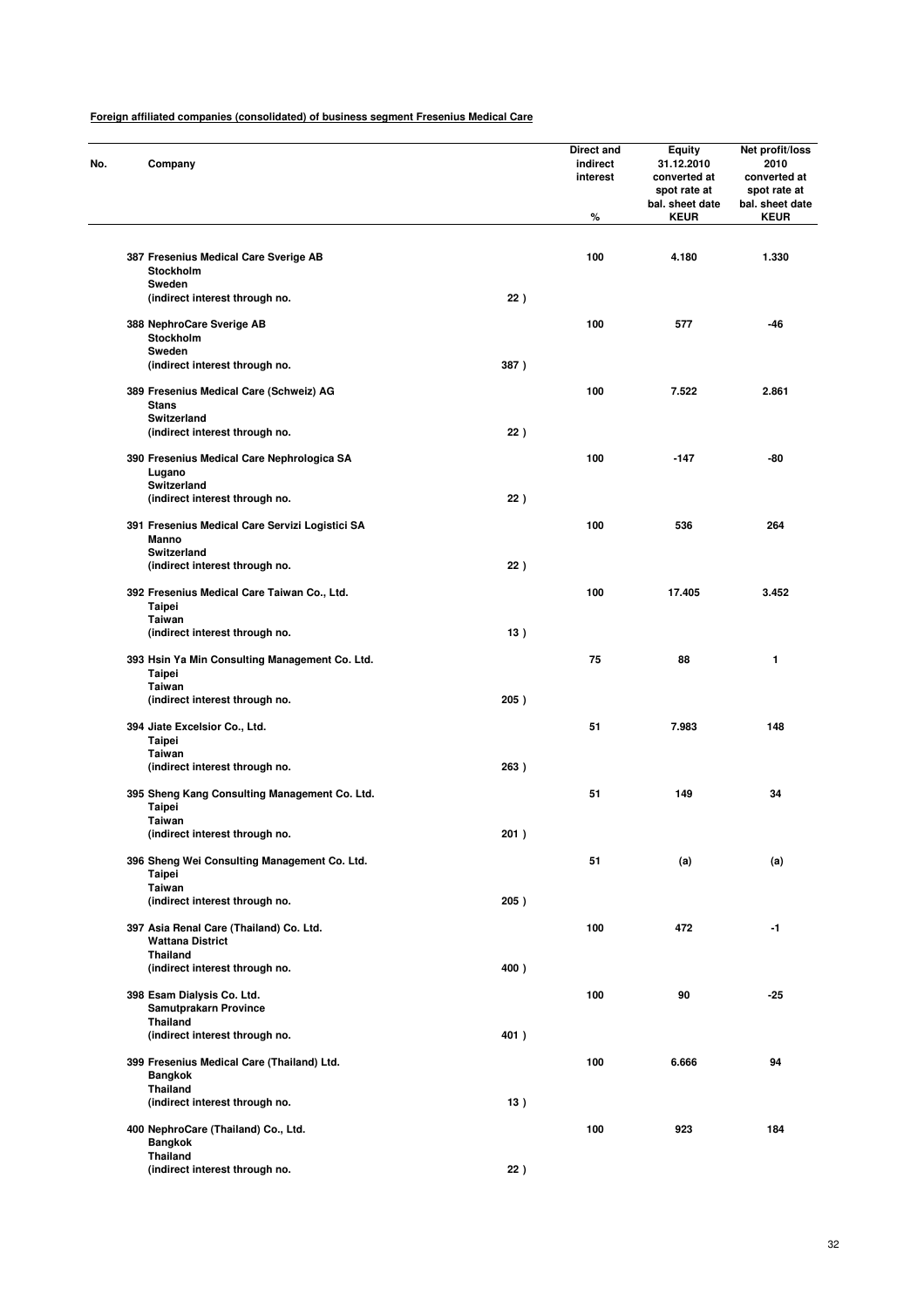**Foreign affiliated companies (consolidated) of business segment Fresenius Medical Care**

| No. | Company | | Direct and indirect interest % | Equity 31.12.2010 converted at spot rate at bal. sheet date KEUR | Net profit/loss 2010 converted at spot rate at bal. sheet date KEUR |
|---|---|---|---|---|---|
| 387 | Fresenius Medical Care Sverige AB<br>Stockholm<br>Sweden<br>(indirect interest through no. | 22 ) | 100 | 4.180 | 1.330 |
| 388 | NephroCare Sverige AB<br>Stockholm<br>Sweden<br>(indirect interest through no. | 387 ) | 100 | 577 | -46 |
| 389 | Fresenius Medical Care (Schweiz) AG<br>Stans<br>Switzerland<br>(indirect interest through no. | 22 ) | 100 | 7.522 | 2.861 |
| 390 | Fresenius Medical Care Nephrologica SA<br>Lugano<br>Switzerland<br>(indirect interest through no. | 22 ) | 100 | -147 | -80 |
| 391 | Fresenius Medical Care Servizi Logistici SA<br>Manno<br>Switzerland<br>(indirect interest through no. | 22 ) | 100 | 536 | 264 |
| 392 | Fresenius Medical Care Taiwan Co., Ltd.<br>Taipei<br>Taiwan<br>(indirect interest through no. | 13 ) | 100 | 17.405 | 3.452 |
| 393 | Hsin Ya Min Consulting Management Co. Ltd.<br>Taipei<br>Taiwan<br>(indirect interest through no. | 205 ) | 75 | 88 | 1 |
| 394 | Jiate Excelsior Co., Ltd.<br>Taipei<br>Taiwan<br>(indirect interest through no. | 263 ) | 51 | 7.983 | 148 |
| 395 | Sheng Kang Consulting Management Co. Ltd.<br>Taipei<br>Taiwan<br>(indirect interest through no. | 201 ) | 51 | 149 | 34 |
| 396 | Sheng Wei Consulting Management Co. Ltd.<br>Taipei<br>Taiwan<br>(indirect interest through no. | 205 ) | 51 | (a) | (a) |
| 397 | Asia Renal Care (Thailand) Co. Ltd.<br>Wattana District<br>Thailand<br>(indirect interest through no. | 400 ) | 100 | 472 | -1 |
| 398 | Esam Dialysis Co. Ltd.<br>Samutprakarn Province<br>Thailand<br>(indirect interest through no. | 401 ) | 100 | 90 | -25 |
| 399 | Fresenius Medical Care (Thailand) Ltd.<br>Bangkok<br>Thailand<br>(indirect interest through no. | 13 ) | 100 | 6.666 | 94 |
| 400 | NephroCare (Thailand) Co., Ltd.<br>Bangkok<br>Thailand<br>(indirect interest through no. | 22 ) | 100 | 923 | 184 |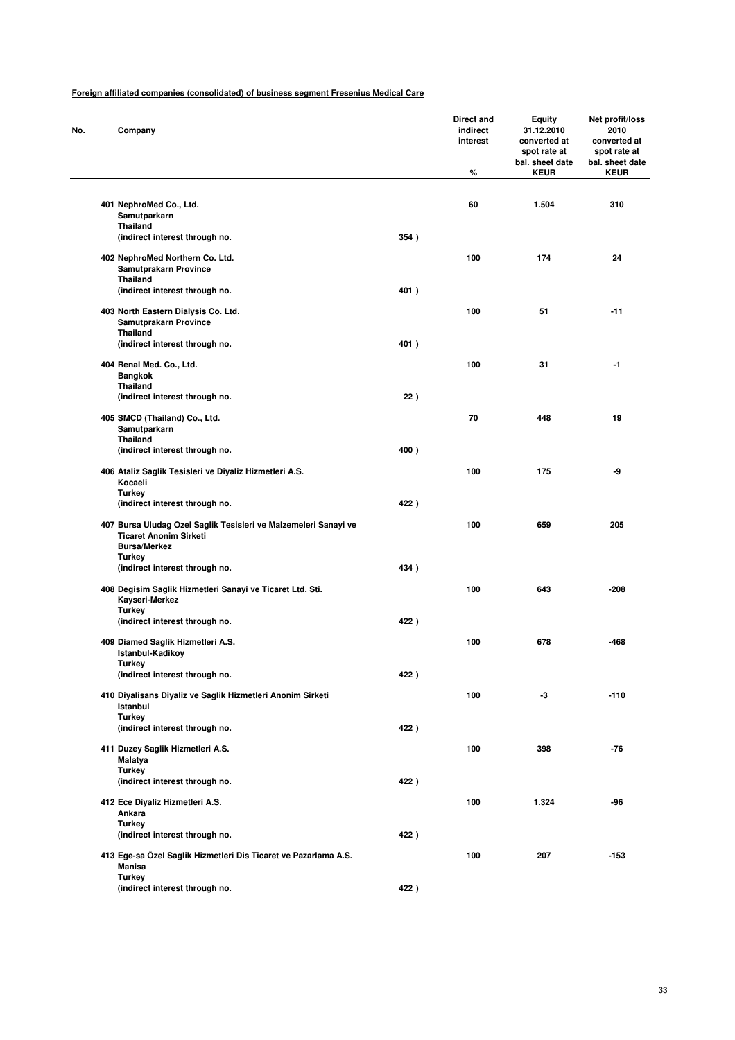**Foreign affiliated companies (consolidated) of business segment Fresenius Medical Care**

| No. | Company | | Direct and indirect interest % | Equity 31.12.2010 converted at spot rate at bal. sheet date KEUR | Net profit/loss 2010 converted at spot rate at bal. sheet date KEUR |
|---|---|---|---|---|---|
| 401 | NephroMed Co., Ltd.<br>Samutparkarn<br>Thailand<br>(indirect interest through no. | 354 ) | 60 | 1.504 | 310 |
| 402 | NephroMed Northern Co. Ltd.<br>Samutprakarn Province<br>Thailand<br>(indirect interest through no. | 401 ) | 100 | 174 | 24 |
| 403 | North Eastern Dialysis Co. Ltd.<br>Samutprakarn Province<br>Thailand<br>(indirect interest through no. | 401 ) | 100 | 51 | -11 |
| 404 | Renal Med. Co., Ltd.<br>Bangkok<br>Thailand<br>(indirect interest through no. | 22 ) | 100 | 31 | -1 |
| 405 | SMCD (Thailand) Co., Ltd.<br>Samutparkarn<br>Thailand<br>(indirect interest through no. | 400 ) | 70 | 448 | 19 |
| 406 | Ataliz Saglik Tesisleri ve Diyaliz Hizmetleri A.S.<br>Kocaeli<br>Turkey<br>(indirect interest through no. | 422 ) | 100 | 175 | -9 |
| 407 | Bursa Uludag Ozel Saglik Tesisleri ve Malzemeleri Sanayi ve Ticaret Anonim Sirketi<br>Bursa/Merkez<br>Turkey<br>(indirect interest through no. | 434 ) | 100 | 659 | 205 |
| 408 | Degisim Saglik Hizmetleri Sanayi ve Ticaret Ltd. Sti.<br>Kayseri-Merkez<br>Turkey<br>(indirect interest through no. | 422 ) | 100 | 643 | -208 |
| 409 | Diamed Saglik Hizmetleri A.S.<br>Istanbul-Kadikoy<br>Turkey<br>(indirect interest through no. | 422 ) | 100 | 678 | -468 |
| 410 | Diyalisans Diyaliz ve Saglik Hizmetleri Anonim Sirketi<br>Istanbul<br>Turkey<br>(indirect interest through no. | 422 ) | 100 | -3 | -110 |
| 411 | Duzey Saglik Hizmetleri A.S.<br>Malatya<br>Turkey<br>(indirect interest through no. | 422 ) | 100 | 398 | -76 |
| 412 | Ece Diyaliz Hizmetleri A.S.<br>Ankara<br>Turkey<br>(indirect interest through no. | 422 ) | 100 | 1.324 | -96 |
| 413 | Ege-sa Özel Saglik Hizmetleri Dis Ticaret ve Pazarlama A.S.<br>Manisa<br>Turkey<br>(indirect interest through no. | 422 ) | 100 | 207 | -153 |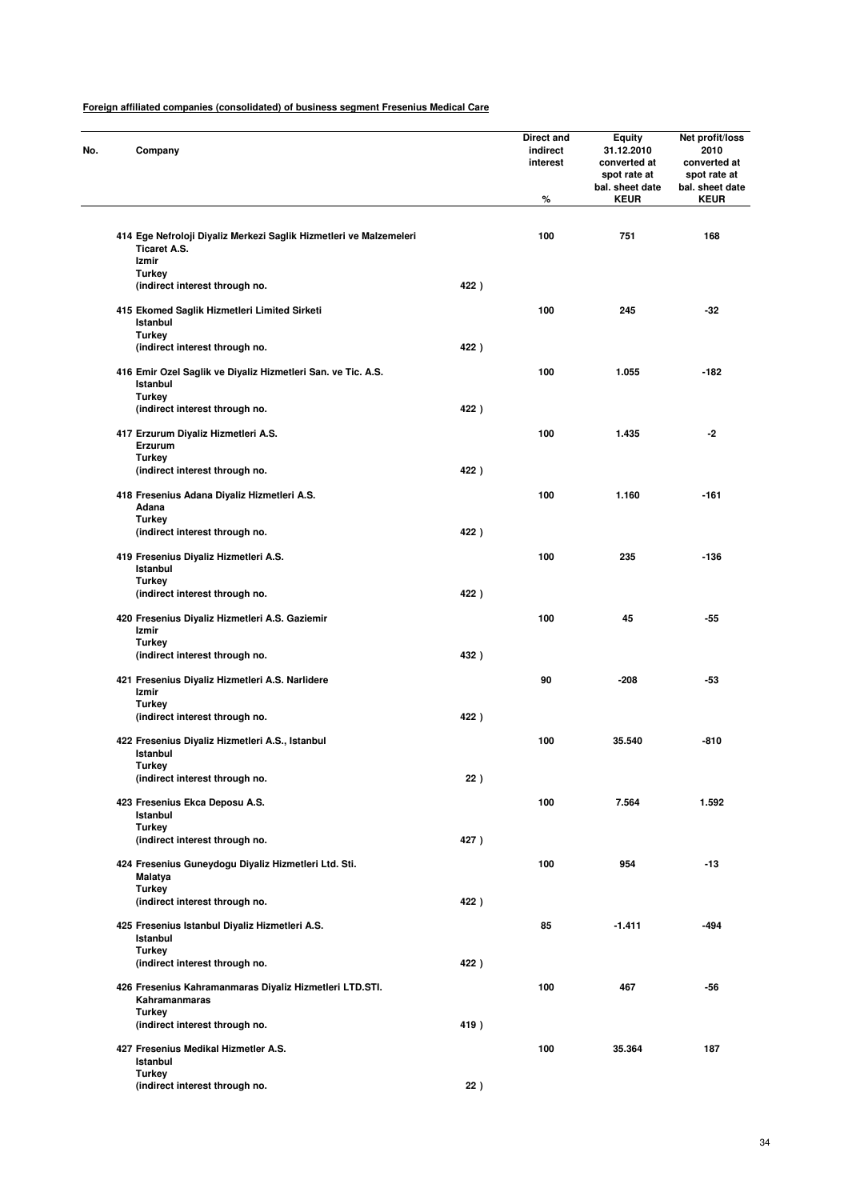**Foreign affiliated companies (consolidated) of business segment Fresenius Medical Care**

| No. | Company | | Direct and indirect interest % | Equity 31.12.2010 converted at spot rate at bal. sheet date KEUR | Net profit/loss 2010 converted at spot rate at bal. sheet date KEUR |
|---|---|---|---|---|---|
| 414 | Ege Nefroloji Diyaliz Merkezi Saglik Hizmetleri ve Malzemeleri Ticaret A.S. Izmir Turkey (indirect interest through no. | 422 ) | 100 | 751 | 168 |
| 415 | Ekomed Saglik Hizmetleri Limited Sirketi Istanbul Turkey (indirect interest through no. | 422 ) | 100 | 245 | -32 |
| 416 | Emir Ozel Saglik ve Diyaliz Hizmetleri San. ve Tic. A.S. Istanbul Turkey (indirect interest through no. | 422 ) | 100 | 1.055 | -182 |
| 417 | Erzurum Diyaliz Hizmetleri A.S. Erzurum Turkey (indirect interest through no. | 422 ) | 100 | 1.435 | -2 |
| 418 | Fresenius Adana Diyaliz Hizmetleri A.S. Adana Turkey (indirect interest through no. | 422 ) | 100 | 1.160 | -161 |
| 419 | Fresenius Diyaliz Hizmetleri A.S. Istanbul Turkey (indirect interest through no. | 422 ) | 100 | 235 | -136 |
| 420 | Fresenius Diyaliz Hizmetleri A.S. Gaziemir Izmir Turkey (indirect interest through no. | 432 ) | 100 | 45 | -55 |
| 421 | Fresenius Diyaliz Hizmetleri A.S. Narlidere Izmir Turkey (indirect interest through no. | 422 ) | 90 | -208 | -53 |
| 422 | Fresenius Diyaliz Hizmetleri A.S., Istanbul Istanbul Turkey (indirect interest through no. | 22 ) | 100 | 35.540 | -810 |
| 423 | Fresenius Ekca Deposu A.S. Istanbul Turkey (indirect interest through no. | 427 ) | 100 | 7.564 | 1.592 |
| 424 | Fresenius Guneydogu Diyaliz Hizmetleri Ltd. Sti. Malatya Turkey (indirect interest through no. | 422 ) | 100 | 954 | -13 |
| 425 | Fresenius Istanbul Diyaliz Hizmetleri A.S. Istanbul Turkey (indirect interest through no. | 422 ) | 85 | -1.411 | -494 |
| 426 | Fresenius Kahramanmaras Diyaliz Hizmetleri LTD.STI. Kahramanmaras Turkey (indirect interest through no. | 419 ) | 100 | 467 | -56 |
| 427 | Fresenius Medikal Hizmetler A.S. Istanbul Turkey (indirect interest through no. | 22 ) | 100 | 35.364 | 187 |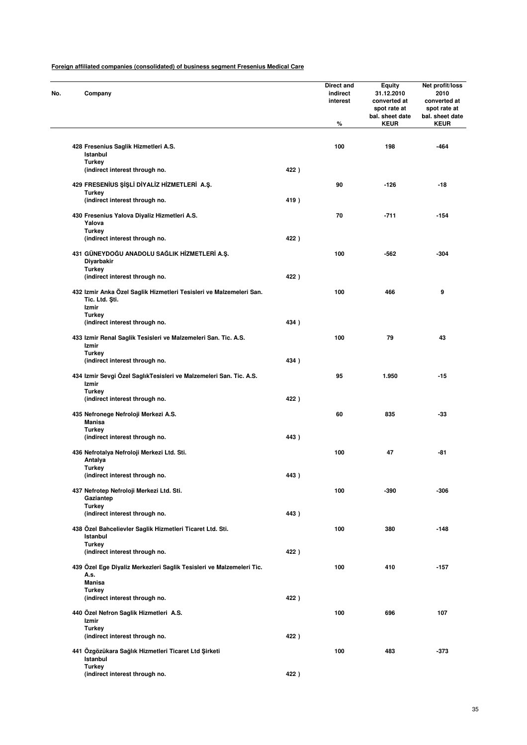**Foreign affiliated companies (consolidated) of business segment Fresenius Medical Care**

| No. | Company | | Direct and indirect interest % | Equity 31.12.2010 converted at spot rate at bal. sheet date KEUR | Net profit/loss 2010 converted at spot rate at bal. sheet date KEUR |
|---|---|---|---|---|---|
| 428 | Fresenius Saglik Hizmetleri A.S.<br>Istanbul<br>Turkey<br>(indirect interest through no. | 422 ) | 100 | 198 | -464 |
| 429 | FRESENİUS ŞİŞLİ DİYALİZ HİZMETLERİ A.Ş.<br>Turkey<br>(indirect interest through no. | 419 ) | 90 | -126 | -18 |
| 430 | Fresenius Yalova Diyaliz Hizmetleri A.S.<br>Yalova<br>Turkey<br>(indirect interest through no. | 422 ) | 70 | -711 | -154 |
| 431 | GÜNEYDOĞU ANADOLU SAĞLIK HİZMETLERİ A.Ş.<br>Diyarbakir<br>Turkey<br>(indirect interest through no. | 422 ) | 100 | -562 | -304 |
| 432 | Izmir Anka Özel Saglik Hizmetleri Tesisleri ve Malzemeleri San. Tic. Ltd. Şti.<br>Izmir<br>Turkey<br>(indirect interest through no. | 434 ) | 100 | 466 | 9 |
| 433 | Izmir Renal Saglik Tesisleri ve Malzemeleri San. Tic. A.S.<br>Izmir<br>Turkey<br>(indirect interest through no. | 434 ) | 100 | 79 | 43 |
| 434 | Izmir Sevgi Özel SaglıkTesisleri ve Malzemeleri San. Tic. A.S.<br>Izmir<br>Turkey<br>(indirect interest through no. | 422 ) | 95 | 1.950 | -15 |
| 435 | Nefronege Nefroloji Merkezi A.S.<br>Manisa<br>Turkey<br>(indirect interest through no. | 443 ) | 60 | 835 | -33 |
| 436 | Nefrotalya Nefroloji Merkezi Ltd. Sti.<br>Antalya<br>Turkey<br>(indirect interest through no. | 443 ) | 100 | 47 | -81 |
| 437 | Nefrotep Nefroloji Merkezi Ltd. Sti.<br>Gaziantep<br>Turkey<br>(indirect interest through no. | 443 ) | 100 | -390 | -306 |
| 438 | Özel Bahcelievler Saglik Hizmetleri Ticaret Ltd. Sti.<br>Istanbul<br>Turkey<br>(indirect interest through no. | 422 ) | 100 | 380 | -148 |
| 439 | Özel Ege Diyaliz Merkezleri Saglik Tesisleri ve Malzemeleri Tic. A.s.<br>Manisa<br>Turkey<br>(indirect interest through no. | 422 ) | 100 | 410 | -157 |
| 440 | Özel Nefron Saglik Hizmetleri A.S.<br>Izmir<br>Turkey<br>(indirect interest through no. | 422 ) | 100 | 696 | 107 |
| 441 | Özgözükara Sağlık Hizmetleri Ticaret Ltd Şirketi<br>Istanbul<br>Turkey<br>(indirect interest through no. | 422 ) | 100 | 483 | -373 |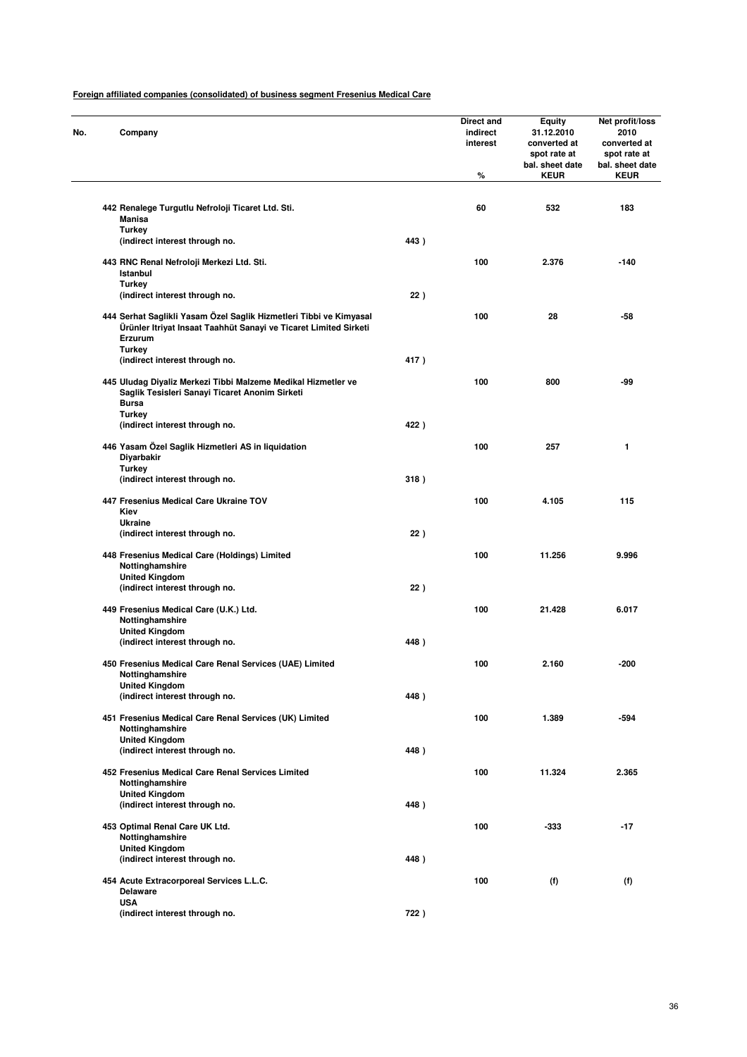**Foreign affiliated companies (consolidated) of business segment Fresenius Medical Care**

| No. | Company | | Direct and indirect interest % | Equity 31.12.2010 converted at spot rate at bal. sheet date KEUR | Net profit/loss 2010 converted at spot rate at bal. sheet date KEUR |
|---|---|---|---|---|---|
| 442 | Renalege Turgutlu Nefroloji Ticaret Ltd. Sti.<br>Manisa<br>Turkey<br>(indirect interest through no. | 443 ) | 60 | 532 | 183 |
| 443 | RNC Renal Nefroloji Merkezi Ltd. Sti.<br>Istanbul<br>Turkey<br>(indirect interest through no. | 22 ) | 100 | 2.376 | -140 |
| 444 | Serhat Saglikli Yasam Özel Saglik Hizmetleri Tibbi ve Kimyasal Ürünler Itriyat Insaat Taahhüt Sanayi ve Ticaret Limited Sirketi<br>Erzurum<br>Turkey<br>(indirect interest through no. | 417 ) | 100 | 28 | -58 |
| 445 | Uludag Diyaliz Merkezi Tibbi Malzeme Medikal Hizmetler ve Saglik Tesisleri Sanayi Ticaret Anonim Sirketi<br>Bursa<br>Turkey<br>(indirect interest through no. | 422 ) | 100 | 800 | -99 |
| 446 | Yasam Özel Saglik Hizmetleri AS in liquidation<br>Diyarbakir<br>Turkey<br>(indirect interest through no. | 318 ) | 100 | 257 | 1 |
| 447 | Fresenius Medical Care Ukraine TOV<br>Kiev<br>Ukraine<br>(indirect interest through no. | 22 ) | 100 | 4.105 | 115 |
| 448 | Fresenius Medical Care (Holdings) Limited<br>Nottinghamshire<br>United Kingdom<br>(indirect interest through no. | 22 ) | 100 | 11.256 | 9.996 |
| 449 | Fresenius Medical Care (U.K.) Ltd.<br>Nottinghamshire<br>United Kingdom<br>(indirect interest through no. | 448 ) | 100 | 21.428 | 6.017 |
| 450 | Fresenius Medical Care Renal Services (UAE) Limited<br>Nottinghamshire<br>United Kingdom<br>(indirect interest through no. | 448 ) | 100 | 2.160 | -200 |
| 451 | Fresenius Medical Care Renal Services (UK) Limited<br>Nottinghamshire<br>United Kingdom<br>(indirect interest through no. | 448 ) | 100 | 1.389 | -594 |
| 452 | Fresenius Medical Care Renal Services Limited<br>Nottinghamshire<br>United Kingdom<br>(indirect interest through no. | 448 ) | 100 | 11.324 | 2.365 |
| 453 | Optimal Renal Care UK Ltd.<br>Nottinghamshire<br>United Kingdom<br>(indirect interest through no. | 448 ) | 100 | -333 | -17 |
| 454 | Acute Extracorporeal Services L.L.C.<br>Delaware<br>USA<br>(indirect interest through no. | 722 ) | 100 | (f) | (f) |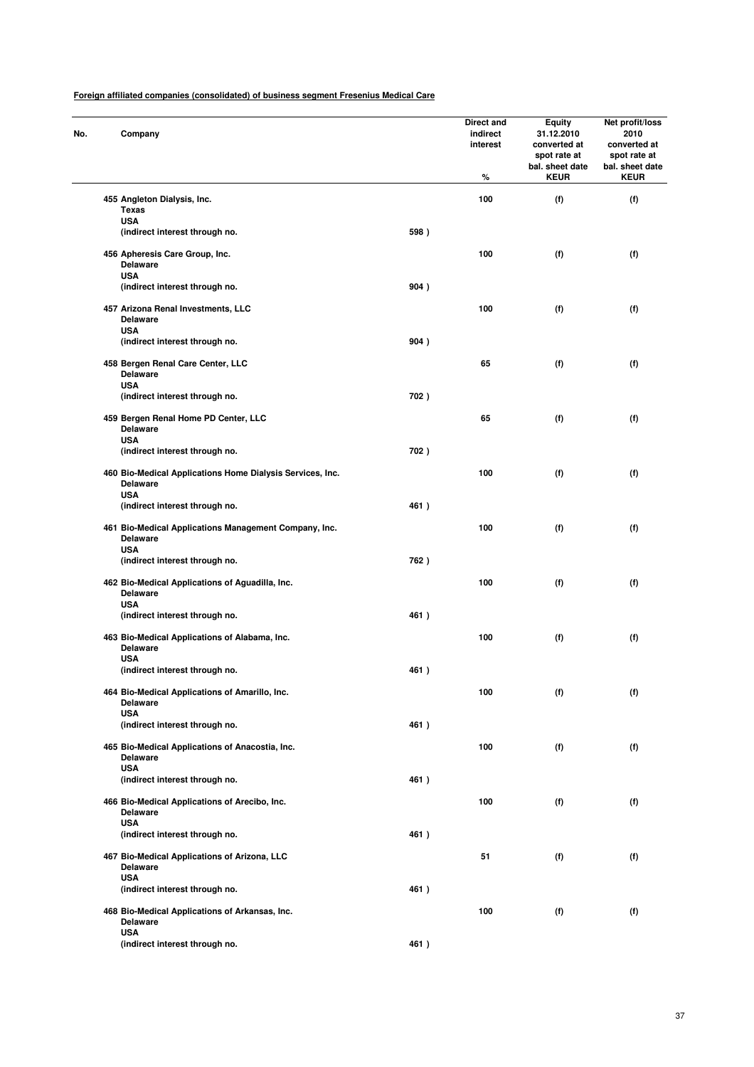**Foreign affiliated companies (consolidated) of business segment Fresenius Medical Care**

| No. | Company | | Direct and indirect interest % | Equity 31.12.2010 converted at spot rate at bal. sheet date KEUR | Net profit/loss 2010 converted at spot rate at bal. sheet date KEUR |
|---|---|---|---|---|---|
| 455 | Angleton Dialysis, Inc.<br>Texas<br>USA<br>(indirect interest through no. | 598 ) | 100 | (f) | (f) |
| 456 | Apheresis Care Group, Inc.<br>Delaware<br>USA<br>(indirect interest through no. | 904 ) | 100 | (f) | (f) |
| 457 | Arizona Renal Investments, LLC<br>Delaware<br>USA<br>(indirect interest through no. | 904 ) | 100 | (f) | (f) |
| 458 | Bergen Renal Care Center, LLC<br>Delaware<br>USA<br>(indirect interest through no. | 702 ) | 65 | (f) | (f) |
| 459 | Bergen Renal Home PD Center, LLC<br>Delaware<br>USA<br>(indirect interest through no. | 702 ) | 65 | (f) | (f) |
| 460 | Bio-Medical Applications Home Dialysis Services, Inc.<br>Delaware<br>USA<br>(indirect interest through no. | 461 ) | 100 | (f) | (f) |
| 461 | Bio-Medical Applications Management Company, Inc.<br>Delaware<br>USA<br>(indirect interest through no. | 762 ) | 100 | (f) | (f) |
| 462 | Bio-Medical Applications of Aguadilla, Inc.<br>Delaware<br>USA<br>(indirect interest through no. | 461 ) | 100 | (f) | (f) |
| 463 | Bio-Medical Applications of Alabama, Inc.<br>Delaware<br>USA<br>(indirect interest through no. | 461 ) | 100 | (f) | (f) |
| 464 | Bio-Medical Applications of Amarillo, Inc.<br>Delaware<br>USA<br>(indirect interest through no. | 461 ) | 100 | (f) | (f) |
| 465 | Bio-Medical Applications of Anacostia, Inc.<br>Delaware<br>USA<br>(indirect interest through no. | 461 ) | 100 | (f) | (f) |
| 466 | Bio-Medical Applications of Arecibo, Inc.<br>Delaware<br>USA<br>(indirect interest through no. | 461 ) | 100 | (f) | (f) |
| 467 | Bio-Medical Applications of Arizona, LLC<br>Delaware<br>USA<br>(indirect interest through no. | 461 ) | 51 | (f) | (f) |
| 468 | Bio-Medical Applications of Arkansas, Inc.<br>Delaware<br>USA<br>(indirect interest through no. | 461 ) | 100 | (f) | (f) |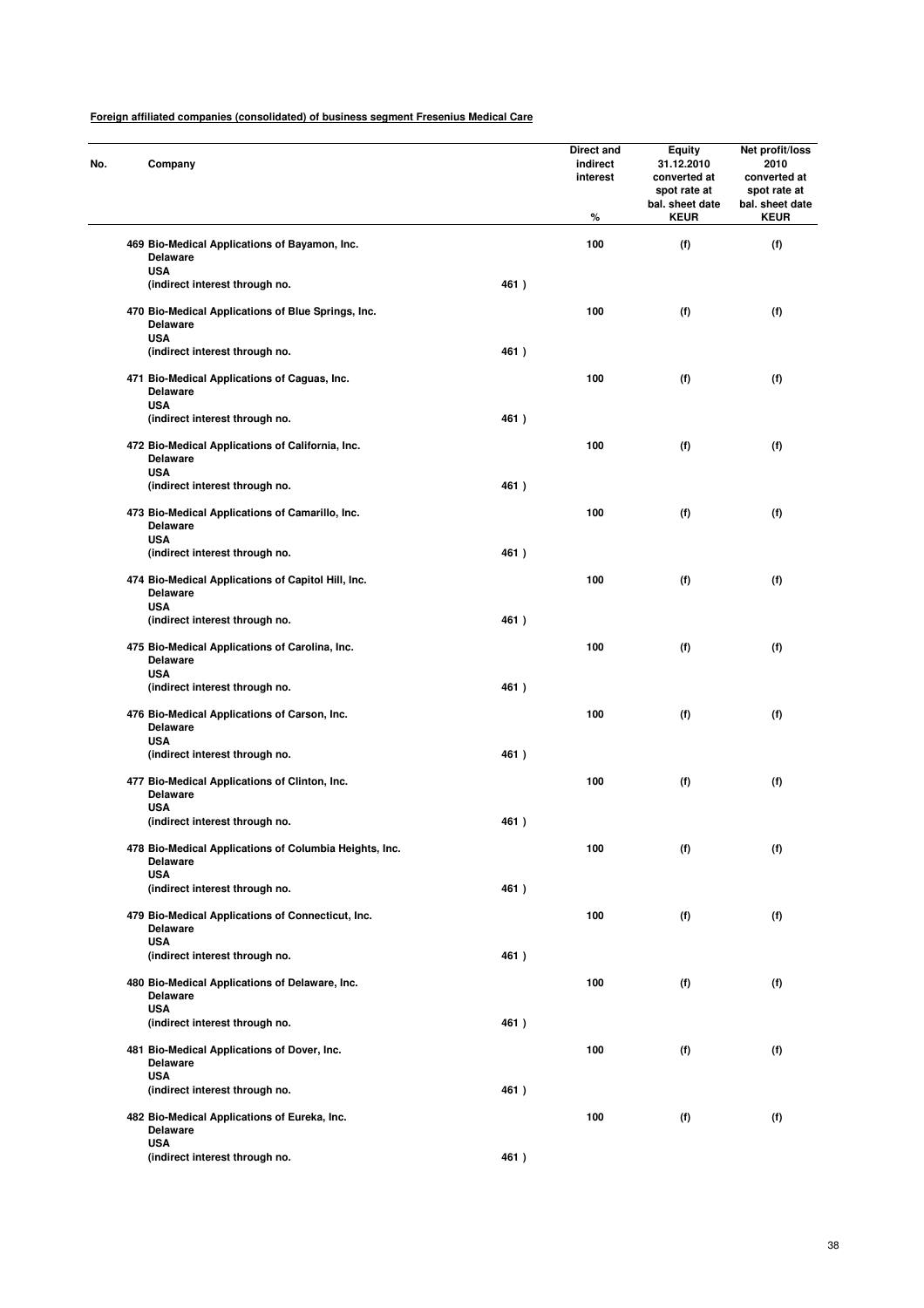**Foreign affiliated companies (consolidated) of business segment Fresenius Medical Care**

| No. | Company | | Direct and indirect interest<br>% | Equity 31.12.2010 converted at spot rate at bal. sheet date<br>KEUR | Net profit/loss 2010 converted at spot rate at bal. sheet date<br>KEUR |
|---|---|---|---|---|---|
| 469 | Bio-Medical Applications of Bayamon, Inc.<br>Delaware<br>USA<br>(indirect interest through no. | 461 ) | 100 | (f) | (f) |
| 470 | Bio-Medical Applications of Blue Springs, Inc.<br>Delaware<br>USA<br>(indirect interest through no. | 461 ) | 100 | (f) | (f) |
| 471 | Bio-Medical Applications of Caguas, Inc.<br>Delaware<br>USA<br>(indirect interest through no. | 461 ) | 100 | (f) | (f) |
| 472 | Bio-Medical Applications of California, Inc.<br>Delaware<br>USA<br>(indirect interest through no. | 461 ) | 100 | (f) | (f) |
| 473 | Bio-Medical Applications of Camarillo, Inc.<br>Delaware<br>USA<br>(indirect interest through no. | 461 ) | 100 | (f) | (f) |
| 474 | Bio-Medical Applications of Capitol Hill, Inc.<br>Delaware<br>USA<br>(indirect interest through no. | 461 ) | 100 | (f) | (f) |
| 475 | Bio-Medical Applications of Carolina, Inc.<br>Delaware<br>USA<br>(indirect interest through no. | 461 ) | 100 | (f) | (f) |
| 476 | Bio-Medical Applications of Carson, Inc.<br>Delaware<br>USA<br>(indirect interest through no. | 461 ) | 100 | (f) | (f) |
| 477 | Bio-Medical Applications of Clinton, Inc.<br>Delaware<br>USA<br>(indirect interest through no. | 461 ) | 100 | (f) | (f) |
| 478 | Bio-Medical Applications of Columbia Heights, Inc.<br>Delaware<br>USA<br>(indirect interest through no. | 461 ) | 100 | (f) | (f) |
| 479 | Bio-Medical Applications of Connecticut, Inc.<br>Delaware<br>USA<br>(indirect interest through no. | 461 ) | 100 | (f) | (f) |
| 480 | Bio-Medical Applications of Delaware, Inc.<br>Delaware<br>USA<br>(indirect interest through no. | 461 ) | 100 | (f) | (f) |
| 481 | Bio-Medical Applications of Dover, Inc.<br>Delaware<br>USA<br>(indirect interest through no. | 461 ) | 100 | (f) | (f) |
| 482 | Bio-Medical Applications of Eureka, Inc.<br>Delaware<br>USA<br>(indirect interest through no. | 461 ) | 100 | (f) | (f) |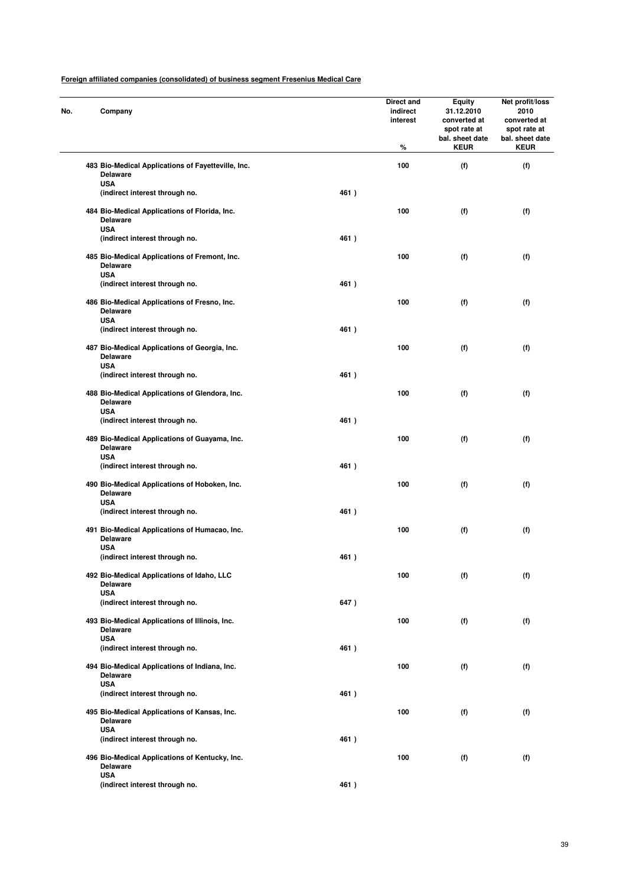**Foreign affiliated companies (consolidated) of business segment Fresenius Medical Care**

| No. | Company | | Direct and indirect interest % | Equity 31.12.2010 converted at spot rate at bal. sheet date KEUR | Net profit/loss 2010 converted at spot rate at bal. sheet date KEUR |
|---|---|---|---|---|---|
| 483 | Bio-Medical Applications of Fayetteville, Inc. Delaware USA (indirect interest through no. | 461 ) | 100 | (f) | (f) |
| 484 | Bio-Medical Applications of Florida, Inc. Delaware USA (indirect interest through no. | 461 ) | 100 | (f) | (f) |
| 485 | Bio-Medical Applications of Fremont, Inc. Delaware USA (indirect interest through no. | 461 ) | 100 | (f) | (f) |
| 486 | Bio-Medical Applications of Fresno, Inc. Delaware USA (indirect interest through no. | 461 ) | 100 | (f) | (f) |
| 487 | Bio-Medical Applications of Georgia, Inc. Delaware USA (indirect interest through no. | 461 ) | 100 | (f) | (f) |
| 488 | Bio-Medical Applications of Glendora, Inc. Delaware USA (indirect interest through no. | 461 ) | 100 | (f) | (f) |
| 489 | Bio-Medical Applications of Guayama, Inc. Delaware USA (indirect interest through no. | 461 ) | 100 | (f) | (f) |
| 490 | Bio-Medical Applications of Hoboken, Inc. Delaware USA (indirect interest through no. | 461 ) | 100 | (f) | (f) |
| 491 | Bio-Medical Applications of Humacao, Inc. Delaware USA (indirect interest through no. | 461 ) | 100 | (f) | (f) |
| 492 | Bio-Medical Applications of Idaho, LLC Delaware USA (indirect interest through no. | 647 ) | 100 | (f) | (f) |
| 493 | Bio-Medical Applications of Illinois, Inc. Delaware USA (indirect interest through no. | 461 ) | 100 | (f) | (f) |
| 494 | Bio-Medical Applications of Indiana, Inc. Delaware USA (indirect interest through no. | 461 ) | 100 | (f) | (f) |
| 495 | Bio-Medical Applications of Kansas, Inc. Delaware USA (indirect interest through no. | 461 ) | 100 | (f) | (f) |
| 496 | Bio-Medical Applications of Kentucky, Inc. Delaware USA (indirect interest through no. | 461 ) | 100 | (f) | (f) |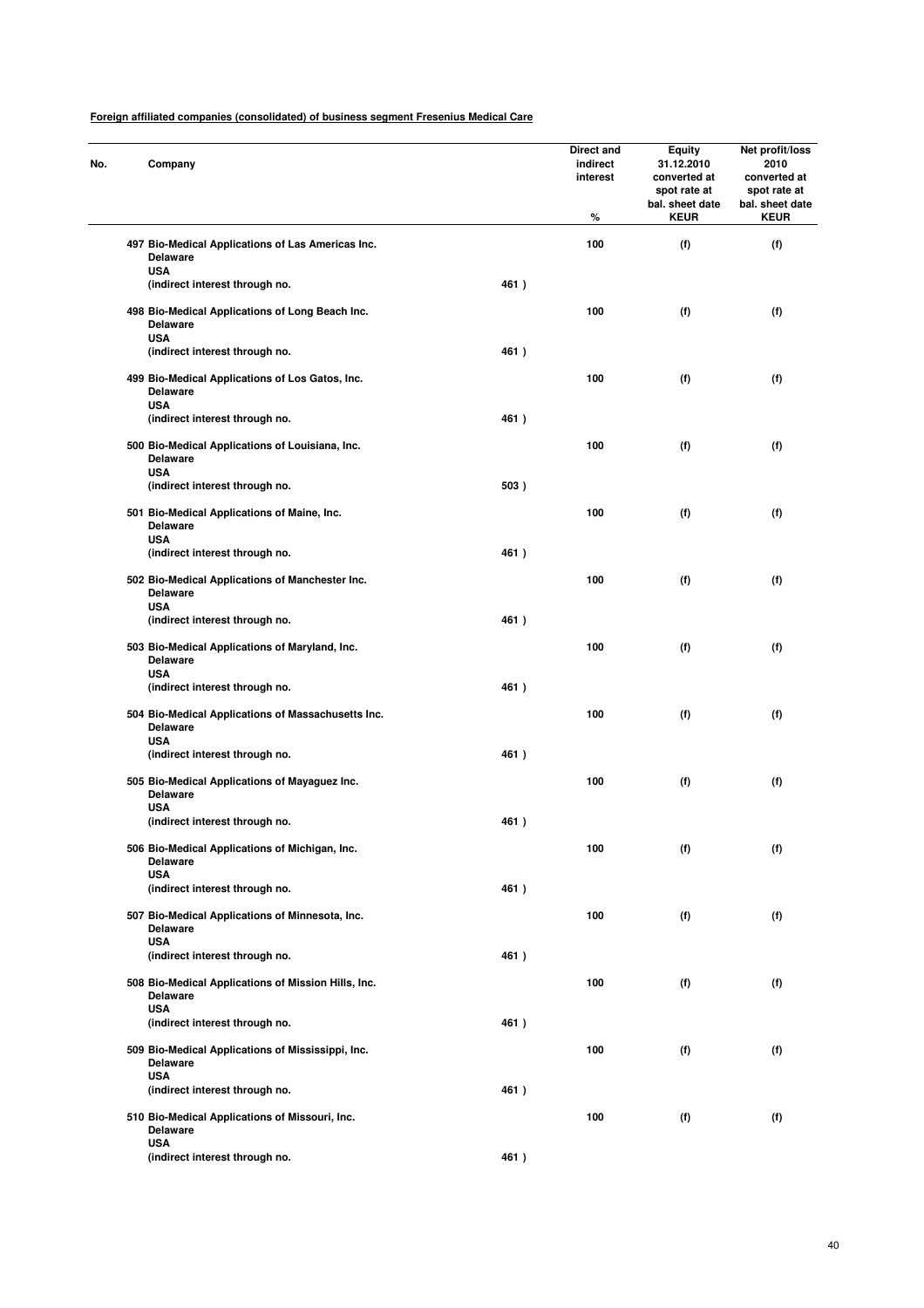**Foreign affiliated companies (consolidated) of business segment Fresenius Medical Care**

| No. | Company | | Direct and indirect interest % | Equity 31.12.2010 converted at spot rate at bal. sheet date KEUR | Net profit/loss 2010 converted at spot rate at bal. sheet date KEUR |
|---|---|---|---|---|---|
| 497 | Bio-Medical Applications of Las Americas Inc. Delaware USA (indirect interest through no. | 461 ) | 100 | (f) | (f) |
| 498 | Bio-Medical Applications of Long Beach Inc. Delaware USA (indirect interest through no. | 461 ) | 100 | (f) | (f) |
| 499 | Bio-Medical Applications of Los Gatos, Inc. Delaware USA (indirect interest through no. | 461 ) | 100 | (f) | (f) |
| 500 | Bio-Medical Applications of Louisiana, Inc. Delaware USA (indirect interest through no. | 503 ) | 100 | (f) | (f) |
| 501 | Bio-Medical Applications of Maine, Inc. Delaware USA (indirect interest through no. | 461 ) | 100 | (f) | (f) |
| 502 | Bio-Medical Applications of Manchester Inc. Delaware USA (indirect interest through no. | 461 ) | 100 | (f) | (f) |
| 503 | Bio-Medical Applications of Maryland, Inc. Delaware USA (indirect interest through no. | 461 ) | 100 | (f) | (f) |
| 504 | Bio-Medical Applications of Massachusetts Inc. Delaware USA (indirect interest through no. | 461 ) | 100 | (f) | (f) |
| 505 | Bio-Medical Applications of Mayaguez Inc. Delaware USA (indirect interest through no. | 461 ) | 100 | (f) | (f) |
| 506 | Bio-Medical Applications of Michigan, Inc. Delaware USA (indirect interest through no. | 461 ) | 100 | (f) | (f) |
| 507 | Bio-Medical Applications of Minnesota, Inc. Delaware USA (indirect interest through no. | 461 ) | 100 | (f) | (f) |
| 508 | Bio-Medical Applications of Mission Hills, Inc. Delaware USA (indirect interest through no. | 461 ) | 100 | (f) | (f) |
| 509 | Bio-Medical Applications of Mississippi, Inc. Delaware USA (indirect interest through no. | 461 ) | 100 | (f) | (f) |
| 510 | Bio-Medical Applications of Missouri, Inc. Delaware USA (indirect interest through no. | 461 ) | 100 | (f) | (f) |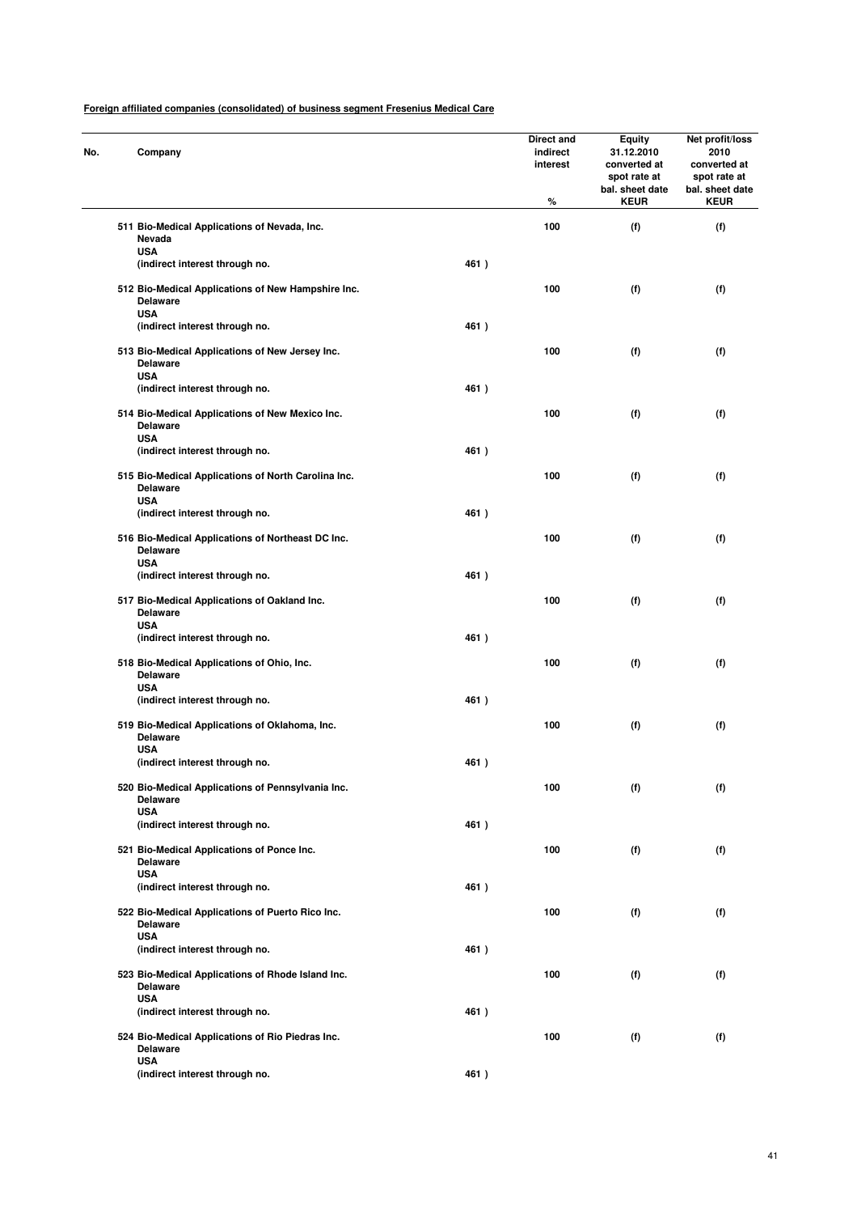**Foreign affiliated companies (consolidated) of business segment Fresenius Medical Care**

| No. | Company | | Direct and indirect interest % | Equity 31.12.2010 converted at spot rate at bal. sheet date KEUR | Net profit/loss 2010 converted at spot rate at bal. sheet date KEUR |
|---|---|---|---|---|---|
| 511 | Bio-Medical Applications of Nevada, Inc.<br>Nevada<br>USA<br>(indirect interest through no. | 461 ) | 100 | (f) | (f) |
| 512 | Bio-Medical Applications of New Hampshire Inc.<br>Delaware<br>USA<br>(indirect interest through no. | 461 ) | 100 | (f) | (f) |
| 513 | Bio-Medical Applications of New Jersey Inc.<br>Delaware<br>USA<br>(indirect interest through no. | 461 ) | 100 | (f) | (f) |
| 514 | Bio-Medical Applications of New Mexico Inc.<br>Delaware<br>USA<br>(indirect interest through no. | 461 ) | 100 | (f) | (f) |
| 515 | Bio-Medical Applications of North Carolina Inc.<br>Delaware<br>USA<br>(indirect interest through no. | 461 ) | 100 | (f) | (f) |
| 516 | Bio-Medical Applications of Northeast DC Inc.<br>Delaware<br>USA<br>(indirect interest through no. | 461 ) | 100 | (f) | (f) |
| 517 | Bio-Medical Applications of Oakland Inc.<br>Delaware<br>USA<br>(indirect interest through no. | 461 ) | 100 | (f) | (f) |
| 518 | Bio-Medical Applications of Ohio, Inc.<br>Delaware<br>USA<br>(indirect interest through no. | 461 ) | 100 | (f) | (f) |
| 519 | Bio-Medical Applications of Oklahoma, Inc.<br>Delaware<br>USA<br>(indirect interest through no. | 461 ) | 100 | (f) | (f) |
| 520 | Bio-Medical Applications of Pennsylvania Inc.<br>Delaware<br>USA<br>(indirect interest through no. | 461 ) | 100 | (f) | (f) |
| 521 | Bio-Medical Applications of Ponce Inc.<br>Delaware<br>USA<br>(indirect interest through no. | 461 ) | 100 | (f) | (f) |
| 522 | Bio-Medical Applications of Puerto Rico Inc.<br>Delaware<br>USA<br>(indirect interest through no. | 461 ) | 100 | (f) | (f) |
| 523 | Bio-Medical Applications of Rhode Island Inc.<br>Delaware<br>USA<br>(indirect interest through no. | 461 ) | 100 | (f) | (f) |
| 524 | Bio-Medical Applications of Rio Piedras Inc.<br>Delaware<br>USA<br>(indirect interest through no. | 461 ) | 100 | (f) | (f) |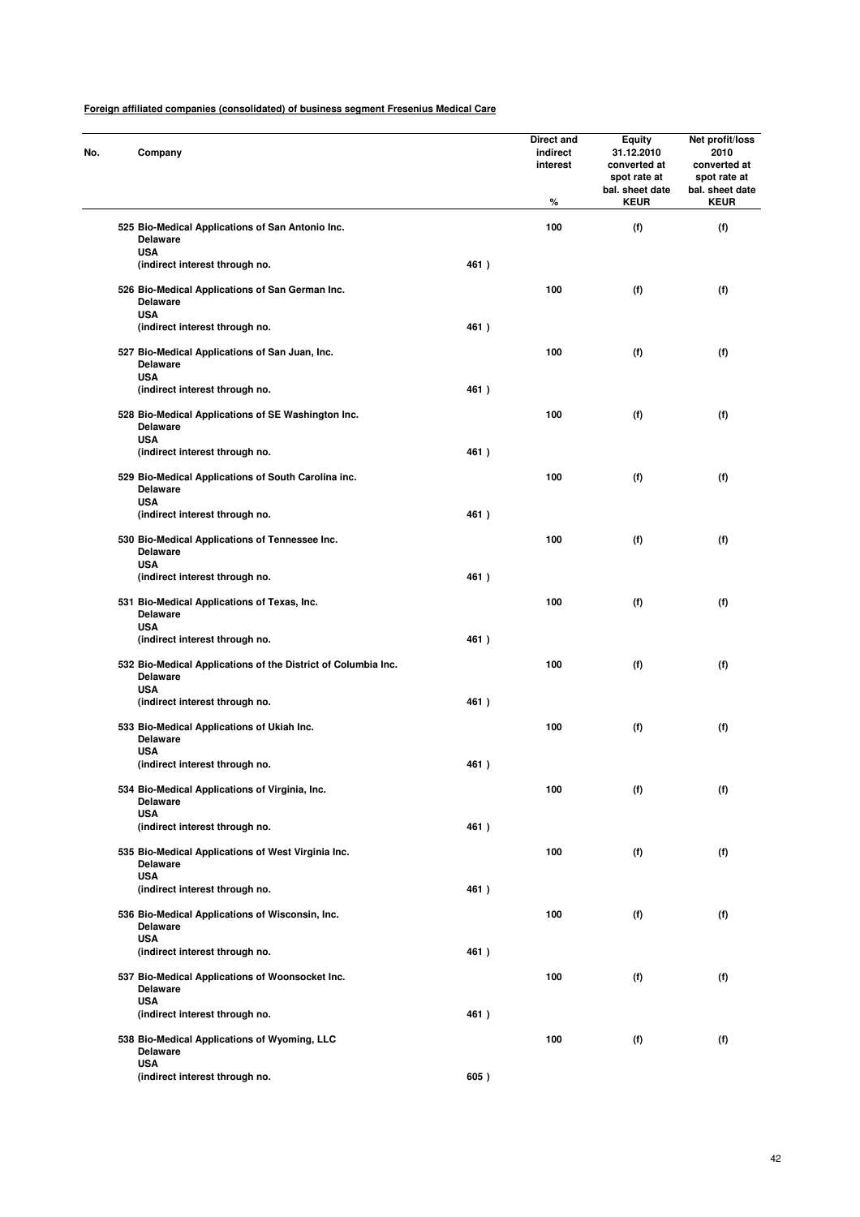**Foreign affiliated companies (consolidated) of business segment Fresenius Medical Care**

| No. | Company | | Direct and indirect interest % | Equity 31.12.2010 converted at spot rate at bal. sheet date KEUR | Net profit/loss 2010 converted at spot rate at bal. sheet date KEUR |
|---|---|---|---|---|---|
| 525 | Bio-Medical Applications of San Antonio Inc.<br>Delaware<br>USA<br>(indirect interest through no. | 461 ) | 100 | (f) | (f) |
| 526 | Bio-Medical Applications of San German Inc.<br>Delaware<br>USA<br>(indirect interest through no. | 461 ) | 100 | (f) | (f) |
| 527 | Bio-Medical Applications of San Juan, Inc.<br>Delaware<br>USA<br>(indirect interest through no. | 461 ) | 100 | (f) | (f) |
| 528 | Bio-Medical Applications of SE Washington Inc.<br>Delaware<br>USA<br>(indirect interest through no. | 461 ) | 100 | (f) | (f) |
| 529 | Bio-Medical Applications of South Carolina inc.<br>Delaware<br>USA<br>(indirect interest through no. | 461 ) | 100 | (f) | (f) |
| 530 | Bio-Medical Applications of Tennessee Inc.<br>Delaware<br>USA<br>(indirect interest through no. | 461 ) | 100 | (f) | (f) |
| 531 | Bio-Medical Applications of Texas, Inc.<br>Delaware<br>USA<br>(indirect interest through no. | 461 ) | 100 | (f) | (f) |
| 532 | Bio-Medical Applications of the District of Columbia Inc.<br>Delaware<br>USA<br>(indirect interest through no. | 461 ) | 100 | (f) | (f) |
| 533 | Bio-Medical Applications of Ukiah Inc.<br>Delaware<br>USA<br>(indirect interest through no. | 461 ) | 100 | (f) | (f) |
| 534 | Bio-Medical Applications of Virginia, Inc.<br>Delaware<br>USA<br>(indirect interest through no. | 461 ) | 100 | (f) | (f) |
| 535 | Bio-Medical Applications of West Virginia Inc.<br>Delaware<br>USA<br>(indirect interest through no. | 461 ) | 100 | (f) | (f) |
| 536 | Bio-Medical Applications of Wisconsin, Inc.<br>Delaware<br>USA<br>(indirect interest through no. | 461 ) | 100 | (f) | (f) |
| 537 | Bio-Medical Applications of Woonsocket Inc.<br>Delaware<br>USA<br>(indirect interest through no. | 461 ) | 100 | (f) | (f) |
| 538 | Bio-Medical Applications of Wyoming, LLC<br>Delaware<br>USA<br>(indirect interest through no. | 605 ) | 100 | (f) | (f) |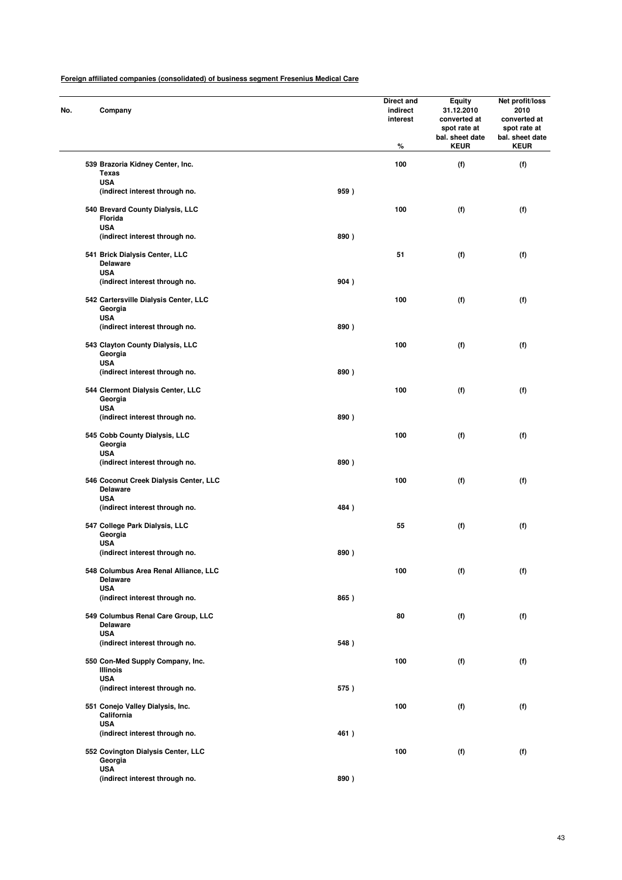**Foreign affiliated companies (consolidated) of business segment Fresenius Medical Care**

| No. | Company | | Direct and indirect interest % | Equity 31.12.2010 converted at spot rate at bal. sheet date KEUR | Net profit/loss 2010 converted at spot rate at bal. sheet date KEUR |
|---|---|---|---|---|---|
| 539 | Brazoria Kidney Center, Inc. Texas USA (indirect interest through no. | 959 ) | 100 | (f) | (f) |
| 540 | Brevard County Dialysis, LLC Florida USA (indirect interest through no. | 890 ) | 100 | (f) | (f) |
| 541 | Brick Dialysis Center, LLC Delaware USA (indirect interest through no. | 904 ) | 51 | (f) | (f) |
| 542 | Cartersville Dialysis Center, LLC Georgia USA (indirect interest through no. | 890 ) | 100 | (f) | (f) |
| 543 | Clayton County Dialysis, LLC Georgia USA (indirect interest through no. | 890 ) | 100 | (f) | (f) |
| 544 | Clermont Dialysis Center, LLC Georgia USA (indirect interest through no. | 890 ) | 100 | (f) | (f) |
| 545 | Cobb County Dialysis, LLC Georgia USA (indirect interest through no. | 890 ) | 100 | (f) | (f) |
| 546 | Coconut Creek Dialysis Center, LLC Delaware USA (indirect interest through no. | 484 ) | 100 | (f) | (f) |
| 547 | College Park Dialysis, LLC Georgia USA (indirect interest through no. | 890 ) | 55 | (f) | (f) |
| 548 | Columbus Area Renal Alliance, LLC Delaware USA (indirect interest through no. | 865 ) | 100 | (f) | (f) |
| 549 | Columbus Renal Care Group, LLC Delaware USA (indirect interest through no. | 548 ) | 80 | (f) | (f) |
| 550 | Con-Med Supply Company, Inc. Illinois USA (indirect interest through no. | 575 ) | 100 | (f) | (f) |
| 551 | Conejo Valley Dialysis, Inc. California USA (indirect interest through no. | 461 ) | 100 | (f) | (f) |
| 552 | Covington Dialysis Center, LLC Georgia USA (indirect interest through no. | 890 ) | 100 | (f) | (f) |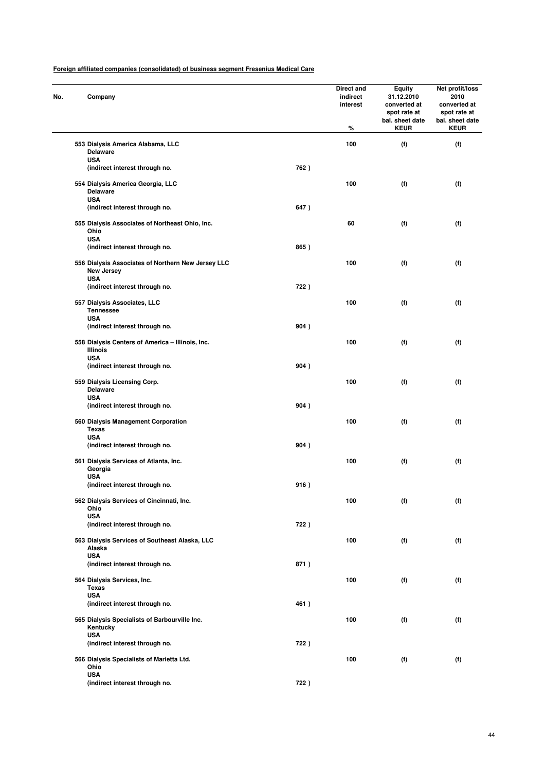**Foreign affiliated companies (consolidated) of business segment Fresenius Medical Care**

| No. | Company | | Direct and indirect interest % | Equity 31.12.2010 converted at spot rate at bal. sheet date KEUR | Net profit/loss 2010 converted at spot rate at bal. sheet date KEUR |
|---|---|---|---|---|---|
| 553 | Dialysis America Alabama, LLC<br>Delaware<br>USA<br>(indirect interest through no. | 762 ) | 100 | (f) | (f) |
| 554 | Dialysis America Georgia, LLC<br>Delaware<br>USA<br>(indirect interest through no. | 647 ) | 100 | (f) | (f) |
| 555 | Dialysis Associates of Northeast Ohio, Inc.<br>Ohio<br>USA<br>(indirect interest through no. | 865 ) | 60 | (f) | (f) |
| 556 | Dialysis Associates of Northern New Jersey LLC<br>New Jersey<br>USA<br>(indirect interest through no. | 722 ) | 100 | (f) | (f) |
| 557 | Dialysis Associates, LLC<br>Tennessee<br>USA<br>(indirect interest through no. | 904 ) | 100 | (f) | (f) |
| 558 | Dialysis Centers of America – Illinois, Inc.<br>Illinois<br>USA<br>(indirect interest through no. | 904 ) | 100 | (f) | (f) |
| 559 | Dialysis Licensing Corp.<br>Delaware<br>USA<br>(indirect interest through no. | 904 ) | 100 | (f) | (f) |
| 560 | Dialysis Management Corporation<br>Texas<br>USA<br>(indirect interest through no. | 904 ) | 100 | (f) | (f) |
| 561 | Dialysis Services of Atlanta, Inc.<br>Georgia<br>USA<br>(indirect interest through no. | 916 ) | 100 | (f) | (f) |
| 562 | Dialysis Services of Cincinnati, Inc.<br>Ohio<br>USA<br>(indirect interest through no. | 722 ) | 100 | (f) | (f) |
| 563 | Dialysis Services of Southeast Alaska, LLC<br>Alaska<br>USA<br>(indirect interest through no. | 871 ) | 100 | (f) | (f) |
| 564 | Dialysis Services, Inc.<br>Texas<br>USA<br>(indirect interest through no. | 461 ) | 100 | (f) | (f) |
| 565 | Dialysis Specialists of Barbourville Inc.<br>Kentucky<br>USA<br>(indirect interest through no. | 722 ) | 100 | (f) | (f) |
| 566 | Dialysis Specialists of Marietta Ltd.<br>Ohio<br>USA<br>(indirect interest through no. | 722 ) | 100 | (f) | (f) |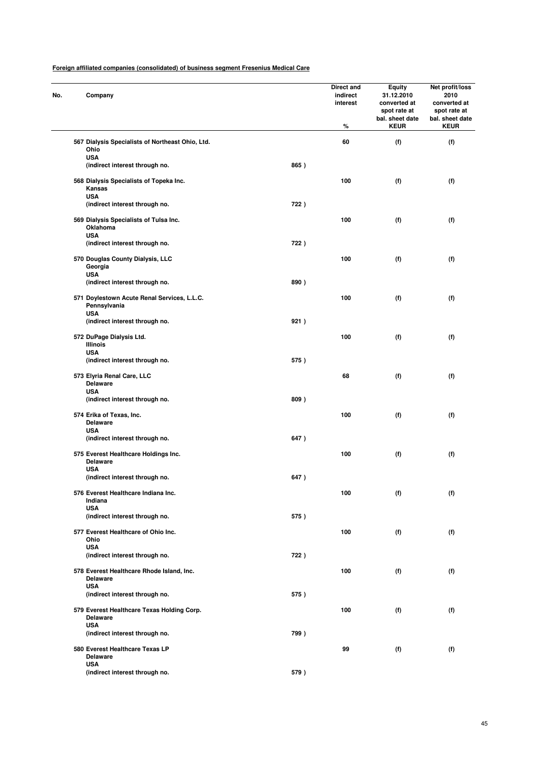**Foreign affiliated companies (consolidated) of business segment Fresenius Medical Care**

| No. | Company | | Direct and indirect interest % | Equity 31.12.2010 converted at spot rate at bal. sheet date KEUR | Net profit/loss 2010 converted at spot rate at bal. sheet date KEUR |
|---|---|---|---|---|---|
| 567 | Dialysis Specialists of Northeast Ohio, Ltd.<br>Ohio<br>USA<br>(indirect interest through no. | 865 ) | 60 | (f) | (f) |
| 568 | Dialysis Specialists of Topeka Inc.<br>Kansas<br>USA<br>(indirect interest through no. | 722 ) | 100 | (f) | (f) |
| 569 | Dialysis Specialists of Tulsa Inc.<br>Oklahoma<br>USA<br>(indirect interest through no. | 722 ) | 100 | (f) | (f) |
| 570 | Douglas County Dialysis, LLC<br>Georgia<br>USA<br>(indirect interest through no. | 890 ) | 100 | (f) | (f) |
| 571 | Doylestown Acute Renal Services, L.L.C.<br>Pennsylvania<br>USA<br>(indirect interest through no. | 921 ) | 100 | (f) | (f) |
| 572 | DuPage Dialysis Ltd.<br>Illinois<br>USA<br>(indirect interest through no. | 575 ) | 100 | (f) | (f) |
| 573 | Elyria Renal Care, LLC<br>Delaware<br>USA<br>(indirect interest through no. | 809 ) | 68 | (f) | (f) |
| 574 | Erika of Texas, Inc.<br>Delaware<br>USA<br>(indirect interest through no. | 647 ) | 100 | (f) | (f) |
| 575 | Everest Healthcare Holdings Inc.<br>Delaware<br>USA<br>(indirect interest through no. | 647 ) | 100 | (f) | (f) |
| 576 | Everest Healthcare Indiana Inc.<br>Indiana<br>USA<br>(indirect interest through no. | 575 ) | 100 | (f) | (f) |
| 577 | Everest Healthcare of Ohio Inc.<br>Ohio<br>USA<br>(indirect interest through no. | 722 ) | 100 | (f) | (f) |
| 578 | Everest Healthcare Rhode Island, Inc.<br>Delaware<br>USA<br>(indirect interest through no. | 575 ) | 100 | (f) | (f) |
| 579 | Everest Healthcare Texas Holding Corp.<br>Delaware<br>USA<br>(indirect interest through no. | 799 ) | 100 | (f) | (f) |
| 580 | Everest Healthcare Texas LP<br>Delaware<br>USA<br>(indirect interest through no. | 579 ) | 99 | (f) | (f) |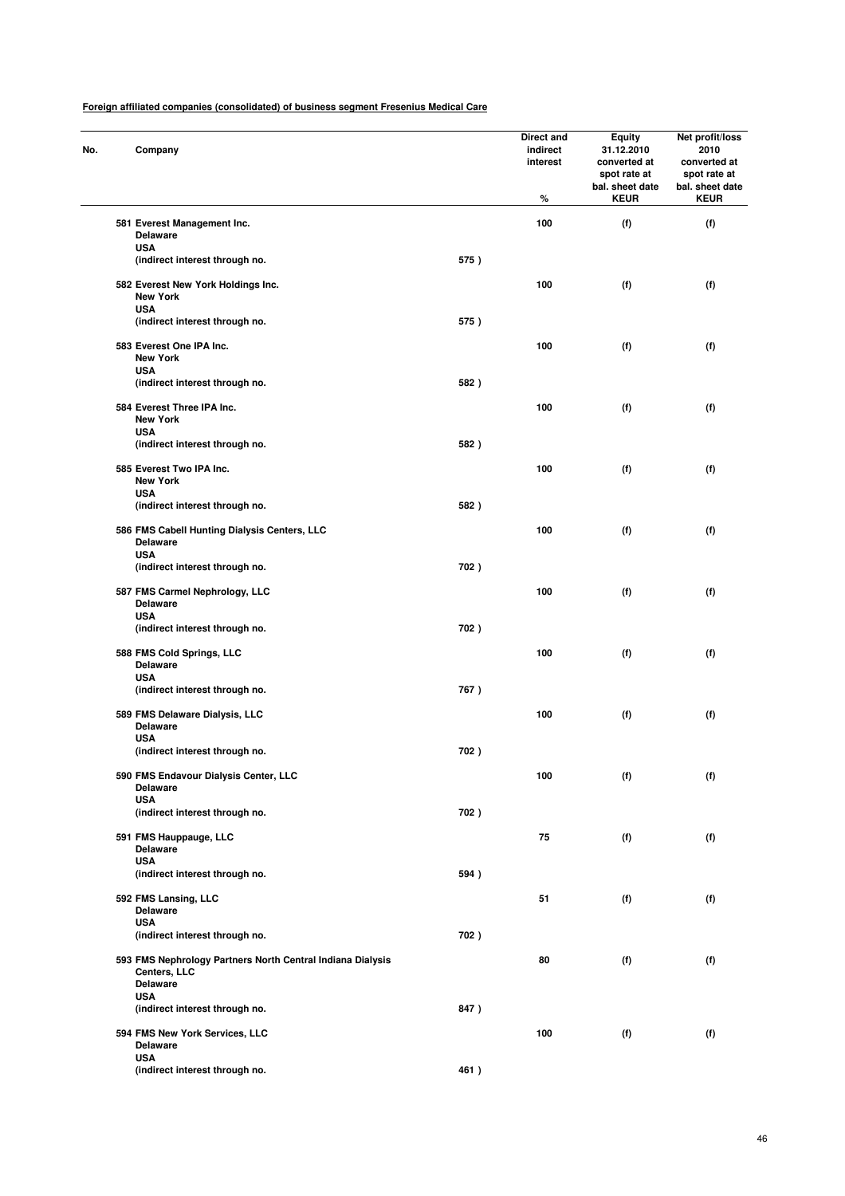**Foreign affiliated companies (consolidated) of business segment Fresenius Medical Care**

| No. | Company | | Direct and indirect interest % | Equity 31.12.2010 converted at spot rate at bal. sheet date KEUR | Net profit/loss 2010 converted at spot rate at bal. sheet date KEUR |
|---|---|---|---|---|---|
| 581 | Everest Management Inc.<br>Delaware<br>USA<br>(indirect interest through no. | 575 ) | 100 | (f) | (f) |
| 582 | Everest New York Holdings Inc.<br>New York<br>USA<br>(indirect interest through no. | 575 ) | 100 | (f) | (f) |
| 583 | Everest One IPA Inc.<br>New York<br>USA<br>(indirect interest through no. | 582 ) | 100 | (f) | (f) |
| 584 | Everest Three IPA Inc.<br>New York<br>USA<br>(indirect interest through no. | 582 ) | 100 | (f) | (f) |
| 585 | Everest Two IPA Inc.<br>New York<br>USA<br>(indirect interest through no. | 582 ) | 100 | (f) | (f) |
| 586 | FMS Cabell Hunting Dialysis Centers, LLC<br>Delaware<br>USA<br>(indirect interest through no. | 702 ) | 100 | (f) | (f) |
| 587 | FMS Carmel Nephrology, LLC<br>Delaware<br>USA<br>(indirect interest through no. | 702 ) | 100 | (f) | (f) |
| 588 | FMS Cold Springs, LLC<br>Delaware<br>USA<br>(indirect interest through no. | 767 ) | 100 | (f) | (f) |
| 589 | FMS Delaware Dialysis, LLC<br>Delaware<br>USA<br>(indirect interest through no. | 702 ) | 100 | (f) | (f) |
| 590 | FMS Endavour Dialysis Center, LLC<br>Delaware<br>USA<br>(indirect interest through no. | 702 ) | 100 | (f) | (f) |
| 591 | FMS Hauppauge, LLC<br>Delaware<br>USA<br>(indirect interest through no. | 594 ) | 75 | (f) | (f) |
| 592 | FMS Lansing, LLC<br>Delaware<br>USA<br>(indirect interest through no. | 702 ) | 51 | (f) | (f) |
| 593 | FMS Nephrology Partners North Central Indiana Dialysis Centers, LLC<br>Delaware<br>USA<br>(indirect interest through no. | 847 ) | 80 | (f) | (f) |
| 594 | FMS New York Services, LLC<br>Delaware<br>USA<br>(indirect interest through no. | 461 ) | 100 | (f) | (f) |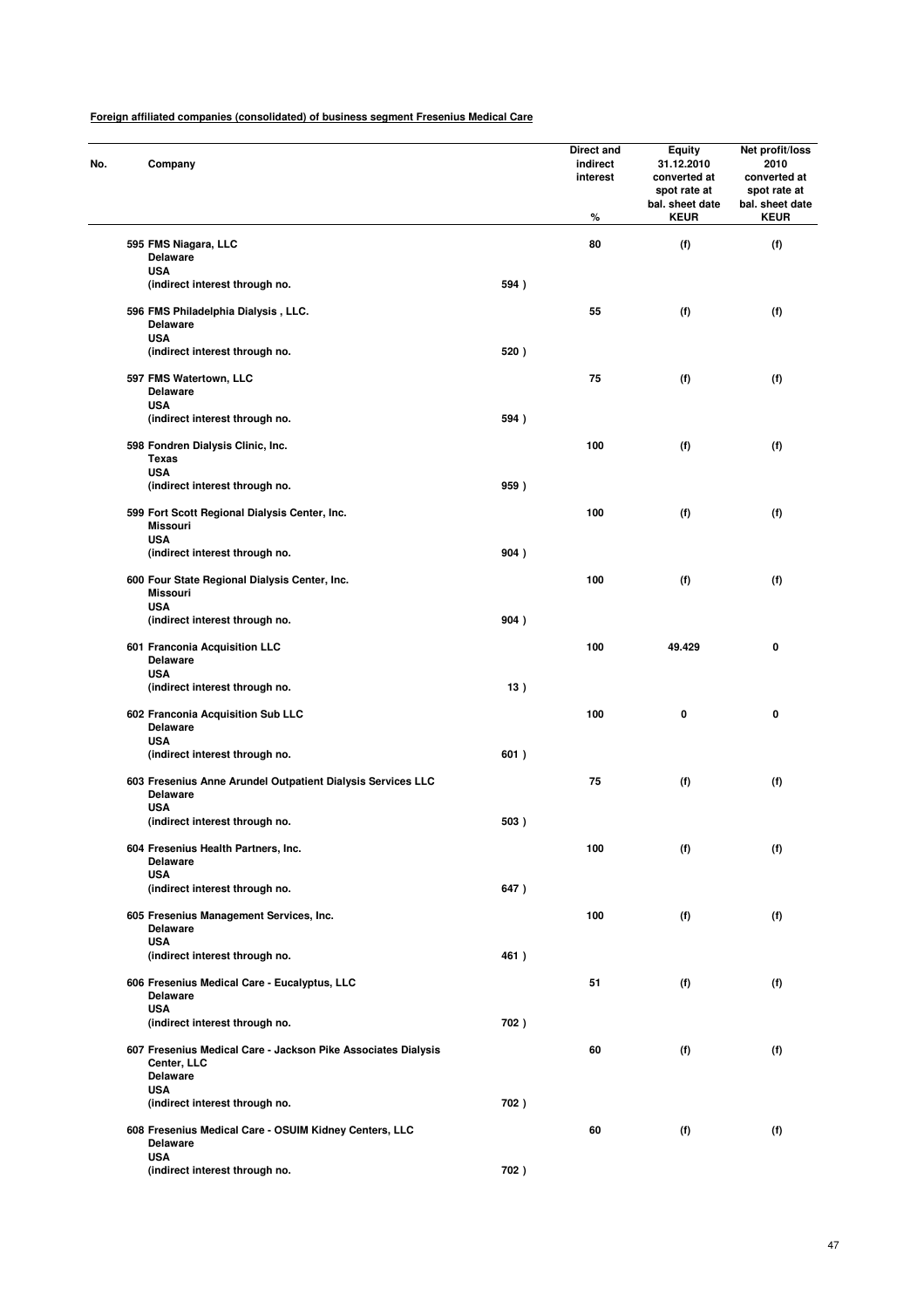**Foreign affiliated companies (consolidated) of business segment Fresenius Medical Care**

| No. | Company | | Direct and indirect interest % | Equity 31.12.2010 converted at spot rate at bal. sheet date KEUR | Net profit/loss 2010 converted at spot rate at bal. sheet date KEUR |
|---|---|---|---|---|---|
| 595 | FMS Niagara, LLC<br>Delaware<br>USA<br>(indirect interest through no. | 594 ) | 80 | (f) | (f) |
| 596 | FMS Philadelphia Dialysis , LLC.<br>Delaware<br>USA<br>(indirect interest through no. | 520 ) | 55 | (f) | (f) |
| 597 | FMS Watertown, LLC<br>Delaware<br>USA<br>(indirect interest through no. | 594 ) | 75 | (f) | (f) |
| 598 | Fondren Dialysis Clinic, Inc.<br>Texas<br>USA<br>(indirect interest through no. | 959 ) | 100 | (f) | (f) |
| 599 | Fort Scott Regional Dialysis Center, Inc.<br>Missouri<br>USA<br>(indirect interest through no. | 904 ) | 100 | (f) | (f) |
| 600 | Four State Regional Dialysis Center, Inc.<br>Missouri<br>USA<br>(indirect interest through no. | 904 ) | 100 | (f) | (f) |
| 601 | Franconia Acquisition LLC<br>Delaware<br>USA<br>(indirect interest through no. | 13 ) | 100 | 49.429 | 0 |
| 602 | Franconia Acquisition Sub LLC<br>Delaware<br>USA<br>(indirect interest through no. | 601 ) | 100 | 0 | 0 |
| 603 | Fresenius Anne Arundel Outpatient Dialysis Services LLC<br>Delaware<br>USA<br>(indirect interest through no. | 503 ) | 75 | (f) | (f) |
| 604 | Fresenius Health Partners, Inc.<br>Delaware<br>USA<br>(indirect interest through no. | 647 ) | 100 | (f) | (f) |
| 605 | Fresenius Management Services, Inc.<br>Delaware<br>USA<br>(indirect interest through no. | 461 ) | 100 | (f) | (f) |
| 606 | Fresenius Medical Care - Eucalyptus, LLC<br>Delaware<br>USA<br>(indirect interest through no. | 702 ) | 51 | (f) | (f) |
| 607 | Fresenius Medical Care - Jackson Pike Associates Dialysis Center, LLC<br>Delaware<br>USA<br>(indirect interest through no. | 702 ) | 60 | (f) | (f) |
| 608 | Fresenius Medical Care - OSUIM Kidney Centers, LLC<br>Delaware<br>USA<br>(indirect interest through no. | 702 ) | 60 | (f) | (f) |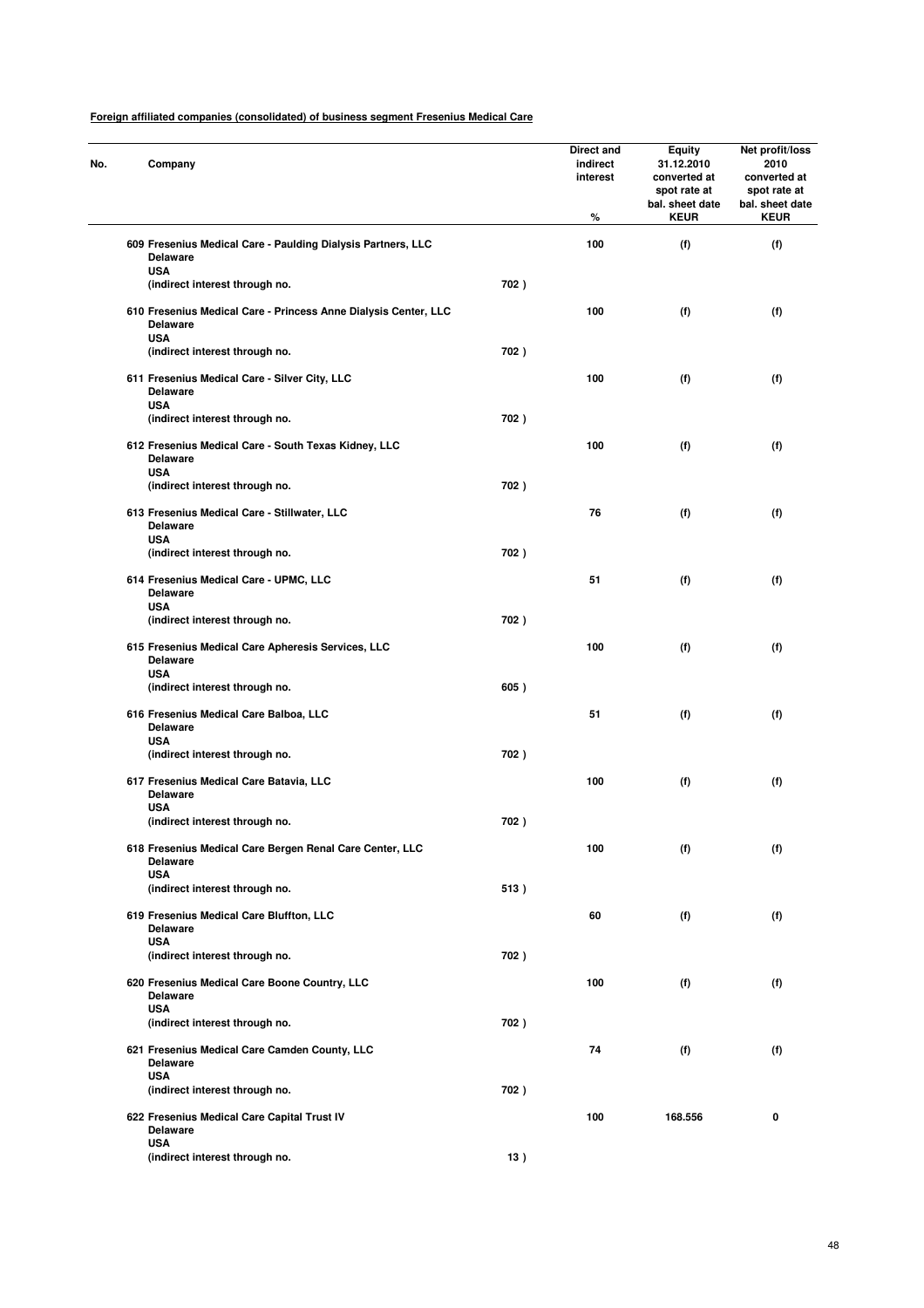**Foreign affiliated companies (consolidated) of business segment Fresenius Medical Care**

| No. | Company | | Direct and indirect interest % | Equity 31.12.2010 converted at spot rate at bal. sheet date KEUR | Net profit/loss 2010 converted at spot rate at bal. sheet date KEUR |
|---|---|---|---|---|---|
| 609 | Fresenius Medical Care - Paulding Dialysis Partners, LLC<br>Delaware<br>USA<br>(indirect interest through no. | 702 ) | 100 | (f) | (f) |
| 610 | Fresenius Medical Care - Princess Anne Dialysis Center, LLC<br>Delaware<br>USA<br>(indirect interest through no. | 702 ) | 100 | (f) | (f) |
| 611 | Fresenius Medical Care - Silver City, LLC<br>Delaware<br>USA<br>(indirect interest through no. | 702 ) | 100 | (f) | (f) |
| 612 | Fresenius Medical Care - South Texas Kidney, LLC<br>Delaware<br>USA<br>(indirect interest through no. | 702 ) | 100 | (f) | (f) |
| 613 | Fresenius Medical Care - Stillwater, LLC<br>Delaware<br>USA<br>(indirect interest through no. | 702 ) | 76 | (f) | (f) |
| 614 | Fresenius Medical Care - UPMC, LLC<br>Delaware<br>USA<br>(indirect interest through no. | 702 ) | 51 | (f) | (f) |
| 615 | Fresenius Medical Care Apheresis Services, LLC<br>Delaware<br>USA<br>(indirect interest through no. | 605 ) | 100 | (f) | (f) |
| 616 | Fresenius Medical Care Balboa, LLC<br>Delaware<br>USA<br>(indirect interest through no. | 702 ) | 51 | (f) | (f) |
| 617 | Fresenius Medical Care Batavia, LLC<br>Delaware<br>USA<br>(indirect interest through no. | 702 ) | 100 | (f) | (f) |
| 618 | Fresenius Medical Care Bergen Renal Care Center, LLC<br>Delaware<br>USA<br>(indirect interest through no. | 513 ) | 100 | (f) | (f) |
| 619 | Fresenius Medical Care Bluffton, LLC<br>Delaware<br>USA<br>(indirect interest through no. | 702 ) | 60 | (f) | (f) |
| 620 | Fresenius Medical Care Boone Country, LLC<br>Delaware<br>USA<br>(indirect interest through no. | 702 ) | 100 | (f) | (f) |
| 621 | Fresenius Medical Care Camden County, LLC<br>Delaware<br>USA<br>(indirect interest through no. | 702 ) | 74 | (f) | (f) |
| 622 | Fresenius Medical Care Capital Trust IV<br>Delaware<br>USA<br>(indirect interest through no. | 13 ) | 100 | 168.556 | 0 |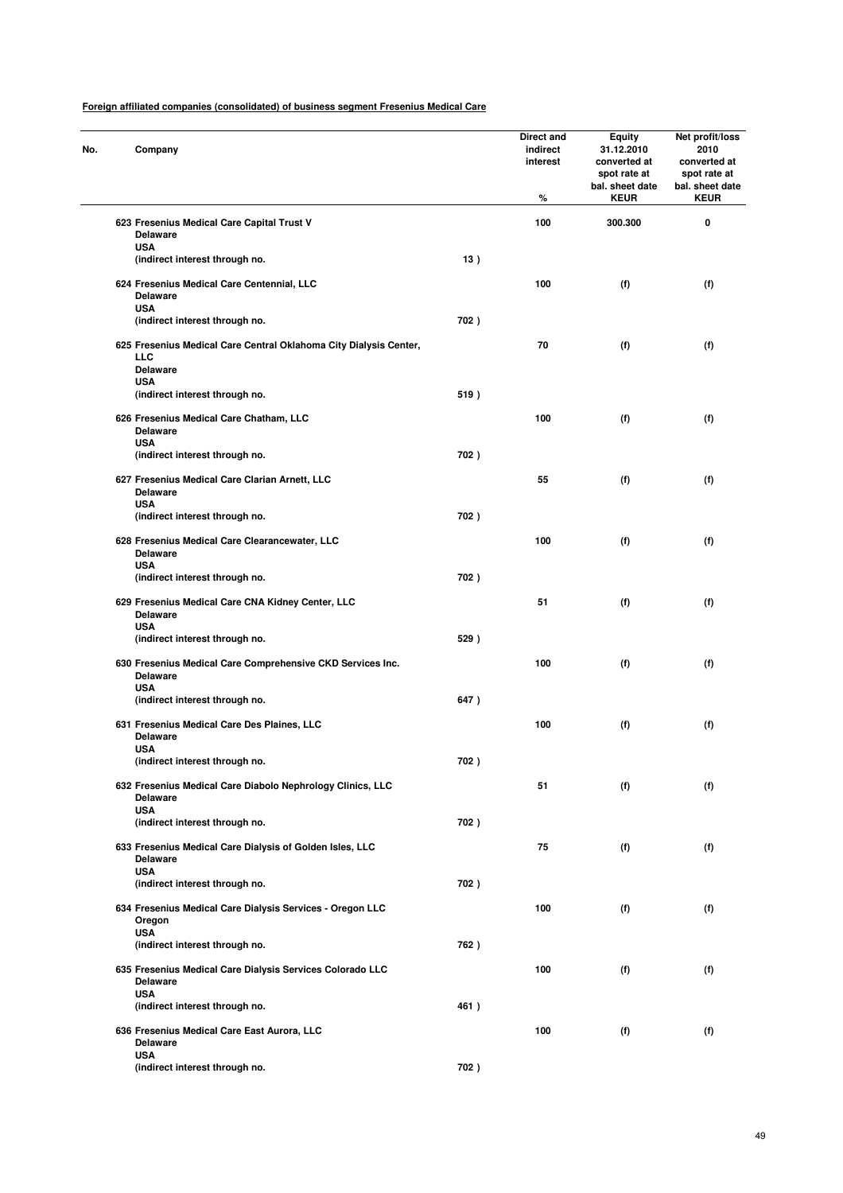**Foreign affiliated companies (consolidated) of business segment Fresenius Medical Care**

| No. | Company | | Direct and indirect interest % | Equity 31.12.2010 converted at spot rate at bal. sheet date KEUR | Net profit/loss 2010 converted at spot rate at bal. sheet date KEUR |
|---|---|---|---|---|---|
| 623 | Fresenius Medical Care Capital Trust V<br>Delaware<br>USA<br>(indirect interest through no. | 13 ) | 100 | 300.300 | 0 |
| 624 | Fresenius Medical Care Centennial, LLC<br>Delaware<br>USA<br>(indirect interest through no. | 702 ) | 100 | (f) | (f) |
| 625 | Fresenius Medical Care Central Oklahoma City Dialysis Center, LLC<br>Delaware<br>USA<br>(indirect interest through no. | 519 ) | 70 | (f) | (f) |
| 626 | Fresenius Medical Care Chatham, LLC<br>Delaware<br>USA<br>(indirect interest through no. | 702 ) | 100 | (f) | (f) |
| 627 | Fresenius Medical Care Clarian Arnett, LLC<br>Delaware<br>USA<br>(indirect interest through no. | 702 ) | 55 | (f) | (f) |
| 628 | Fresenius Medical Care Clearancewater, LLC<br>Delaware<br>USA<br>(indirect interest through no. | 702 ) | 100 | (f) | (f) |
| 629 | Fresenius Medical Care CNA Kidney Center, LLC<br>Delaware<br>USA<br>(indirect interest through no. | 529 ) | 51 | (f) | (f) |
| 630 | Fresenius Medical Care Comprehensive CKD Services Inc.<br>Delaware<br>USA<br>(indirect interest through no. | 647 ) | 100 | (f) | (f) |
| 631 | Fresenius Medical Care Des Plaines, LLC<br>Delaware<br>USA<br>(indirect interest through no. | 702 ) | 100 | (f) | (f) |
| 632 | Fresenius Medical Care Diabolo Nephrology Clinics, LLC<br>Delaware<br>USA<br>(indirect interest through no. | 702 ) | 51 | (f) | (f) |
| 633 | Fresenius Medical Care Dialysis of Golden Isles, LLC<br>Delaware<br>USA<br>(indirect interest through no. | 702 ) | 75 | (f) | (f) |
| 634 | Fresenius Medical Care Dialysis Services - Oregon LLC<br>Oregon<br>USA<br>(indirect interest through no. | 762 ) | 100 | (f) | (f) |
| 635 | Fresenius Medical Care Dialysis Services Colorado LLC<br>Delaware<br>USA<br>(indirect interest through no. | 461 ) | 100 | (f) | (f) |
| 636 | Fresenius Medical Care East Aurora, LLC<br>Delaware<br>USA<br>(indirect interest through no. | 702 ) | 100 | (f) | (f) |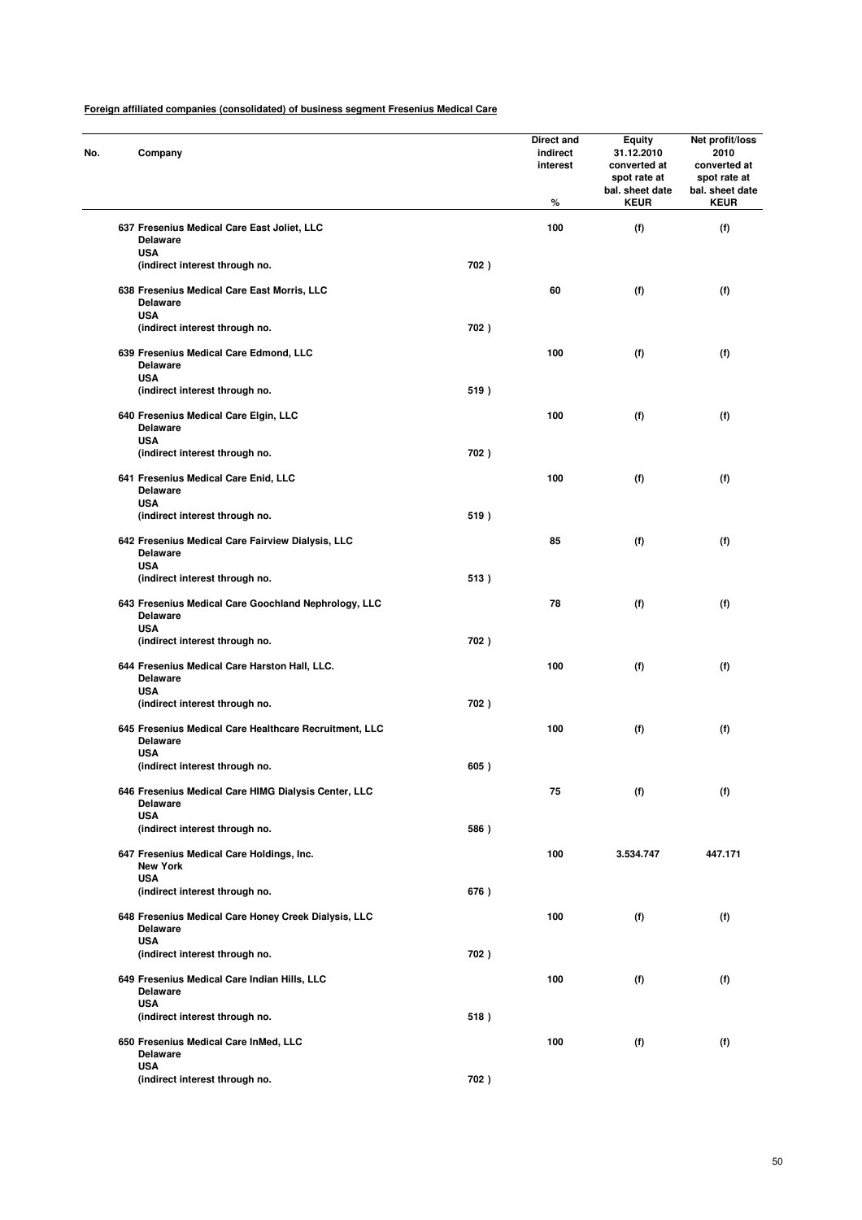**Foreign affiliated companies (consolidated) of business segment Fresenius Medical Care**

| No. | Company | | Direct and indirect interest % | Equity 31.12.2010 converted at spot rate at bal. sheet date KEUR | Net profit/loss 2010 converted at spot rate at bal. sheet date KEUR |
|---|---|---|---|---|---|
| 637 | Fresenius Medical Care East Joliet, LLC<br>Delaware<br>USA<br>(indirect interest through no. | 702 ) | 100 | (f) | (f) |
| 638 | Fresenius Medical Care East Morris, LLC<br>Delaware<br>USA<br>(indirect interest through no. | 702 ) | 60 | (f) | (f) |
| 639 | Fresenius Medical Care Edmond, LLC<br>Delaware<br>USA<br>(indirect interest through no. | 519 ) | 100 | (f) | (f) |
| 640 | Fresenius Medical Care Elgin, LLC<br>Delaware<br>USA<br>(indirect interest through no. | 702 ) | 100 | (f) | (f) |
| 641 | Fresenius Medical Care Enid, LLC<br>Delaware<br>USA<br>(indirect interest through no. | 519 ) | 100 | (f) | (f) |
| 642 | Fresenius Medical Care Fairview Dialysis, LLC<br>Delaware<br>USA<br>(indirect interest through no. | 513 ) | 85 | (f) | (f) |
| 643 | Fresenius Medical Care Goochland Nephrology, LLC<br>Delaware<br>USA<br>(indirect interest through no. | 702 ) | 78 | (f) | (f) |
| 644 | Fresenius Medical Care Harston Hall, LLC.<br>Delaware<br>USA<br>(indirect interest through no. | 702 ) | 100 | (f) | (f) |
| 645 | Fresenius Medical Care Healthcare Recruitment, LLC<br>Delaware<br>USA<br>(indirect interest through no. | 605 ) | 100 | (f) | (f) |
| 646 | Fresenius Medical Care HIMG Dialysis Center, LLC<br>Delaware<br>USA<br>(indirect interest through no. | 586 ) | 75 | (f) | (f) |
| 647 | Fresenius Medical Care Holdings, Inc.<br>New York<br>USA<br>(indirect interest through no. | 676 ) | 100 | 3.534.747 | 447.171 |
| 648 | Fresenius Medical Care Honey Creek Dialysis, LLC<br>Delaware<br>USA<br>(indirect interest through no. | 702 ) | 100 | (f) | (f) |
| 649 | Fresenius Medical Care Indian Hills, LLC<br>Delaware<br>USA<br>(indirect interest through no. | 518 ) | 100 | (f) | (f) |
| 650 | Fresenius Medical Care InMed, LLC<br>Delaware<br>USA<br>(indirect interest through no. | 702 ) | 100 | (f) | (f) |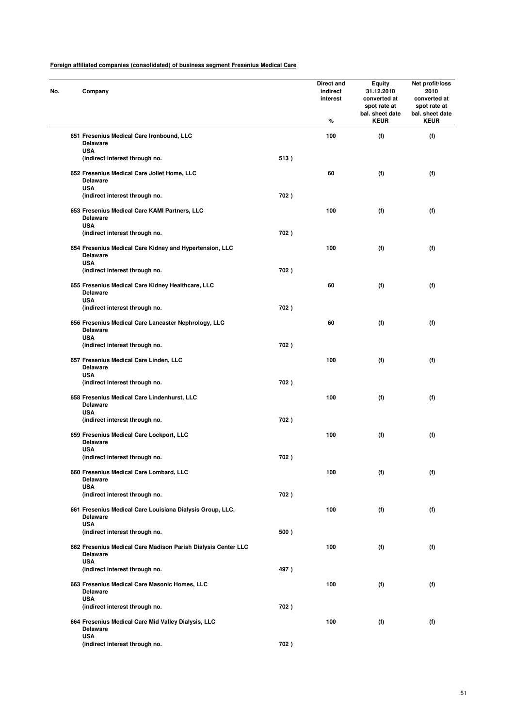**Foreign affiliated companies (consolidated) of business segment Fresenius Medical Care**

| No. | Company | | Direct and indirect interest % | Equity 31.12.2010 converted at spot rate at bal. sheet date KEUR | Net profit/loss 2010 converted at spot rate at bal. sheet date KEUR |
|---|---|---|---|---|---|
| 651 | Fresenius Medical Care Ironbound, LLC<br>Delaware<br>USA<br>(indirect interest through no. | 513 ) | 100 | (f) | (f) |
| 652 | Fresenius Medical Care Joliet Home, LLC<br>Delaware<br>USA<br>(indirect interest through no. | 702 ) | 60 | (f) | (f) |
| 653 | Fresenius Medical Care KAMI Partners, LLC<br>Delaware<br>USA<br>(indirect interest through no. | 702 ) | 100 | (f) | (f) |
| 654 | Fresenius Medical Care Kidney and Hypertension, LLC<br>Delaware<br>USA<br>(indirect interest through no. | 702 ) | 100 | (f) | (f) |
| 655 | Fresenius Medical Care Kidney Healthcare, LLC<br>Delaware<br>USA<br>(indirect interest through no. | 702 ) | 60 | (f) | (f) |
| 656 | Fresenius Medical Care Lancaster Nephrology, LLC<br>Delaware<br>USA<br>(indirect interest through no. | 702 ) | 60 | (f) | (f) |
| 657 | Fresenius Medical Care Linden, LLC<br>Delaware<br>USA<br>(indirect interest through no. | 702 ) | 100 | (f) | (f) |
| 658 | Fresenius Medical Care Lindenhurst, LLC<br>Delaware<br>USA<br>(indirect interest through no. | 702 ) | 100 | (f) | (f) |
| 659 | Fresenius Medical Care Lockport, LLC<br>Delaware<br>USA<br>(indirect interest through no. | 702 ) | 100 | (f) | (f) |
| 660 | Fresenius Medical Care Lombard, LLC<br>Delaware<br>USA<br>(indirect interest through no. | 702 ) | 100 | (f) | (f) |
| 661 | Fresenius Medical Care Louisiana Dialysis Group, LLC.<br>Delaware<br>USA<br>(indirect interest through no. | 500 ) | 100 | (f) | (f) |
| 662 | Fresenius Medical Care Madison Parish Dialysis Center LLC<br>Delaware<br>USA<br>(indirect interest through no. | 497 ) | 100 | (f) | (f) |
| 663 | Fresenius Medical Care Masonic Homes, LLC<br>Delaware<br>USA<br>(indirect interest through no. | 702 ) | 100 | (f) | (f) |
| 664 | Fresenius Medical Care Mid Valley Dialysis, LLC<br>Delaware<br>USA<br>(indirect interest through no. | 702 ) | 100 | (f) | (f) |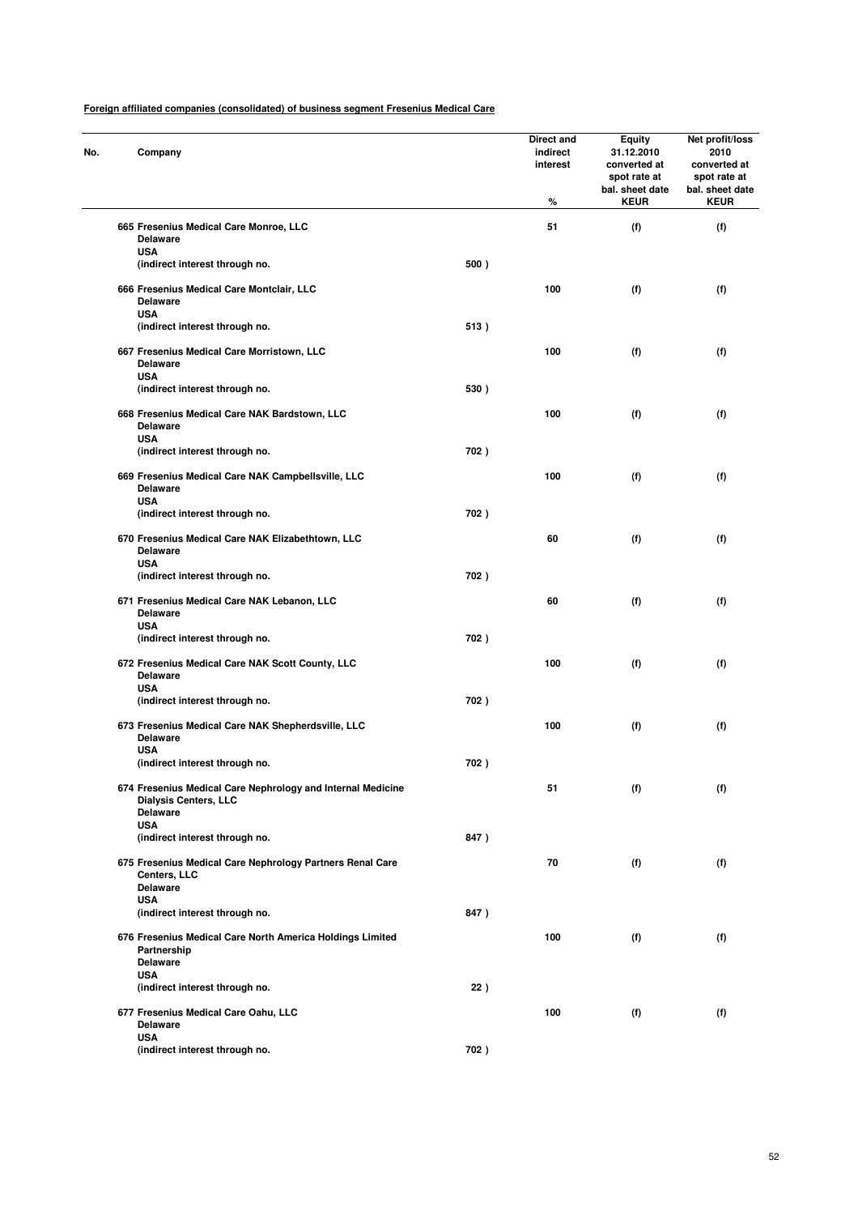**Foreign affiliated companies (consolidated) of business segment Fresenius Medical Care**

| No. | Company | | Direct and indirect interest<br>% | Equity 31.12.2010 converted at spot rate at bal. sheet date<br>KEUR | Net profit/loss 2010 converted at spot rate at bal. sheet date<br>KEUR |
|---|---|---|---|---|---|
| 665 | Fresenius Medical Care Monroe, LLC<br>Delaware<br>USA<br>(indirect interest through no. | 500 ) | 51 | (f) | (f) |
| 666 | Fresenius Medical Care Montclair, LLC<br>Delaware<br>USA<br>(indirect interest through no. | 513 ) | 100 | (f) | (f) |
| 667 | Fresenius Medical Care Morristown, LLC<br>Delaware<br>USA<br>(indirect interest through no. | 530 ) | 100 | (f) | (f) |
| 668 | Fresenius Medical Care NAK Bardstown, LLC<br>Delaware<br>USA<br>(indirect interest through no. | 702 ) | 100 | (f) | (f) |
| 669 | Fresenius Medical Care NAK Campbellsville, LLC<br>Delaware<br>USA<br>(indirect interest through no. | 702 ) | 100 | (f) | (f) |
| 670 | Fresenius Medical Care NAK Elizabethtown, LLC<br>Delaware<br>USA<br>(indirect interest through no. | 702 ) | 60 | (f) | (f) |
| 671 | Fresenius Medical Care NAK Lebanon, LLC<br>Delaware<br>USA<br>(indirect interest through no. | 702 ) | 60 | (f) | (f) |
| 672 | Fresenius Medical Care NAK Scott County, LLC<br>Delaware<br>USA<br>(indirect interest through no. | 702 ) | 100 | (f) | (f) |
| 673 | Fresenius Medical Care NAK Shepherdsville, LLC<br>Delaware<br>USA<br>(indirect interest through no. | 702 ) | 100 | (f) | (f) |
| 674 | Fresenius Medical Care Nephrology and Internal Medicine Dialysis Centers, LLC<br>Delaware<br>USA<br>(indirect interest through no. | 847 ) | 51 | (f) | (f) |
| 675 | Fresenius Medical Care Nephrology Partners Renal Care Centers, LLC<br>Delaware<br>USA<br>(indirect interest through no. | 847 ) | 70 | (f) | (f) |
| 676 | Fresenius Medical Care North America Holdings Limited Partnership<br>Delaware<br>USA<br>(indirect interest through no. | 22 ) | 100 | (f) | (f) |
| 677 | Fresenius Medical Care Oahu, LLC<br>Delaware<br>USA<br>(indirect interest through no. | 702 ) | 100 | (f) | (f) |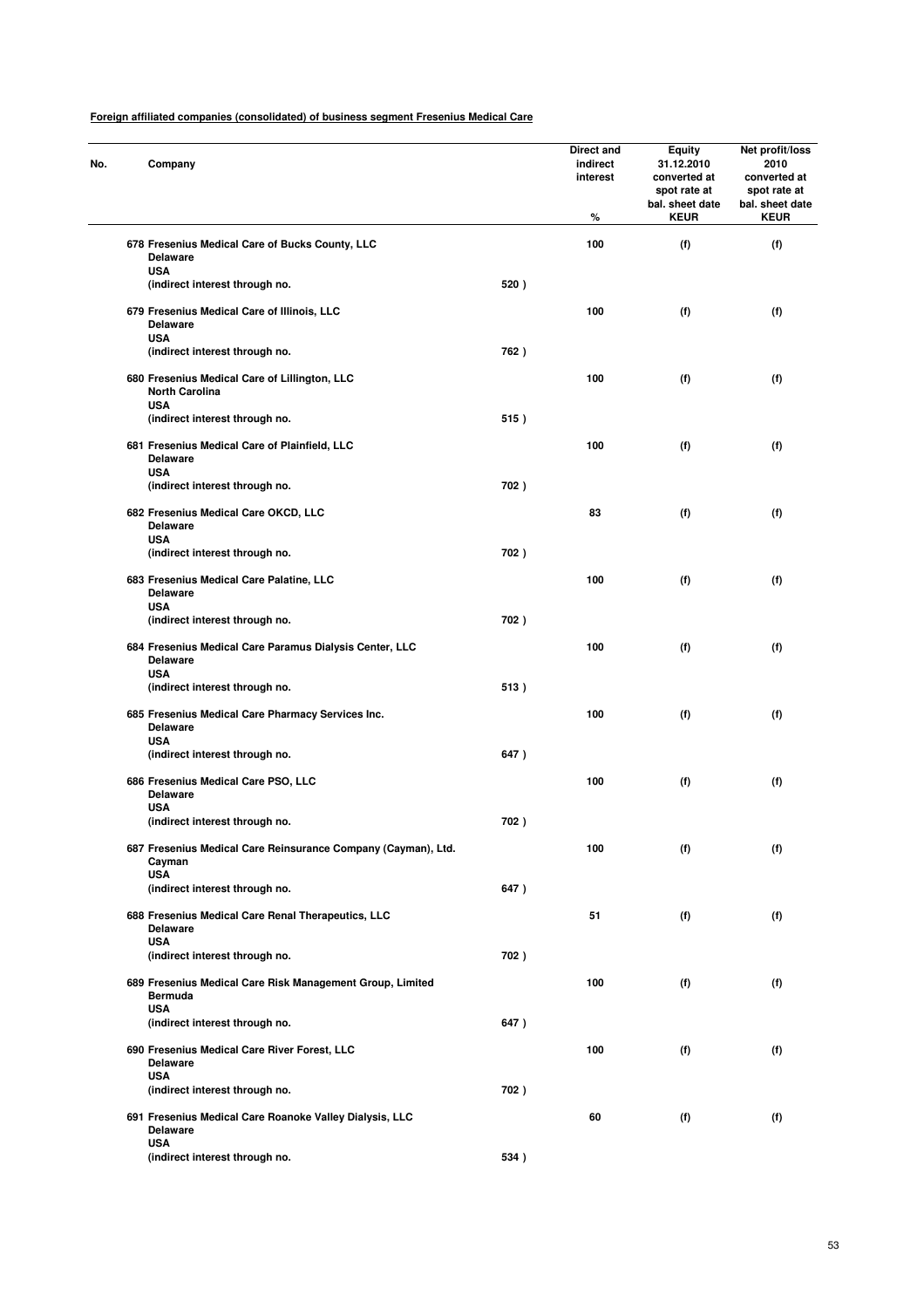**Foreign affiliated companies (consolidated) of business segment Fresenius Medical Care**

| No. | Company | | Direct and indirect interest % | Equity 31.12.2010 converted at spot rate at bal. sheet date KEUR | Net profit/loss 2010 converted at spot rate at bal. sheet date KEUR |
|---|---|---|---|---|---|
| 678 | Fresenius Medical Care of Bucks County, LLC<br>Delaware<br>USA<br>(indirect interest through no. | 520 ) | 100 | (f) | (f) |
| 679 | Fresenius Medical Care of Illinois, LLC<br>Delaware<br>USA<br>(indirect interest through no. | 762 ) | 100 | (f) | (f) |
| 680 | Fresenius Medical Care of Lillington, LLC<br>North Carolina<br>USA<br>(indirect interest through no. | 515 ) | 100 | (f) | (f) |
| 681 | Fresenius Medical Care of Plainfield, LLC<br>Delaware<br>USA<br>(indirect interest through no. | 702 ) | 100 | (f) | (f) |
| 682 | Fresenius Medical Care OKCD, LLC<br>Delaware<br>USA<br>(indirect interest through no. | 702 ) | 83 | (f) | (f) |
| 683 | Fresenius Medical Care Palatine, LLC<br>Delaware<br>USA<br>(indirect interest through no. | 702 ) | 100 | (f) | (f) |
| 684 | Fresenius Medical Care Paramus Dialysis Center, LLC<br>Delaware<br>USA<br>(indirect interest through no. | 513 ) | 100 | (f) | (f) |
| 685 | Fresenius Medical Care Pharmacy Services Inc.<br>Delaware<br>USA<br>(indirect interest through no. | 647 ) | 100 | (f) | (f) |
| 686 | Fresenius Medical Care PSO, LLC<br>Delaware<br>USA<br>(indirect interest through no. | 702 ) | 100 | (f) | (f) |
| 687 | Fresenius Medical Care Reinsurance Company (Cayman), Ltd.<br>Cayman<br>USA<br>(indirect interest through no. | 647 ) | 100 | (f) | (f) |
| 688 | Fresenius Medical Care Renal Therapeutics, LLC<br>Delaware<br>USA<br>(indirect interest through no. | 702 ) | 51 | (f) | (f) |
| 689 | Fresenius Medical Care Risk Management Group, Limited<br>Bermuda<br>USA<br>(indirect interest through no. | 647 ) | 100 | (f) | (f) |
| 690 | Fresenius Medical Care River Forest, LLC<br>Delaware<br>USA<br>(indirect interest through no. | 702 ) | 100 | (f) | (f) |
| 691 | Fresenius Medical Care Roanoke Valley Dialysis, LLC<br>Delaware<br>USA<br>(indirect interest through no. | 534 ) | 60 | (f) | (f) |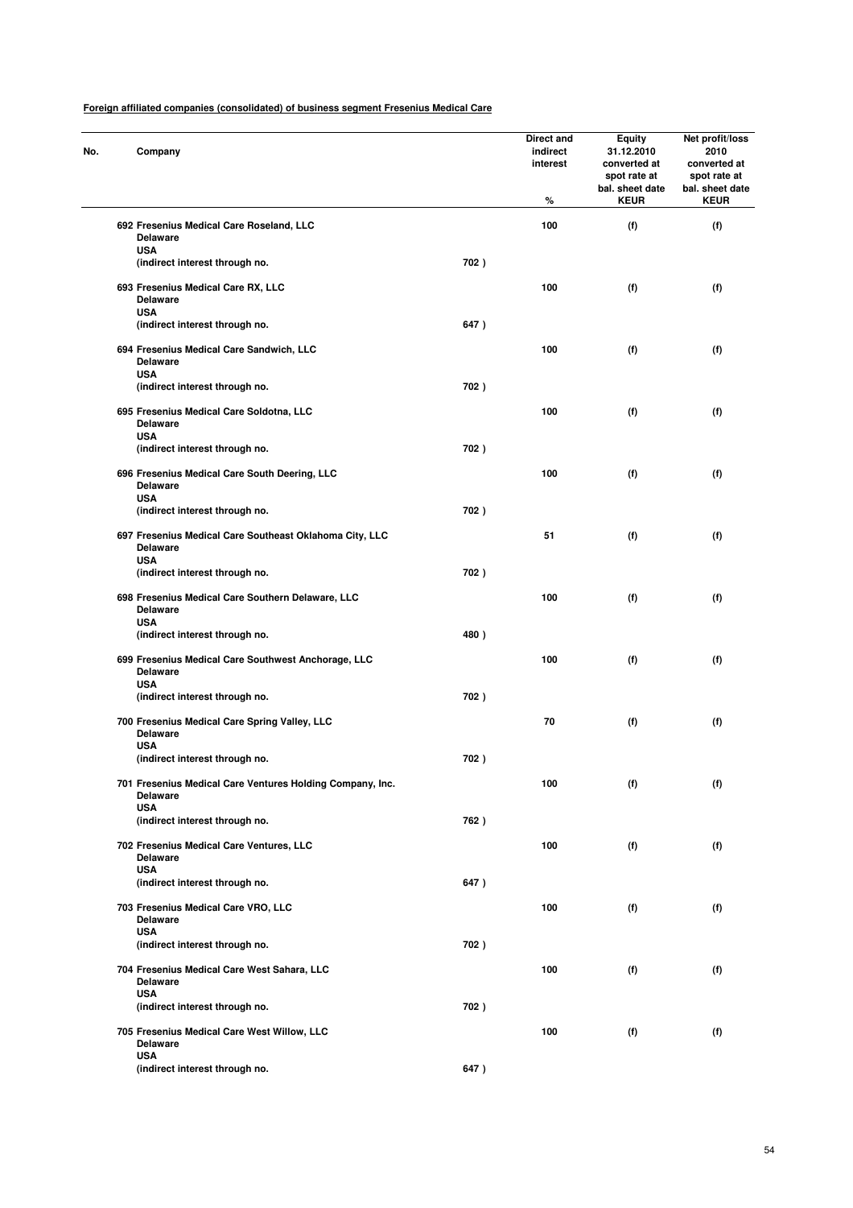**Foreign affiliated companies (consolidated) of business segment Fresenius Medical Care**

| No. | Company | | Direct and indirect interest % | Equity 31.12.2010 converted at spot rate at bal. sheet date KEUR | Net profit/loss 2010 converted at spot rate at bal. sheet date KEUR |
|---|---|---|---|---|---|
| 692 | Fresenius Medical Care Roseland, LLC<br>Delaware<br>USA<br>(indirect interest through no. | 702 ) | 100 | (f) | (f) |
| 693 | Fresenius Medical Care RX, LLC<br>Delaware<br>USA<br>(indirect interest through no. | 647 ) | 100 | (f) | (f) |
| 694 | Fresenius Medical Care Sandwich, LLC<br>Delaware<br>USA<br>(indirect interest through no. | 702 ) | 100 | (f) | (f) |
| 695 | Fresenius Medical Care Soldotna, LLC<br>Delaware<br>USA<br>(indirect interest through no. | 702 ) | 100 | (f) | (f) |
| 696 | Fresenius Medical Care South Deering, LLC<br>Delaware<br>USA<br>(indirect interest through no. | 702 ) | 100 | (f) | (f) |
| 697 | Fresenius Medical Care Southeast Oklahoma City, LLC<br>Delaware<br>USA<br>(indirect interest through no. | 702 ) | 51 | (f) | (f) |
| 698 | Fresenius Medical Care Southern Delaware, LLC<br>Delaware<br>USA<br>(indirect interest through no. | 480 ) | 100 | (f) | (f) |
| 699 | Fresenius Medical Care Southwest Anchorage, LLC<br>Delaware<br>USA<br>(indirect interest through no. | 702 ) | 100 | (f) | (f) |
| 700 | Fresenius Medical Care Spring Valley, LLC<br>Delaware<br>USA<br>(indirect interest through no. | 702 ) | 70 | (f) | (f) |
| 701 | Fresenius Medical Care Ventures Holding Company, Inc.<br>Delaware<br>USA<br>(indirect interest through no. | 762 ) | 100 | (f) | (f) |
| 702 | Fresenius Medical Care Ventures, LLC<br>Delaware<br>USA<br>(indirect interest through no. | 647 ) | 100 | (f) | (f) |
| 703 | Fresenius Medical Care VRO, LLC<br>Delaware<br>USA<br>(indirect interest through no. | 702 ) | 100 | (f) | (f) |
| 704 | Fresenius Medical Care West Sahara, LLC<br>Delaware<br>USA<br>(indirect interest through no. | 702 ) | 100 | (f) | (f) |
| 705 | Fresenius Medical Care West Willow, LLC<br>Delaware<br>USA<br>(indirect interest through no. | 647 ) | 100 | (f) | (f) |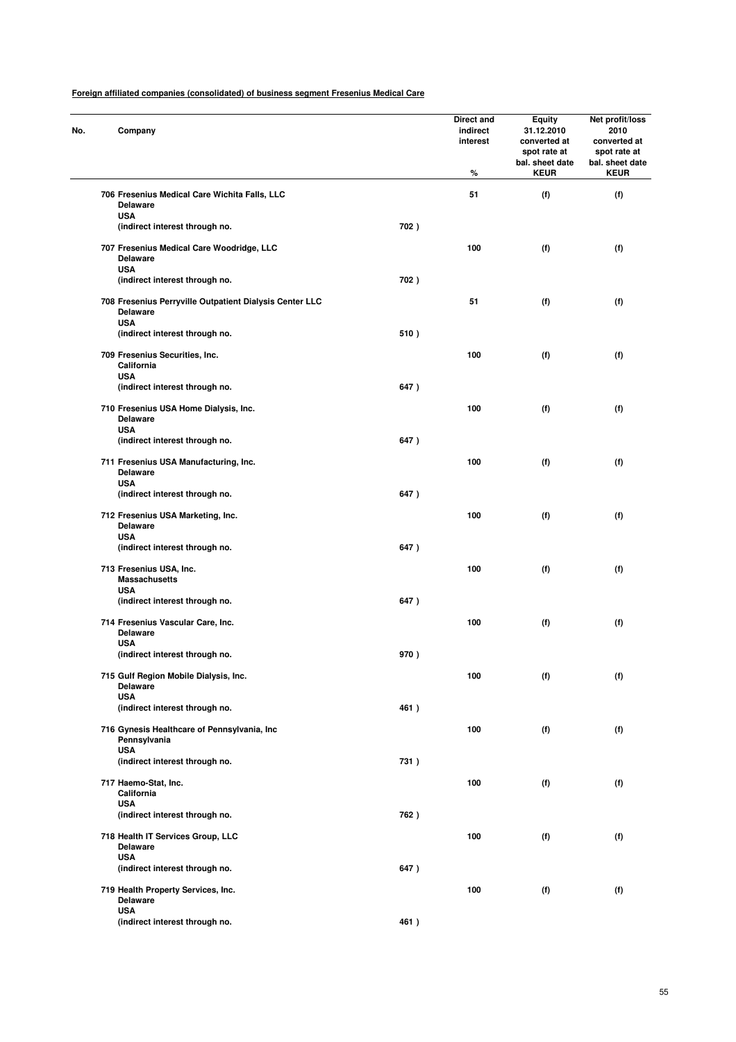**Foreign affiliated companies (consolidated) of business segment Fresenius Medical Care**

| No. | Company | | Direct and indirect interest<br>% | Equity 31.12.2010 converted at spot rate at bal. sheet date<br>KEUR | Net profit/loss 2010 converted at spot rate at bal. sheet date<br>KEUR |
|---|---|---|---|---|---|
| 706 | Fresenius Medical Care Wichita Falls, LLC<br>Delaware<br>USA<br>(indirect interest through no. | 702 ) | 51 | (f) | (f) |
| 707 | Fresenius Medical Care Woodridge, LLC<br>Delaware<br>USA<br>(indirect interest through no. | 702 ) | 100 | (f) | (f) |
| 708 | Fresenius Perryville Outpatient Dialysis Center LLC<br>Delaware<br>USA<br>(indirect interest through no. | 510 ) | 51 | (f) | (f) |
| 709 | Fresenius Securities, Inc.<br>California<br>USA<br>(indirect interest through no. | 647 ) | 100 | (f) | (f) |
| 710 | Fresenius USA Home Dialysis, Inc.<br>Delaware<br>USA<br>(indirect interest through no. | 647 ) | 100 | (f) | (f) |
| 711 | Fresenius USA Manufacturing, Inc.<br>Delaware<br>USA<br>(indirect interest through no. | 647 ) | 100 | (f) | (f) |
| 712 | Fresenius USA Marketing, Inc.<br>Delaware<br>USA<br>(indirect interest through no. | 647 ) | 100 | (f) | (f) |
| 713 | Fresenius USA, Inc.<br>Massachusetts<br>USA<br>(indirect interest through no. | 647 ) | 100 | (f) | (f) |
| 714 | Fresenius Vascular Care, Inc.<br>Delaware<br>USA<br>(indirect interest through no. | 970 ) | 100 | (f) | (f) |
| 715 | Gulf Region Mobile Dialysis, Inc.<br>Delaware<br>USA<br>(indirect interest through no. | 461 ) | 100 | (f) | (f) |
| 716 | Gynesis Healthcare of Pennsylvania, Inc<br>Pennsylvania<br>USA<br>(indirect interest through no. | 731 ) | 100 | (f) | (f) |
| 717 | Haemo-Stat, Inc.<br>California<br>USA<br>(indirect interest through no. | 762 ) | 100 | (f) | (f) |
| 718 | Health IT Services Group, LLC<br>Delaware<br>USA<br>(indirect interest through no. | 647 ) | 100 | (f) | (f) |
| 719 | Health Property Services, Inc.<br>Delaware<br>USA<br>(indirect interest through no. | 461 ) | 100 | (f) | (f) |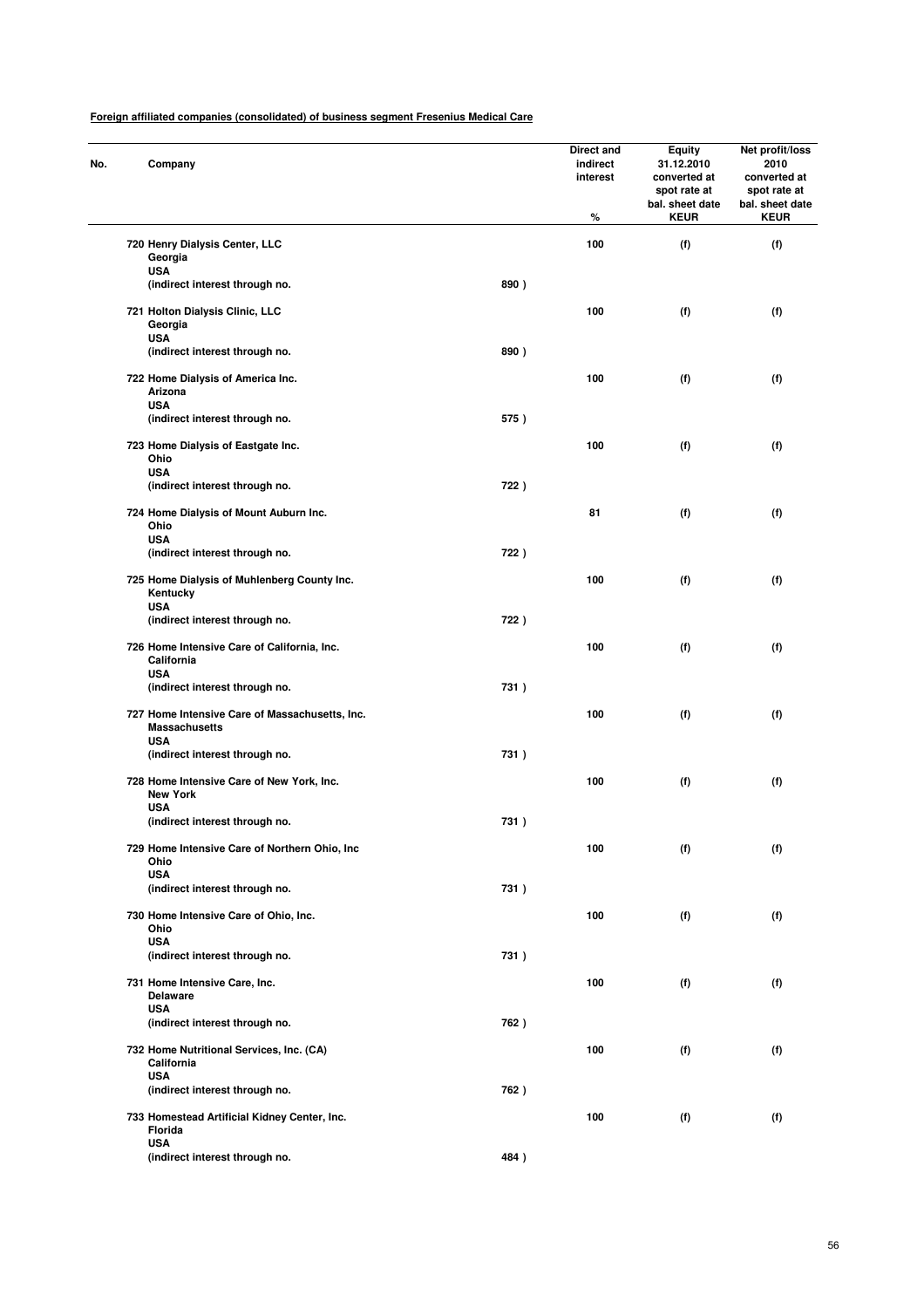**Foreign affiliated companies (consolidated) of business segment Fresenius Medical Care**

| No. | Company | | Direct and indirect interest % | Equity 31.12.2010 converted at spot rate at bal. sheet date KEUR | Net profit/loss 2010 converted at spot rate at bal. sheet date KEUR |
|---|---|---|---|---|---|
| 720 | Henry Dialysis Center, LLC<br>Georgia<br>USA<br>(indirect interest through no. | 890 ) | 100 | (f) | (f) |
| 721 | Holton Dialysis Clinic, LLC<br>Georgia<br>USA<br>(indirect interest through no. | 890 ) | 100 | (f) | (f) |
| 722 | Home Dialysis of America Inc.<br>Arizona<br>USA<br>(indirect interest through no. | 575 ) | 100 | (f) | (f) |
| 723 | Home Dialysis of Eastgate Inc.<br>Ohio<br>USA<br>(indirect interest through no. | 722 ) | 100 | (f) | (f) |
| 724 | Home Dialysis of Mount Auburn Inc.<br>Ohio<br>USA<br>(indirect interest through no. | 722 ) | 81 | (f) | (f) |
| 725 | Home Dialysis of Muhlenberg County Inc.<br>Kentucky<br>USA<br>(indirect interest through no. | 722 ) | 100 | (f) | (f) |
| 726 | Home Intensive Care of California, Inc.<br>California<br>USA<br>(indirect interest through no. | 731 ) | 100 | (f) | (f) |
| 727 | Home Intensive Care of Massachusetts, Inc.<br>Massachusetts<br>USA<br>(indirect interest through no. | 731 ) | 100 | (f) | (f) |
| 728 | Home Intensive Care of New York, Inc.<br>New York<br>USA<br>(indirect interest through no. | 731 ) | 100 | (f) | (f) |
| 729 | Home Intensive Care of Northern Ohio, Inc<br>Ohio<br>USA<br>(indirect interest through no. | 731 ) | 100 | (f) | (f) |
| 730 | Home Intensive Care of Ohio, Inc.<br>Ohio<br>USA<br>(indirect interest through no. | 731 ) | 100 | (f) | (f) |
| 731 | Home Intensive Care, Inc.<br>Delaware<br>USA<br>(indirect interest through no. | 762 ) | 100 | (f) | (f) |
| 732 | Home Nutritional Services, Inc. (CA)<br>California<br>USA<br>(indirect interest through no. | 762 ) | 100 | (f) | (f) |
| 733 | Homestead Artificial Kidney Center, Inc.<br>Florida<br>USA<br>(indirect interest through no. | 484 ) | 100 | (f) | (f) |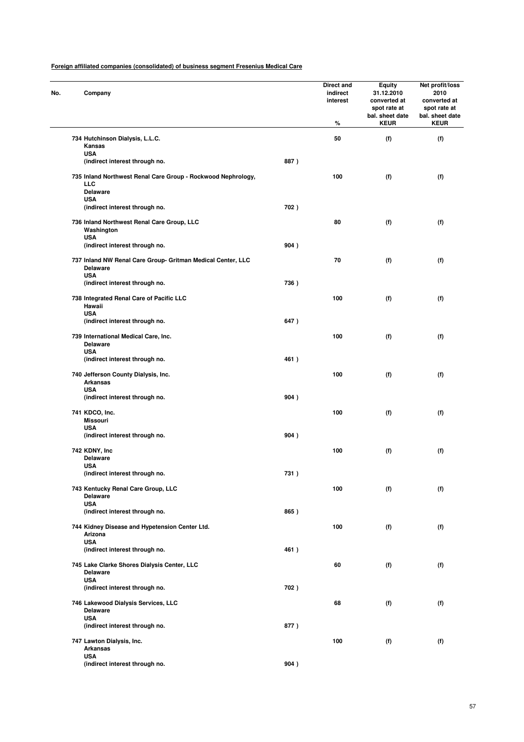**Foreign affiliated companies (consolidated) of business segment Fresenius Medical Care**

| No. | Company | | Direct and indirect interest % | Equity 31.12.2010 converted at spot rate at bal. sheet date KEUR | Net profit/loss 2010 converted at spot rate at bal. sheet date KEUR |
|---|---|---|---|---|---|
| 734 | Hutchinson Dialysis, L.L.C.<br>Kansas<br>USA<br>(indirect interest through no. | 887 ) | 50 | (f) | (f) |
| 735 | Inland Northwest Renal Care Group - Rockwood Nephrology, LLC<br>Delaware<br>USA<br>(indirect interest through no. | 702 ) | 100 | (f) | (f) |
| 736 | Inland Northwest Renal Care Group, LLC<br>Washington<br>USA<br>(indirect interest through no. | 904 ) | 80 | (f) | (f) |
| 737 | Inland NW Renal Care Group- Gritman Medical Center, LLC<br>Delaware<br>USA<br>(indirect interest through no. | 736 ) | 70 | (f) | (f) |
| 738 | Integrated Renal Care of Pacific LLC<br>Hawaii<br>USA<br>(indirect interest through no. | 647 ) | 100 | (f) | (f) |
| 739 | International Medical Care, Inc.<br>Delaware<br>USA<br>(indirect interest through no. | 461 ) | 100 | (f) | (f) |
| 740 | Jefferson County Dialysis, Inc.<br>Arkansas<br>USA<br>(indirect interest through no. | 904 ) | 100 | (f) | (f) |
| 741 | KDCO, Inc.<br>Missouri<br>USA<br>(indirect interest through no. | 904 ) | 100 | (f) | (f) |
| 742 | KDNY, Inc<br>Delaware<br>USA<br>(indirect interest through no. | 731 ) | 100 | (f) | (f) |
| 743 | Kentucky Renal Care Group, LLC<br>Delaware<br>USA<br>(indirect interest through no. | 865 ) | 100 | (f) | (f) |
| 744 | Kidney Disease and Hypetension Center Ltd.<br>Arizona<br>USA<br>(indirect interest through no. | 461 ) | 100 | (f) | (f) |
| 745 | Lake Clarke Shores Dialysis Center, LLC<br>Delaware<br>USA<br>(indirect interest through no. | 702 ) | 60 | (f) | (f) |
| 746 | Lakewood Dialysis Services, LLC<br>Delaware<br>USA<br>(indirect interest through no. | 877 ) | 68 | (f) | (f) |
| 747 | Lawton Dialysis, Inc.<br>Arkansas<br>USA<br>(indirect interest through no. | 904 ) | 100 | (f) | (f) |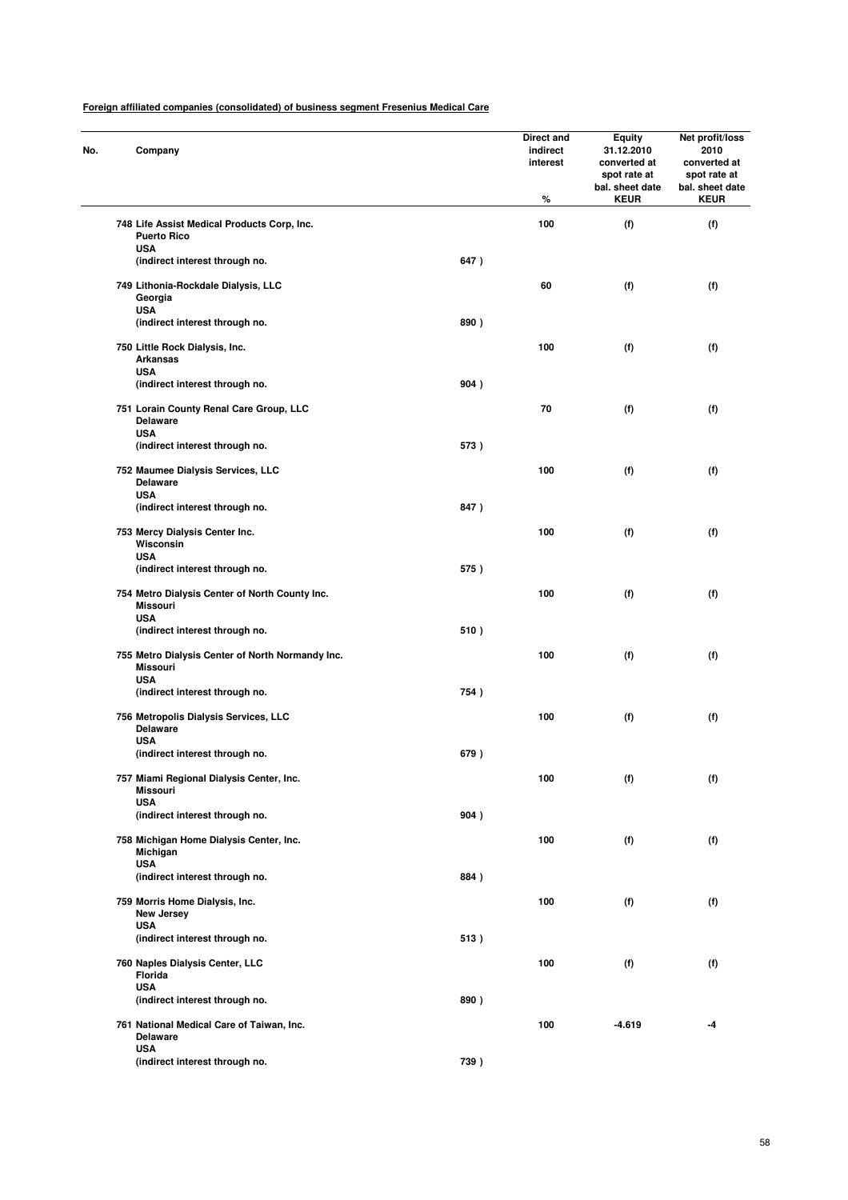**Foreign affiliated companies (consolidated) of business segment Fresenius Medical Care**

| No. | Company | | Direct and indirect interest % | Equity 31.12.2010 converted at spot rate at bal. sheet date KEUR | Net profit/loss 2010 converted at spot rate at bal. sheet date KEUR |
|---|---|---|---|---|---|
| 748 | Life Assist Medical Products Corp, Inc.<br>Puerto Rico<br>USA<br>(indirect interest through no. | 647 ) | 100 | (f) | (f) |
| 749 | Lithonia-Rockdale Dialysis, LLC<br>Georgia<br>USA<br>(indirect interest through no. | 890 ) | 60 | (f) | (f) |
| 750 | Little Rock Dialysis, Inc.<br>Arkansas<br>USA<br>(indirect interest through no. | 904 ) | 100 | (f) | (f) |
| 751 | Lorain County Renal Care Group, LLC<br>Delaware<br>USA<br>(indirect interest through no. | 573 ) | 70 | (f) | (f) |
| 752 | Maumee Dialysis Services, LLC<br>Delaware<br>USA<br>(indirect interest through no. | 847 ) | 100 | (f) | (f) |
| 753 | Mercy Dialysis Center Inc.<br>Wisconsin<br>USA<br>(indirect interest through no. | 575 ) | 100 | (f) | (f) |
| 754 | Metro Dialysis Center of North County Inc.<br>Missouri<br>USA<br>(indirect interest through no. | 510 ) | 100 | (f) | (f) |
| 755 | Metro Dialysis Center of North Normandy Inc.<br>Missouri<br>USA<br>(indirect interest through no. | 754 ) | 100 | (f) | (f) |
| 756 | Metropolis Dialysis Services, LLC<br>Delaware<br>USA<br>(indirect interest through no. | 679 ) | 100 | (f) | (f) |
| 757 | Miami Regional Dialysis Center, Inc.<br>Missouri<br>USA<br>(indirect interest through no. | 904 ) | 100 | (f) | (f) |
| 758 | Michigan Home Dialysis Center, Inc.<br>Michigan<br>USA<br>(indirect interest through no. | 884 ) | 100 | (f) | (f) |
| 759 | Morris Home Dialysis, Inc.<br>New Jersey<br>USA<br>(indirect interest through no. | 513 ) | 100 | (f) | (f) |
| 760 | Naples Dialysis Center, LLC<br>Florida<br>USA<br>(indirect interest through no. | 890 ) | 100 | (f) | (f) |
| 761 | National Medical Care of Taiwan, Inc.<br>Delaware<br>USA<br>(indirect interest through no. | 739 ) | 100 | -4.619 | -4 |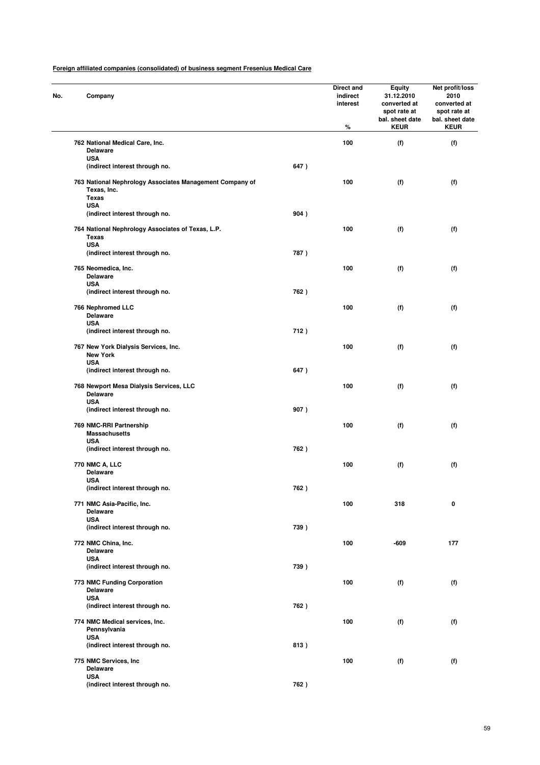**Foreign affiliated companies (consolidated) of business segment Fresenius Medical Care**

| No. | Company | | Direct and indirect interest % | Equity 31.12.2010 converted at spot rate at bal. sheet date KEUR | Net profit/loss 2010 converted at spot rate at bal. sheet date KEUR |
|---|---|---|---|---|---|
| 762 | National Medical Care, Inc.<br>Delaware<br>USA<br>(indirect interest through no. | 647 ) | 100 | (f) | (f) |
| 763 | National Nephrology Associates Management Company of Texas, Inc.<br>Texas<br>USA<br>(indirect interest through no. | 904 ) | 100 | (f) | (f) |
| 764 | National Nephrology Associates of Texas, L.P.<br>Texas<br>USA<br>(indirect interest through no. | 787 ) | 100 | (f) | (f) |
| 765 | Neomedica, Inc.<br>Delaware<br>USA<br>(indirect interest through no. | 762 ) | 100 | (f) | (f) |
| 766 | Nephromed LLC<br>Delaware<br>USA<br>(indirect interest through no. | 712 ) | 100 | (f) | (f) |
| 767 | New York Dialysis Services, Inc.<br>New York<br>USA<br>(indirect interest through no. | 647 ) | 100 | (f) | (f) |
| 768 | Newport Mesa Dialysis Services, LLC<br>Delaware<br>USA<br>(indirect interest through no. | 907 ) | 100 | (f) | (f) |
| 769 | NMC-RRI Partnership<br>Massachusetts<br>USA<br>(indirect interest through no. | 762 ) | 100 | (f) | (f) |
| 770 | NMC A, LLC<br>Delaware<br>USA<br>(indirect interest through no. | 762 ) | 100 | (f) | (f) |
| 771 | NMC Asia-Pacific, Inc.<br>Delaware<br>USA<br>(indirect interest through no. | 739 ) | 100 | 318 | 0 |
| 772 | NMC China, Inc.<br>Delaware<br>USA<br>(indirect interest through no. | 739 ) | 100 | -609 | 177 |
| 773 | NMC Funding Corporation<br>Delaware<br>USA<br>(indirect interest through no. | 762 ) | 100 | (f) | (f) |
| 774 | NMC Medical services, Inc.<br>Pennsylvania<br>USA<br>(indirect interest through no. | 813 ) | 100 | (f) | (f) |
| 775 | NMC Services, Inc<br>Delaware<br>USA<br>(indirect interest through no. | 762 ) | 100 | (f) | (f) |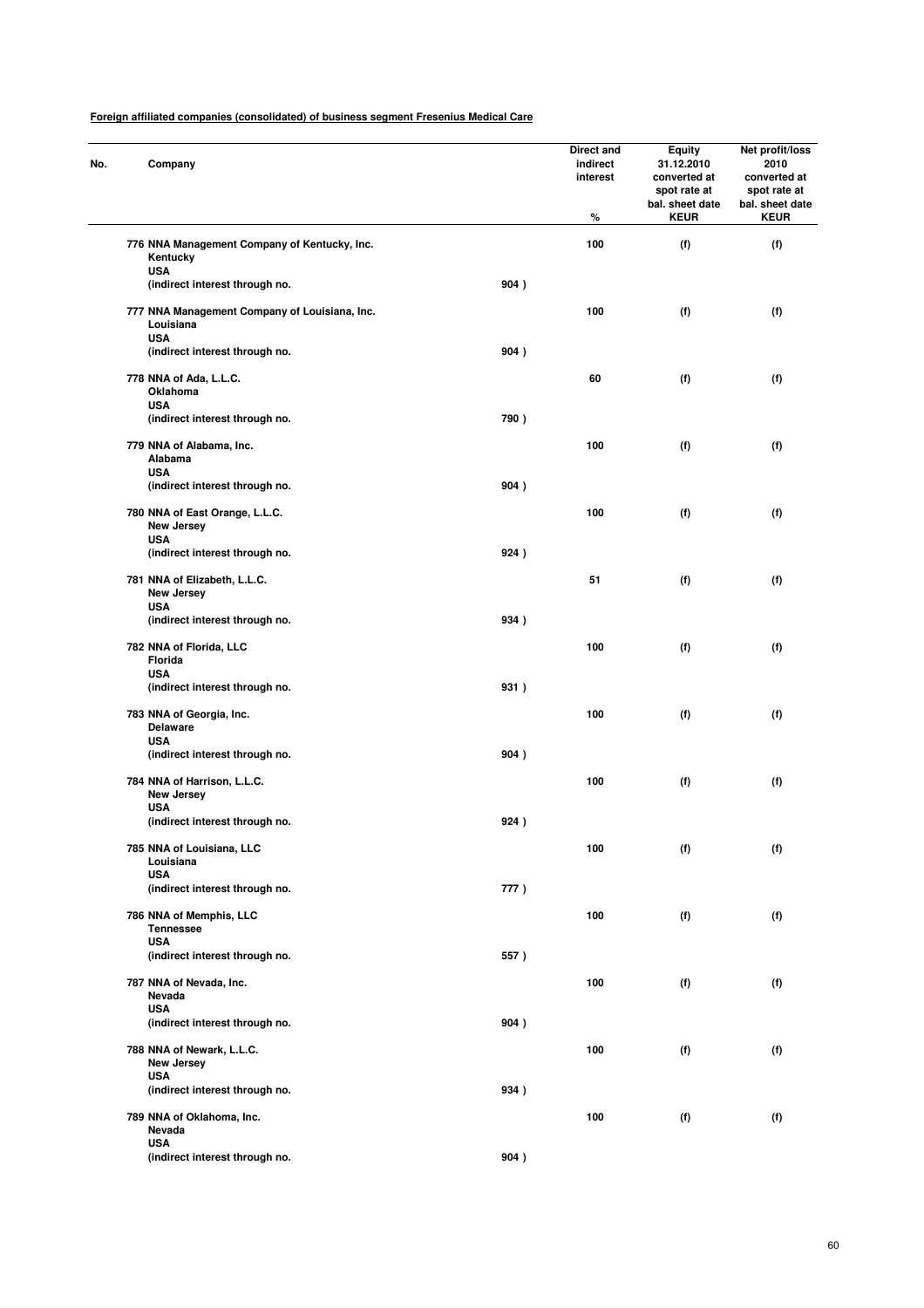**Foreign affiliated companies (consolidated) of business segment Fresenius Medical Care**

| No. | Company | | Direct and indirect interest % | Equity 31.12.2010 converted at spot rate at bal. sheet date KEUR | Net profit/loss 2010 converted at spot rate at bal. sheet date KEUR |
|---|---|---|---|---|---|
| 776 | NNA Management Company of Kentucky, Inc.<br>Kentucky<br>USA<br>(indirect interest through no. | 904 ) | 100 | (f) | (f) |
| 777 | NNA Management Company of Louisiana, Inc.<br>Louisiana<br>USA<br>(indirect interest through no. | 904 ) | 100 | (f) | (f) |
| 778 | NNA of Ada, L.L.C.<br>Oklahoma<br>USA<br>(indirect interest through no. | 790 ) | 60 | (f) | (f) |
| 779 | NNA of Alabama, Inc.<br>Alabama<br>USA<br>(indirect interest through no. | 904 ) | 100 | (f) | (f) |
| 780 | NNA of East Orange, L.L.C.<br>New Jersey<br>USA<br>(indirect interest through no. | 924 ) | 100 | (f) | (f) |
| 781 | NNA of Elizabeth, L.L.C.<br>New Jersey<br>USA<br>(indirect interest through no. | 934 ) | 51 | (f) | (f) |
| 782 | NNA of Florida, LLC<br>Florida<br>USA<br>(indirect interest through no. | 931 ) | 100 | (f) | (f) |
| 783 | NNA of Georgia, Inc.<br>Delaware<br>USA<br>(indirect interest through no. | 904 ) | 100 | (f) | (f) |
| 784 | NNA of Harrison, L.L.C.<br>New Jersey<br>USA<br>(indirect interest through no. | 924 ) | 100 | (f) | (f) |
| 785 | NNA of Louisiana, LLC<br>Louisiana<br>USA<br>(indirect interest through no. | 777 ) | 100 | (f) | (f) |
| 786 | NNA of Memphis, LLC<br>Tennessee<br>USA<br>(indirect interest through no. | 557 ) | 100 | (f) | (f) |
| 787 | NNA of Nevada, Inc.<br>Nevada<br>USA<br>(indirect interest through no. | 904 ) | 100 | (f) | (f) |
| 788 | NNA of Newark, L.L.C.<br>New Jersey<br>USA<br>(indirect interest through no. | 934 ) | 100 | (f) | (f) |
| 789 | NNA of Oklahoma, Inc.<br>Nevada<br>USA<br>(indirect interest through no. | 904 ) | 100 | (f) | (f) |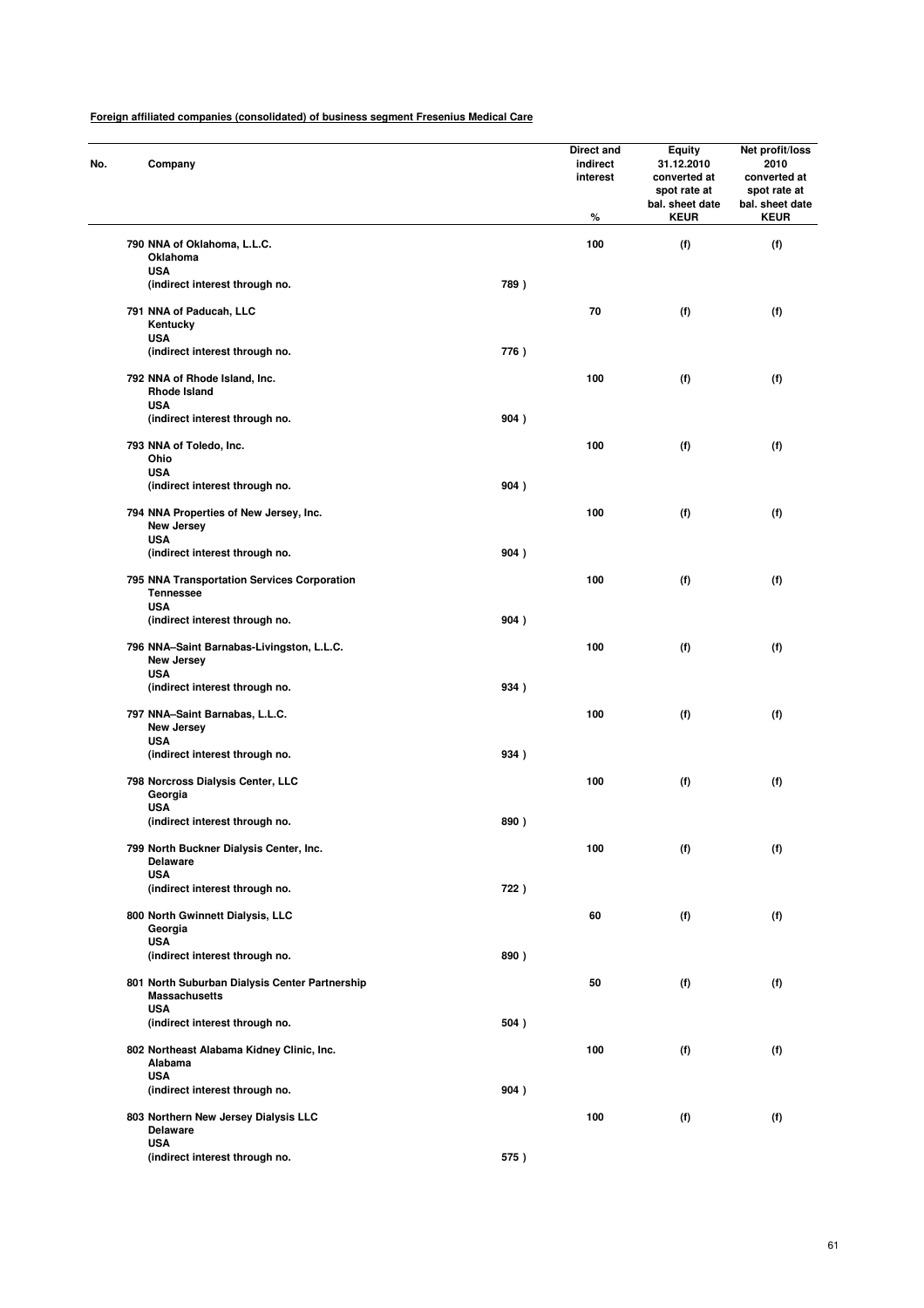**Foreign affiliated companies (consolidated) of business segment Fresenius Medical Care**

| No. | Company | | Direct and indirect interest % | Equity 31.12.2010 converted at spot rate at bal. sheet date KEUR | Net profit/loss 2010 converted at spot rate at bal. sheet date KEUR |
|---|---|---|---|---|---|
| 790 | NNA of Oklahoma, L.L.C.<br>Oklahoma<br>USA<br>(indirect interest through no. | 789 ) | 100 | (f) | (f) |
| 791 | NNA of Paducah, LLC<br>Kentucky<br>USA<br>(indirect interest through no. | 776 ) | 70 | (f) | (f) |
| 792 | NNA of Rhode Island, Inc.<br>Rhode Island<br>USA<br>(indirect interest through no. | 904 ) | 100 | (f) | (f) |
| 793 | NNA of Toledo, Inc.<br>Ohio<br>USA<br>(indirect interest through no. | 904 ) | 100 | (f) | (f) |
| 794 | NNA Properties of New Jersey, Inc.<br>New Jersey<br>USA<br>(indirect interest through no. | 904 ) | 100 | (f) | (f) |
| 795 | NNA Transportation Services Corporation<br>Tennessee<br>USA<br>(indirect interest through no. | 904 ) | 100 | (f) | (f) |
| 796 | NNA–Saint Barnabas-Livingston, L.L.C.<br>New Jersey<br>USA<br>(indirect interest through no. | 934 ) | 100 | (f) | (f) |
| 797 | NNA–Saint Barnabas, L.L.C.<br>New Jersey<br>USA<br>(indirect interest through no. | 934 ) | 100 | (f) | (f) |
| 798 | Norcross Dialysis Center, LLC<br>Georgia<br>USA<br>(indirect interest through no. | 890 ) | 100 | (f) | (f) |
| 799 | North Buckner Dialysis Center, Inc.<br>Delaware<br>USA<br>(indirect interest through no. | 722 ) | 100 | (f) | (f) |
| 800 | North Gwinnett Dialysis, LLC<br>Georgia<br>USA<br>(indirect interest through no. | 890 ) | 60 | (f) | (f) |
| 801 | North Suburban Dialysis Center Partnership<br>Massachusetts<br>USA<br>(indirect interest through no. | 504 ) | 50 | (f) | (f) |
| 802 | Northeast Alabama Kidney Clinic, Inc.<br>Alabama<br>USA<br>(indirect interest through no. | 904 ) | 100 | (f) | (f) |
| 803 | Northern New Jersey Dialysis LLC<br>Delaware<br>USA<br>(indirect interest through no. | 575 ) | 100 | (f) | (f) |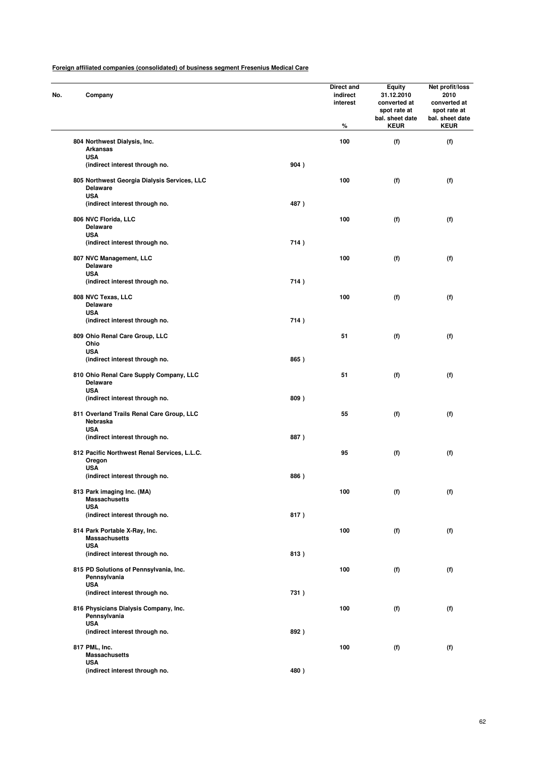**Foreign affiliated companies (consolidated) of business segment Fresenius Medical Care**

| No. | Company | | Direct and indirect interest % | Equity 31.12.2010 converted at spot rate at bal. sheet date KEUR | Net profit/loss 2010 converted at spot rate at bal. sheet date KEUR |
|---|---|---|---|---|---|
| 804 | Northwest Dialysis, Inc.<br>Arkansas<br>USA<br>(indirect interest through no. | 904 ) | 100 | (f) | (f) |
| 805 | Northwest Georgia Dialysis Services, LLC<br>Delaware<br>USA<br>(indirect interest through no. | 487 ) | 100 | (f) | (f) |
| 806 | NVC Florida, LLC<br>Delaware<br>USA<br>(indirect interest through no. | 714 ) | 100 | (f) | (f) |
| 807 | NVC Management, LLC<br>Delaware<br>USA<br>(indirect interest through no. | 714 ) | 100 | (f) | (f) |
| 808 | NVC Texas, LLC<br>Delaware<br>USA<br>(indirect interest through no. | 714 ) | 100 | (f) | (f) |
| 809 | Ohio Renal Care Group, LLC<br>Ohio<br>USA<br>(indirect interest through no. | 865 ) | 51 | (f) | (f) |
| 810 | Ohio Renal Care Supply Company, LLC<br>Delaware<br>USA<br>(indirect interest through no. | 809 ) | 51 | (f) | (f) |
| 811 | Overland Trails Renal Care Group, LLC<br>Nebraska<br>USA<br>(indirect interest through no. | 887 ) | 55 | (f) | (f) |
| 812 | Pacific Northwest Renal Services, L.L.C.<br>Oregon<br>USA<br>(indirect interest through no. | 886 ) | 95 | (f) | (f) |
| 813 | Park imaging Inc. (MA)<br>Massachusetts<br>USA<br>(indirect interest through no. | 817 ) | 100 | (f) | (f) |
| 814 | Park Portable X-Ray, Inc.<br>Massachusetts<br>USA<br>(indirect interest through no. | 813 ) | 100 | (f) | (f) |
| 815 | PD Solutions of Pennsylvania, Inc.<br>Pennsylvania<br>USA<br>(indirect interest through no. | 731 ) | 100 | (f) | (f) |
| 816 | Physicians Dialysis Company, Inc.<br>Pennsylvania<br>USA<br>(indirect interest through no. | 892 ) | 100 | (f) | (f) |
| 817 | PML, Inc.<br>Massachusetts<br>USA<br>(indirect interest through no. | 480 ) | 100 | (f) | (f) |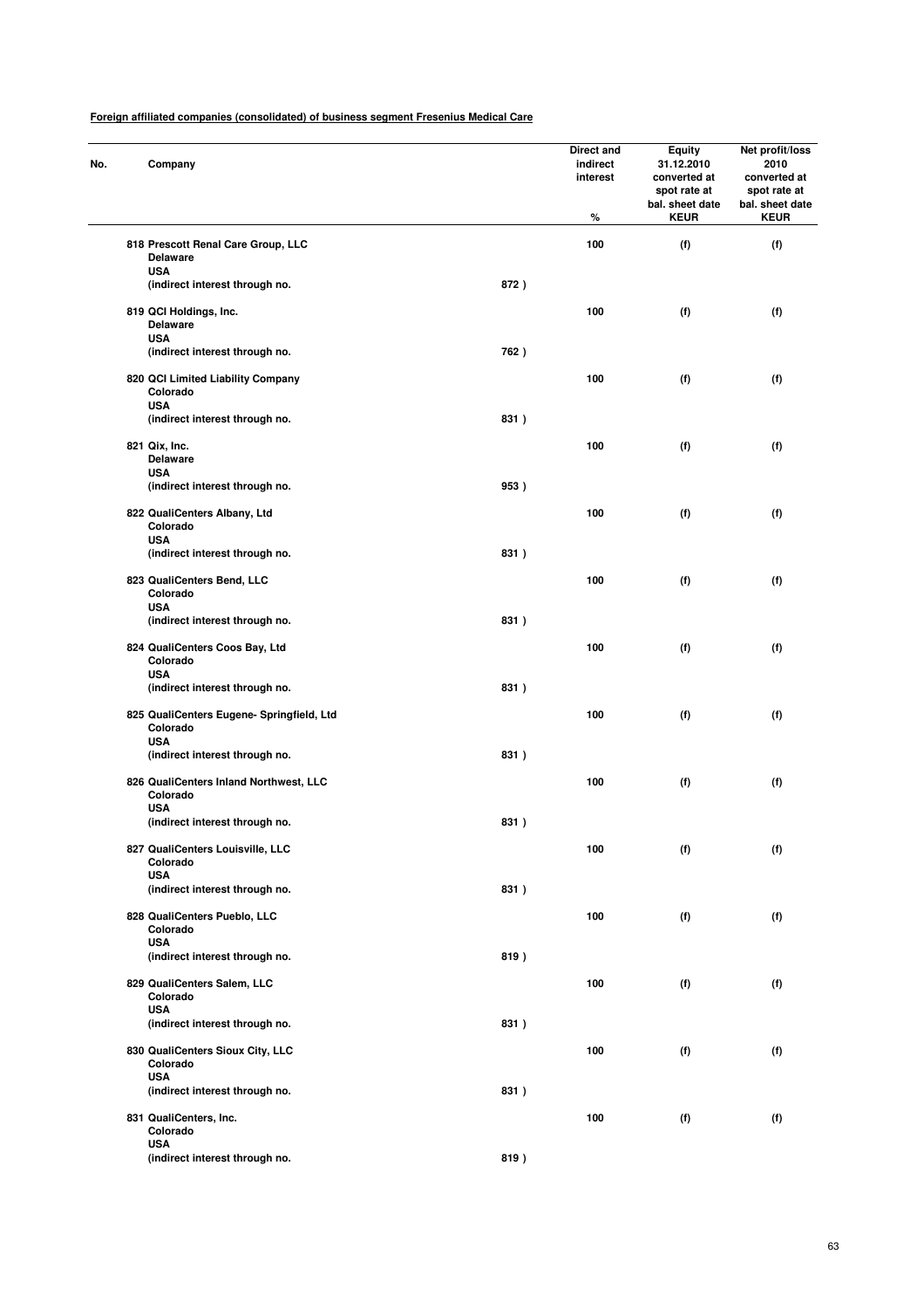**Foreign affiliated companies (consolidated) of business segment Fresenius Medical Care**

| No. | Company | | Direct and indirect interest % | Equity 31.12.2010 converted at spot rate at bal. sheet date KEUR | Net profit/loss 2010 converted at spot rate at bal. sheet date KEUR |
|---|---|---|---|---|---|
| 818 | Prescott Renal Care Group, LLC<br>Delaware<br>USA<br>(indirect interest through no. | 872 ) | 100 | (f) | (f) |
| 819 | QCI Holdings, Inc.<br>Delaware<br>USA<br>(indirect interest through no. | 762 ) | 100 | (f) | (f) |
| 820 | QCI Limited Liability Company<br>Colorado<br>USA<br>(indirect interest through no. | 831 ) | 100 | (f) | (f) |
| 821 | Qix, Inc.<br>Delaware<br>USA<br>(indirect interest through no. | 953 ) | 100 | (f) | (f) |
| 822 | QualiCenters Albany, Ltd<br>Colorado<br>USA<br>(indirect interest through no. | 831 ) | 100 | (f) | (f) |
| 823 | QualiCenters Bend, LLC<br>Colorado<br>USA<br>(indirect interest through no. | 831 ) | 100 | (f) | (f) |
| 824 | QualiCenters Coos Bay, Ltd<br>Colorado<br>USA<br>(indirect interest through no. | 831 ) | 100 | (f) | (f) |
| 825 | QualiCenters Eugene- Springfield, Ltd<br>Colorado<br>USA<br>(indirect interest through no. | 831 ) | 100 | (f) | (f) |
| 826 | QualiCenters Inland Northwest, LLC<br>Colorado<br>USA<br>(indirect interest through no. | 831 ) | 100 | (f) | (f) |
| 827 | QualiCenters Louisville, LLC<br>Colorado<br>USA<br>(indirect interest through no. | 831 ) | 100 | (f) | (f) |
| 828 | QualiCenters Pueblo, LLC<br>Colorado<br>USA<br>(indirect interest through no. | 819 ) | 100 | (f) | (f) |
| 829 | QualiCenters Salem, LLC<br>Colorado<br>USA<br>(indirect interest through no. | 831 ) | 100 | (f) | (f) |
| 830 | QualiCenters Sioux City, LLC<br>Colorado<br>USA<br>(indirect interest through no. | 831 ) | 100 | (f) | (f) |
| 831 | QualiCenters, Inc.<br>Colorado<br>USA<br>(indirect interest through no. | 819 ) | 100 | (f) | (f) |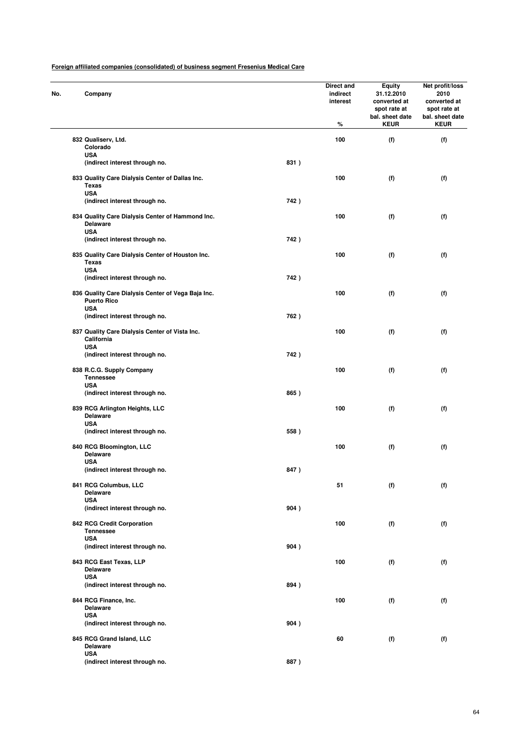**Foreign affiliated companies (consolidated) of business segment Fresenius Medical Care**

| No. | Company | | Direct and indirect interest % | Equity 31.12.2010 converted at spot rate at bal. sheet date KEUR | Net profit/loss 2010 converted at spot rate at bal. sheet date KEUR |
|---|---|---|---|---|---|
| 832 | Qualiserv, Ltd.<br>Colorado<br>USA<br>(indirect interest through no. | 831 ) | 100 | (f) | (f) |
| 833 | Quality Care Dialysis Center of Dallas Inc.<br>Texas<br>USA<br>(indirect interest through no. | 742 ) | 100 | (f) | (f) |
| 834 | Quality Care Dialysis Center of Hammond Inc.<br>Delaware<br>USA<br>(indirect interest through no. | 742 ) | 100 | (f) | (f) |
| 835 | Quality Care Dialysis Center of Houston Inc.<br>Texas<br>USA<br>(indirect interest through no. | 742 ) | 100 | (f) | (f) |
| 836 | Quality Care Dialysis Center of Vega Baja Inc.<br>Puerto Rico<br>USA<br>(indirect interest through no. | 762 ) | 100 | (f) | (f) |
| 837 | Quality Care Dialysis Center of Vista Inc.<br>California<br>USA<br>(indirect interest through no. | 742 ) | 100 | (f) | (f) |
| 838 | R.C.G. Supply Company<br>Tennessee<br>USA<br>(indirect interest through no. | 865 ) | 100 | (f) | (f) |
| 839 | RCG Arlington Heights, LLC<br>Delaware<br>USA<br>(indirect interest through no. | 558 ) | 100 | (f) | (f) |
| 840 | RCG Bloomington, LLC<br>Delaware<br>USA<br>(indirect interest through no. | 847 ) | 100 | (f) | (f) |
| 841 | RCG Columbus, LLC<br>Delaware<br>USA<br>(indirect interest through no. | 904 ) | 51 | (f) | (f) |
| 842 | RCG Credit Corporation<br>Tennessee<br>USA<br>(indirect interest through no. | 904 ) | 100 | (f) | (f) |
| 843 | RCG East Texas, LLP<br>Delaware<br>USA<br>(indirect interest through no. | 894 ) | 100 | (f) | (f) |
| 844 | RCG Finance, Inc.<br>Delaware<br>USA<br>(indirect interest through no. | 904 ) | 100 | (f) | (f) |
| 845 | RCG Grand Island, LLC<br>Delaware<br>USA<br>(indirect interest through no. | 887 ) | 60 | (f) | (f) |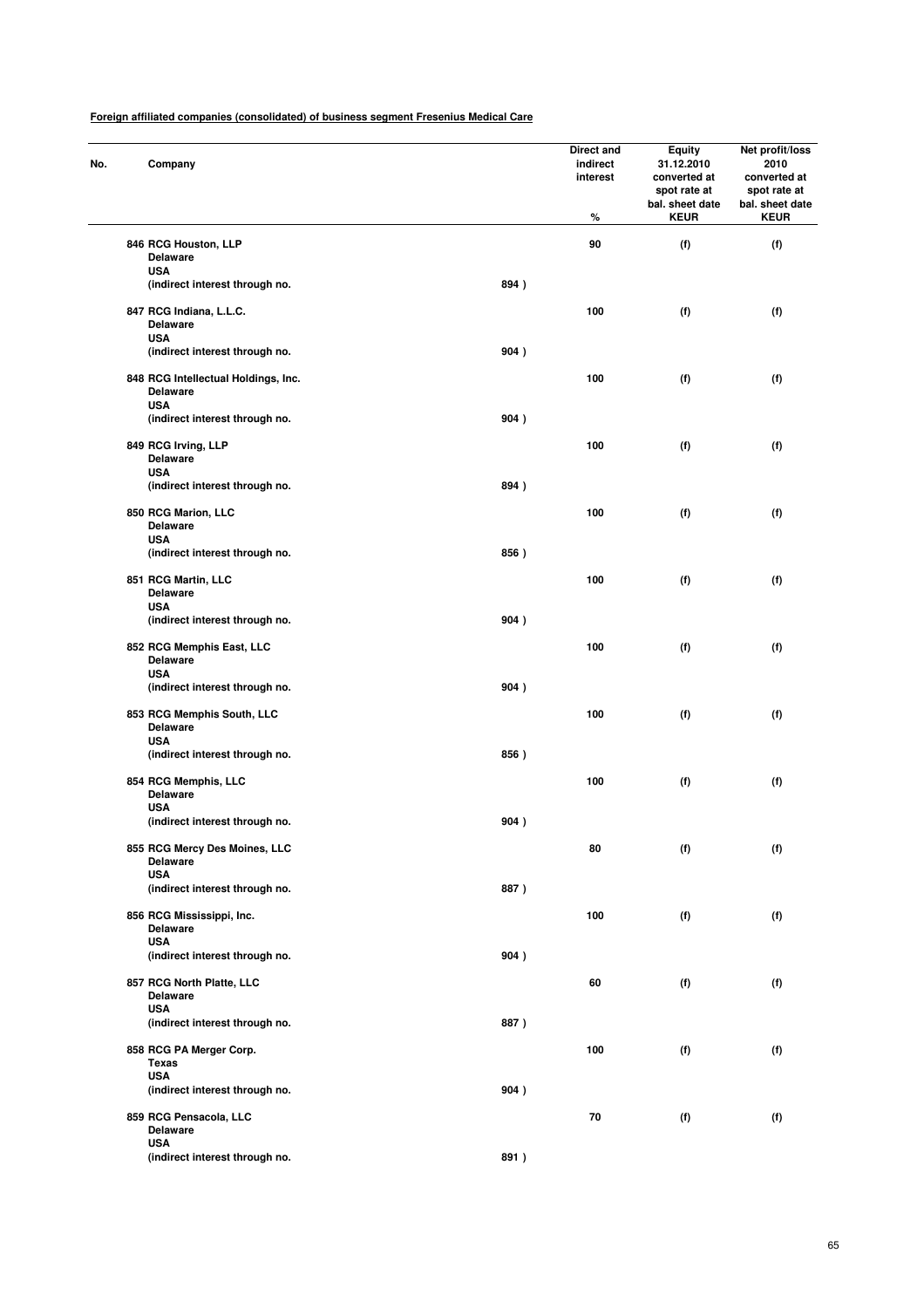**Foreign affiliated companies (consolidated) of business segment Fresenius Medical Care**

| No. | Company | | Direct and indirect interest % | Equity 31.12.2010 converted at spot rate at bal. sheet date KEUR | Net profit/loss 2010 converted at spot rate at bal. sheet date KEUR |
|---|---|---|---|---|---|
| 846 | RCG Houston, LLP<br>Delaware<br>USA<br>(indirect interest through no. | 894 ) | 90 | (f) | (f) |
| 847 | RCG Indiana, L.L.C.<br>Delaware<br>USA<br>(indirect interest through no. | 904 ) | 100 | (f) | (f) |
| 848 | RCG Intellectual Holdings, Inc.<br>Delaware<br>USA<br>(indirect interest through no. | 904 ) | 100 | (f) | (f) |
| 849 | RCG Irving, LLP<br>Delaware<br>USA<br>(indirect interest through no. | 894 ) | 100 | (f) | (f) |
| 850 | RCG Marion, LLC<br>Delaware<br>USA<br>(indirect interest through no. | 856 ) | 100 | (f) | (f) |
| 851 | RCG Martin, LLC<br>Delaware<br>USA<br>(indirect interest through no. | 904 ) | 100 | (f) | (f) |
| 852 | RCG Memphis East, LLC<br>Delaware<br>USA<br>(indirect interest through no. | 904 ) | 100 | (f) | (f) |
| 853 | RCG Memphis South, LLC<br>Delaware<br>USA<br>(indirect interest through no. | 856 ) | 100 | (f) | (f) |
| 854 | RCG Memphis, LLC<br>Delaware<br>USA<br>(indirect interest through no. | 904 ) | 100 | (f) | (f) |
| 855 | RCG Mercy Des Moines, LLC<br>Delaware<br>USA<br>(indirect interest through no. | 887 ) | 80 | (f) | (f) |
| 856 | RCG Mississippi, Inc.<br>Delaware<br>USA<br>(indirect interest through no. | 904 ) | 100 | (f) | (f) |
| 857 | RCG North Platte, LLC<br>Delaware<br>USA<br>(indirect interest through no. | 887 ) | 60 | (f) | (f) |
| 858 | RCG PA Merger Corp.<br>Texas<br>USA<br>(indirect interest through no. | 904 ) | 100 | (f) | (f) |
| 859 | RCG Pensacola, LLC<br>Delaware<br>USA<br>(indirect interest through no. | 891 ) | 70 | (f) | (f) |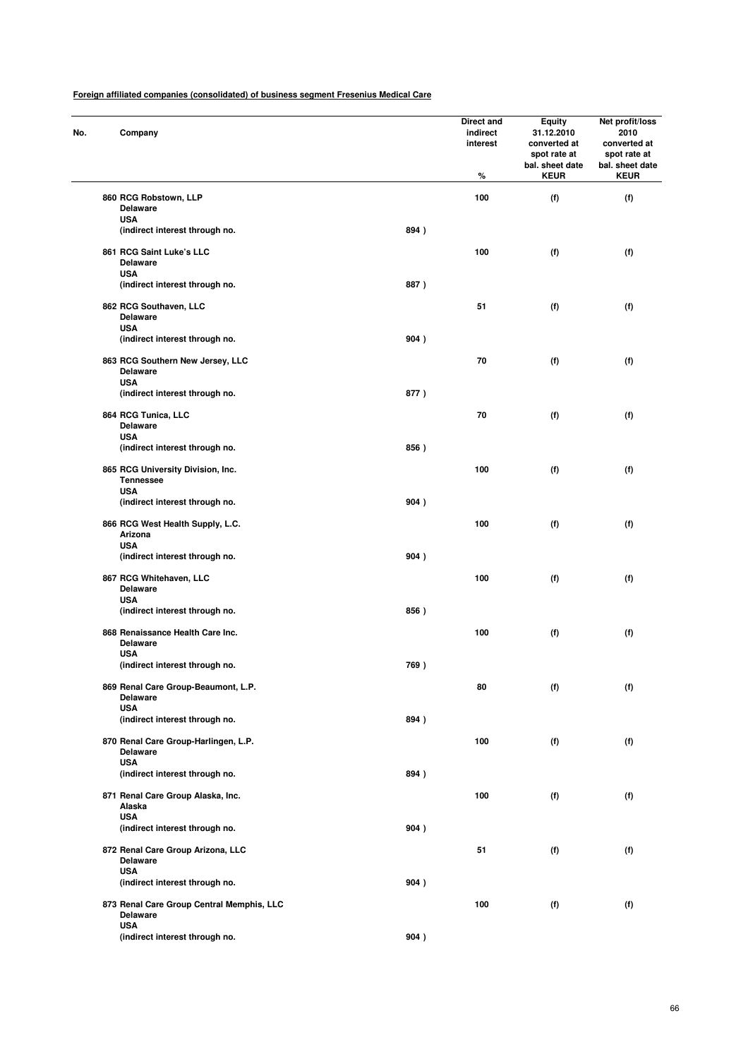**Foreign affiliated companies (consolidated) of business segment Fresenius Medical Care**

| No. | Company | | Direct and indirect interest % | Equity 31.12.2010 converted at spot rate at bal. sheet date KEUR | Net profit/loss 2010 converted at spot rate at bal. sheet date KEUR |
|---|---|---|---|---|---|
| 860 | RCG Robstown, LLP<br>Delaware<br>USA<br>(indirect interest through no. | 894 ) | 100 | (f) | (f) |
| 861 | RCG Saint Luke's LLC<br>Delaware<br>USA<br>(indirect interest through no. | 887 ) | 100 | (f) | (f) |
| 862 | RCG Southaven, LLC<br>Delaware<br>USA<br>(indirect interest through no. | 904 ) | 51 | (f) | (f) |
| 863 | RCG Southern New Jersey, LLC<br>Delaware<br>USA<br>(indirect interest through no. | 877 ) | 70 | (f) | (f) |
| 864 | RCG Tunica, LLC<br>Delaware<br>USA<br>(indirect interest through no. | 856 ) | 70 | (f) | (f) |
| 865 | RCG University Division, Inc.<br>Tennessee<br>USA<br>(indirect interest through no. | 904 ) | 100 | (f) | (f) |
| 866 | RCG West Health Supply, L.C.<br>Arizona<br>USA<br>(indirect interest through no. | 904 ) | 100 | (f) | (f) |
| 867 | RCG Whitehaven, LLC<br>Delaware<br>USA<br>(indirect interest through no. | 856 ) | 100 | (f) | (f) |
| 868 | Renaissance Health Care Inc.<br>Delaware<br>USA<br>(indirect interest through no. | 769 ) | 100 | (f) | (f) |
| 869 | Renal Care Group-Beaumont, L.P.<br>Delaware<br>USA<br>(indirect interest through no. | 894 ) | 80 | (f) | (f) |
| 870 | Renal Care Group-Harlingen, L.P.<br>Delaware<br>USA<br>(indirect interest through no. | 894 ) | 100 | (f) | (f) |
| 871 | Renal Care Group Alaska, Inc.<br>Alaska<br>USA<br>(indirect interest through no. | 904 ) | 100 | (f) | (f) |
| 872 | Renal Care Group Arizona, LLC<br>Delaware<br>USA<br>(indirect interest through no. | 904 ) | 51 | (f) | (f) |
| 873 | Renal Care Group Central Memphis, LLC<br>Delaware<br>USA<br>(indirect interest through no. | 904 ) | 100 | (f) | (f) |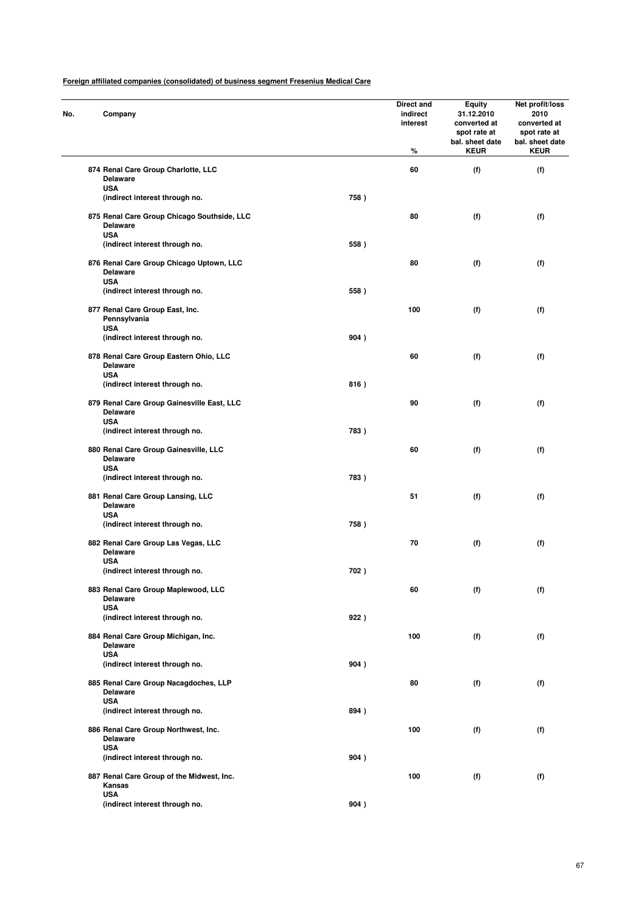**Foreign affiliated companies (consolidated) of business segment Fresenius Medical Care**

| No. | Company | | Direct and indirect interest % | Equity 31.12.2010 converted at spot rate at bal. sheet date KEUR | Net profit/loss 2010 converted at spot rate at bal. sheet date KEUR |
|---|---|---|---|---|---|
| 874 | Renal Care Group Charlotte, LLC<br>Delaware<br>USA<br>(indirect interest through no. | 758 ) | 60 | (f) | (f) |
| 875 | Renal Care Group Chicago Southside, LLC<br>Delaware<br>USA<br>(indirect interest through no. | 558 ) | 80 | (f) | (f) |
| 876 | Renal Care Group Chicago Uptown, LLC<br>Delaware<br>USA<br>(indirect interest through no. | 558 ) | 80 | (f) | (f) |
| 877 | Renal Care Group East, Inc.<br>Pennsylvania<br>USA<br>(indirect interest through no. | 904 ) | 100 | (f) | (f) |
| 878 | Renal Care Group Eastern Ohio, LLC<br>Delaware<br>USA<br>(indirect interest through no. | 816 ) | 60 | (f) | (f) |
| 879 | Renal Care Group Gainesville East, LLC<br>Delaware<br>USA<br>(indirect interest through no. | 783 ) | 90 | (f) | (f) |
| 880 | Renal Care Group Gainesville, LLC<br>Delaware<br>USA<br>(indirect interest through no. | 783 ) | 60 | (f) | (f) |
| 881 | Renal Care Group Lansing, LLC<br>Delaware<br>USA<br>(indirect interest through no. | 758 ) | 51 | (f) | (f) |
| 882 | Renal Care Group Las Vegas, LLC<br>Delaware<br>USA<br>(indirect interest through no. | 702 ) | 70 | (f) | (f) |
| 883 | Renal Care Group Maplewood, LLC<br>Delaware<br>USA<br>(indirect interest through no. | 922 ) | 60 | (f) | (f) |
| 884 | Renal Care Group Michigan, Inc.<br>Delaware<br>USA<br>(indirect interest through no. | 904 ) | 100 | (f) | (f) |
| 885 | Renal Care Group Nacagdoches, LLP<br>Delaware<br>USA<br>(indirect interest through no. | 894 ) | 80 | (f) | (f) |
| 886 | Renal Care Group Northwest, Inc.<br>Delaware<br>USA<br>(indirect interest through no. | 904 ) | 100 | (f) | (f) |
| 887 | Renal Care Group of the Midwest, Inc.<br>Kansas<br>USA<br>(indirect interest through no. | 904 ) | 100 | (f) | (f) |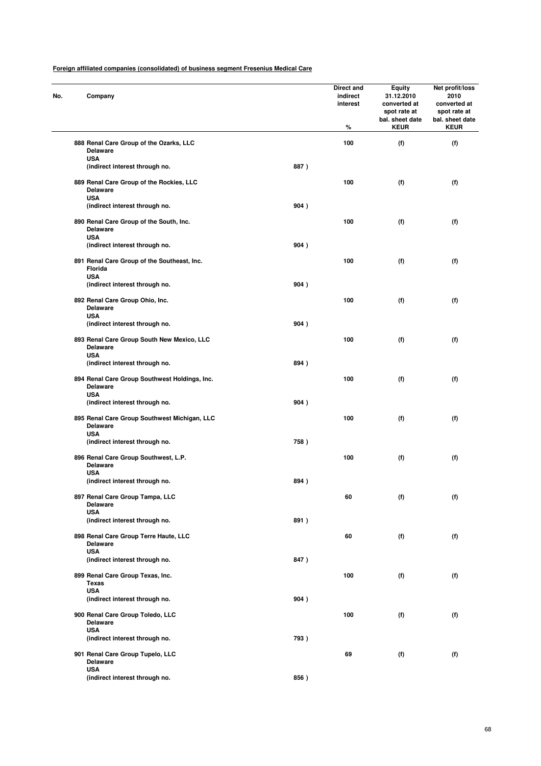**Foreign affiliated companies (consolidated) of business segment Fresenius Medical Care**

| No. | Company | | Direct and indirect interest % | Equity 31.12.2010 converted at spot rate at bal. sheet date KEUR | Net profit/loss 2010 converted at spot rate at bal. sheet date KEUR |
|---|---|---|---|---|---|
| 888 | Renal Care Group of the Ozarks, LLC<br>Delaware<br>USA<br>(indirect interest through no. | 887 ) | 100 | (f) | (f) |
| 889 | Renal Care Group of the Rockies, LLC<br>Delaware<br>USA<br>(indirect interest through no. | 904 ) | 100 | (f) | (f) |
| 890 | Renal Care Group of the South, Inc.<br>Delaware<br>USA<br>(indirect interest through no. | 904 ) | 100 | (f) | (f) |
| 891 | Renal Care Group of the Southeast, Inc.<br>Florida<br>USA<br>(indirect interest through no. | 904 ) | 100 | (f) | (f) |
| 892 | Renal Care Group Ohio, Inc.<br>Delaware<br>USA<br>(indirect interest through no. | 904 ) | 100 | (f) | (f) |
| 893 | Renal Care Group South New Mexico, LLC<br>Delaware<br>USA<br>(indirect interest through no. | 894 ) | 100 | (f) | (f) |
| 894 | Renal Care Group Southwest Holdings, Inc.<br>Delaware<br>USA<br>(indirect interest through no. | 904 ) | 100 | (f) | (f) |
| 895 | Renal Care Group Southwest Michigan, LLC<br>Delaware<br>USA<br>(indirect interest through no. | 758 ) | 100 | (f) | (f) |
| 896 | Renal Care Group Southwest, L.P.<br>Delaware<br>USA<br>(indirect interest through no. | 894 ) | 100 | (f) | (f) |
| 897 | Renal Care Group Tampa, LLC<br>Delaware<br>USA<br>(indirect interest through no. | 891 ) | 60 | (f) | (f) |
| 898 | Renal Care Group Terre Haute, LLC<br>Delaware<br>USA<br>(indirect interest through no. | 847 ) | 60 | (f) | (f) |
| 899 | Renal Care Group Texas, Inc.<br>Texas<br>USA<br>(indirect interest through no. | 904 ) | 100 | (f) | (f) |
| 900 | Renal Care Group Toledo, LLC<br>Delaware<br>USA<br>(indirect interest through no. | 793 ) | 100 | (f) | (f) |
| 901 | Renal Care Group Tupelo, LLC<br>Delaware<br>USA<br>(indirect interest through no. | 856 ) | 69 | (f) | (f) |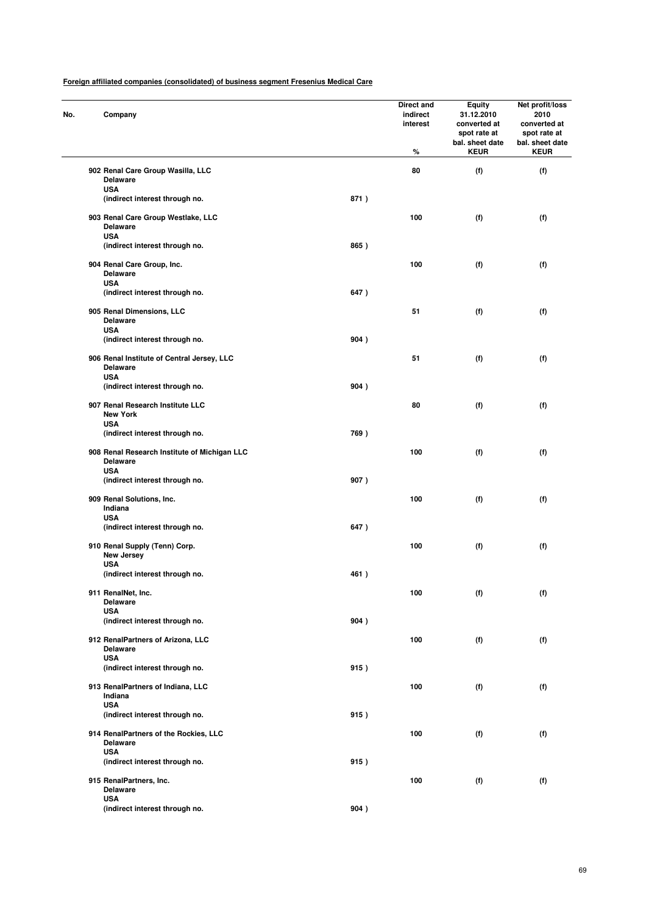**Foreign affiliated companies (consolidated) of business segment Fresenius Medical Care**

| No. | Company | | Direct and indirect interest % | Equity 31.12.2010 converted at spot rate at bal. sheet date KEUR | Net profit/loss 2010 converted at spot rate at bal. sheet date KEUR |
|---|---|---|---|---|---|
| 902 | Renal Care Group Wasilla, LLC<br>Delaware<br>USA<br>(indirect interest through no. | 871 ) | 80 | (f) | (f) |
| 903 | Renal Care Group Westlake, LLC<br>Delaware<br>USA<br>(indirect interest through no. | 865 ) | 100 | (f) | (f) |
| 904 | Renal Care Group, Inc.<br>Delaware<br>USA<br>(indirect interest through no. | 647 ) | 100 | (f) | (f) |
| 905 | Renal Dimensions, LLC<br>Delaware<br>USA<br>(indirect interest through no. | 904 ) | 51 | (f) | (f) |
| 906 | Renal Institute of Central Jersey, LLC<br>Delaware<br>USA<br>(indirect interest through no. | 904 ) | 51 | (f) | (f) |
| 907 | Renal Research Institute LLC<br>New York<br>USA<br>(indirect interest through no. | 769 ) | 80 | (f) | (f) |
| 908 | Renal Research Institute of Michigan LLC<br>Delaware<br>USA<br>(indirect interest through no. | 907 ) | 100 | (f) | (f) |
| 909 | Renal Solutions, Inc.<br>Indiana<br>USA<br>(indirect interest through no. | 647 ) | 100 | (f) | (f) |
| 910 | Renal Supply (Tenn) Corp.<br>New Jersey<br>USA<br>(indirect interest through no. | 461 ) | 100 | (f) | (f) |
| 911 | RenalNet, Inc.<br>Delaware<br>USA<br>(indirect interest through no. | 904 ) | 100 | (f) | (f) |
| 912 | RenalPartners of Arizona, LLC<br>Delaware<br>USA<br>(indirect interest through no. | 915 ) | 100 | (f) | (f) |
| 913 | RenalPartners of Indiana, LLC<br>Indiana<br>USA<br>(indirect interest through no. | 915 ) | 100 | (f) | (f) |
| 914 | RenalPartners of the Rockies, LLC<br>Delaware<br>USA<br>(indirect interest through no. | 915 ) | 100 | (f) | (f) |
| 915 | RenalPartners, Inc.<br>Delaware<br>USA<br>(indirect interest through no. | 904 ) | 100 | (f) | (f) |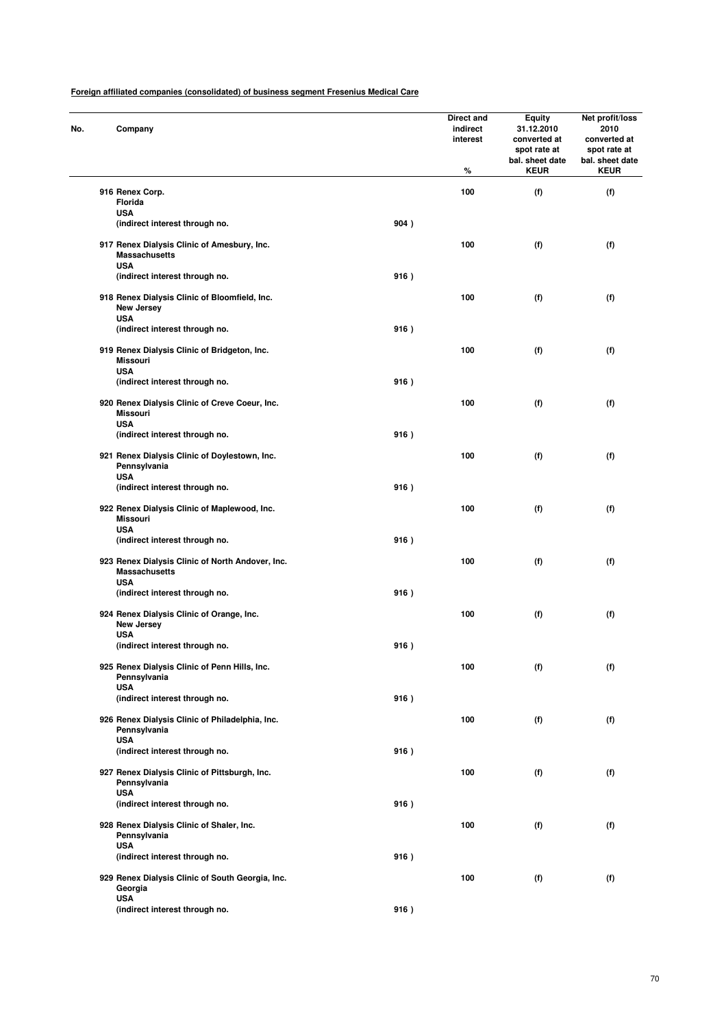**Foreign affiliated companies (consolidated) of business segment Fresenius Medical Care**

| No. | Company | | Direct and indirect interest % | Equity 31.12.2010 converted at spot rate at bal. sheet date KEUR | Net profit/loss 2010 converted at spot rate at bal. sheet date KEUR |
|---|---|---|---|---|---|
| 916 | Renex Corp.<br>Florida<br>USA<br>(indirect interest through no. | 904 ) | 100 | (f) | (f) |
| 917 | Renex Dialysis Clinic of Amesbury, Inc.<br>Massachusetts<br>USA<br>(indirect interest through no. | 916 ) | 100 | (f) | (f) |
| 918 | Renex Dialysis Clinic of Bloomfield, Inc.<br>New Jersey<br>USA<br>(indirect interest through no. | 916 ) | 100 | (f) | (f) |
| 919 | Renex Dialysis Clinic of Bridgeton, Inc.<br>Missouri<br>USA<br>(indirect interest through no. | 916 ) | 100 | (f) | (f) |
| 920 | Renex Dialysis Clinic of Creve Coeur, Inc.<br>Missouri<br>USA<br>(indirect interest through no. | 916 ) | 100 | (f) | (f) |
| 921 | Renex Dialysis Clinic of Doylestown, Inc.<br>Pennsylvania<br>USA<br>(indirect interest through no. | 916 ) | 100 | (f) | (f) |
| 922 | Renex Dialysis Clinic of Maplewood, Inc.<br>Missouri<br>USA<br>(indirect interest through no. | 916 ) | 100 | (f) | (f) |
| 923 | Renex Dialysis Clinic of North Andover, Inc.<br>Massachusetts<br>USA<br>(indirect interest through no. | 916 ) | 100 | (f) | (f) |
| 924 | Renex Dialysis Clinic of Orange, Inc.<br>New Jersey<br>USA<br>(indirect interest through no. | 916 ) | 100 | (f) | (f) |
| 925 | Renex Dialysis Clinic of Penn Hills, Inc.<br>Pennsylvania<br>USA<br>(indirect interest through no. | 916 ) | 100 | (f) | (f) |
| 926 | Renex Dialysis Clinic of Philadelphia, Inc.<br>Pennsylvania<br>USA<br>(indirect interest through no. | 916 ) | 100 | (f) | (f) |
| 927 | Renex Dialysis Clinic of Pittsburgh, Inc.<br>Pennsylvania<br>USA<br>(indirect interest through no. | 916 ) | 100 | (f) | (f) |
| 928 | Renex Dialysis Clinic of Shaler, Inc.<br>Pennsylvania<br>USA<br>(indirect interest through no. | 916 ) | 100 | (f) | (f) |
| 929 | Renex Dialysis Clinic of South Georgia, Inc.<br>Georgia<br>USA<br>(indirect interest through no. | 916 ) | 100 | (f) | (f) |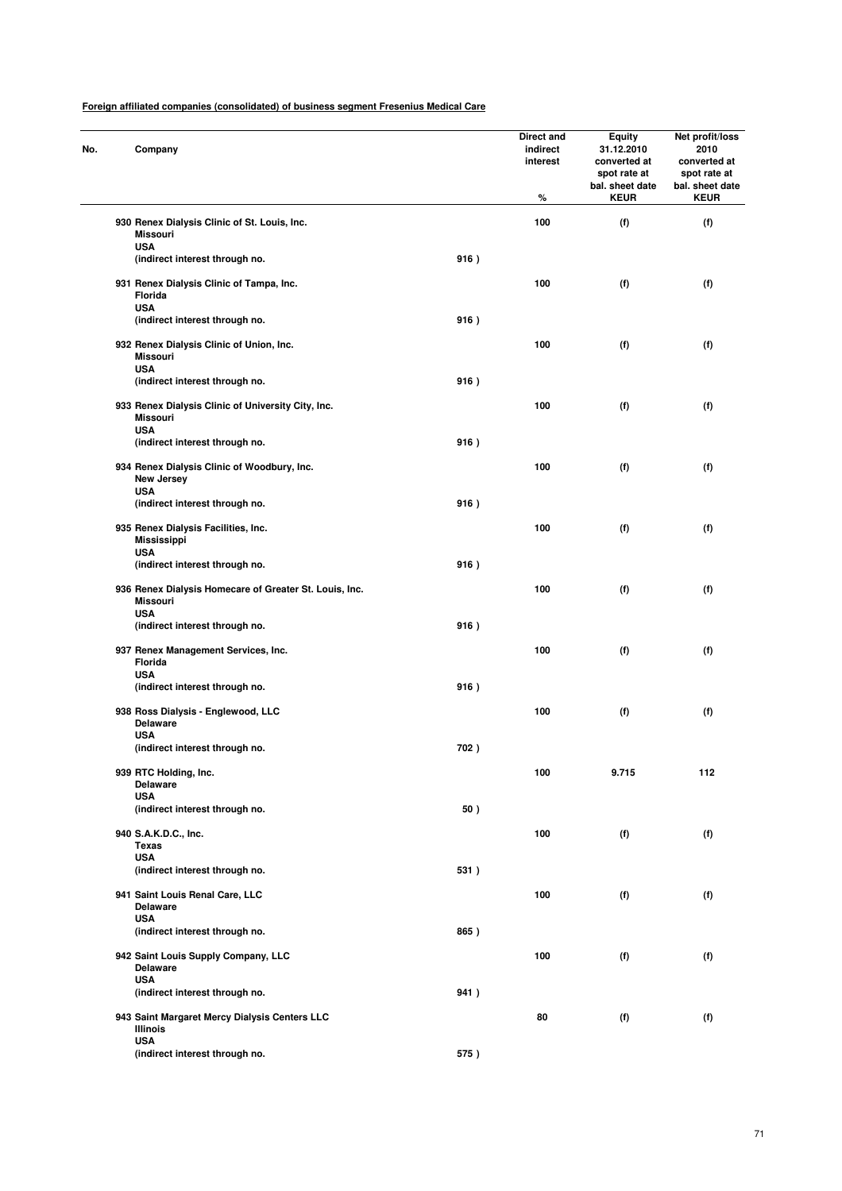**Foreign affiliated companies (consolidated) of business segment Fresenius Medical Care**

| No. | Company | | Direct and indirect interest % | Equity 31.12.2010 converted at spot rate at bal. sheet date KEUR | Net profit/loss 2010 converted at spot rate at bal. sheet date KEUR |
|---|---|---|---|---|---|
| 930 | Renex Dialysis Clinic of St. Louis, Inc. Missouri USA (indirect interest through no. | 916 ) | 100 | (f) | (f) |
| 931 | Renex Dialysis Clinic of Tampa, Inc. Florida USA (indirect interest through no. | 916 ) | 100 | (f) | (f) |
| 932 | Renex Dialysis Clinic of Union, Inc. Missouri USA (indirect interest through no. | 916 ) | 100 | (f) | (f) |
| 933 | Renex Dialysis Clinic of University City, Inc. Missouri USA (indirect interest through no. | 916 ) | 100 | (f) | (f) |
| 934 | Renex Dialysis Clinic of Woodbury, Inc. New Jersey USA (indirect interest through no. | 916 ) | 100 | (f) | (f) |
| 935 | Renex Dialysis Facilities, Inc. Mississippi USA (indirect interest through no. | 916 ) | 100 | (f) | (f) |
| 936 | Renex Dialysis Homecare of Greater St. Louis, Inc. Missouri USA (indirect interest through no. | 916 ) | 100 | (f) | (f) |
| 937 | Renex Management Services, Inc. Florida USA (indirect interest through no. | 916 ) | 100 | (f) | (f) |
| 938 | Ross Dialysis - Englewood, LLC Delaware USA (indirect interest through no. | 702 ) | 100 | (f) | (f) |
| 939 | RTC Holding, Inc. Delaware USA (indirect interest through no. | 50 ) | 100 | 9.715 | 112 |
| 940 | S.A.K.D.C., Inc. Texas USA (indirect interest through no. | 531 ) | 100 | (f) | (f) |
| 941 | Saint Louis Renal Care, LLC Delaware USA (indirect interest through no. | 865 ) | 100 | (f) | (f) |
| 942 | Saint Louis Supply Company, LLC Delaware USA (indirect interest through no. | 941 ) | 100 | (f) | (f) |
| 943 | Saint Margaret Mercy Dialysis Centers LLC Illinois USA (indirect interest through no. | 575 ) | 80 | (f) | (f) |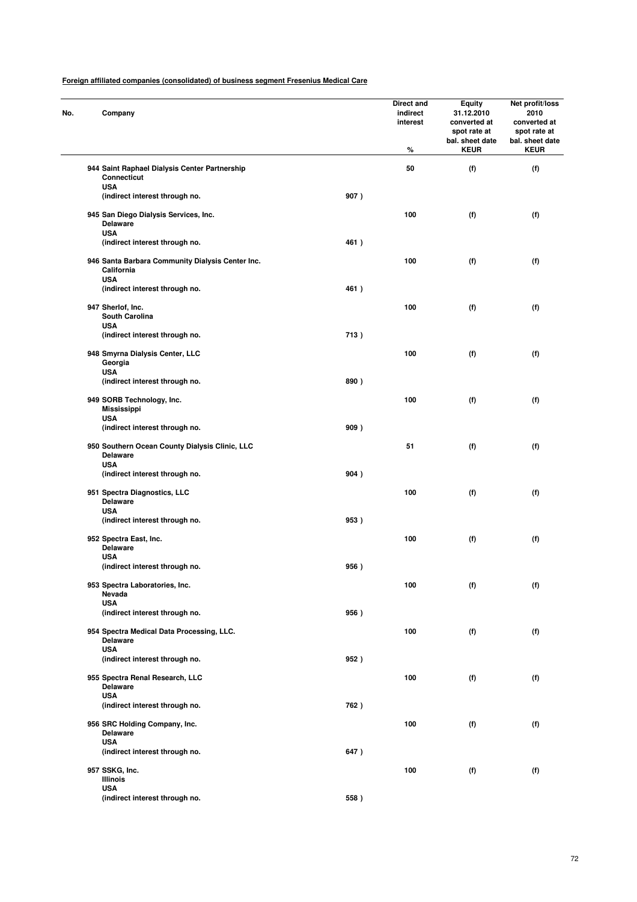**Foreign affiliated companies (consolidated) of business segment Fresenius Medical Care**

| No. | Company | | Direct and indirect interest % | Equity 31.12.2010 converted at spot rate at bal. sheet date KEUR | Net profit/loss 2010 converted at spot rate at bal. sheet date KEUR |
|---|---|---|---|---|---|
| 944 | Saint Raphael Dialysis Center Partnership<br>Connecticut<br>USA<br>(indirect interest through no. | 907 ) | 50 | (f) | (f) |
| 945 | San Diego Dialysis Services, Inc.<br>Delaware<br>USA<br>(indirect interest through no. | 461 ) | 100 | (f) | (f) |
| 946 | Santa Barbara Community Dialysis Center Inc.<br>California<br>USA<br>(indirect interest through no. | 461 ) | 100 | (f) | (f) |
| 947 | Sherlof, Inc.<br>South Carolina<br>USA<br>(indirect interest through no. | 713 ) | 100 | (f) | (f) |
| 948 | Smyrna Dialysis Center, LLC<br>Georgia<br>USA<br>(indirect interest through no. | 890 ) | 100 | (f) | (f) |
| 949 | SORB Technology, Inc.<br>Mississippi<br>USA<br>(indirect interest through no. | 909 ) | 100 | (f) | (f) |
| 950 | Southern Ocean County Dialysis Clinic, LLC<br>Delaware<br>USA<br>(indirect interest through no. | 904 ) | 51 | (f) | (f) |
| 951 | Spectra Diagnostics, LLC<br>Delaware<br>USA<br>(indirect interest through no. | 953 ) | 100 | (f) | (f) |
| 952 | Spectra East, Inc.<br>Delaware<br>USA<br>(indirect interest through no. | 956 ) | 100 | (f) | (f) |
| 953 | Spectra Laboratories, Inc.<br>Nevada<br>USA<br>(indirect interest through no. | 956 ) | 100 | (f) | (f) |
| 954 | Spectra Medical Data Processing, LLC.<br>Delaware<br>USA<br>(indirect interest through no. | 952 ) | 100 | (f) | (f) |
| 955 | Spectra Renal Research, LLC<br>Delaware<br>USA<br>(indirect interest through no. | 762 ) | 100 | (f) | (f) |
| 956 | SRC Holding Company, Inc.<br>Delaware<br>USA<br>(indirect interest through no. | 647 ) | 100 | (f) | (f) |
| 957 | SSKG, Inc.<br>Illinois<br>USA<br>(indirect interest through no. | 558 ) | 100 | (f) | (f) |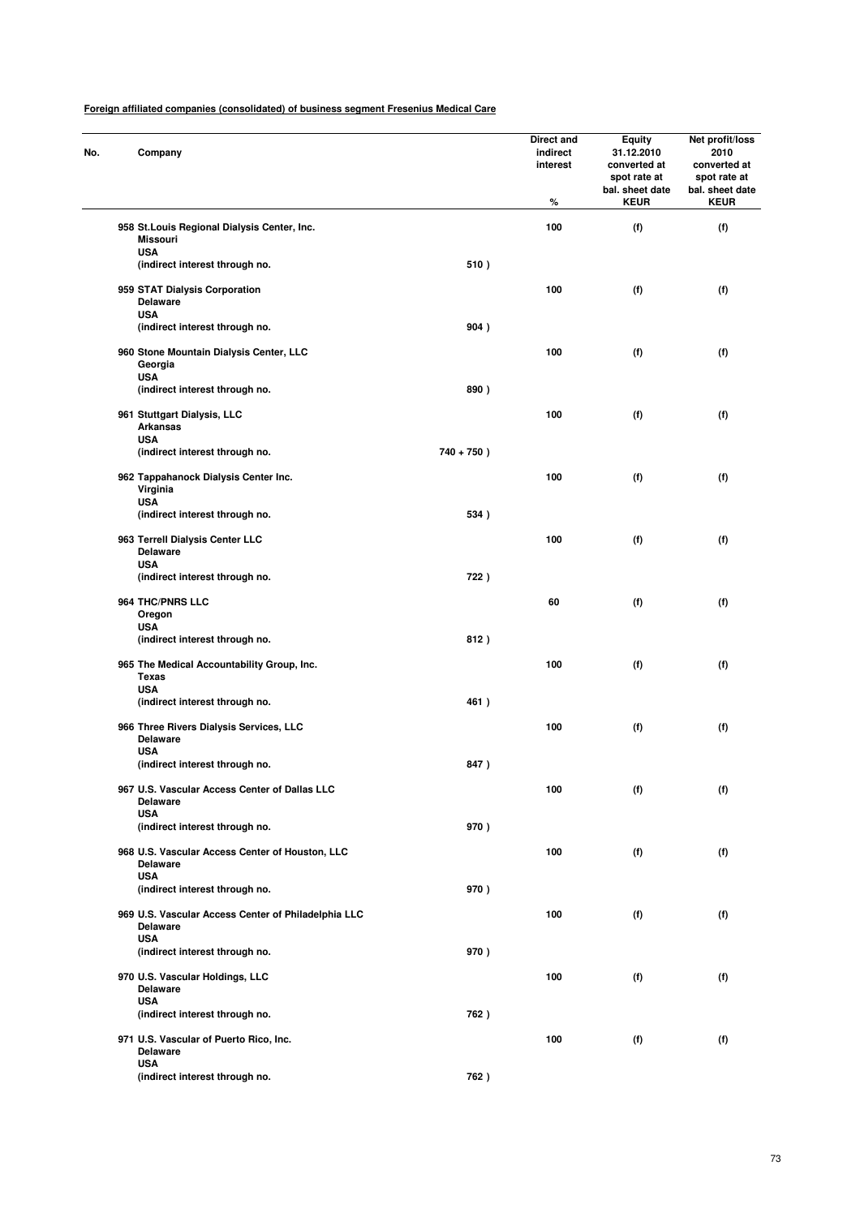**Foreign affiliated companies (consolidated) of business segment Fresenius Medical Care**

| No. | Company | | Direct and indirect interest % | Equity 31.12.2010 converted at spot rate at bal. sheet date KEUR | Net profit/loss 2010 converted at spot rate at bal. sheet date KEUR |
|---|---|---|---|---|---|
| 958 | St.Louis Regional Dialysis Center, Inc. Missouri USA (indirect interest through no. | 510 ) | 100 | (f) | (f) |
| 959 | STAT Dialysis Corporation Delaware USA (indirect interest through no. | 904 ) | 100 | (f) | (f) |
| 960 | Stone Mountain Dialysis Center, LLC Georgia USA (indirect interest through no. | 890 ) | 100 | (f) | (f) |
| 961 | Stuttgart Dialysis, LLC Arkansas USA (indirect interest through no. | 740 + 750 ) | 100 | (f) | (f) |
| 962 | Tappahanock Dialysis Center Inc. Virginia USA (indirect interest through no. | 534 ) | 100 | (f) | (f) |
| 963 | Terrell Dialysis Center LLC Delaware USA (indirect interest through no. | 722 ) | 100 | (f) | (f) |
| 964 | THC/PNRS LLC Oregon USA (indirect interest through no. | 812 ) | 60 | (f) | (f) |
| 965 | The Medical Accountability Group, Inc. Texas USA (indirect interest through no. | 461 ) | 100 | (f) | (f) |
| 966 | Three Rivers Dialysis Services, LLC Delaware USA (indirect interest through no. | 847 ) | 100 | (f) | (f) |
| 967 | U.S. Vascular Access Center of Dallas LLC Delaware USA (indirect interest through no. | 970 ) | 100 | (f) | (f) |
| 968 | U.S. Vascular Access Center of Houston, LLC Delaware USA (indirect interest through no. | 970 ) | 100 | (f) | (f) |
| 969 | U.S. Vascular Access Center of Philadelphia LLC Delaware USA (indirect interest through no. | 970 ) | 100 | (f) | (f) |
| 970 | U.S. Vascular Holdings, LLC Delaware USA (indirect interest through no. | 762 ) | 100 | (f) | (f) |
| 971 | U.S. Vascular of Puerto Rico, Inc. Delaware USA (indirect interest through no. | 762 ) | 100 | (f) | (f) |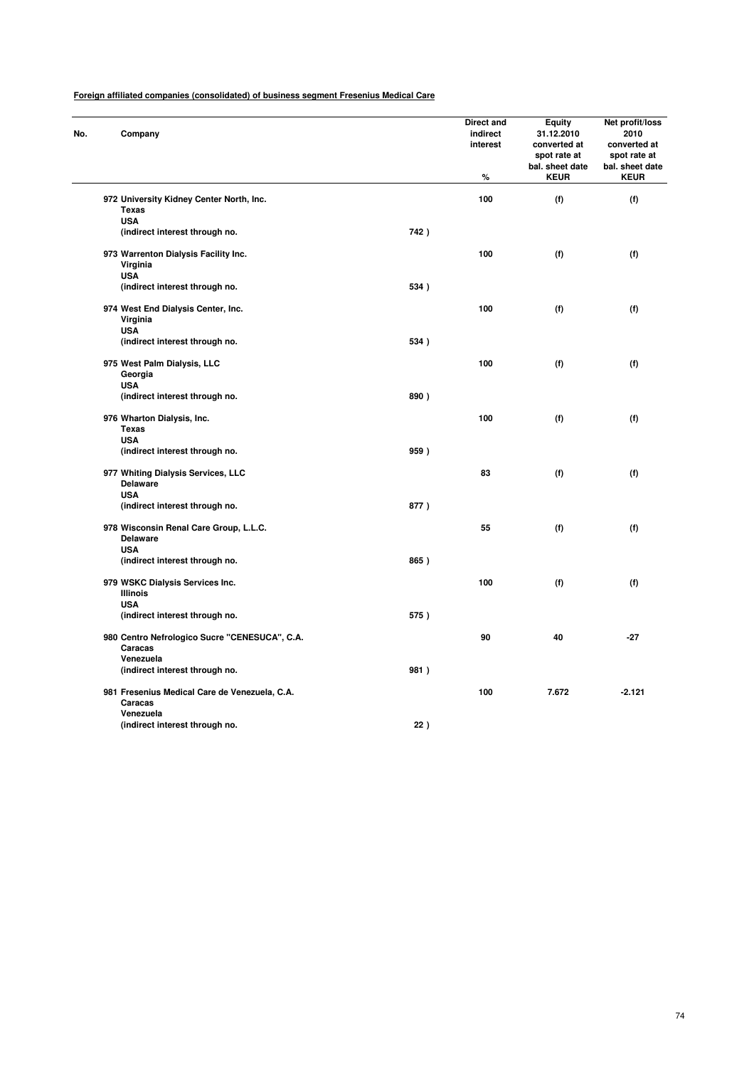**Foreign affiliated companies (consolidated) of business segment Fresenius Medical Care**

| No. | Company | | Direct and indirect interest % | Equity 31.12.2010 converted at spot rate at bal. sheet date KEUR | Net profit/loss 2010 converted at spot rate at bal. sheet date KEUR |
|---|---|---|---|---|---|
| 972 | University Kidney Center North, Inc.<br>Texas<br>USA<br>(indirect interest through no. | 742 ) | 100 | (f) | (f) |
| 973 | Warrenton Dialysis Facility Inc.<br>Virginia<br>USA<br>(indirect interest through no. | 534 ) | 100 | (f) | (f) |
| 974 | West End Dialysis Center, Inc.<br>Virginia<br>USA<br>(indirect interest through no. | 534 ) | 100 | (f) | (f) |
| 975 | West Palm Dialysis, LLC<br>Georgia<br>USA<br>(indirect interest through no. | 890 ) | 100 | (f) | (f) |
| 976 | Wharton Dialysis, Inc.<br>Texas<br>USA<br>(indirect interest through no. | 959 ) | 100 | (f) | (f) |
| 977 | Whiting Dialysis Services, LLC<br>Delaware<br>USA<br>(indirect interest through no. | 877 ) | 83 | (f) | (f) |
| 978 | Wisconsin Renal Care Group, L.L.C.<br>Delaware<br>USA<br>(indirect interest through no. | 865 ) | 55 | (f) | (f) |
| 979 | WSKC Dialysis Services Inc.<br>Illinois<br>USA<br>(indirect interest through no. | 575 ) | 100 | (f) | (f) |
| 980 | Centro Nefrologico Sucre "CENESUCA", C.A.<br>Caracas<br>Venezuela<br>(indirect interest through no. | 981 ) | 90 | 40 | -27 |
| 981 | Fresenius Medical Care de Venezuela, C.A.<br>Caracas<br>Venezuela<br>(indirect interest through no. | 22 ) | 100 | 7.672 | -2.121 |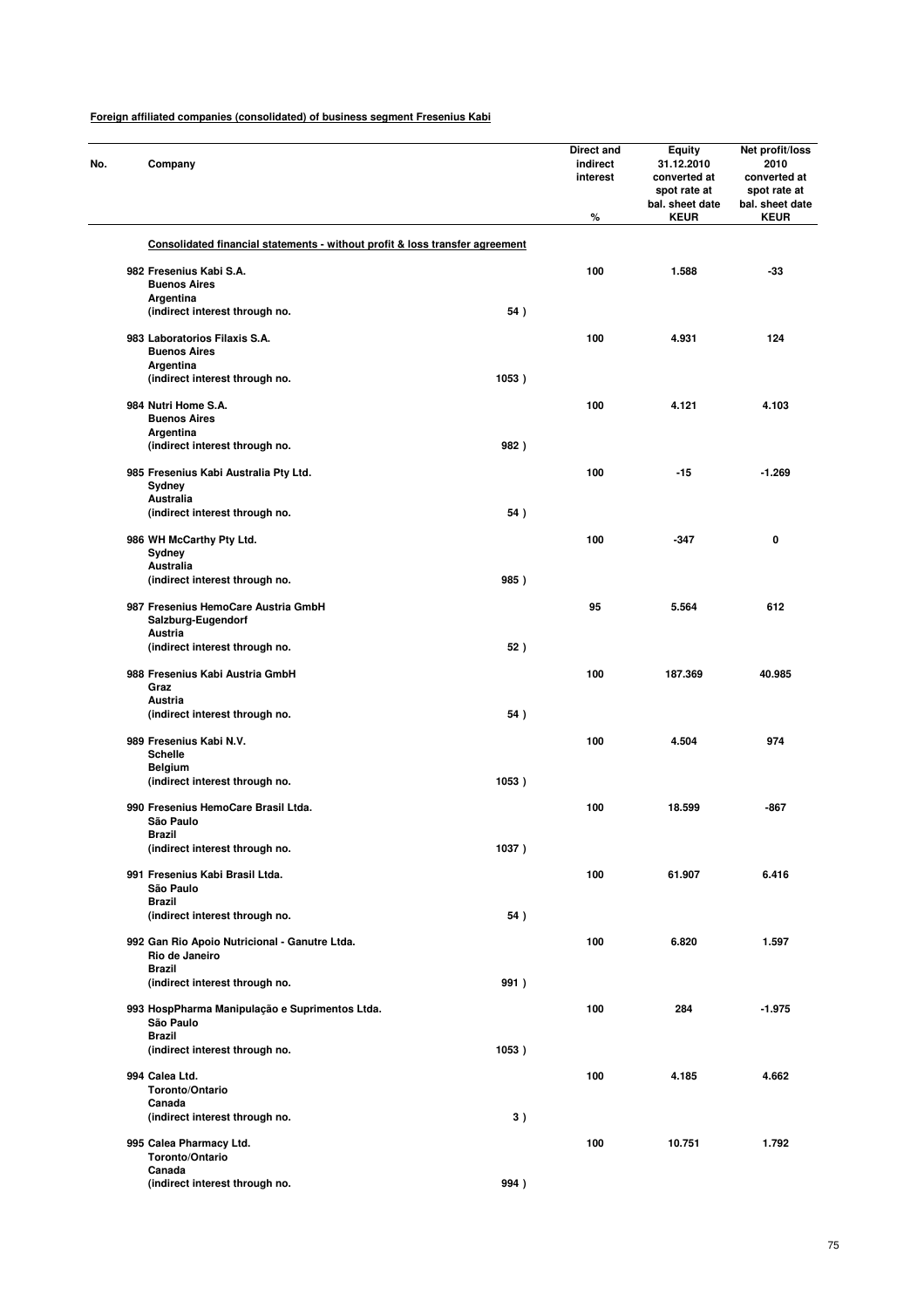**Foreign affiliated companies (consolidated) of business segment Fresenius Kabi**

| No. | Company | | Direct and indirect interest % | Equity 31.12.2010 converted at spot rate at bal. sheet date KEUR | Net profit/loss 2010 converted at spot rate at bal. sheet date KEUR |
|---|---|---|---|---|---|
| | **Consolidated financial statements - without profit & loss transfer agreement** | | | | |
| 982 | Fresenius Kabi S.A.<br>Buenos Aires<br>Argentina<br>(indirect interest through no. | 54 ) | 100 | 1.588 | -33 |
| 983 | Laboratorios Filaxis S.A.<br>Buenos Aires<br>Argentina<br>(indirect interest through no. | 1053 ) | 100 | 4.931 | 124 |
| 984 | Nutri Home S.A.<br>Buenos Aires<br>Argentina<br>(indirect interest through no. | 982 ) | 100 | 4.121 | 4.103 |
| 985 | Fresenius Kabi Australia Pty Ltd.<br>Sydney<br>Australia<br>(indirect interest through no. | 54 ) | 100 | -15 | -1.269 |
| 986 | WH McCarthy Pty Ltd.<br>Sydney<br>Australia<br>(indirect interest through no. | 985 ) | 100 | -347 | 0 |
| 987 | Fresenius HemoCare Austria GmbH<br>Salzburg-Eugendorf<br>Austria<br>(indirect interest through no. | 52 ) | 95 | 5.564 | 612 |
| 988 | Fresenius Kabi Austria GmbH<br>Graz<br>Austria<br>(indirect interest through no. | 54 ) | 100 | 187.369 | 40.985 |
| 989 | Fresenius Kabi N.V.<br>Schelle<br>Belgium<br>(indirect interest through no. | 1053 ) | 100 | 4.504 | 974 |
| 990 | Fresenius HemoCare Brasil Ltda.<br>São Paulo<br>Brazil<br>(indirect interest through no. | 1037 ) | 100 | 18.599 | -867 |
| 991 | Fresenius Kabi Brasil Ltda.<br>São Paulo<br>Brazil<br>(indirect interest through no. | 54 ) | 100 | 61.907 | 6.416 |
| 992 | Gan Rio Apoio Nutricional - Ganutre Ltda.<br>Rio de Janeiro<br>Brazil<br>(indirect interest through no. | 991 ) | 100 | 6.820 | 1.597 |
| 993 | HospPharma Manipulação e Suprimentos Ltda.<br>São Paulo<br>Brazil<br>(indirect interest through no. | 1053 ) | 100 | 284 | -1.975 |
| 994 | Calea Ltd.<br>Toronto/Ontario<br>Canada<br>(indirect interest through no. | 3 ) | 100 | 4.185 | 4.662 |
| 995 | Calea Pharmacy Ltd.<br>Toronto/Ontario<br>Canada<br>(indirect interest through no. | 994 ) | 100 | 10.751 | 1.792 |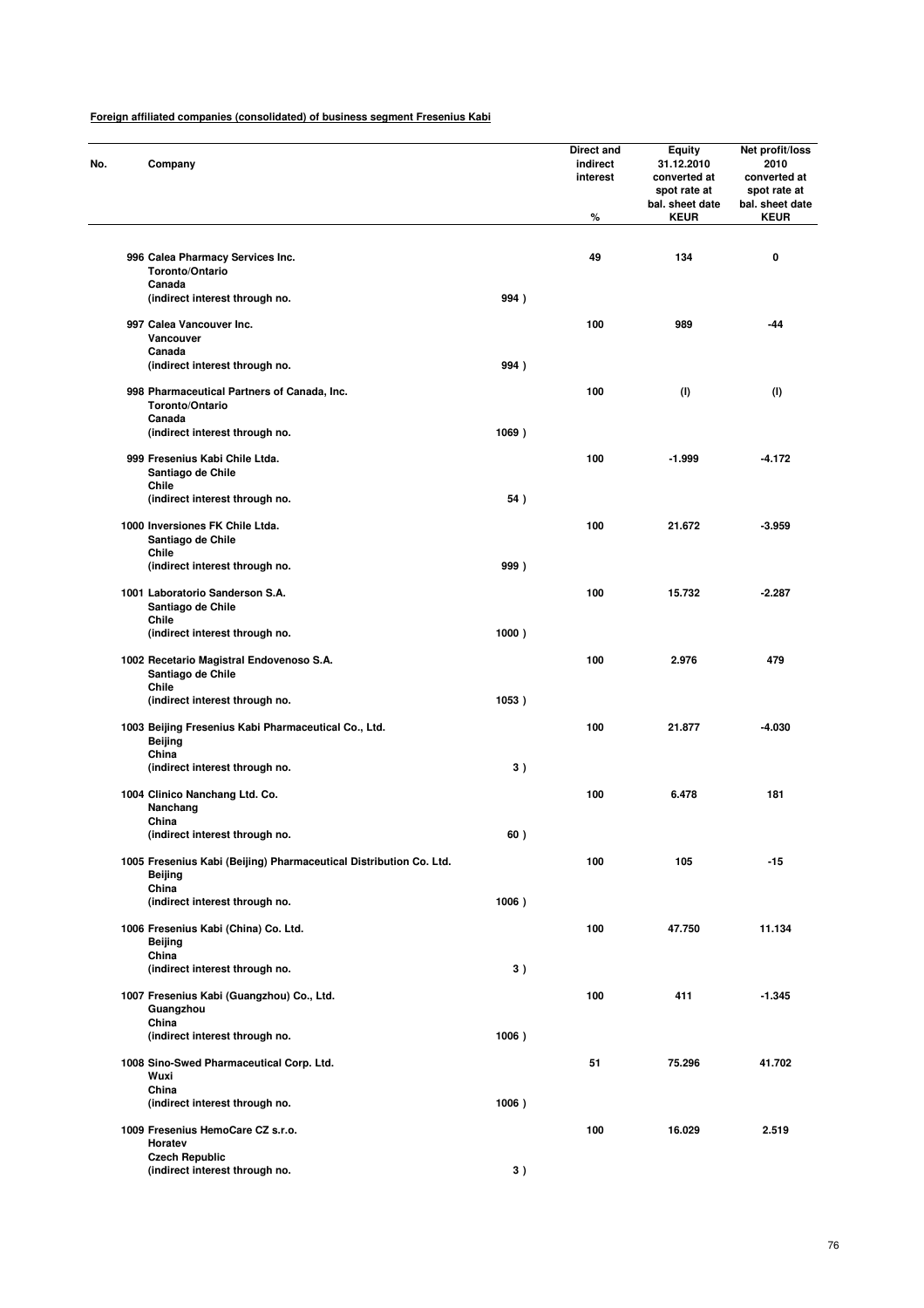**Foreign affiliated companies (consolidated) of business segment Fresenius Kabi**

| No. | Company | | Direct and indirect interest % | Equity 31.12.2010 converted at spot rate at bal. sheet date KEUR | Net profit/loss 2010 converted at spot rate at bal. sheet date KEUR |
|---|---|---|---|---|---|
| 996 | Calea Pharmacy Services Inc.<br>Toronto/Ontario<br>Canada<br>(indirect interest through no. | 994 ) | 49 | 134 | 0 |
| 997 | Calea Vancouver Inc.<br>Vancouver<br>Canada<br>(indirect interest through no. | 994 ) | 100 | 989 | -44 |
| 998 | Pharmaceutical Partners of Canada, Inc.<br>Toronto/Ontario<br>Canada<br>(indirect interest through no. | 1069 ) | 100 | (I) | (I) |
| 999 | Fresenius Kabi Chile Ltda.<br>Santiago de Chile<br>Chile<br>(indirect interest through no. | 54 ) | 100 | -1.999 | -4.172 |
| 1000 | Inversiones FK Chile Ltda.<br>Santiago de Chile<br>Chile<br>(indirect interest through no. | 999 ) | 100 | 21.672 | -3.959 |
| 1001 | Laboratorio Sanderson S.A.<br>Santiago de Chile<br>Chile<br>(indirect interest through no. | 1000 ) | 100 | 15.732 | -2.287 |
| 1002 | Recetario Magistral Endovenoso S.A.<br>Santiago de Chile<br>Chile<br>(indirect interest through no. | 1053 ) | 100 | 2.976 | 479 |
| 1003 | Beijing Fresenius Kabi Pharmaceutical Co., Ltd.<br>Beijing<br>China<br>(indirect interest through no. | 3 ) | 100 | 21.877 | -4.030 |
| 1004 | Clinico Nanchang Ltd. Co.<br>Nanchang<br>China<br>(indirect interest through no. | 60 ) | 100 | 6.478 | 181 |
| 1005 | Fresenius Kabi (Beijing) Pharmaceutical Distribution Co. Ltd.<br>Beijing<br>China<br>(indirect interest through no. | 1006 ) | 100 | 105 | -15 |
| 1006 | Fresenius Kabi (China) Co. Ltd.<br>Beijing<br>China<br>(indirect interest through no. | 3 ) | 100 | 47.750 | 11.134 |
| 1007 | Fresenius Kabi (Guangzhou) Co., Ltd.<br>Guangzhou<br>China<br>(indirect interest through no. | 1006 ) | 100 | 411 | -1.345 |
| 1008 | Sino-Swed Pharmaceutical Corp. Ltd.<br>Wuxi<br>China<br>(indirect interest through no. | 1006 ) | 51 | 75.296 | 41.702 |
| 1009 | Fresenius HemoCare CZ s.r.o.<br>Horatev<br>Czech Republic<br>(indirect interest through no. | 3 ) | 100 | 16.029 | 2.519 |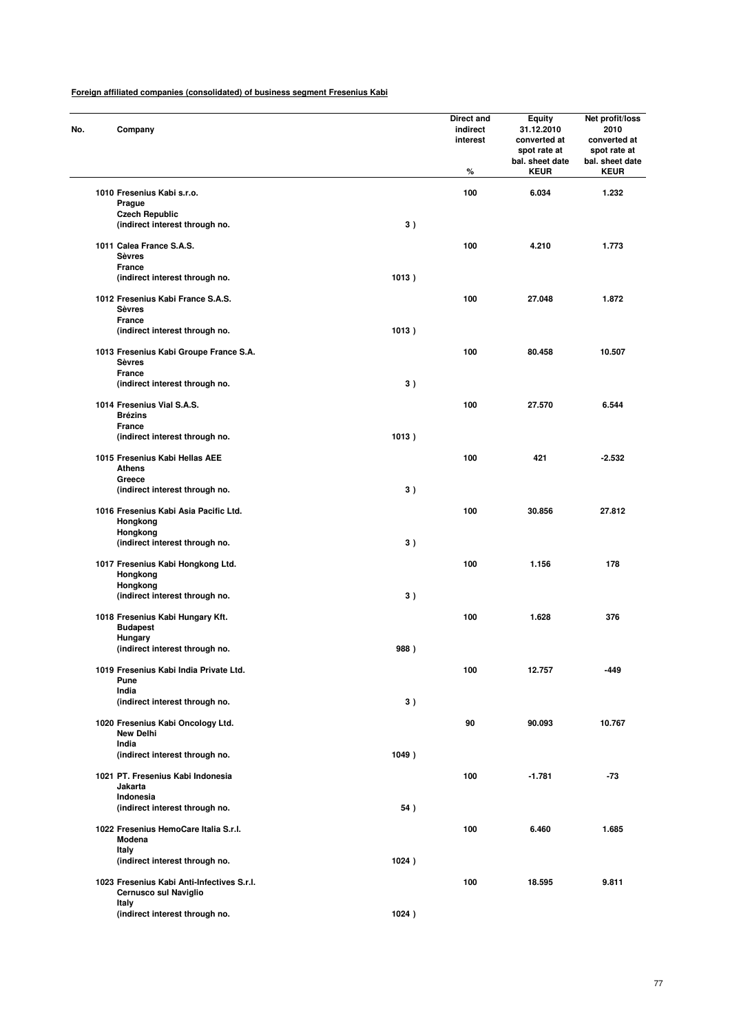**Foreign affiliated companies (consolidated) of business segment Fresenius Kabi**

| No. | Company | | Direct and indirect interest % | Equity 31.12.2010 converted at spot rate at bal. sheet date KEUR | Net profit/loss 2010 converted at spot rate at bal. sheet date KEUR |
|---|---|---|---|---|---|
| 1010 | Fresenius Kabi s.r.o. Prague Czech Republic (indirect interest through no. | 3 ) | 100 | 6.034 | 1.232 |
| 1011 | Calea France S.A.S. Sèvres France (indirect interest through no. | 1013 ) | 100 | 4.210 | 1.773 |
| 1012 | Fresenius Kabi France S.A.S. Sèvres France (indirect interest through no. | 1013 ) | 100 | 27.048 | 1.872 |
| 1013 | Fresenius Kabi Groupe France S.A. Sèvres France (indirect interest through no. | 3 ) | 100 | 80.458 | 10.507 |
| 1014 | Fresenius Vial S.A.S. Brézins France (indirect interest through no. | 1013 ) | 100 | 27.570 | 6.544 |
| 1015 | Fresenius Kabi Hellas AEE Athens Greece (indirect interest through no. | 3 ) | 100 | 421 | -2.532 |
| 1016 | Fresenius Kabi Asia Pacific Ltd. Hongkong Hongkong (indirect interest through no. | 3 ) | 100 | 30.856 | 27.812 |
| 1017 | Fresenius Kabi Hongkong Ltd. Hongkong Hongkong (indirect interest through no. | 3 ) | 100 | 1.156 | 178 |
| 1018 | Fresenius Kabi Hungary Kft. Budapest Hungary (indirect interest through no. | 988 ) | 100 | 1.628 | 376 |
| 1019 | Fresenius Kabi India Private Ltd. Pune India (indirect interest through no. | 3 ) | 100 | 12.757 | -449 |
| 1020 | Fresenius Kabi Oncology Ltd. New Delhi India (indirect interest through no. | 1049 ) | 90 | 90.093 | 10.767 |
| 1021 | PT. Fresenius Kabi Indonesia Jakarta Indonesia (indirect interest through no. | 54 ) | 100 | -1.781 | -73 |
| 1022 | Fresenius HemoCare Italia S.r.l. Modena Italy (indirect interest through no. | 1024 ) | 100 | 6.460 | 1.685 |
| 1023 | Fresenius Kabi Anti-Infectives S.r.l. Cernusco sul Naviglio Italy (indirect interest through no. | 1024 ) | 100 | 18.595 | 9.811 |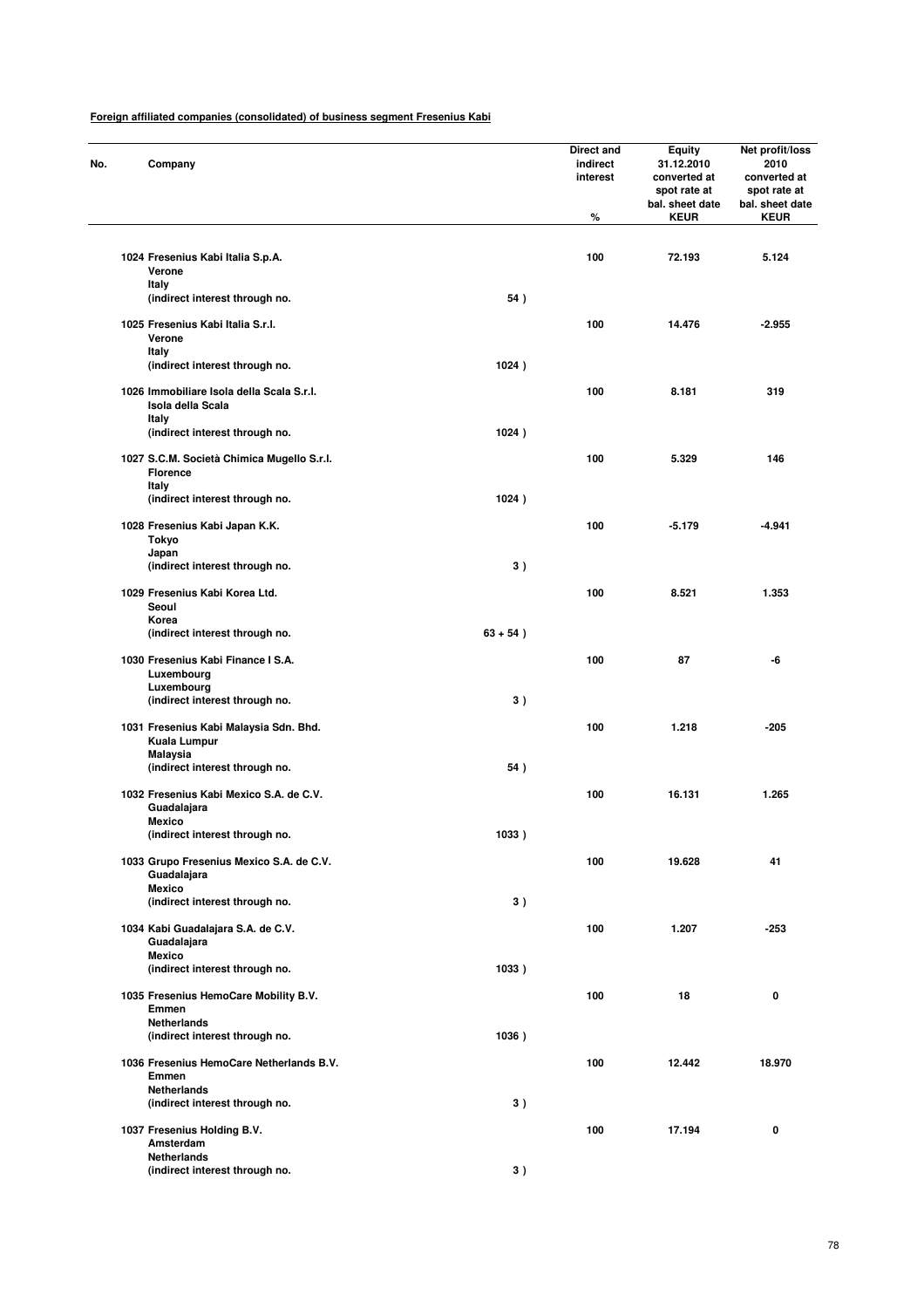**Foreign affiliated companies (consolidated) of business segment Fresenius Kabi**

| No. | Company | | Direct and indirect interest % | Equity 31.12.2010 converted at spot rate at bal. sheet date KEUR | Net profit/loss 2010 converted at spot rate at bal. sheet date KEUR |
|---|---|---|---|---|---|
| 1024 | Fresenius Kabi Italia S.p.A.<br>Verone<br>Italy<br>(indirect interest through no. | 54 ) | 100 | 72.193 | 5.124 |
| 1025 | Fresenius Kabi Italia S.r.l.<br>Verone<br>Italy<br>(indirect interest through no. | 1024 ) | 100 | 14.476 | -2.955 |
| 1026 | Immobiliare Isola della Scala S.r.l.<br>Isola della Scala<br>Italy<br>(indirect interest through no. | 1024 ) | 100 | 8.181 | 319 |
| 1027 | S.C.M. Società Chimica Mugello S.r.l.<br>Florence<br>Italy<br>(indirect interest through no. | 1024 ) | 100 | 5.329 | 146 |
| 1028 | Fresenius Kabi Japan K.K.<br>Tokyo<br>Japan<br>(indirect interest through no. | 3 ) | 100 | -5.179 | -4.941 |
| 1029 | Fresenius Kabi Korea Ltd.<br>Seoul<br>Korea<br>(indirect interest through no. | 63 + 54 ) | 100 | 8.521 | 1.353 |
| 1030 | Fresenius Kabi Finance I S.A.<br>Luxembourg<br>Luxembourg<br>(indirect interest through no. | 3 ) | 100 | 87 | -6 |
| 1031 | Fresenius Kabi Malaysia Sdn. Bhd.<br>Kuala Lumpur<br>Malaysia<br>(indirect interest through no. | 54 ) | 100 | 1.218 | -205 |
| 1032 | Fresenius Kabi Mexico S.A. de C.V.<br>Guadalajara<br>Mexico<br>(indirect interest through no. | 1033 ) | 100 | 16.131 | 1.265 |
| 1033 | Grupo Fresenius Mexico S.A. de C.V.<br>Guadalajara<br>Mexico<br>(indirect interest through no. | 3 ) | 100 | 19.628 | 41 |
| 1034 | Kabi Guadalajara S.A. de C.V.<br>Guadalajara<br>Mexico<br>(indirect interest through no. | 1033 ) | 100 | 1.207 | -253 |
| 1035 | Fresenius HemoCare Mobility B.V.<br>Emmen<br>Netherlands<br>(indirect interest through no. | 1036 ) | 100 | 18 | 0 |
| 1036 | Fresenius HemoCare Netherlands B.V.<br>Emmen<br>Netherlands<br>(indirect interest through no. | 3 ) | 100 | 12.442 | 18.970 |
| 1037 | Fresenius Holding B.V.<br>Amsterdam<br>Netherlands<br>(indirect interest through no. | 3 ) | 100 | 17.194 | 0 |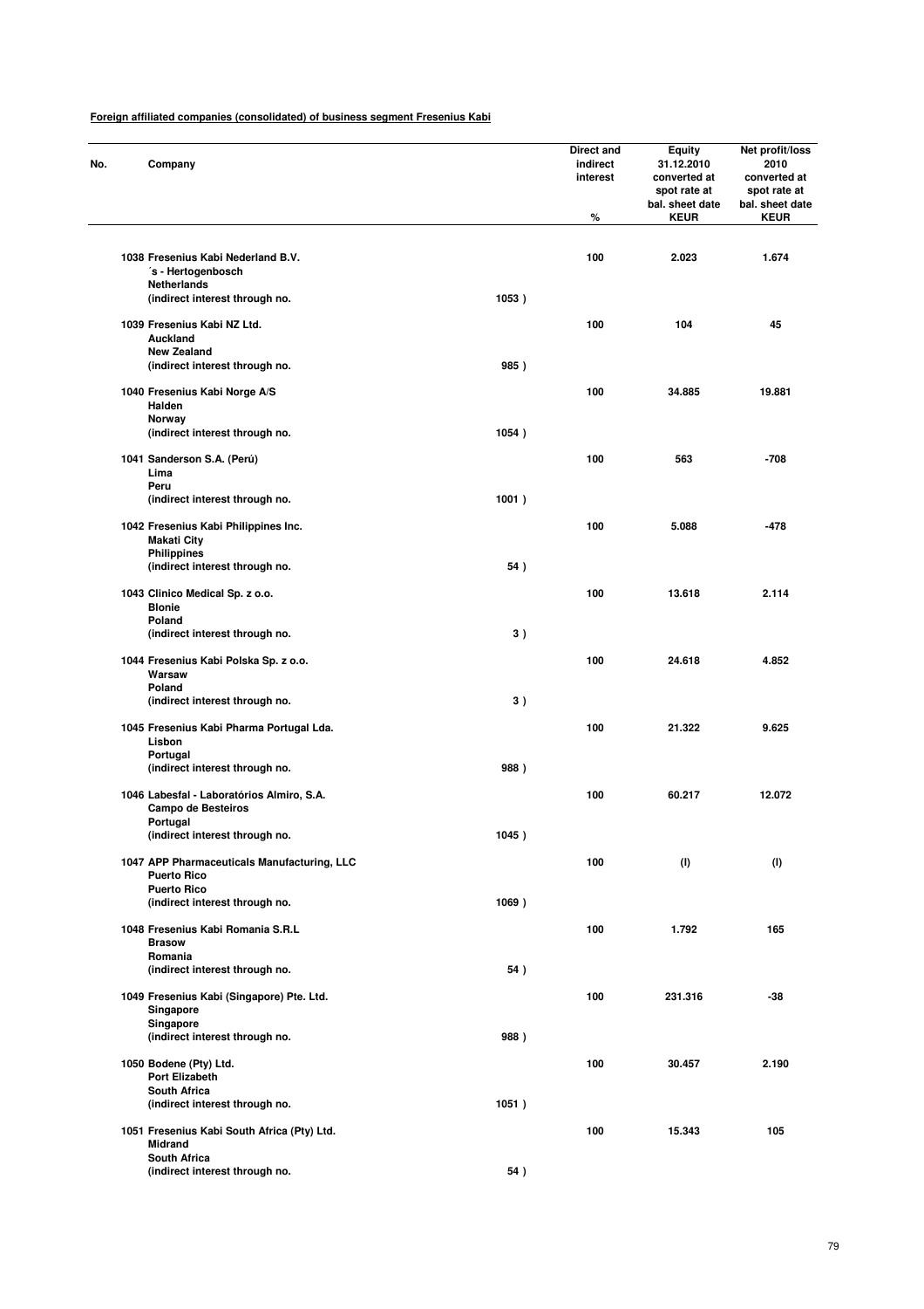**Foreign affiliated companies (consolidated) of business segment Fresenius Kabi**

| No. | Company | | Direct and indirect interest % | Equity 31.12.2010 converted at spot rate at bal. sheet date KEUR | Net profit/loss 2010 converted at spot rate at bal. sheet date KEUR |
|---|---|---|---|---|---|
| 1038 | Fresenius Kabi Nederland B.V.<br>´s - Hertogenbosch<br>Netherlands<br>(indirect interest through no. | 1053 ) | 100 | 2.023 | 1.674 |
| 1039 | Fresenius Kabi NZ Ltd.<br>Auckland<br>New Zealand<br>(indirect interest through no. | 985 ) | 100 | 104 | 45 |
| 1040 | Fresenius Kabi Norge A/S<br>Halden<br>Norway<br>(indirect interest through no. | 1054 ) | 100 | 34.885 | 19.881 |
| 1041 | Sanderson S.A. (Perú)<br>Lima<br>Peru<br>(indirect interest through no. | 1001 ) | 100 | 563 | -708 |
| 1042 | Fresenius Kabi Philippines Inc.<br>Makati City<br>Philippines<br>(indirect interest through no. | 54 ) | 100 | 5.088 | -478 |
| 1043 | Clinico Medical Sp. z o.o.<br>Blonie<br>Poland<br>(indirect interest through no. | 3 ) | 100 | 13.618 | 2.114 |
| 1044 | Fresenius Kabi Polska Sp. z o.o.<br>Warsaw<br>Poland<br>(indirect interest through no. | 3 ) | 100 | 24.618 | 4.852 |
| 1045 | Fresenius Kabi Pharma Portugal Lda.<br>Lisbon<br>Portugal<br>(indirect interest through no. | 988 ) | 100 | 21.322 | 9.625 |
| 1046 | Labesfal - Laboratórios Almiro, S.A.<br>Campo de Besteiros<br>Portugal<br>(indirect interest through no. | 1045 ) | 100 | 60.217 | 12.072 |
| 1047 | APP Pharmaceuticals Manufacturing, LLC<br>Puerto Rico<br>Puerto Rico<br>(indirect interest through no. | 1069 ) | 100 | (I) | (I) |
| 1048 | Fresenius Kabi Romania S.R.L<br>Brasow<br>Romania<br>(indirect interest through no. | 54 ) | 100 | 1.792 | 165 |
| 1049 | Fresenius Kabi (Singapore) Pte. Ltd.<br>Singapore<br>Singapore<br>(indirect interest through no. | 988 ) | 100 | 231.316 | -38 |
| 1050 | Bodene (Pty) Ltd.<br>Port Elizabeth<br>South Africa<br>(indirect interest through no. | 1051 ) | 100 | 30.457 | 2.190 |
| 1051 | Fresenius Kabi South Africa (Pty) Ltd.<br>Midrand<br>South Africa<br>(indirect interest through no. | 54 ) | 100 | 15.343 | 105 |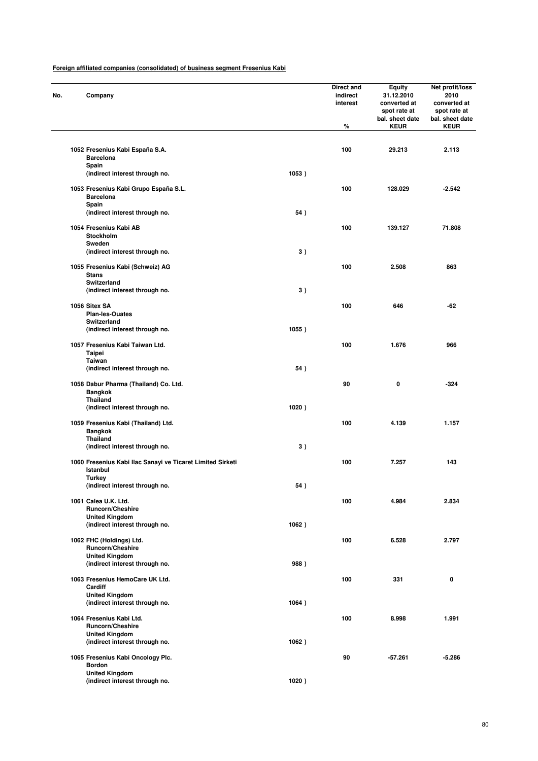**Foreign affiliated companies (consolidated) of business segment Fresenius Kabi**

| No. | Company | | Direct and indirect interest % | Equity 31.12.2010 converted at spot rate at bal. sheet date KEUR | Net profit/loss 2010 converted at spot rate at bal. sheet date KEUR |
|---|---|---|---|---|---|
| 1052 | Fresenius Kabi España S.A. Barcelona Spain (indirect interest through no. | 1053 ) | 100 | 29.213 | 2.113 |
| 1053 | Fresenius Kabi Grupo España S.L. Barcelona Spain (indirect interest through no. | 54 ) | 100 | 128.029 | -2.542 |
| 1054 | Fresenius Kabi AB Stockholm Sweden (indirect interest through no. | 3 ) | 100 | 139.127 | 71.808 |
| 1055 | Fresenius Kabi (Schweiz) AG Stans Switzerland (indirect interest through no. | 3 ) | 100 | 2.508 | 863 |
| 1056 | Sitex SA Plan-les-Ouates Switzerland (indirect interest through no. | 1055 ) | 100 | 646 | -62 |
| 1057 | Fresenius Kabi Taiwan Ltd. Taipei Taiwan (indirect interest through no. | 54 ) | 100 | 1.676 | 966 |
| 1058 | Dabur Pharma (Thailand) Co. Ltd. Bangkok Thailand (indirect interest through no. | 1020 ) | 90 | 0 | -324 |
| 1059 | Fresenius Kabi (Thailand) Ltd. Bangkok Thailand (indirect interest through no. | 3 ) | 100 | 4.139 | 1.157 |
| 1060 | Fresenius Kabi Ilac Sanayi ve Ticaret Limited Sirketi Istanbul Turkey (indirect interest through no. | 54 ) | 100 | 7.257 | 143 |
| 1061 | Calea U.K. Ltd. Runcorn/Cheshire United Kingdom (indirect interest through no. | 1062 ) | 100 | 4.984 | 2.834 |
| 1062 | FHC (Holdings) Ltd. Runcorn/Cheshire United Kingdom (indirect interest through no. | 988 ) | 100 | 6.528 | 2.797 |
| 1063 | Fresenius HemoCare UK Ltd. Cardiff United Kingdom (indirect interest through no. | 1064 ) | 100 | 331 | 0 |
| 1064 | Fresenius Kabi Ltd. Runcorn/Cheshire United Kingdom (indirect interest through no. | 1062 ) | 100 | 8.998 | 1.991 |
| 1065 | Fresenius Kabi Oncology Plc. Bordon United Kingdom (indirect interest through no. | 1020 ) | 90 | -57.261 | -5.286 |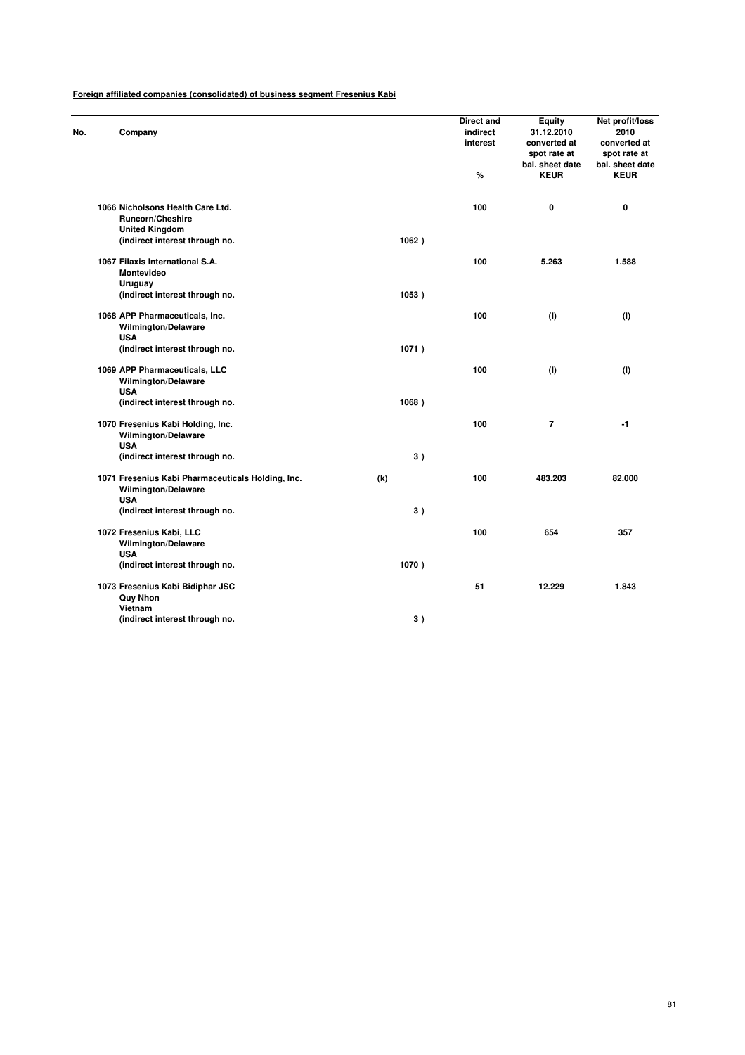**Foreign affiliated companies (consolidated) of business segment Fresenius Kabi**

| No. | Company | | Direct and indirect interest % | Equity 31.12.2010 converted at spot rate at bal. sheet date KEUR | Net profit/loss 2010 converted at spot rate at bal. sheet date KEUR |
|---|---|---|---|---|---|
| 1066 | Nicholsons Health Care Ltd.<br>Runcorn/Cheshire<br>United Kingdom<br>(indirect interest through no. 1062 ) | | 100 | 0 | 0 |
| 1067 | Filaxis International S.A.<br>Montevideo<br>Uruguay<br>(indirect interest through no. 1053 ) | | 100 | 5.263 | 1.588 |
| 1068 | APP Pharmaceuticals, Inc.<br>Wilmington/Delaware<br>USA<br>(indirect interest through no. 1071 ) | | 100 | (l) | (l) |
| 1069 | APP Pharmaceuticals, LLC<br>Wilmington/Delaware<br>USA<br>(indirect interest through no. 1068 ) | | 100 | (l) | (l) |
| 1070 | Fresenius Kabi Holding, Inc.<br>Wilmington/Delaware<br>USA<br>(indirect interest through no. 3 ) | | 100 | 7 | -1 |
| 1071 | Fresenius Kabi Pharmaceuticals Holding, Inc.<br>Wilmington/Delaware<br>USA<br>(indirect interest through no. 3 ) | (k) | 100 | 483.203 | 82.000 |
| 1072 | Fresenius Kabi, LLC<br>Wilmington/Delaware<br>USA<br>(indirect interest through no. 1070 ) | | 100 | 654 | 357 |
| 1073 | Fresenius Kabi Bidiphar JSC<br>Quy Nhon<br>Vietnam<br>(indirect interest through no. 3 ) | | 51 | 12.229 | 1.843 |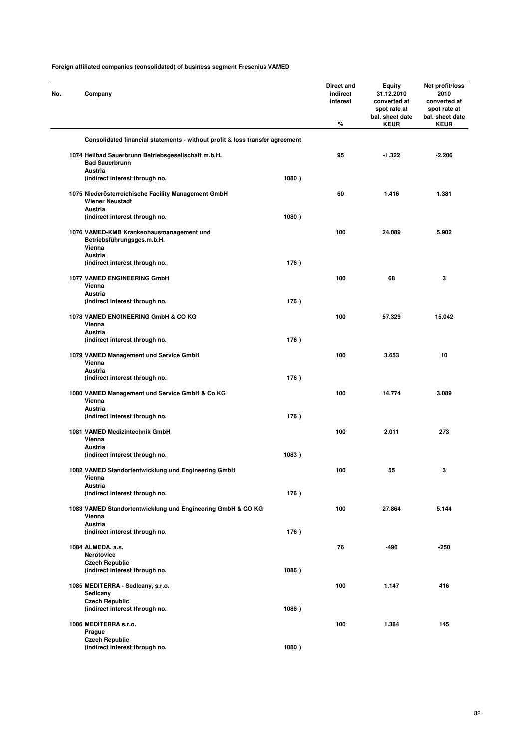**Foreign affiliated companies (consolidated) of business segment Fresenius VAMED**

| No. | Company | | Direct and indirect interest % | Equity 31.12.2010 converted at spot rate at bal. sheet date KEUR | Net profit/loss 2010 converted at spot rate at bal. sheet date KEUR |
|---|---|---|---|---|---|
| | **Consolidated financial statements - without profit & loss transfer agreement** | | | | |
| 1074 | Heilbad Sauerbrunn Betriebsgesellschaft m.b.H.<br>Bad Sauerbrunn<br>Austria<br>(indirect interest through no. | 1080 ) | 95 | -1.322 | -2.206 |
| 1075 | Niederösterreichische Facility Management GmbH<br>Wiener Neustadt<br>Austria<br>(indirect interest through no. | 1080 ) | 60 | 1.416 | 1.381 |
| 1076 | VAMED-KMB Krankenhausmanagement und Betriebsführungsges.m.b.H.<br>Vienna<br>Austria<br>(indirect interest through no. | 176 ) | 100 | 24.089 | 5.902 |
| 1077 | VAMED ENGINEERING GmbH<br>Vienna<br>Austria<br>(indirect interest through no. | 176 ) | 100 | 68 | 3 |
| 1078 | VAMED ENGINEERING GmbH & CO KG<br>Vienna<br>Austria<br>(indirect interest through no. | 176 ) | 100 | 57.329 | 15.042 |
| 1079 | VAMED Management und Service GmbH<br>Vienna<br>Austria<br>(indirect interest through no. | 176 ) | 100 | 3.653 | 10 |
| 1080 | VAMED Management und Service GmbH & Co KG<br>Vienna<br>Austria<br>(indirect interest through no. | 176 ) | 100 | 14.774 | 3.089 |
| 1081 | VAMED Medizintechnik GmbH<br>Vienna<br>Austria<br>(indirect interest through no. | 1083 ) | 100 | 2.011 | 273 |
| 1082 | VAMED Standortentwicklung und Engineering GmbH<br>Vienna<br>Austria<br>(indirect interest through no. | 176 ) | 100 | 55 | 3 |
| 1083 | VAMED Standortentwicklung und Engineering GmbH & CO KG<br>Vienna<br>Austria<br>(indirect interest through no. | 176 ) | 100 | 27.864 | 5.144 |
| 1084 | ALMEDA, a.s.<br>Nerotovice<br>Czech Republic<br>(indirect interest through no. | 1086 ) | 76 | -496 | -250 |
| 1085 | MEDITERRA - Sedlcany, s.r.o.<br>Sedlcany<br>Czech Republic<br>(indirect interest through no. | 1086 ) | 100 | 1.147 | 416 |
| 1086 | MEDITERRA s.r.o.<br>Prague<br>Czech Republic<br>(indirect interest through no. | 1080 ) | 100 | 1.384 | 145 |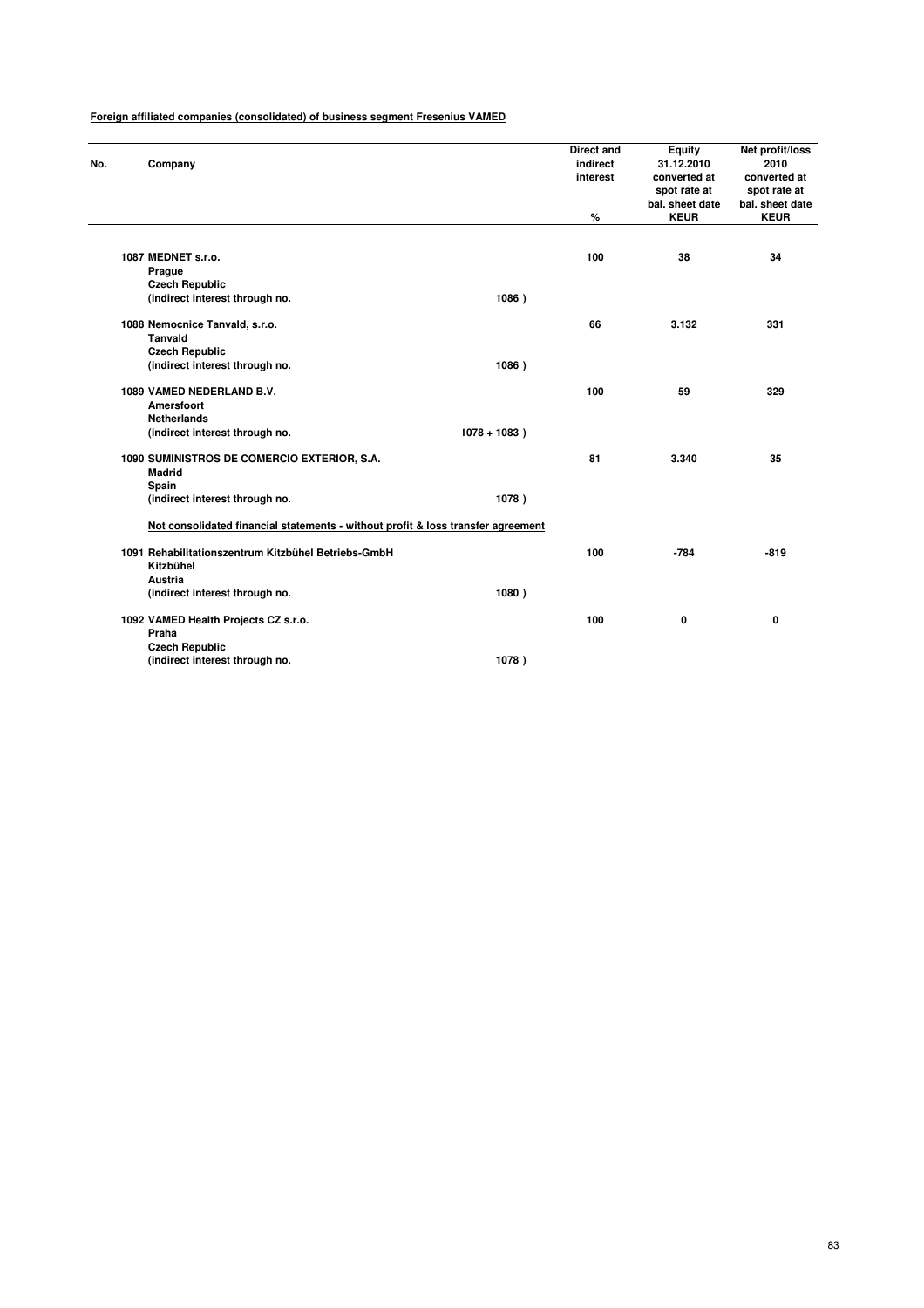**Foreign affiliated companies (consolidated) of business segment Fresenius VAMED**

| No. | Company | | Direct and indirect interest % | Equity 31.12.2010 converted at spot rate at bal. sheet date KEUR | Net profit/loss 2010 converted at spot rate at bal. sheet date KEUR |
|---|---|---|---|---|---|
| 1087 | MEDNET s.r.o.<br>Prague<br>Czech Republic<br>(indirect interest through no. | 1086 ) | 100 | 38 | 34 |
| 1088 | Nemocnice Tanvald, s.r.o.<br>Tanvald<br>Czech Republic<br>(indirect interest through no. | 1086 ) | 66 | 3.132 | 331 |
| 1089 | VAMED NEDERLAND B.V.<br>Amersfoort<br>Netherlands<br>(indirect interest through no. | 1078 + 1083 ) | 100 | 59 | 329 |
| 1090 | SUMINISTROS DE COMERCIO EXTERIOR, S.A.<br>Madrid<br>Spain<br>(indirect interest through no. | 1078 ) | 81 | 3.340 | 35 |
| | **Not consolidated financial statements - without profit & loss transfer agreement** | | | | |
| 1091 | Rehabilitationszentrum Kitzbühel Betriebs-GmbH<br>Kitzbühel<br>Austria<br>(indirect interest through no. | 1080 ) | 100 | -784 | -819 |
| 1092 | VAMED Health Projects CZ s.r.o.<br>Praha<br>Czech Republic<br>(indirect interest through no. | 1078 ) | 100 | 0 | 0 |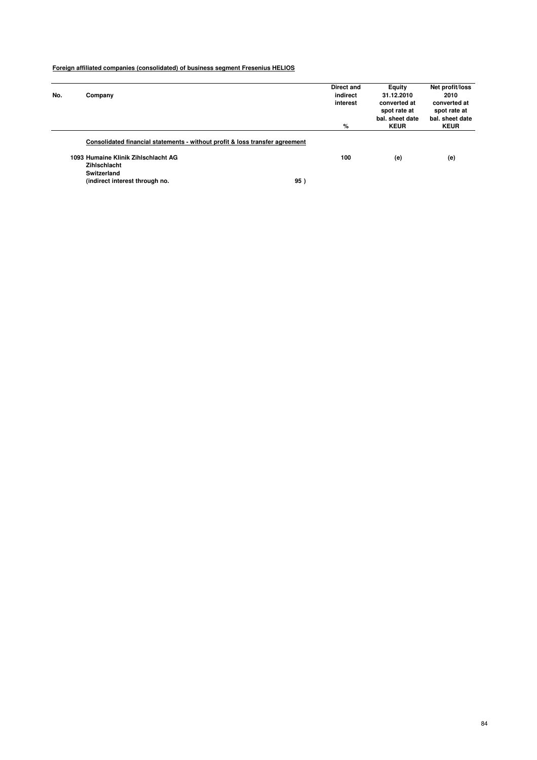**Foreign affiliated companies (consolidated) of business segment Fresenius HELIOS**

| No. | Company | Direct and indirect interest % | Equity 31.12.2010 converted at spot rate at bal. sheet date KEUR | Net profit/loss 2010 converted at spot rate at bal. sheet date KEUR |
|---|---|---|---|---|
| | **Consolidated financial statements - without profit & loss transfer agreement** | | | |
| 1093 | Humaine Klinik Zihlschlacht AG<br>Zihlschlacht<br>Switzerland<br>(indirect interest through no. 95 ) | 100 | (e) | (e) |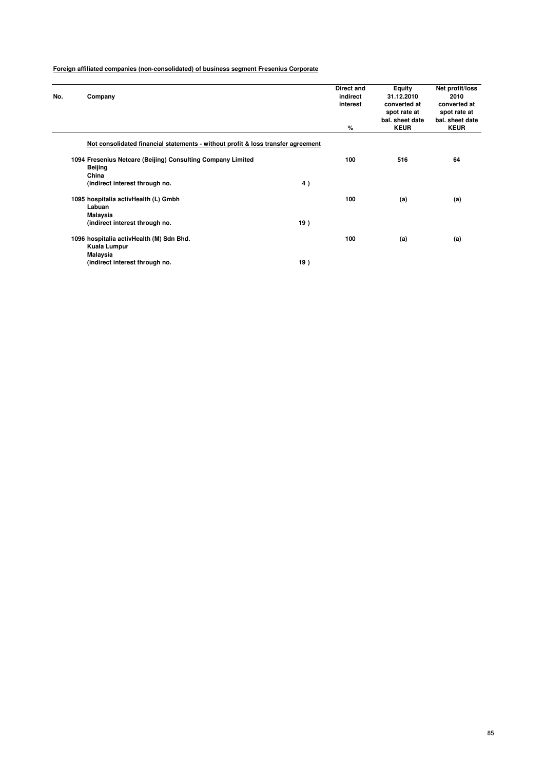**Foreign affiliated companies (non-consolidated) of business segment Fresenius Corporate**

| No. | Company | | Direct and indirect interest<br>% | Equity 31.12.2010 converted at spot rate at bal. sheet date<br>KEUR | Net profit/loss 2010 converted at spot rate at bal. sheet date<br>KEUR |
|---|---|---|---|---|---|
| | **Not consolidated financial statements - without profit & loss transfer agreement** | | | | |
| 1094 | Fresenius Netcare (Beijing) Consulting Company Limited<br>Beijing<br>China<br>(indirect interest through no. | 4 ) | 100 | 516 | 64 |
| 1095 | hospitalia activHealth (L) Gmbh<br>Labuan<br>Malaysia<br>(indirect interest through no. | 19 ) | 100 | (a) | (a) |
| 1096 | hospitalia activHealth (M) Sdn Bhd.<br>Kuala Lumpur<br>Malaysia<br>(indirect interest through no. | 19 ) | 100 | (a) | (a) |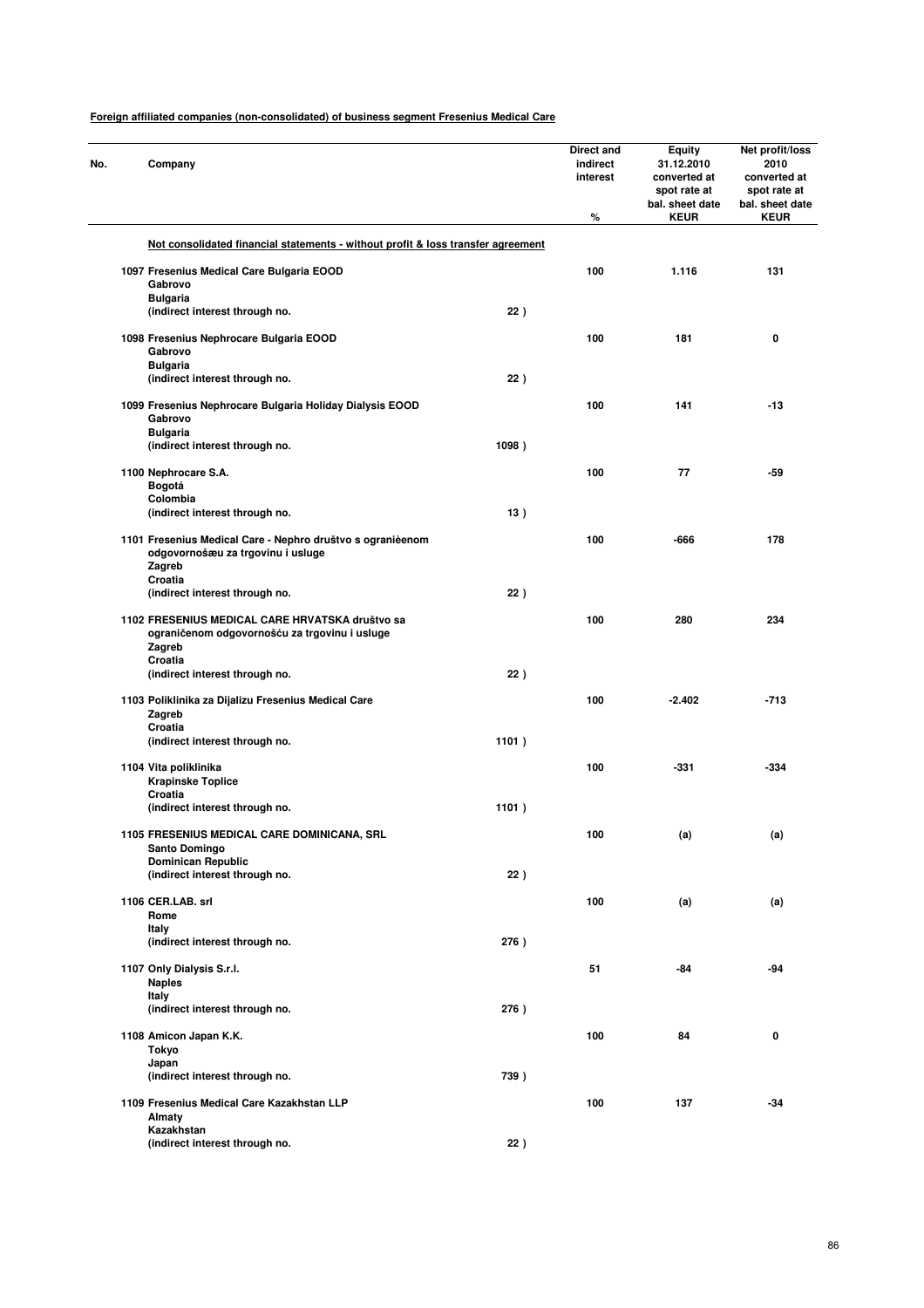**Foreign affiliated companies (non-consolidated) of business segment Fresenius Medical Care**

| No. | Company | | Direct and indirect interest % | Equity 31.12.2010 converted at spot rate at bal. sheet date KEUR | Net profit/loss 2010 converted at spot rate at bal. sheet date KEUR |
|---|---|---|---|---|---|
| | **Not consolidated financial statements - without profit & loss transfer agreement** | | | | |
| 1097 | Fresenius Medical Care Bulgaria EOOD<br>Gabrovo<br>Bulgaria<br>(indirect interest through no. | 22 ) | 100 | 1.116 | 131 |
| 1098 | Fresenius Nephrocare Bulgaria EOOD<br>Gabrovo<br>Bulgaria<br>(indirect interest through no. | 22 ) | 100 | 181 | 0 |
| 1099 | Fresenius Nephrocare Bulgaria Holiday Dialysis EOOD<br>Gabrovo<br>Bulgaria<br>(indirect interest through no. | 1098 ) | 100 | 141 | -13 |
| 1100 | Nephrocare S.A.<br>Bogotá<br>Colombia<br>(indirect interest through no. | 13 ) | 100 | 77 | -59 |
| 1101 | Fresenius Medical Care - Nephro društvo s ogranièenom odgovornošæu za trgovinu i usluge<br>Zagreb<br>Croatia<br>(indirect interest through no. | 22 ) | 100 | -666 | 178 |
| 1102 | FRESENIUS MEDICAL CARE HRVATSKA društvo sa ograničenom odgovornošću za trgovinu i usluge<br>Zagreb<br>Croatia<br>(indirect interest through no. | 22 ) | 100 | 280 | 234 |
| 1103 | Poliklinika za Dijalizu Fresenius Medical Care<br>Zagreb<br>Croatia<br>(indirect interest through no. | 1101 ) | 100 | -2.402 | -713 |
| 1104 | Vita poliklinika<br>Krapinske Toplice<br>Croatia<br>(indirect interest through no. | 1101 ) | 100 | -331 | -334 |
| 1105 | FRESENIUS MEDICAL CARE DOMINICANA, SRL<br>Santo Domingo<br>Dominican Republic<br>(indirect interest through no. | 22 ) | 100 | (a) | (a) |
| 1106 | CER.LAB. srl<br>Rome<br>Italy<br>(indirect interest through no. | 276 ) | 100 | (a) | (a) |
| 1107 | Only Dialysis S.r.l.<br>Naples<br>Italy<br>(indirect interest through no. | 276 ) | 51 | -84 | -94 |
| 1108 | Amicon Japan K.K.<br>Tokyo<br>Japan<br>(indirect interest through no. | 739 ) | 100 | 84 | 0 |
| 1109 | Fresenius Medical Care Kazakhstan LLP<br>Almaty<br>Kazakhstan<br>(indirect interest through no. | 22 ) | 100 | 137 | -34 |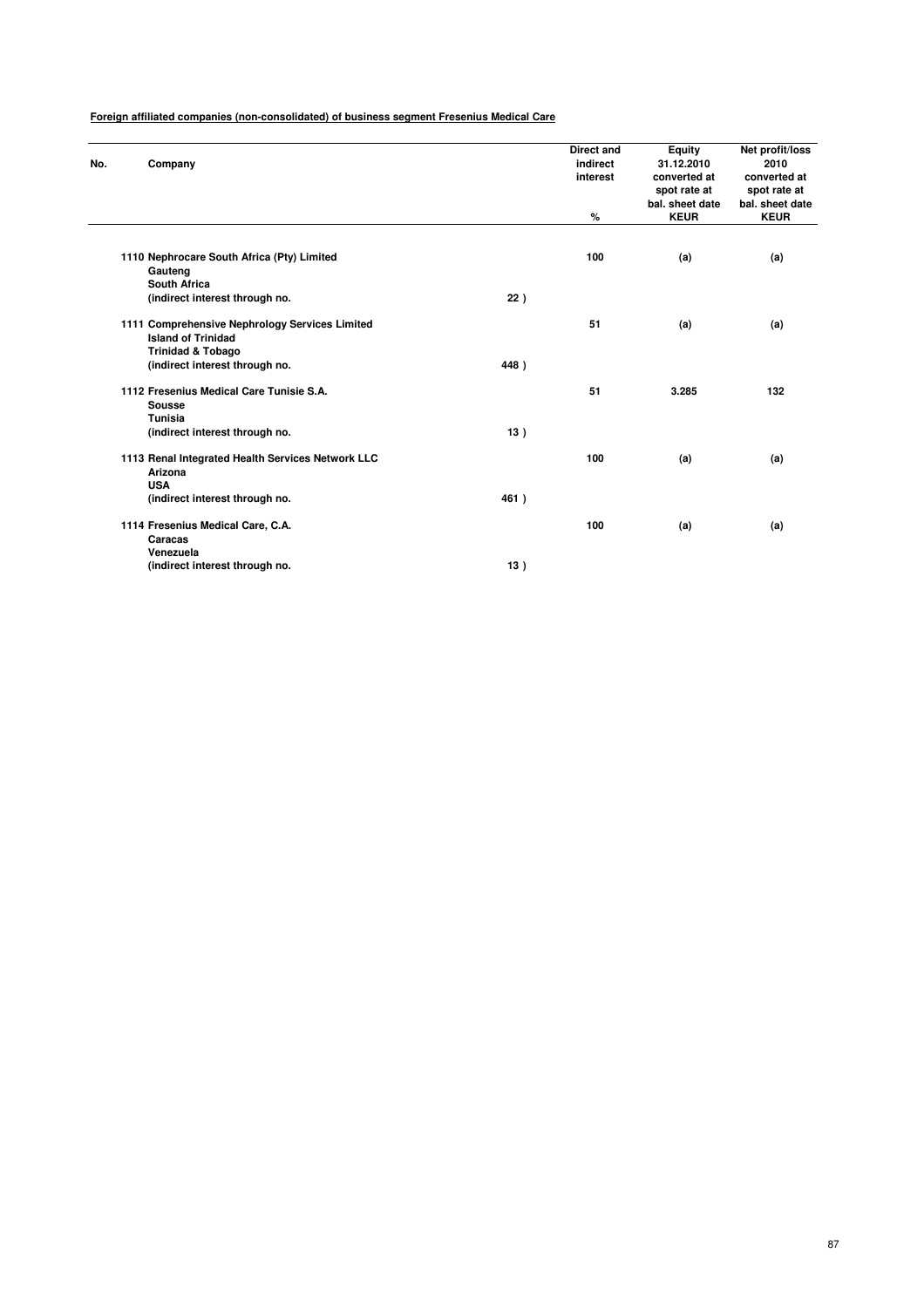**Foreign affiliated companies (non-consolidated) of business segment Fresenius Medical Care**

| No. | Company | | Direct and indirect interest | Equity 31.12.2010 converted at spot rate at bal. sheet date | Net profit/loss 2010 converted at spot rate at bal. sheet date |
|---|---|---|---|---|---|
| | | | % | KEUR | KEUR |
| 1110 | Nephrocare South Africa (Pty) Limited<br>Gauteng<br>South Africa<br>(indirect interest through no. | 22 ) | 100 | (a) | (a) |
| 1111 | Comprehensive Nephrology Services Limited<br>Island of Trinidad<br>Trinidad & Tobago<br>(indirect interest through no. | 448 ) | 51 | (a) | (a) |
| 1112 | Fresenius Medical Care Tunisie S.A.<br>Sousse<br>Tunisia<br>(indirect interest through no. | 13 ) | 51 | 3.285 | 132 |
| 1113 | Renal Integrated Health Services Network LLC<br>Arizona<br>USA<br>(indirect interest through no. | 461 ) | 100 | (a) | (a) |
| 1114 | Fresenius Medical Care, C.A.<br>Caracas<br>Venezuela<br>(indirect interest through no. | 13 ) | 100 | (a) | (a) |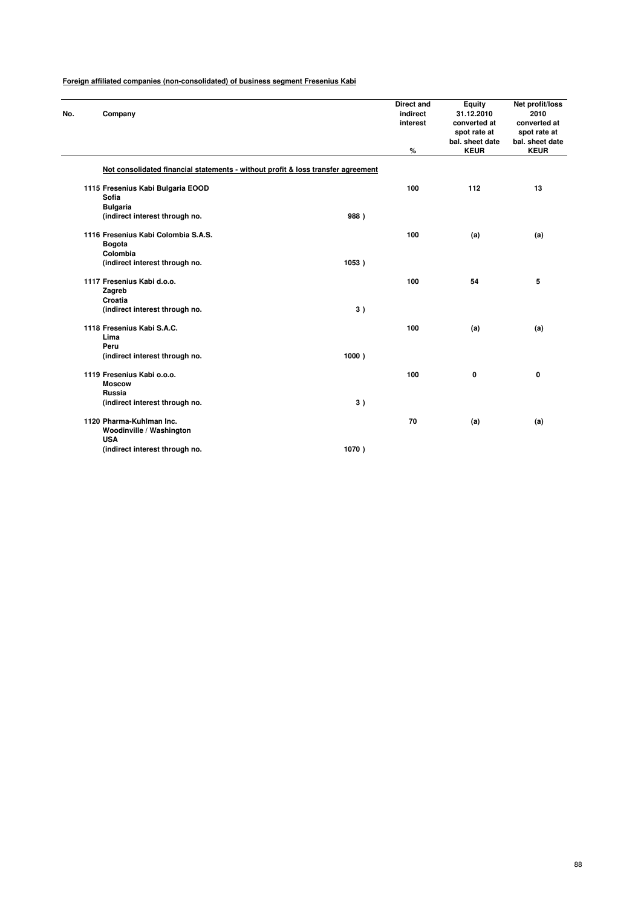**Foreign affiliated companies (non-consolidated) of business segment Fresenius Kabi**

| No. | Company | | Direct and indirect interest % | Equity 31.12.2010 converted at spot rate at bal. sheet date KEUR | Net profit/loss 2010 converted at spot rate at bal. sheet date KEUR |
|---|---|---|---|---|---|
| | **Not consolidated financial statements - without profit & loss transfer agreement** | | | | |
| 1115 | Fresenius Kabi Bulgaria EOOD<br>Sofia<br>Bulgaria<br>(indirect interest through no. | 988 ) | 100 | 112 | 13 |
| 1116 | Fresenius Kabi Colombia S.A.S.<br>Bogota<br>Colombia<br>(indirect interest through no. | 1053 ) | 100 | (a) | (a) |
| 1117 | Fresenius Kabi d.o.o.<br>Zagreb<br>Croatia<br>(indirect interest through no. | 3 ) | 100 | 54 | 5 |
| 1118 | Fresenius Kabi S.A.C.<br>Lima<br>Peru<br>(indirect interest through no. | 1000 ) | 100 | (a) | (a) |
| 1119 | Fresenius Kabi o.o.o.<br>Moscow<br>Russia<br>(indirect interest through no. | 3 ) | 100 | 0 | 0 |
| 1120 | Pharma-Kuhlman Inc.<br>Woodinville / Washington<br>USA<br>(indirect interest through no. | 1070 ) | 70 | (a) | (a) |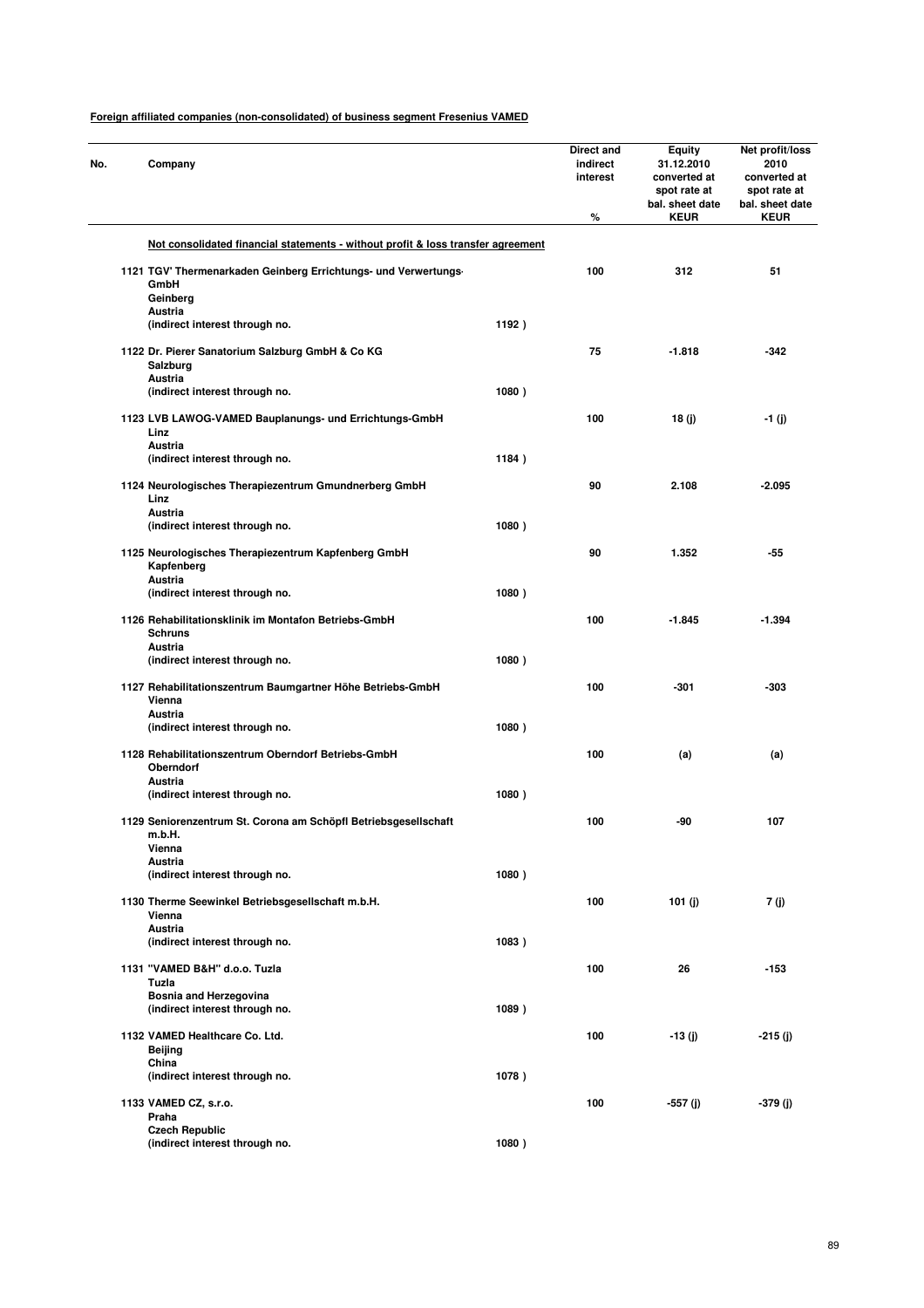**Foreign affiliated companies (non-consolidated) of business segment Fresenius VAMED**

| No. | Company | | Direct and indirect interest % | Equity 31.12.2010 converted at spot rate at bal. sheet date KEUR | Net profit/loss 2010 converted at spot rate at bal. sheet date KEUR |
|---|---|---|---|---|---|
| | **Not consolidated financial statements - without profit & loss transfer agreement** | | | | |
| 1121 | TGV' Thermenarkaden Geinberg Errichtungs- und Verwertungs-GmbH<br>Geinberg<br>Austria<br>(indirect interest through no. | 1192 ) | 100 | 312 | 51 |
| 1122 | Dr. Pierer Sanatorium Salzburg GmbH & Co KG<br>Salzburg<br>Austria<br>(indirect interest through no. | 1080 ) | 75 | -1.818 | -342 |
| 1123 | LVB LAWOG-VAMED Bauplanungs- und Errichtungs-GmbH<br>Linz<br>Austria<br>(indirect interest through no. | 1184 ) | 100 | 18 (j) | -1 (j) |
| 1124 | Neurologisches Therapiezentrum Gmundnerberg GmbH<br>Linz<br>Austria<br>(indirect interest through no. | 1080 ) | 90 | 2.108 | -2.095 |
| 1125 | Neurologisches Therapiezentrum Kapfenberg GmbH<br>Kapfenberg<br>Austria<br>(indirect interest through no. | 1080 ) | 90 | 1.352 | -55 |
| 1126 | Rehabilitationsklinik im Montafon Betriebs-GmbH<br>Schruns<br>Austria<br>(indirect interest through no. | 1080 ) | 100 | -1.845 | -1.394 |
| 1127 | Rehabilitationszentrum Baumgartner Höhe Betriebs-GmbH<br>Vienna<br>Austria<br>(indirect interest through no. | 1080 ) | 100 | -301 | -303 |
| 1128 | Rehabilitationszentrum Oberndorf Betriebs-GmbH<br>Oberndorf<br>Austria<br>(indirect interest through no. | 1080 ) | 100 | (a) | (a) |
| 1129 | Seniorenzentrum St. Corona am Schöpfl Betriebsgesellschaft m.b.H.<br>Vienna<br>Austria<br>(indirect interest through no. | 1080 ) | 100 | -90 | 107 |
| 1130 | Therme Seewinkel Betriebsgesellschaft m.b.H.<br>Vienna<br>Austria<br>(indirect interest through no. | 1083 ) | 100 | 101 (j) | 7 (j) |
| 1131 | "VAMED B&H" d.o.o. Tuzla<br>Tuzla<br>Bosnia and Herzegovina<br>(indirect interest through no. | 1089 ) | 100 | 26 | -153 |
| 1132 | VAMED Healthcare Co. Ltd.<br>Beijing<br>China<br>(indirect interest through no. | 1078 ) | 100 | -13 (j) | -215 (j) |
| 1133 | VAMED CZ, s.r.o.<br>Praha<br>Czech Republic<br>(indirect interest through no. | 1080 ) | 100 | -557 (j) | -379 (j) |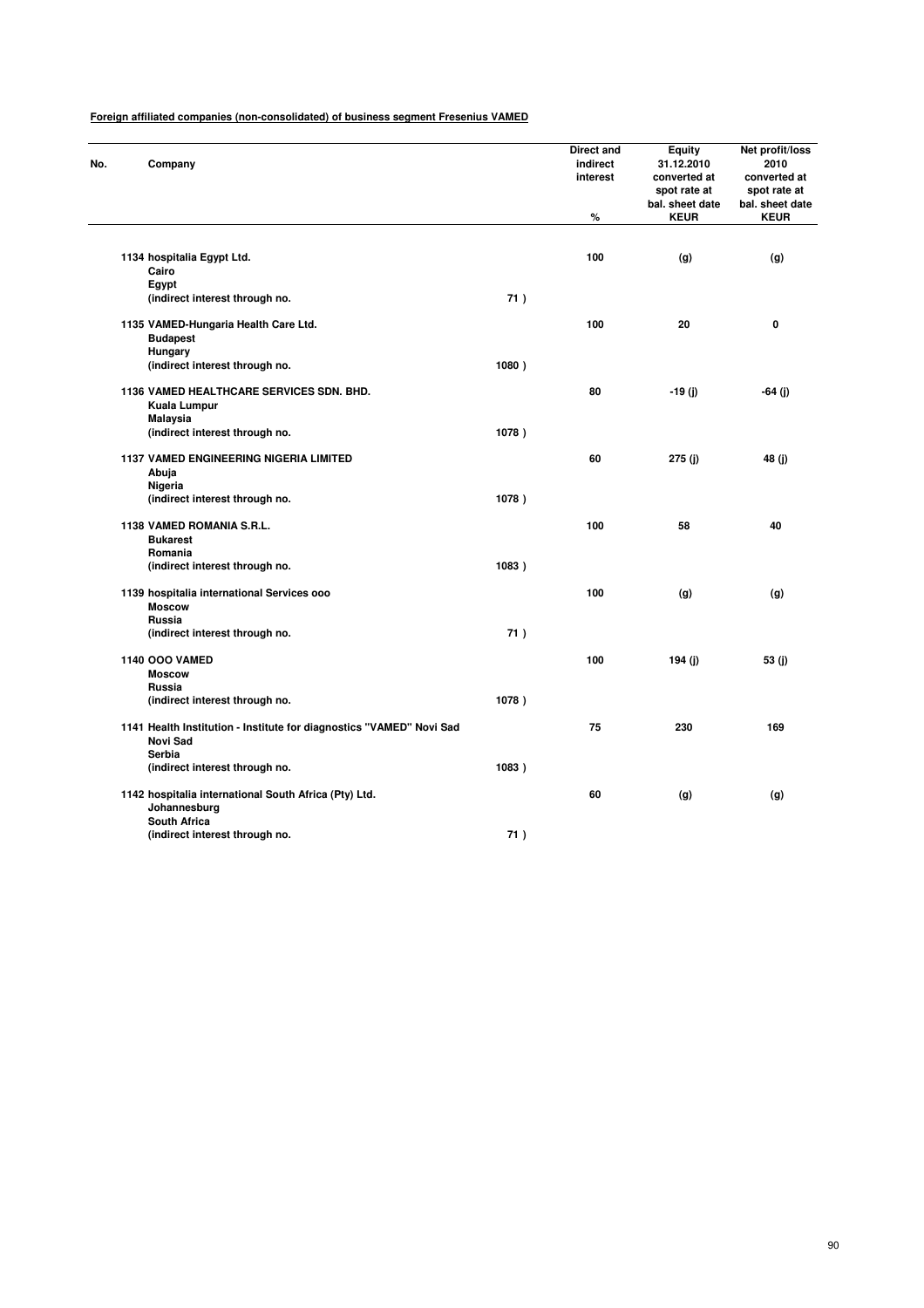**Foreign affiliated companies (non-consolidated) of business segment Fresenius VAMED**

| No. | Company | | Direct and indirect interest<br>% | Equity 31.12.2010 converted at spot rate at bal. sheet date<br>KEUR | Net profit/loss 2010 converted at spot rate at bal. sheet date<br>KEUR |
|---|---|---|---|---|---|
| 1134 | hospitalia Egypt Ltd.<br>Cairo<br>Egypt<br>(indirect interest through no. | 71 ) | 100 | (g) | (g) |
| 1135 | VAMED-Hungaria Health Care Ltd.<br>Budapest<br>Hungary<br>(indirect interest through no. | 1080 ) | 100 | 20 | 0 |
| 1136 | VAMED HEALTHCARE SERVICES SDN. BHD.<br>Kuala Lumpur<br>Malaysia<br>(indirect interest through no. | 1078 ) | 80 | -19 (j) | -64 (j) |
| 1137 | VAMED ENGINEERING NIGERIA LIMITED<br>Abuja<br>Nigeria<br>(indirect interest through no. | 1078 ) | 60 | 275 (j) | 48 (j) |
| 1138 | VAMED ROMANIA S.R.L.<br>Bukarest<br>Romania<br>(indirect interest through no. | 1083 ) | 100 | 58 | 40 |
| 1139 | hospitalia international Services ooo<br>Moscow<br>Russia<br>(indirect interest through no. | 71 ) | 100 | (g) | (g) |
| 1140 | OOO VAMED<br>Moscow<br>Russia<br>(indirect interest through no. | 1078 ) | 100 | 194 (j) | 53 (j) |
| 1141 | Health Institution - Institute for diagnostics "VAMED" Novi Sad<br>Novi Sad<br>Serbia<br>(indirect interest through no. | 1083 ) | 75 | 230 | 169 |
| 1142 | hospitalia international South Africa (Pty) Ltd.<br>Johannesburg<br>South Africa<br>(indirect interest through no. | 71 ) | 60 | (g) | (g) |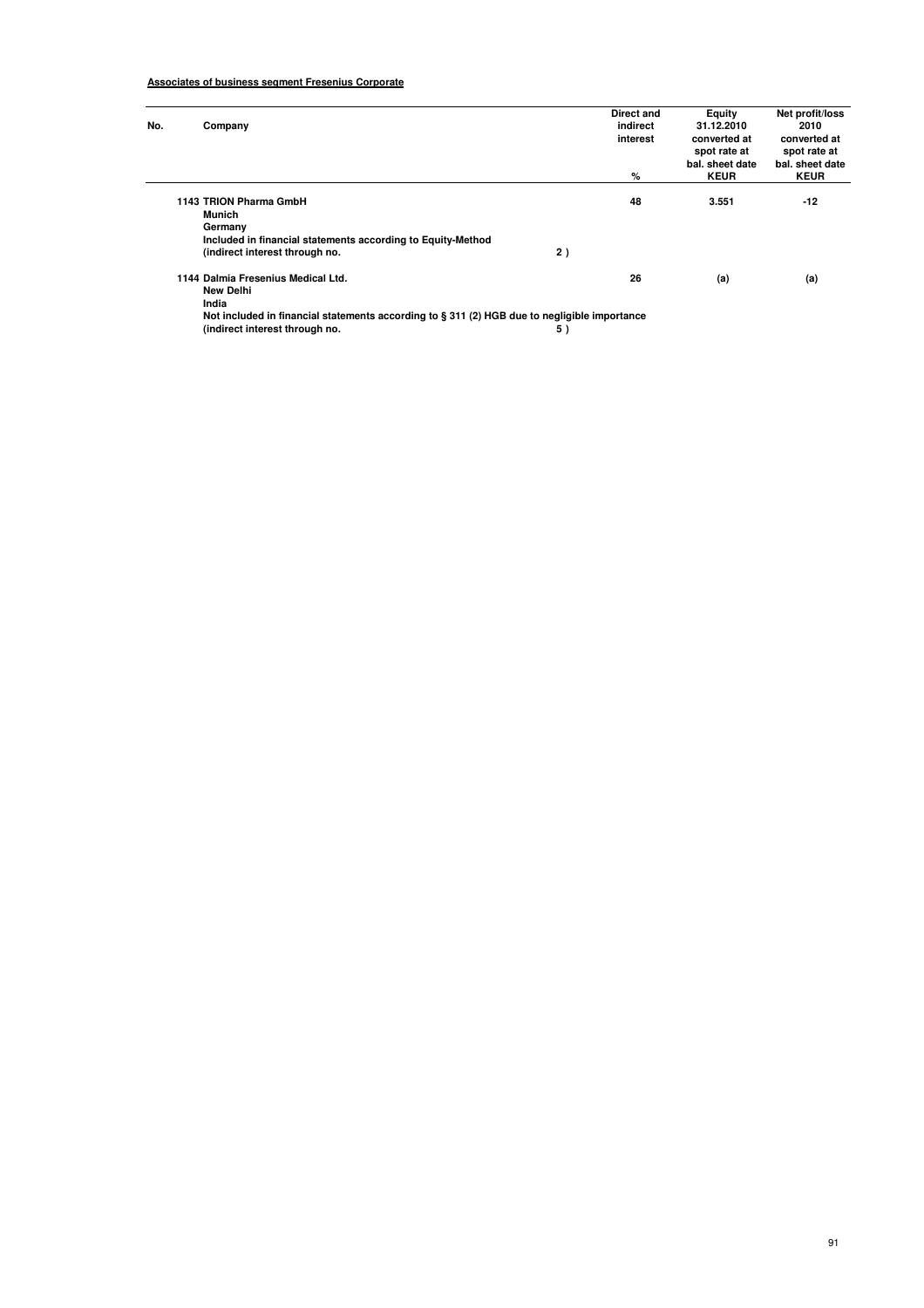**Associates of business segment Fresenius Corporate**

| No. | Company | Direct and indirect interest<br>% | Equity 31.12.2010 converted at spot rate at bal. sheet date<br>KEUR | Net profit/loss 2010 converted at spot rate at bal. sheet date<br>KEUR |
|---|---|---|---|---|
| 1143 | **TRION Pharma GmbH**<br>**Munich**<br>**Germany**<br>**Included in financial statements according to Equity-Method**<br>**(indirect interest through no. 2 )** | 48 | 3.551 | -12 |
| 1144 | **Dalmia Fresenius Medical Ltd.**<br>**New Delhi**<br>**India**<br>**Not included in financial statements according to § 311 (2) HGB due to negligible importance**<br>**(indirect interest through no. 5 )** | 26 | (a) | (a) |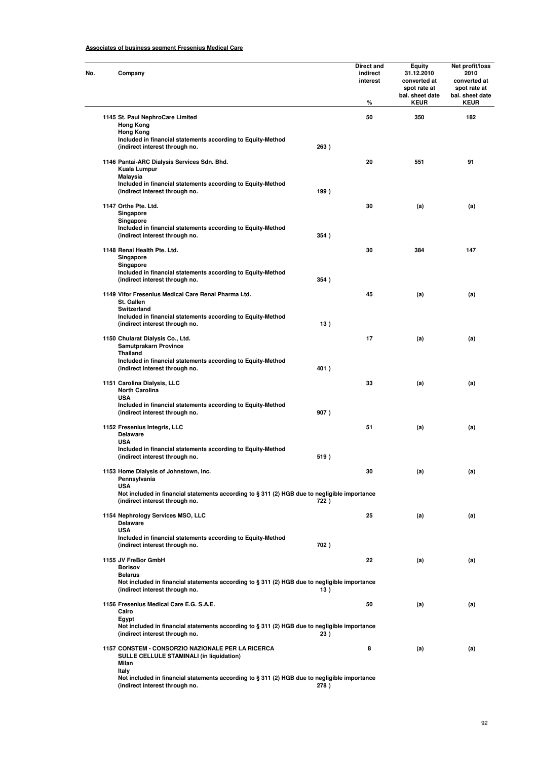**Associates of business segment Fresenius Medical Care**

| No. | Company | | Direct and indirect interest % | Equity 31.12.2010 converted at spot rate at bal. sheet date KEUR | Net profit/loss 2010 converted at spot rate at bal. sheet date KEUR |
|---|---|---|---|---|---|
| 1145 | St. Paul NephroCare Limited<br>Hong Kong<br>Hong Kong<br>Included in financial statements according to Equity-Method<br>(indirect interest through no. | 263 ) | 50 | 350 | 182 |
| 1146 | Pantai-ARC Dialysis Services Sdn. Bhd.<br>Kuala Lumpur<br>Malaysia<br>Included in financial statements according to Equity-Method<br>(indirect interest through no. | 199 ) | 20 | 551 | 91 |
| 1147 | Orthe Pte. Ltd.<br>Singapore<br>Singapore<br>Included in financial statements according to Equity-Method<br>(indirect interest through no. | 354 ) | 30 | (a) | (a) |
| 1148 | Renal Health Pte. Ltd.<br>Singapore<br>Singapore<br>Included in financial statements according to Equity-Method<br>(indirect interest through no. | 354 ) | 30 | 384 | 147 |
| 1149 | Vifor Fresenius Medical Care Renal Pharma Ltd.<br>St. Gallen<br>Switzerland<br>Included in financial statements according to Equity-Method<br>(indirect interest through no. | 13 ) | 45 | (a) | (a) |
| 1150 | Chularat Dialysis Co., Ltd.<br>Samutprakarn Province<br>Thailand<br>Included in financial statements according to Equity-Method<br>(indirect interest through no. | 401 ) | 17 | (a) | (a) |
| 1151 | Carolina Dialysis, LLC<br>North Carolina<br>USA<br>Included in financial statements according to Equity-Method<br>(indirect interest through no. | 907 ) | 33 | (a) | (a) |
| 1152 | Fresenius Integris, LLC<br>Delaware<br>USA<br>Included in financial statements according to Equity-Method<br>(indirect interest through no. | 519 ) | 51 | (a) | (a) |
| 1153 | Home Dialysis of Johnstown, Inc.<br>Pennsylvania<br>USA<br>Not included in financial statements according to § 311 (2) HGB due to negligible importance<br>(indirect interest through no. | 722 ) | 30 | (a) | (a) |
| 1154 | Nephrology Services MSO, LLC<br>Delaware<br>USA<br>Included in financial statements according to Equity-Method<br>(indirect interest through no. | 702 ) | 25 | (a) | (a) |
| 1155 | JV FreBor GmbH<br>Borisov<br>Belarus<br>Not included in financial statements according to § 311 (2) HGB due to negligible importance<br>(indirect interest through no. | 13 ) | 22 | (a) | (a) |
| 1156 | Fresenius Medical Care E.G. S.A.E.<br>Cairo<br>Egypt<br>Not included in financial statements according to § 311 (2) HGB due to negligible importance<br>(indirect interest through no. | 23 ) | 50 | (a) | (a) |
| 1157 | CONSTEM - CONSORZIO NAZIONALE PER LA RICERCA SULLE CELLULE STAMINALI (in liquidation)<br>Milan<br>Italy<br>Not included in financial statements according to § 311 (2) HGB due to negligible importance<br>(indirect interest through no. | 278 ) | 8 | (a) | (a) |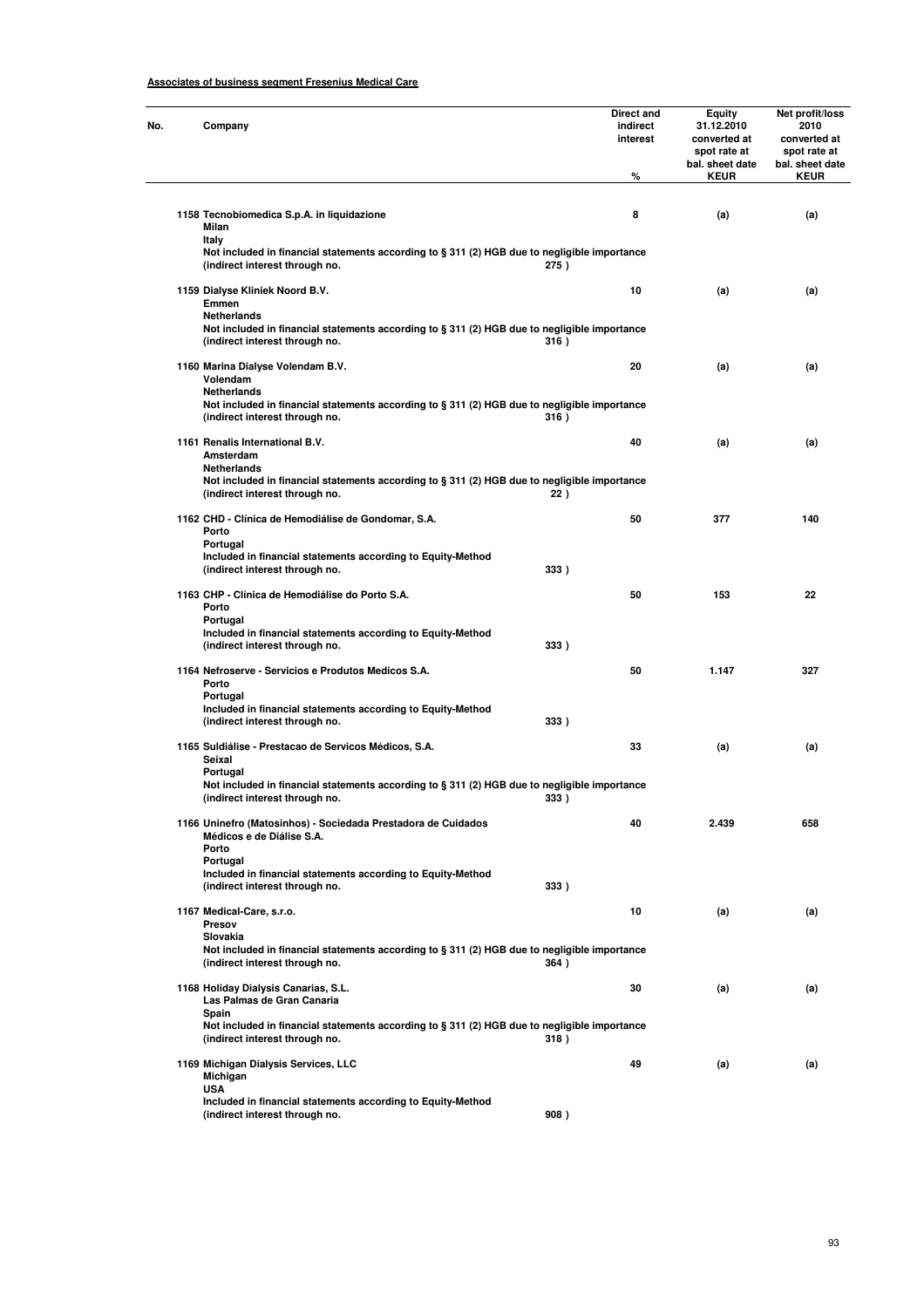**Associates of business segment Fresenius Medical Care**

| No. | Company | Direct and indirect interest % | Equity 31.12.2010 converted at spot rate at bal. sheet date KEUR | Net profit/loss 2010 converted at spot rate at bal. sheet date KEUR |
|---|---|---|---|---|
| 1158 | Tecnobiomedica S.p.A. in liquidazione<br>Milan<br>Italy<br>Not included in financial statements according to § 311 (2) HGB due to negligible importance<br>(indirect interest through no. 275 ) | 8 | (a) | (a) |
| 1159 | Dialyse Kliniek Noord B.V.<br>Emmen<br>Netherlands<br>Not included in financial statements according to § 311 (2) HGB due to negligible importance<br>(indirect interest through no. 316 ) | 10 | (a) | (a) |
| 1160 | Marina Dialyse Volendam B.V.<br>Volendam<br>Netherlands<br>Not included in financial statements according to § 311 (2) HGB due to negligible importance<br>(indirect interest through no. 316 ) | 20 | (a) | (a) |
| 1161 | Renalis International B.V.<br>Amsterdam<br>Netherlands<br>Not included in financial statements according to § 311 (2) HGB due to negligible importance<br>(indirect interest through no. 22 ) | 40 | (a) | (a) |
| 1162 | CHD - Clínica de Hemodiálise de Gondomar, S.A.<br>Porto<br>Portugal<br>Included in financial statements according to Equity-Method<br>(indirect interest through no. 333 ) | 50 | 377 | 140 |
| 1163 | CHP - Clínica de Hemodiálise do Porto S.A.<br>Porto<br>Portugal<br>Included in financial statements according to Equity-Method<br>(indirect interest through no. 333 ) | 50 | 153 | 22 |
| 1164 | Nefroserve - Servicios e Produtos Medicos S.A.<br>Porto<br>Portugal<br>Included in financial statements according to Equity-Method<br>(indirect interest through no. 333 ) | 50 | 1.147 | 327 |
| 1165 | Suldiálise - Prestacao de Servicos Médicos, S.A.<br>Seixal<br>Portugal<br>Not included in financial statements according to § 311 (2) HGB due to negligible importance<br>(indirect interest through no. 333 ) | 33 | (a) | (a) |
| 1166 | Uninefro (Matosinhos) - Sociedada Prestadora de Cuidados Médicos e de Diálise S.A.<br>Porto<br>Portugal<br>Included in financial statements according to Equity-Method<br>(indirect interest through no. 333 ) | 40 | 2.439 | 658 |
| 1167 | Medical-Care, s.r.o.<br>Presov<br>Slovakia<br>Not included in financial statements according to § 311 (2) HGB due to negligible importance<br>(indirect interest through no. 364 ) | 10 | (a) | (a) |
| 1168 | Holiday Dialysis Canarias, S.L.<br>Las Palmas de Gran Canaria<br>Spain<br>Not included in financial statements according to § 311 (2) HGB due to negligible importance<br>(indirect interest through no. 318 ) | 30 | (a) | (a) |
| 1169 | Michigan Dialysis Services, LLC<br>Michigan<br>USA<br>Included in financial statements according to Equity-Method<br>(indirect interest through no. 908 ) | 49 | (a) | (a) |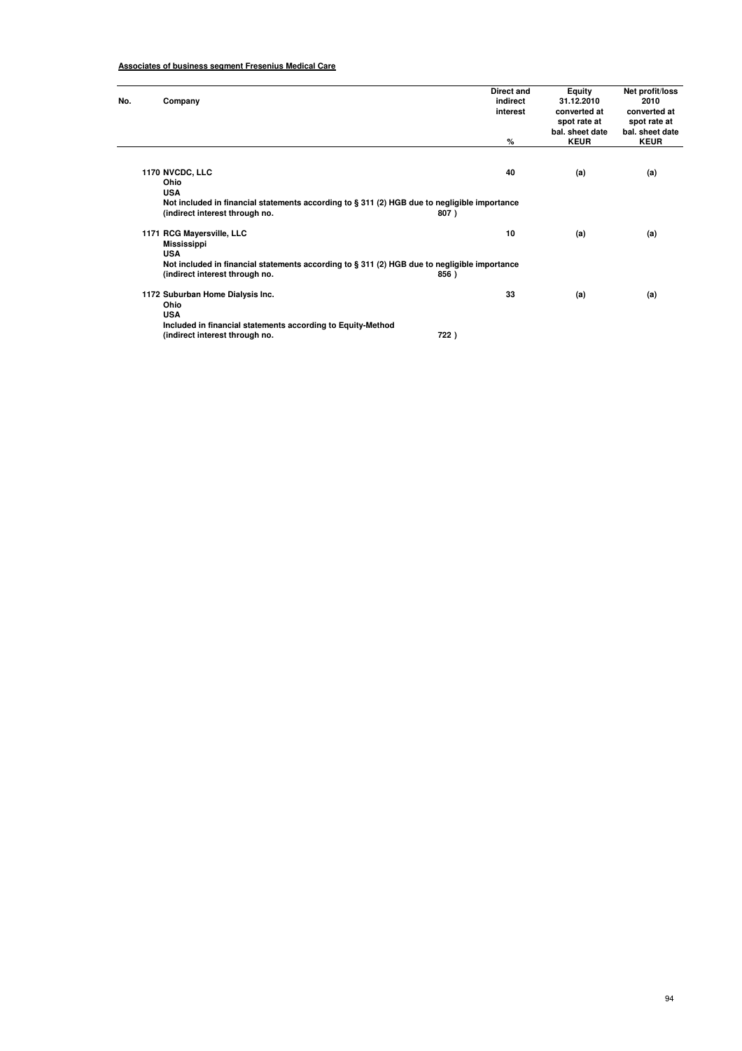**Associates of business segment Fresenius Medical Care**

| No. | Company | Direct and indirect interest<br>% | Equity 31.12.2010 converted at spot rate at bal. sheet date<br>KEUR | Net profit/loss 2010 converted at spot rate at bal. sheet date<br>KEUR |
|---|---|---|---|---|
| 1170 | NVCDC, LLC<br>Ohio<br>USA<br>Not included in financial statements according to § 311 (2) HGB due to negligible importance<br>(indirect interest through no. 807 ) | 40 | (a) | (a) |
| 1171 | RCG Mayersville, LLC<br>Mississippi<br>USA<br>Not included in financial statements according to § 311 (2) HGB due to negligible importance<br>(indirect interest through no. 856 ) | 10 | (a) | (a) |
| 1172 | Suburban Home Dialysis Inc.<br>Ohio<br>USA<br>Included in financial statements according to Equity-Method<br>(indirect interest through no. 722 ) | 33 | (a) | (a) |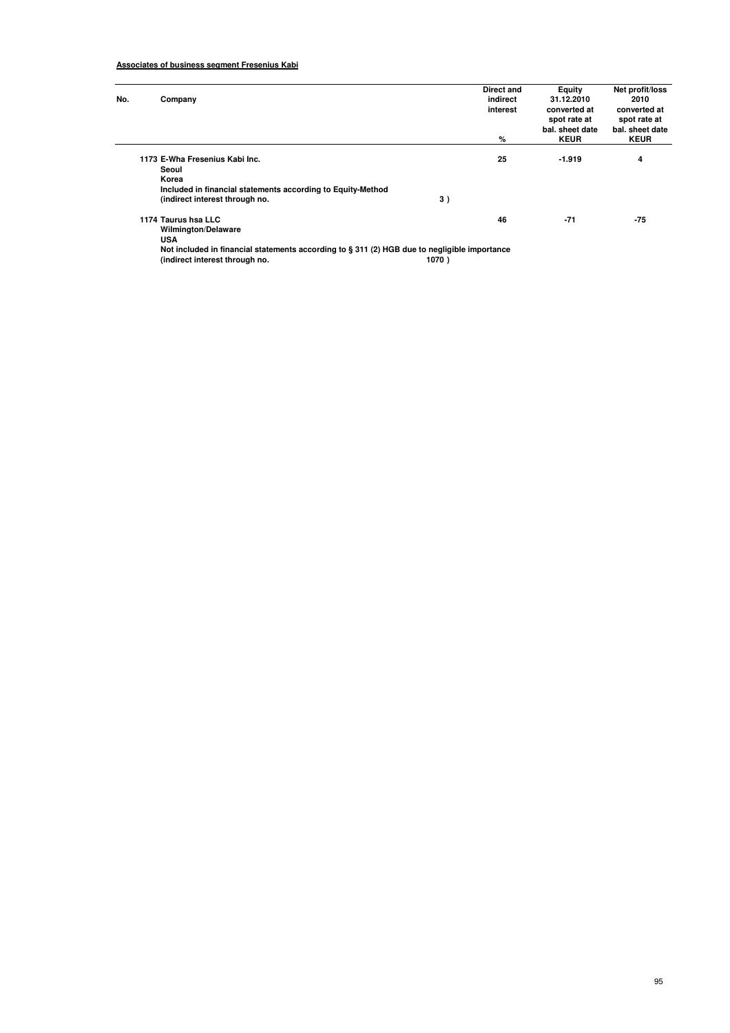**Associates of business segment Fresenius Kabi**

| No. | Company | Direct and indirect interest % | Equity 31.12.2010 converted at spot rate at bal. sheet date KEUR | Net profit/loss 2010 converted at spot rate at bal. sheet date KEUR |
|---|---|---|---|---|
| 1173 | E-Wha Fresenius Kabi Inc.<br>Seoul<br>Korea<br>Included in financial statements according to Equity-Method<br>(indirect interest through no. 3 ) | 25 | -1.919 | 4 |
| 1174 | Taurus hsa LLC<br>Wilmington/Delaware<br>USA<br>Not included in financial statements according to § 311 (2) HGB due to negligible importance<br>(indirect interest through no. 1070 ) | 46 | -71 | -75 |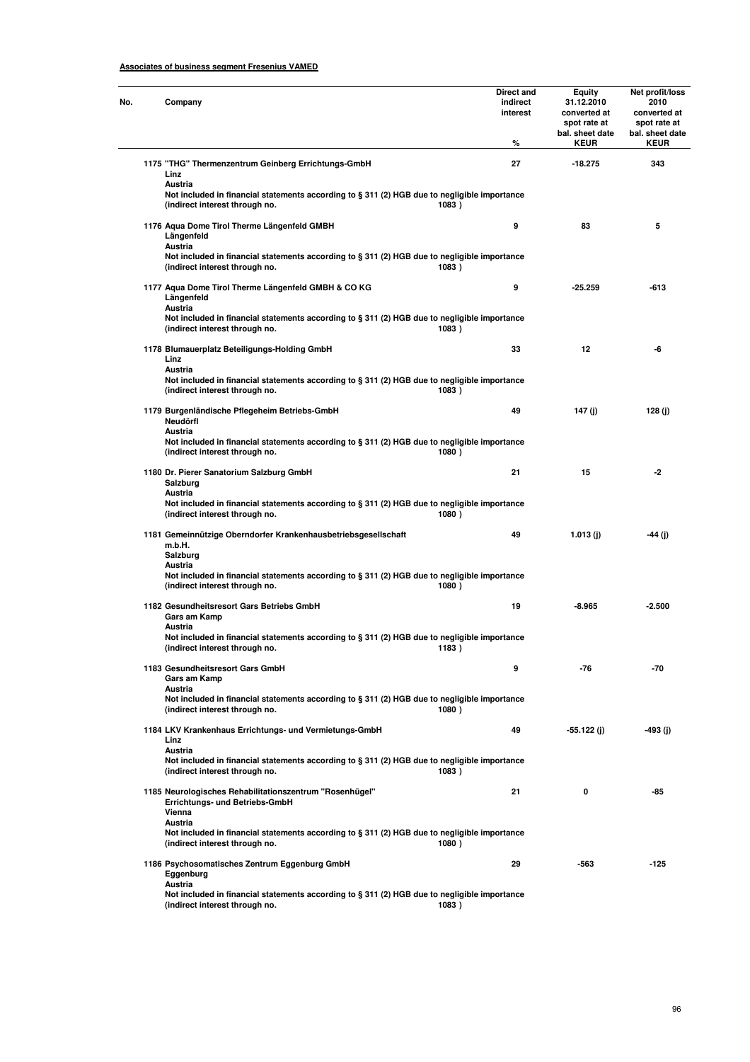**Associates of business segment Fresenius VAMED**

| No. | Company | Direct and indirect interest % | Equity 31.12.2010 converted at spot rate at bal. sheet date KEUR | Net profit/loss 2010 converted at spot rate at bal. sheet date KEUR |
|---|---|---|---|---|
| 1175 | "THG" Thermenzentrum Geinberg Errichtungs-GmbH<br>Linz<br>Austria<br>Not included in financial statements according to § 311 (2) HGB due to negligible importance<br>(indirect interest through no. 1083 ) | 27 | -18.275 | 343 |
| 1176 | Aqua Dome Tirol Therme Längenfeld GMBH<br>Längenfeld<br>Austria<br>Not included in financial statements according to § 311 (2) HGB due to negligible importance<br>(indirect interest through no. 1083 ) | 9 | 83 | 5 |
| 1177 | Aqua Dome Tirol Therme Längenfeld GMBH & CO KG<br>Längenfeld<br>Austria<br>Not included in financial statements according to § 311 (2) HGB due to negligible importance<br>(indirect interest through no. 1083 ) | 9 | -25.259 | -613 |
| 1178 | Blumauerplatz Beteiligungs-Holding GmbH<br>Linz<br>Austria<br>Not included in financial statements according to § 311 (2) HGB due to negligible importance<br>(indirect interest through no. 1083 ) | 33 | 12 | -6 |
| 1179 | Burgenländische Pflegeheim Betriebs-GmbH<br>Neudörfl<br>Austria<br>Not included in financial statements according to § 311 (2) HGB due to negligible importance<br>(indirect interest through no. 1080 ) | 49 | 147 (j) | 128 (j) |
| 1180 | Dr. Pierer Sanatorium Salzburg GmbH<br>Salzburg<br>Austria<br>Not included in financial statements according to § 311 (2) HGB due to negligible importance<br>(indirect interest through no. 1080 ) | 21 | 15 | -2 |
| 1181 | Gemeinnützige Oberndorfer Krankenhausbetriebsgesellschaft m.b.H.<br>Salzburg<br>Austria<br>Not included in financial statements according to § 311 (2) HGB due to negligible importance<br>(indirect interest through no. 1080 ) | 49 | 1.013 (j) | -44 (j) |
| 1182 | Gesundheitsresort Gars Betriebs GmbH<br>Gars am Kamp<br>Austria<br>Not included in financial statements according to § 311 (2) HGB due to negligible importance<br>(indirect interest through no. 1183 ) | 19 | -8.965 | -2.500 |
| 1183 | Gesundheitsresort Gars GmbH<br>Gars am Kamp<br>Austria<br>Not included in financial statements according to § 311 (2) HGB due to negligible importance<br>(indirect interest through no. 1080 ) | 9 | -76 | -70 |
| 1184 | LKV Krankenhaus Errichtungs- und Vermietungs-GmbH<br>Linz<br>Austria<br>Not included in financial statements according to § 311 (2) HGB due to negligible importance<br>(indirect interest through no. 1083 ) | 49 | -55.122 (j) | -493 (j) |
| 1185 | Neurologisches Rehabilitationszentrum "Rosenhügel" Errichtungs- und Betriebs-GmbH<br>Vienna<br>Austria<br>Not included in financial statements according to § 311 (2) HGB due to negligible importance<br>(indirect interest through no. 1080 ) | 21 | 0 | -85 |
| 1186 | Psychosomatisches Zentrum Eggenburg GmbH<br>Eggenburg<br>Austria<br>Not included in financial statements according to § 311 (2) HGB due to negligible importance<br>(indirect interest through no. 1083 ) | 29 | -563 | -125 |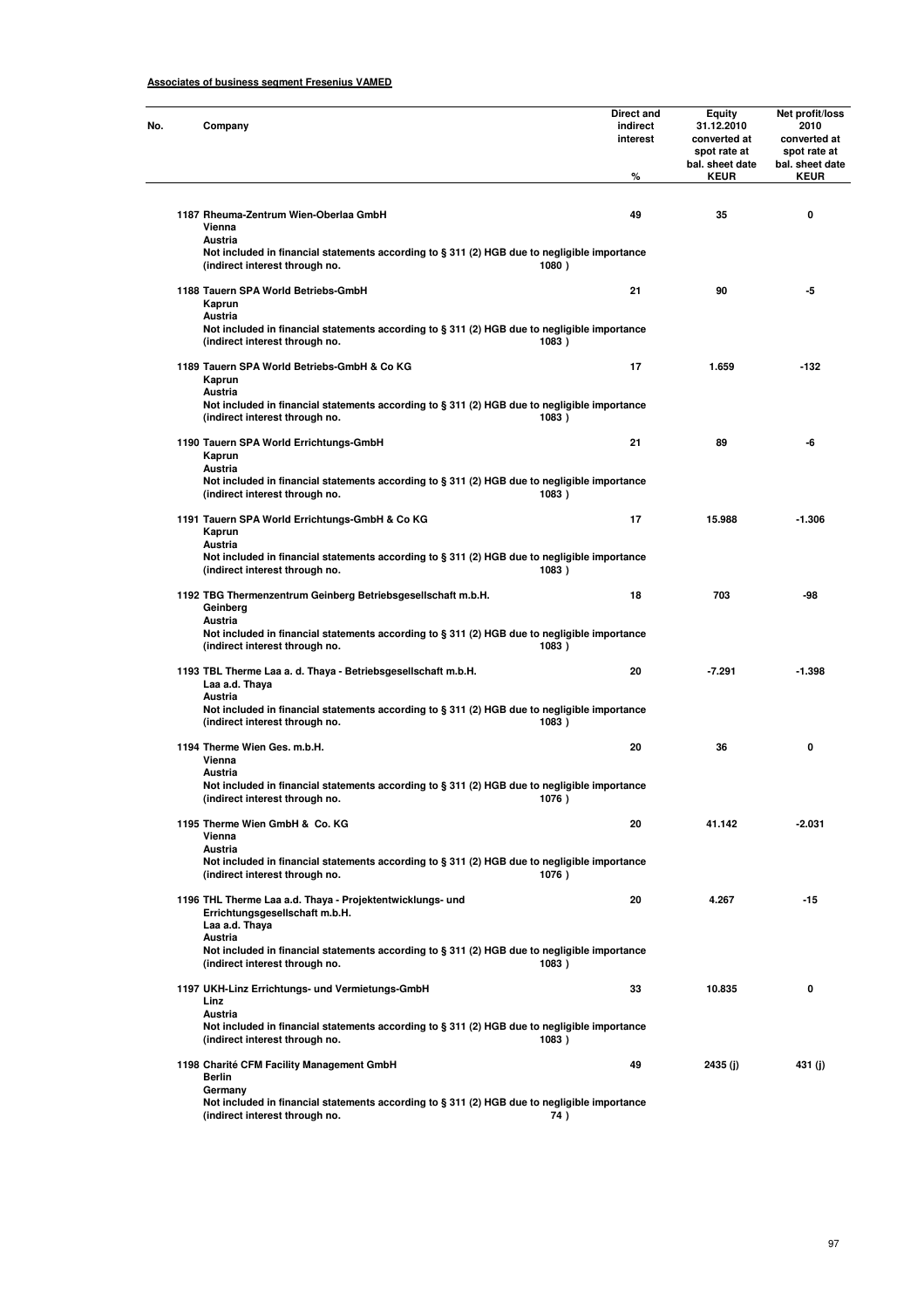**Associates of business segment Fresenius VAMED**

| No. | Company | Direct and indirect interest % | Equity 31.12.2010 converted at spot rate at bal. sheet date KEUR | Net profit/loss 2010 converted at spot rate at bal. sheet date KEUR |
|---|---|---|---|---|
| 1187 | Rheuma-Zentrum Wien-Oberlaa GmbH<br>Vienna<br>Austria<br>Not included in financial statements according to § 311 (2) HGB due to negligible importance<br>(indirect interest through no. 1080 ) | 49 | 35 | 0 |
| 1188 | Tauern SPA World Betriebs-GmbH<br>Kaprun<br>Austria<br>Not included in financial statements according to § 311 (2) HGB due to negligible importance<br>(indirect interest through no. 1083 ) | 21 | 90 | -5 |
| 1189 | Tauern SPA World Betriebs-GmbH & Co KG<br>Kaprun<br>Austria<br>Not included in financial statements according to § 311 (2) HGB due to negligible importance<br>(indirect interest through no. 1083 ) | 17 | 1.659 | -132 |
| 1190 | Tauern SPA World Errichtungs-GmbH<br>Kaprun<br>Austria<br>Not included in financial statements according to § 311 (2) HGB due to negligible importance<br>(indirect interest through no. 1083 ) | 21 | 89 | -6 |
| 1191 | Tauern SPA World Errichtungs-GmbH & Co KG<br>Kaprun<br>Austria<br>Not included in financial statements according to § 311 (2) HGB due to negligible importance<br>(indirect interest through no. 1083 ) | 17 | 15.988 | -1.306 |
| 1192 | TBG Thermenzentrum Geinberg Betriebsgesellschaft m.b.H.<br>Geinberg<br>Austria<br>Not included in financial statements according to § 311 (2) HGB due to negligible importance<br>(indirect interest through no. 1083 ) | 18 | 703 | -98 |
| 1193 | TBL Therme Laa a. d. Thaya - Betriebsgesellschaft m.b.H.<br>Laa a.d. Thaya<br>Austria<br>Not included in financial statements according to § 311 (2) HGB due to negligible importance<br>(indirect interest through no. 1083 ) | 20 | -7.291 | -1.398 |
| 1194 | Therme Wien Ges. m.b.H.<br>Vienna<br>Austria<br>Not included in financial statements according to § 311 (2) HGB due to negligible importance<br>(indirect interest through no. 1076 ) | 20 | 36 | 0 |
| 1195 | Therme Wien GmbH & Co. KG<br>Vienna<br>Austria<br>Not included in financial statements according to § 311 (2) HGB due to negligible importance<br>(indirect interest through no. 1076 ) | 20 | 41.142 | -2.031 |
| 1196 | THL Therme Laa a.d. Thaya - Projektentwicklungs- und Errichtungsgesellschaft m.b.H.<br>Laa a.d. Thaya<br>Austria<br>Not included in financial statements according to § 311 (2) HGB due to negligible importance<br>(indirect interest through no. 1083 ) | 20 | 4.267 | -15 |
| 1197 | UKH-Linz Errichtungs- und Vermietungs-GmbH<br>Linz<br>Austria<br>Not included in financial statements according to § 311 (2) HGB due to negligible importance<br>(indirect interest through no. 1083 ) | 33 | 10.835 | 0 |
| 1198 | Charité CFM Facility Management GmbH<br>Berlin<br>Germany<br>Not included in financial statements according to § 311 (2) HGB due to negligible importance<br>(indirect interest through no. 74 ) | 49 | 2435 (j) | 431 (j) |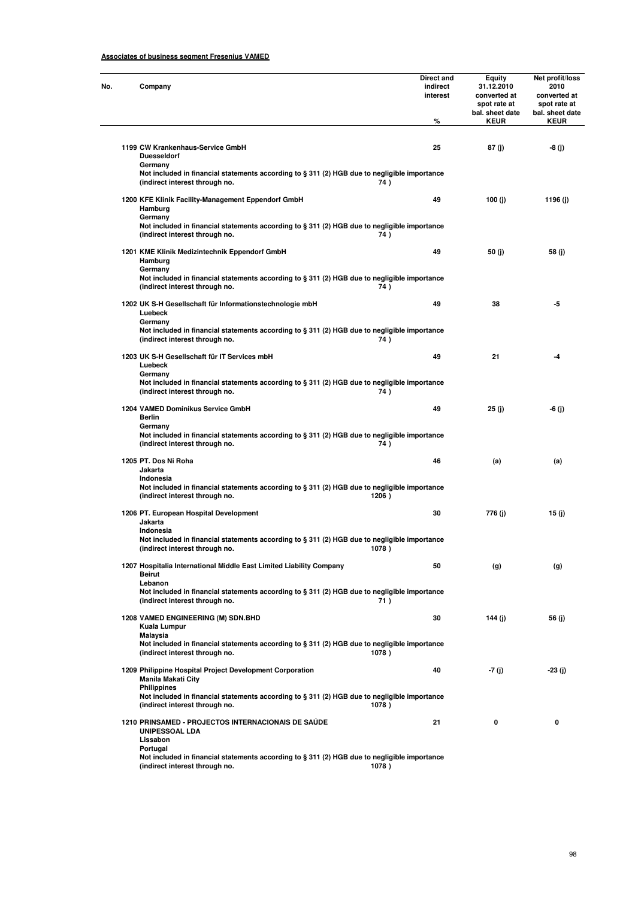**Associates of business segment Fresenius VAMED**

| No. | Company | Direct and indirect interest % | Equity 31.12.2010 converted at spot rate at bal. sheet date KEUR | Net profit/loss 2010 converted at spot rate at bal. sheet date KEUR |
|---|---|---|---|---|
| 1199 | CW Krankenhaus-Service GmbH<br>Duesseldorf<br>Germany<br>Not included in financial statements according to § 311 (2) HGB due to negligible importance<br>(indirect interest through no. 74 ) | 25 | 87 (j) | -8 (j) |
| 1200 | KFE Klinik Facility-Management Eppendorf GmbH<br>Hamburg<br>Germany<br>Not included in financial statements according to § 311 (2) HGB due to negligible importance<br>(indirect interest through no. 74 ) | 49 | 100 (j) | 1196 (j) |
| 1201 | KME Klinik Medizintechnik Eppendorf GmbH<br>Hamburg<br>Germany<br>Not included in financial statements according to § 311 (2) HGB due to negligible importance<br>(indirect interest through no. 74 ) | 49 | 50 (j) | 58 (j) |
| 1202 | UK S-H Gesellschaft für Informationstechnologie mbH<br>Luebeck<br>Germany<br>Not included in financial statements according to § 311 (2) HGB due to negligible importance<br>(indirect interest through no. 74 ) | 49 | 38 | -5 |
| 1203 | UK S-H Gesellschaft für IT Services mbH<br>Luebeck<br>Germany<br>Not included in financial statements according to § 311 (2) HGB due to negligible importance<br>(indirect interest through no. 74 ) | 49 | 21 | -4 |
| 1204 | VAMED Dominikus Service GmbH<br>Berlin<br>Germany<br>Not included in financial statements according to § 311 (2) HGB due to negligible importance<br>(indirect interest through no. 74 ) | 49 | 25 (j) | -6 (j) |
| 1205 | PT. Dos Ni Roha<br>Jakarta<br>Indonesia<br>Not included in financial statements according to § 311 (2) HGB due to negligible importance<br>(indirect interest through no. 1206 ) | 46 | (a) | (a) |
| 1206 | PT. European Hospital Development<br>Jakarta<br>Indonesia<br>Not included in financial statements according to § 311 (2) HGB due to negligible importance<br>(indirect interest through no. 1078 ) | 30 | 776 (j) | 15 (j) |
| 1207 | Hospitalia International Middle East Limited Liability Company<br>Beirut<br>Lebanon<br>Not included in financial statements according to § 311 (2) HGB due to negligible importance<br>(indirect interest through no. 71 ) | 50 | (g) | (g) |
| 1208 | VAMED ENGINEERING (M) SDN.BHD<br>Kuala Lumpur<br>Malaysia<br>Not included in financial statements according to § 311 (2) HGB due to negligible importance<br>(indirect interest through no. 1078 ) | 30 | 144 (j) | 56 (j) |
| 1209 | Philippine Hospital Project Development Corporation<br>Manila Makati City<br>Philippines<br>Not included in financial statements according to § 311 (2) HGB due to negligible importance<br>(indirect interest through no. 1078 ) | 40 | -7 (j) | -23 (j) |
| 1210 | PRINSAMED - PROJECTOS INTERNACIONAIS DE SAÚDE UNIPESSOAL LDA<br>Lissabon<br>Portugal<br>Not included in financial statements according to § 311 (2) HGB due to negligible importance<br>(indirect interest through no. 1078 ) | 21 | 0 | 0 |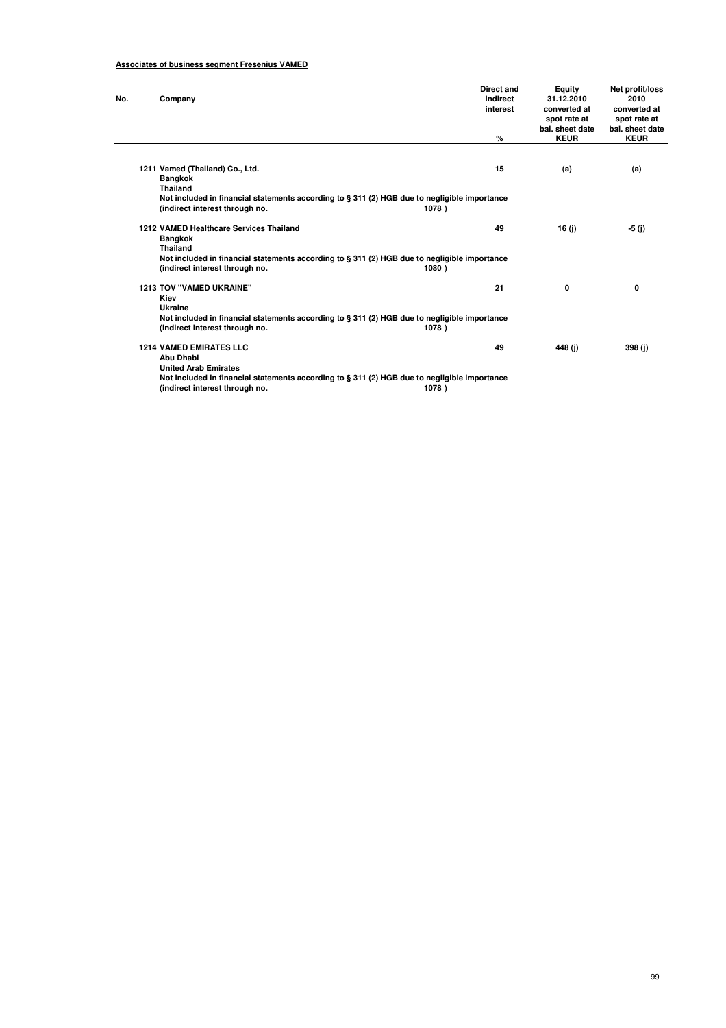**Associates of business segment Fresenius VAMED**

| No. | Company | Direct and indirect interest<br>% | Equity 31.12.2010 converted at spot rate at bal. sheet date<br>KEUR | Net profit/loss 2010 converted at spot rate at bal. sheet date<br>KEUR |
|---|---|---|---|---|
| 1211 | **Vamed (Thailand) Co., Ltd.**<br>Bangkok<br>Thailand<br>Not included in financial statements according to § 311 (2) HGB due to negligible importance<br>(indirect interest through no. 1078 ) | 15 | (a) | (a) |
| 1212 | **VAMED Healthcare Services Thailand**<br>Bangkok<br>Thailand<br>Not included in financial statements according to § 311 (2) HGB due to negligible importance<br>(indirect interest through no. 1080 ) | 49 | 16 (j) | -5 (j) |
| 1213 | **TOV "VAMED UKRAINE"**<br>Kiev<br>Ukraine<br>Not included in financial statements according to § 311 (2) HGB due to negligible importance<br>(indirect interest through no. 1078 ) | 21 | 0 | 0 |
| 1214 | **VAMED EMIRATES LLC**<br>Abu Dhabi<br>United Arab Emirates<br>Not included in financial statements according to § 311 (2) HGB due to negligible importance<br>(indirect interest through no. 1078 ) | 49 | 448 (j) | 398 (j) |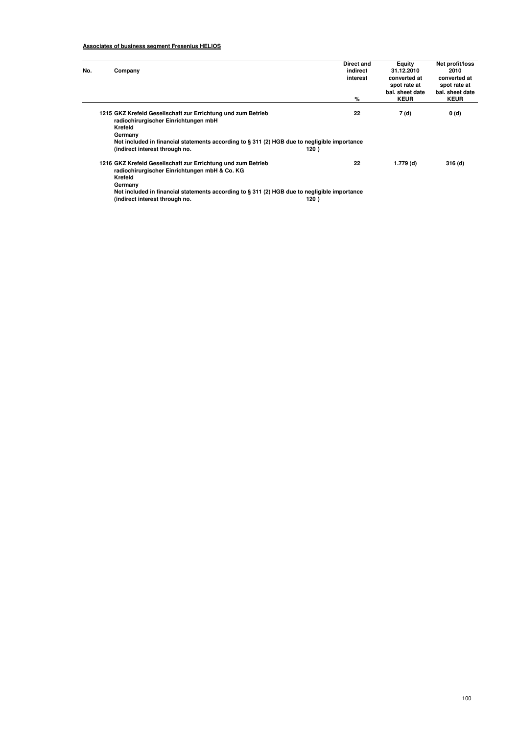**Associates of business segment Fresenius HELIOS**

| No. | Company | Direct and indirect interest<br>% | Equity 31.12.2010 converted at spot rate at bal. sheet date<br>KEUR | Net profit/loss 2010 converted at spot rate at bal. sheet date<br>KEUR |
|---|---|---|---|---|
| 1215 | GKZ Krefeld Gesellschaft zur Errichtung und zum Betrieb radiochirurgischer Einrichtungen mbH<br>Krefeld<br>Germany<br>Not included in financial statements according to § 311 (2) HGB due to negligible importance<br>(indirect interest through no. 120 ) | 22 | 7 (d) | 0 (d) |
| 1216 | GKZ Krefeld Gesellschaft zur Errichtung und zum Betrieb radiochirurgischer Einrichtungen mbH & Co. KG<br>Krefeld<br>Germany<br>Not included in financial statements according to § 311 (2) HGB due to negligible importance<br>(indirect interest through no. 120 ) | 22 | 1.779 (d) | 316 (d) |